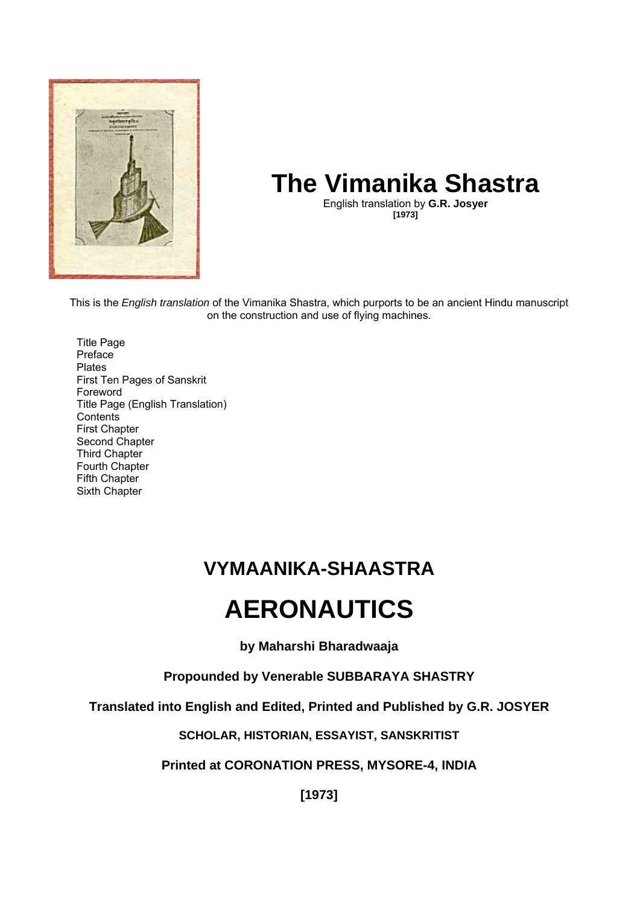# The Vimanika Shastra

English translation by **G.R. Josyer**
**[1973]**

This is the *English translation* of the Vimanika Shastra, which purports to be an ancient Hindu manuscript on the construction and use of flying machines.

- Title Page
- Preface
- Plates
- First Ten Pages of Sanskrit
- Foreword
- Title Page (English Translation)
- Contents
- First Chapter
- Second Chapter
- Third Chapter
- Fourth Chapter
- Fifth Chapter
- Sixth Chapter

## VYMAANIKA-SHAASTRA

# AERONAUTICS

**by Maharshi Bharadwaaja**

**Propounded by Venerable SUBBARAYA SHASTRY**

**Translated into English and Edited, Printed and Published by G.R. JOSYER**

**SCHOLAR, HISTORIAN, ESSAYIST, SANSKRITIST**

**Printed at CORONATION PRESS, MYSORE-4, INDIA**

**[1973]**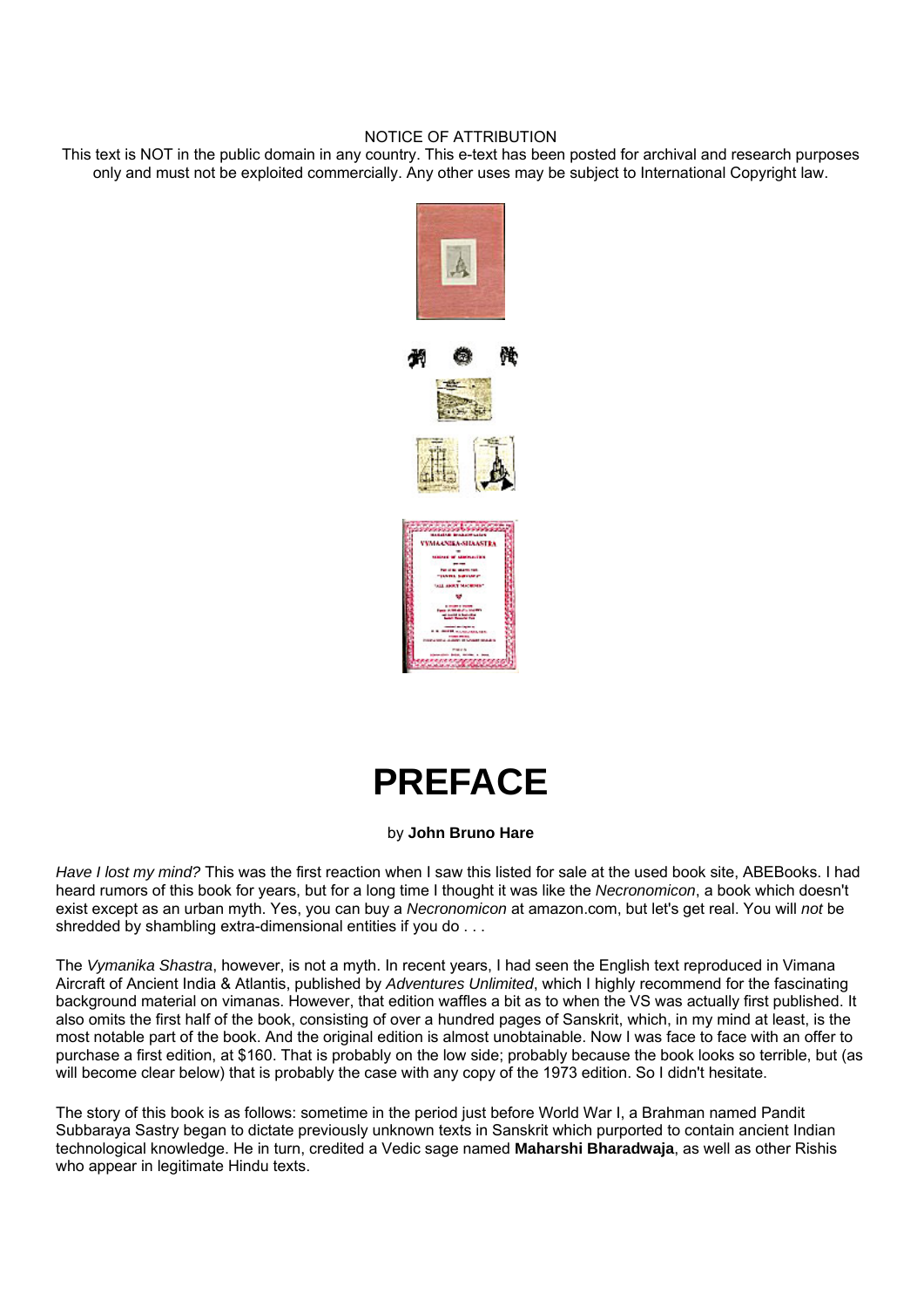NOTICE OF ATTRIBUTION

This text is NOT in the public domain in any country. This e-text has been posted for archival and research purposes only and must not be exploited commercially. Any other uses may be subject to International Copyright law.

# PREFACE

by **John Bruno Hare**

*Have I lost my mind?* This was the first reaction when I saw this listed for sale at the used book site, ABEBooks. I had heard rumors of this book for years, but for a long time I thought it was like the *Necronomicon*, a book which doesn't exist except as an urban myth. Yes, you can buy a *Necronomicon* at amazon.com, but let's get real. You will *not* be shredded by shambling extra-dimensional entities if you do . . .

The *Vymanika Shastra*, however, is not a myth. In recent years, I had seen the English text reproduced in Vimana Aircraft of Ancient India & Atlantis, published by *Adventures Unlimited*, which I highly recommend for the fascinating background material on vimanas. However, that edition waffles a bit as to when the VS was actually first published. It also omits the first half of the book, consisting of over a hundred pages of Sanskrit, which, in my mind at least, is the most notable part of the book. And the original edition is almost unobtainable. Now I was face to face with an offer to purchase a first edition, at $160. That is probably on the low side; probably because the book looks so terrible, but (as will become clear below) that is probably the case with any copy of the 1973 edition. So I didn't hesitate.

The story of this book is as follows: sometime in the period just before World War I, a Brahman named Pandit Subbaraya Sastry began to dictate previously unknown texts in Sanskrit which purported to contain ancient Indian technological knowledge. He in turn, credited a Vedic sage named **Maharshi Bharadwaja**, as well as other Rishis who appear in legitimate Hindu texts.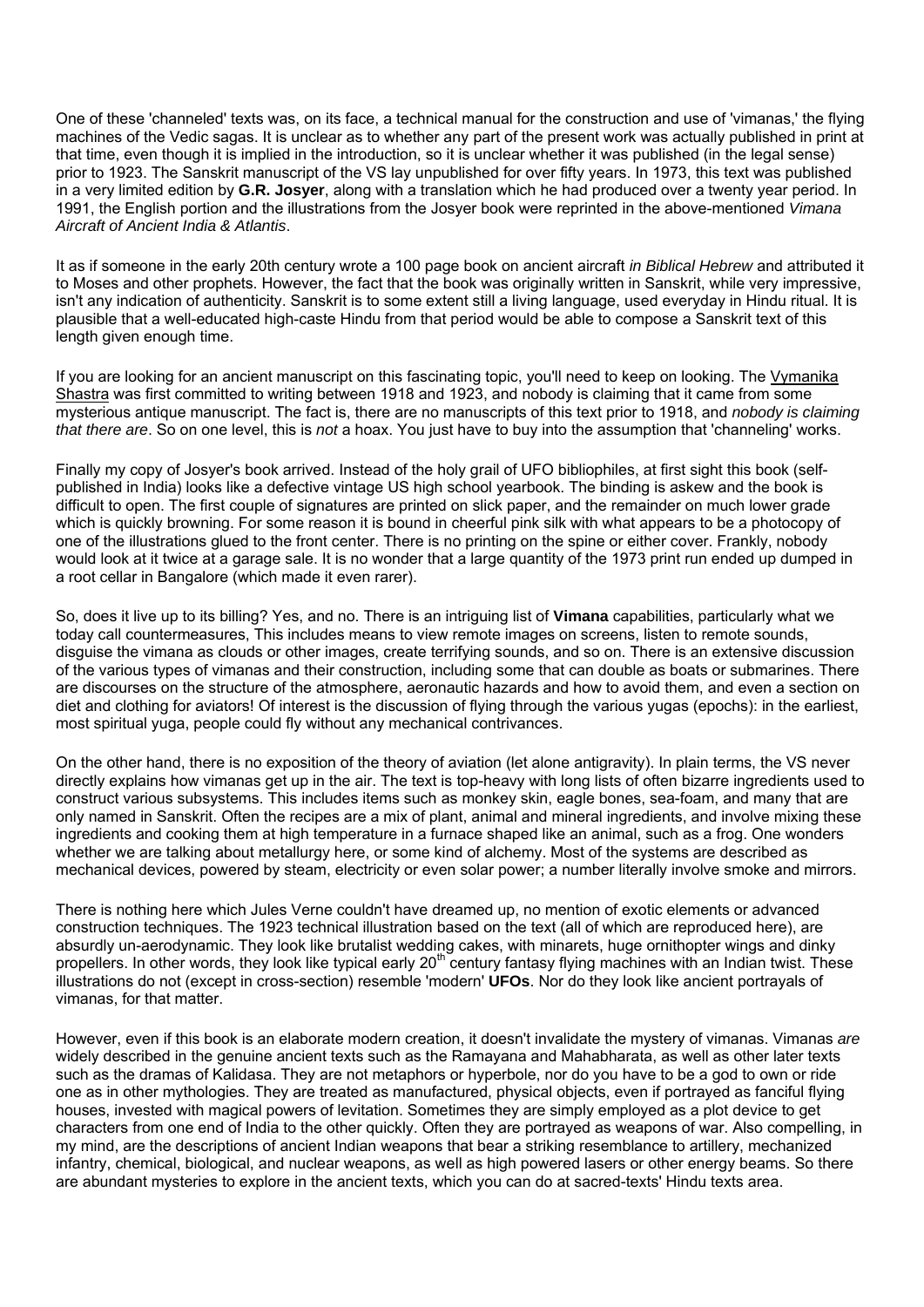One of these 'channeled' texts was, on its face, a technical manual for the construction and use of 'vimanas,' the flying machines of the Vedic sagas. It is unclear as to whether any part of the present work was actually published in print at that time, even though it is implied in the introduction, so it is unclear whether it was published (in the legal sense) prior to 1923. The Sanskrit manuscript of the VS lay unpublished for over fifty years. In 1973, this text was published in a very limited edition by **G.R. Josyer**, along with a translation which he had produced over a twenty year period. In 1991, the English portion and the illustrations from the Josyer book were reprinted in the above-mentioned *Vimana Aircraft of Ancient India & Atlantis*.

It as if someone in the early 20th century wrote a 100 page book on ancient aircraft *in Biblical Hebrew* and attributed it to Moses and other prophets. However, the fact that the book was originally written in Sanskrit, while very impressive, isn't any indication of authenticity. Sanskrit is to some extent still a living language, used everyday in Hindu ritual. It is plausible that a well-educated high-caste Hindu from that period would be able to compose a Sanskrit text of this length given enough time.

If you are looking for an ancient manuscript on this fascinating topic, you'll need to keep on looking. The Vymanika Shastra was first committed to writing between 1918 and 1923, and nobody is claiming that it came from some mysterious antique manuscript. The fact is, there are no manuscripts of this text prior to 1918, and *nobody is claiming that there are*. So on one level, this is *not* a hoax. You just have to buy into the assumption that 'channeling' works.

Finally my copy of Josyer's book arrived. Instead of the holy grail of UFO bibliophiles, at first sight this book (self-published in India) looks like a defective vintage US high school yearbook. The binding is askew and the book is difficult to open. The first couple of signatures are printed on slick paper, and the remainder on much lower grade which is quickly browning. For some reason it is bound in cheerful pink silk with what appears to be a photocopy of one of the illustrations glued to the front center. There is no printing on the spine or either cover. Frankly, nobody would look at it twice at a garage sale. It is no wonder that a large quantity of the 1973 print run ended up dumped in a root cellar in Bangalore (which made it even rarer).

So, does it live up to its billing? Yes, and no. There is an intriguing list of **Vimana** capabilities, particularly what we today call countermeasures, This includes means to view remote images on screens, listen to remote sounds, disguise the vimana as clouds or other images, create terrifying sounds, and so on. There is an extensive discussion of the various types of vimanas and their construction, including some that can double as boats or submarines. There are discourses on the structure of the atmosphere, aeronautic hazards and how to avoid them, and even a section on diet and clothing for aviators! Of interest is the discussion of flying through the various yugas (epochs): in the earliest, most spiritual yuga, people could fly without any mechanical contrivances.

On the other hand, there is no exposition of the theory of aviation (let alone antigravity). In plain terms, the VS never directly explains how vimanas get up in the air. The text is top-heavy with long lists of often bizarre ingredients used to construct various subsystems. This includes items such as monkey skin, eagle bones, sea-foam, and many that are only named in Sanskrit. Often the recipes are a mix of plant, animal and mineral ingredients, and involve mixing these ingredients and cooking them at high temperature in a furnace shaped like an animal, such as a frog. One wonders whether we are talking about metallurgy here, or some kind of alchemy. Most of the systems are described as mechanical devices, powered by steam, electricity or even solar power; a number literally involve smoke and mirrors.

There is nothing here which Jules Verne couldn't have dreamed up, no mention of exotic elements or advanced construction techniques. The 1923 technical illustration based on the text (all of which are reproduced here), are absurdly un-aerodynamic. They look like brutalist wedding cakes, with minarets, huge ornithopter wings and dinky propellers. In other words, they look like typical early 20th century fantasy flying machines with an Indian twist. These illustrations do not (except in cross-section) resemble 'modern' **UFOs**. Nor do they look like ancient portrayals of vimanas, for that matter.

However, even if this book is an elaborate modern creation, it doesn't invalidate the mystery of vimanas. Vimanas *are* widely described in the genuine ancient texts such as the Ramayana and Mahabharata, as well as other later texts such as the dramas of Kalidasa. They are not metaphors or hyperbole, nor do you have to be a god to own or ride one as in other mythologies. They are treated as manufactured, physical objects, even if portrayed as fanciful flying houses, invested with magical powers of levitation. Sometimes they are simply employed as a plot device to get characters from one end of India to the other quickly. Often they are portrayed as weapons of war. Also compelling, in my mind, are the descriptions of ancient Indian weapons that bear a striking resemblance to artillery, mechanized infantry, chemical, biological, and nuclear weapons, as well as high powered lasers or other energy beams. So there are abundant mysteries to explore in the ancient texts, which you can do at sacred-texts' Hindu texts area.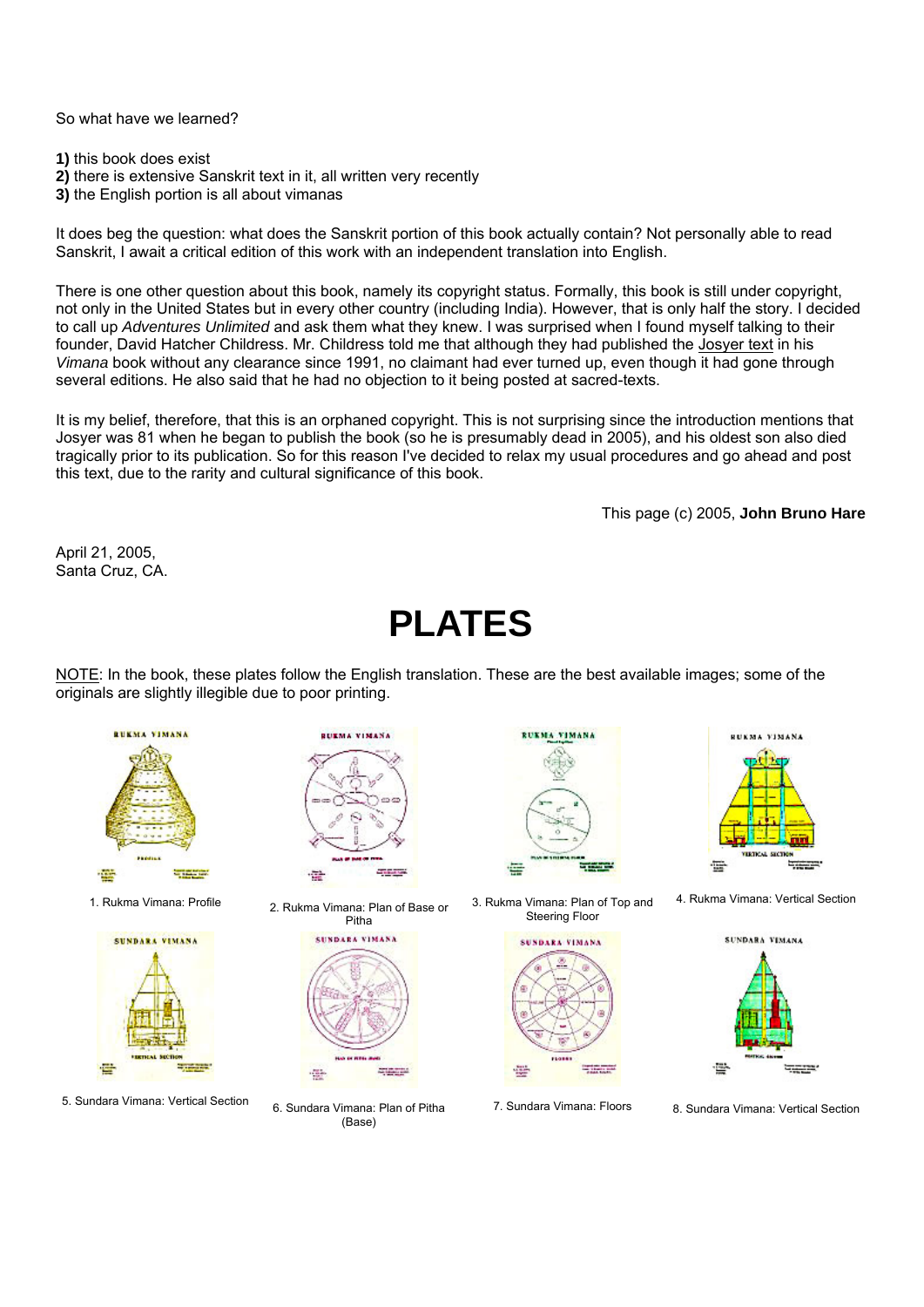So what have we learned?

**1)** this book does exist
**2)** there is extensive Sanskrit text in it, all written very recently
**3)** the English portion is all about vimanas

It does beg the question: what does the Sanskrit portion of this book actually contain? Not personally able to read Sanskrit, I await a critical edition of this work with an independent translation into English.

There is one other question about this book, namely its copyright status. Formally, this book is still under copyright, not only in the United States but in every other country (including India). However, that is only half the story. I decided to call up *Adventures Unlimited* and ask them what they knew. I was surprised when I found myself talking to their founder, David Hatcher Childress. Mr. Childress told me that although they had published the Josyer text in his *Vimana* book without any clearance since 1991, no claimant had ever turned up, even though it had gone through several editions. He also said that he had no objection to it being posted at sacred-texts.

It is my belief, therefore, that this is an orphaned copyright. This is not surprising since the introduction mentions that Josyer was 81 when he began to publish the book (so he is presumably dead in 2005), and his oldest son also died tragically prior to its publication. So for this reason I've decided to relax my usual procedures and go ahead and post this text, due to the rarity and cultural significance of this book.

This page (c) 2005, **John Bruno Hare**

April 21, 2005,
Santa Cruz, CA.

# PLATES

NOTE: In the book, these plates follow the English translation. These are the best available images; some of the originals are slightly illegible due to poor printing.

1. Rukma Vimana: Profile

2. Rukma Vimana: Plan of Base or Pitha

3. Rukma Vimana: Plan of Top and Steering Floor

4. Rukma Vimana: Vertical Section

5. Sundara Vimana: Vertical Section

6. Sundara Vimana: Plan of Pitha (Base)

7. Sundara Vimana: Floors

8. Sundara Vimana: Vertical Section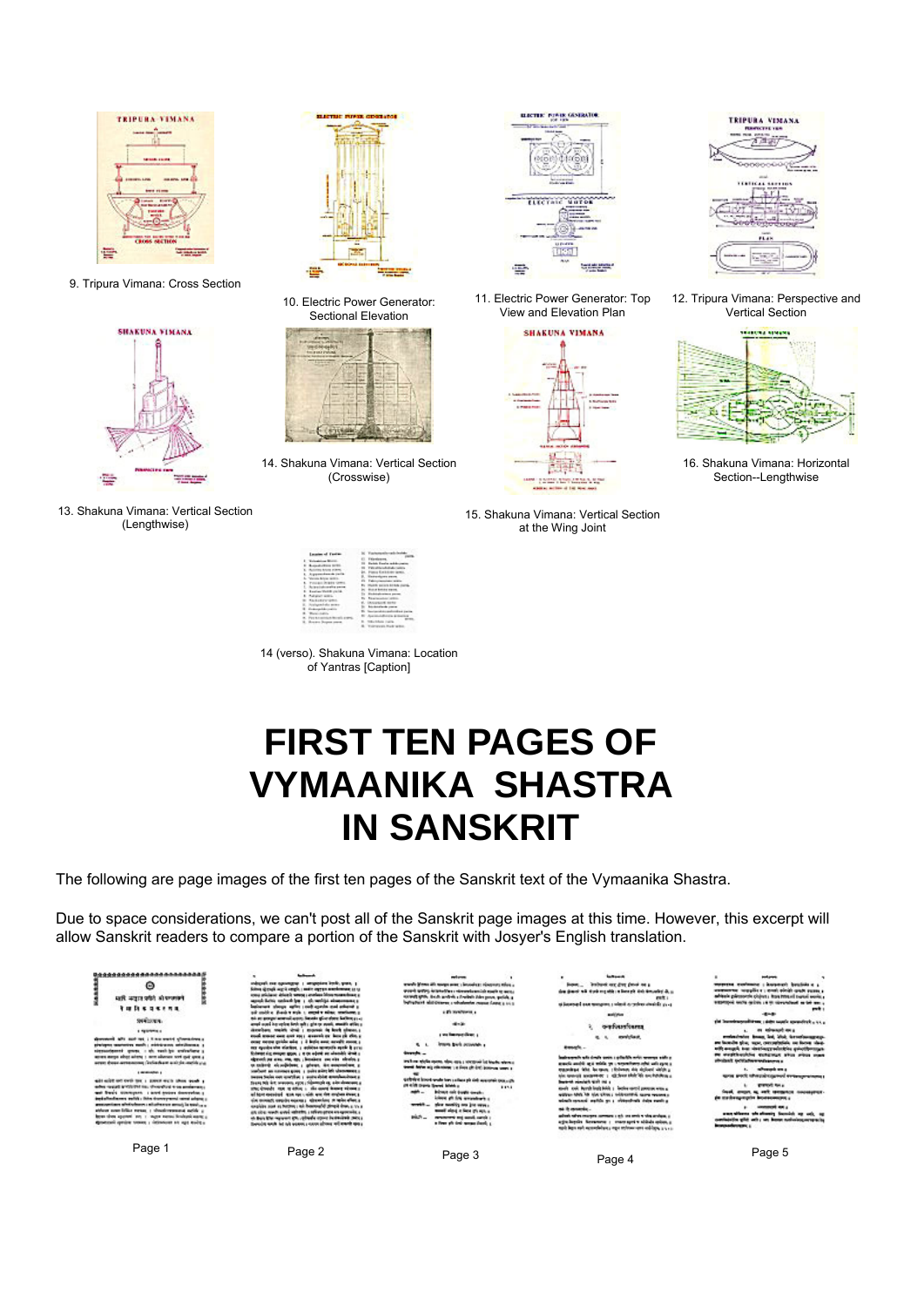9. Tripura Vimana: Cross Section

10. Electric Power Generator: Sectional Elevation

11. Electric Power Generator: Top View and Elevation Plan

12. Tripura Vimana: Perspective and Vertical Section

13. Shakuna Vimana: Vertical Section (Lengthwise)

14. Shakuna Vimana: Vertical Section (Crosswise)

15. Shakuna Vimana: Vertical Section at the Wing Joint

16. Shakuna Vimana: Horizontal Section--Lengthwise

14 (verso). Shakuna Vimana: Location of Yantras [Caption]

# FIRST TEN PAGES OF VYMAANIKA SHASTRA IN SANSKRIT

The following are page images of the first ten pages of the Sanskrit text of the Vymaanika Shastra.

Due to space considerations, we can't post all of the Sanskrit page images at this time. However, this excerpt will allow Sanskrit readers to compare a portion of the Sanskrit with Josyer's English translation.

Page 1

Page 2

Page 3

Page 4

Page 5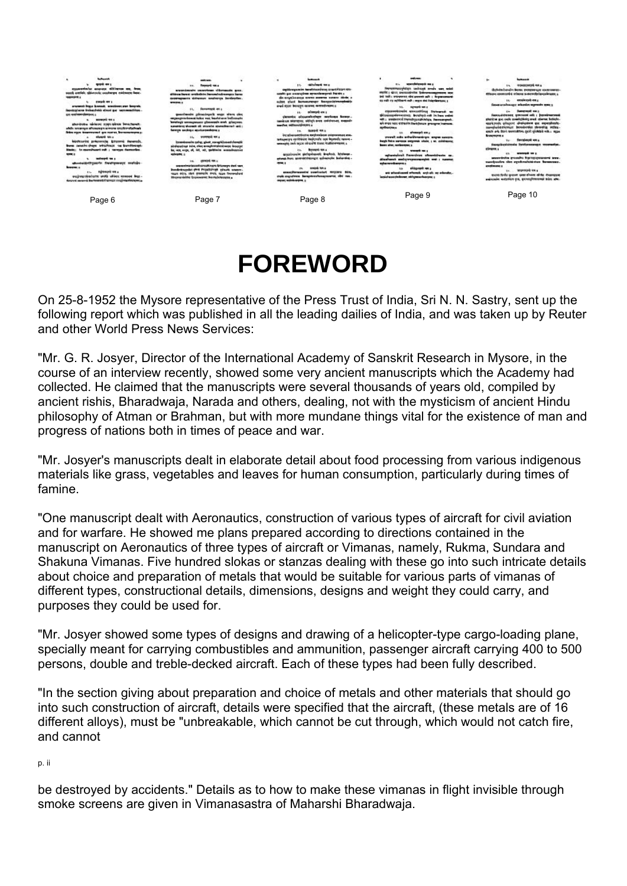Page 6 Page 7 Page 8 Page 9 Page 10

# FOREWORD

On 25-8-1952 the Mysore representative of the Press Trust of India, Sri N. N. Sastry, sent up the following report which was published in all the leading dailies of India, and was taken up by Reuter and other World Press News Services:

"Mr. G. R. Josyer, Director of the International Academy of Sanskrit Research in Mysore, in the course of an interview recently, showed some very ancient manuscripts which the Academy had collected. He claimed that the manuscripts were several thousands of years old, compiled by ancient rishis, Bharadwaja, Narada and others, dealing, not with the mysticism of ancient Hindu philosophy of Atman or Brahman, but with more mundane things vital for the existence of man and progress of nations both in times of peace and war.

"Mr. Josyer's manuscripts dealt in elaborate detail about food processing from various indigenous materials like grass, vegetables and leaves for human consumption, particularly during times of famine.

"One manuscript dealt with Aeronautics, construction of various types of aircraft for civil aviation and for warfare. He showed me plans prepared according to directions contained in the manuscript on Aeronautics of three types of aircraft or Vimanas, namely, Rukma, Sundara and Shakuna Vimanas. Five hundred slokas or stanzas dealing with these go into such intricate details about choice and preparation of metals that would be suitable for various parts of vimanas of different types, constructional details, dimensions, designs and weight they could carry, and purposes they could be used for.

"Mr. Josyer showed some types of designs and drawing of a helicopter-type cargo-loading plane, specially meant for carrying combustibles and ammunition, passenger aircraft carrying 400 to 500 persons, double and treble-decked aircraft. Each of these types had been fully described.

"In the section giving about preparation and choice of metals and other materials that should go into such construction of aircraft, details were specified that the aircraft, (these metals are of 16 different alloys), must be "unbreakable, which cannot be cut through, which would not catch fire, and cannot

be destroyed by accidents." Details as to how to make these vimanas in flight invisible through smoke screens are given in Vimanasastra of Maharshi Bharadwaja.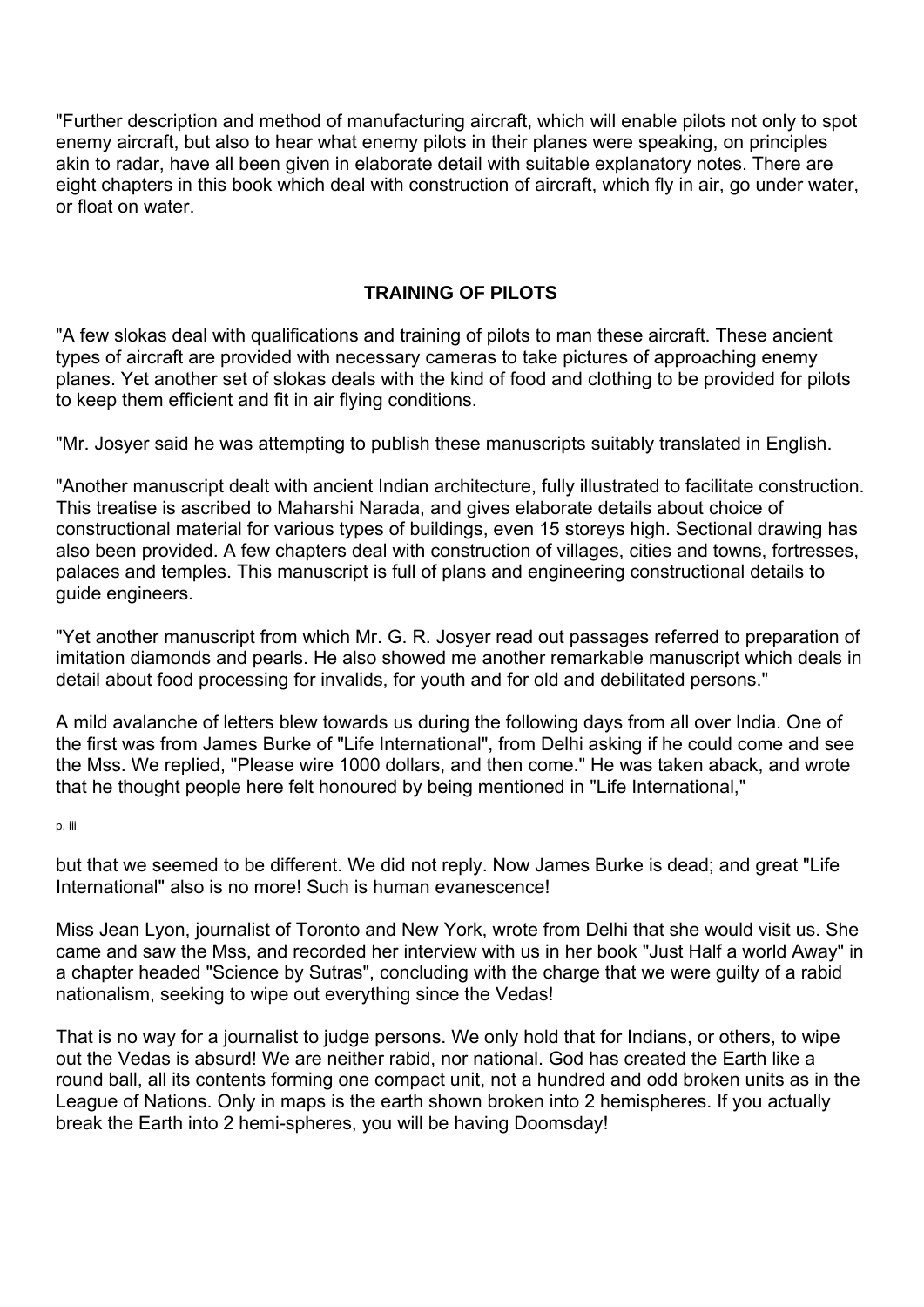"Further description and method of manufacturing aircraft, which will enable pilots not only to spot enemy aircraft, but also to hear what enemy pilots in their planes were speaking, on principles akin to radar, have all been given in elaborate detail with suitable explanatory notes. There are eight chapters in this book which deal with construction of aircraft, which fly in air, go under water, or float on water.

### TRAINING OF PILOTS

"A few slokas deal with qualifications and training of pilots to man these aircraft. These ancient types of aircraft are provided with necessary cameras to take pictures of approaching enemy planes. Yet another set of slokas deals with the kind of food and clothing to be provided for pilots to keep them efficient and fit in air flying conditions.

"Mr. Josyer said he was attempting to publish these manuscripts suitably translated in English.

"Another manuscript dealt with ancient Indian architecture, fully illustrated to facilitate construction. This treatise is ascribed to Maharshi Narada, and gives elaborate details about choice of constructional material for various types of buildings, even 15 storeys high. Sectional drawing has also been provided. A few chapters deal with construction of villages, cities and towns, fortresses, palaces and temples. This manuscript is full of plans and engineering constructional details to guide engineers.

"Yet another manuscript from which Mr. G. R. Josyer read out passages referred to preparation of imitation diamonds and pearls. He also showed me another remarkable manuscript which deals in detail about food processing for invalids, for youth and for old and debilitated persons."

A mild avalanche of letters blew towards us during the following days from all over India. One of the first was from James Burke of "Life International", from Delhi asking if he could come and see the Mss. We replied, "Please wire 1000 dollars, and then come." He was taken aback, and wrote that he thought people here felt honoured by being mentioned in "Life International,"

but that we seemed to be different. We did not reply. Now James Burke is dead; and great "Life International" also is no more! Such is human evanescence!

Miss Jean Lyon, journalist of Toronto and New York, wrote from Delhi that she would visit us. She came and saw the Mss, and recorded her interview with us in her book "Just Half a world Away" in a chapter headed "Science by Sutras", concluding with the charge that we were guilty of a rabid nationalism, seeking to wipe out everything since the Vedas!

That is no way for a journalist to judge persons. We only hold that for Indians, or others, to wipe out the Vedas is absurd! We are neither rabid, nor national. God has created the Earth like a round ball, all its contents forming one compact unit, not a hundred and odd broken units as in the League of Nations. Only in maps is the earth shown broken into 2 hemispheres. If you actually break the Earth into 2 hemi-spheres, you will be having Doomsday!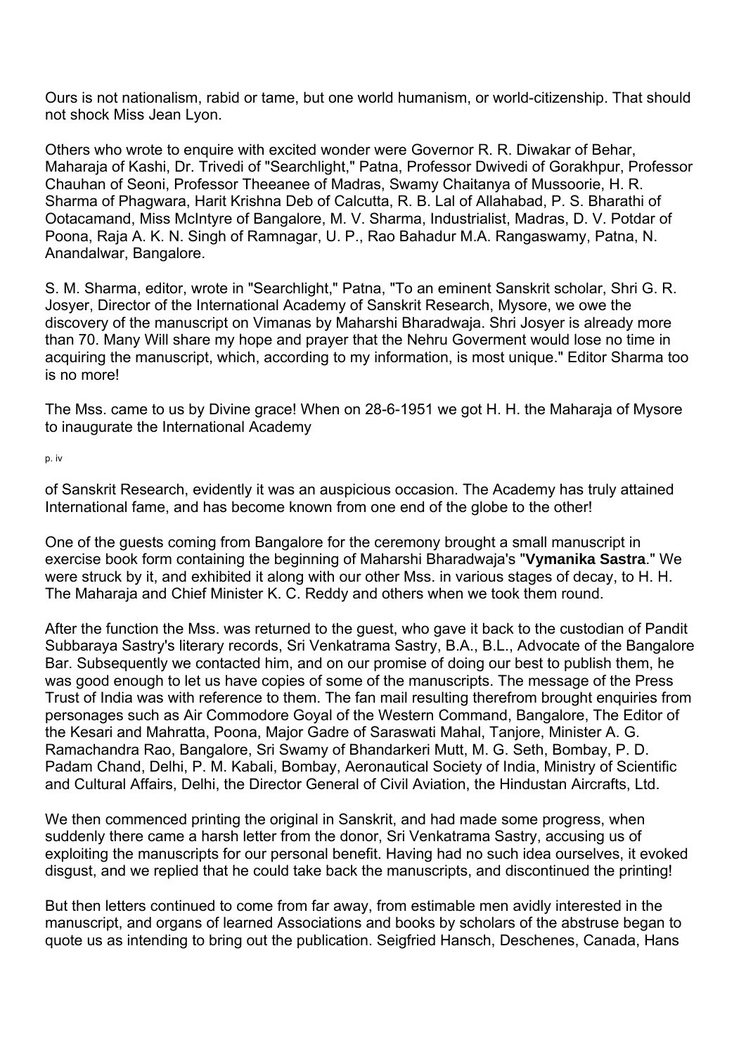Ours is not nationalism, rabid or tame, but one world humanism, or world-citizenship. That should not shock Miss Jean Lyon.

Others who wrote to enquire with excited wonder were Governor R. R. Diwakar of Behar, Maharaja of Kashi, Dr. Trivedi of "Searchlight," Patna, Professor Dwivedi of Gorakhpur, Professor Chauhan of Seoni, Professor Theeanee of Madras, Swamy Chaitanya of Mussoorie, H. R. Sharma of Phagwara, Harit Krishna Deb of Calcutta, R. B. Lal of Allahabad, P. S. Bharathi of Ootacamand, Miss McIntyre of Bangalore, M. V. Sharma, Industrialist, Madras, D. V. Potdar of Poona, Raja A. K. N. Singh of Ramnagar, U. P., Rao Bahadur M.A. Rangaswamy, Patna, N. Anandalwar, Bangalore.

S. M. Sharma, editor, wrote in "Searchlight," Patna, "To an eminent Sanskrit scholar, Shri G. R. Josyer, Director of the International Academy of Sanskrit Research, Mysore, we owe the discovery of the manuscript on Vimanas by Maharshi Bharadwaja. Shri Josyer is already more than 70. Many Will share my hope and prayer that the Nehru Goverment would lose no time in acquiring the manuscript, which, according to my information, is most unique." Editor Sharma too is no more!

The Mss. came to us by Divine grace! When on 28-6-1951 we got H. H. the Maharaja of Mysore to inaugurate the International Academy

p. iv

of Sanskrit Research, evidently it was an auspicious occasion. The Academy has truly attained International fame, and has become known from one end of the globe to the other!

One of the guests coming from Bangalore for the ceremony brought a small manuscript in exercise book form containing the beginning of Maharshi Bharadwaja's "**Vymanika Sastra**." We were struck by it, and exhibited it along with our other Mss. in various stages of decay, to H. H. The Maharaja and Chief Minister K. C. Reddy and others when we took them round.

After the function the Mss. was returned to the guest, who gave it back to the custodian of Pandit Subbaraya Sastry's literary records, Sri Venkatrama Sastry, B.A., B.L., Advocate of the Bangalore Bar. Subsequently we contacted him, and on our promise of doing our best to publish them, he was good enough to let us have copies of some of the manuscripts. The message of the Press Trust of India was with reference to them. The fan mail resulting therefrom brought enquiries from personages such as Air Commodore Goyal of the Western Command, Bangalore, The Editor of the Kesari and Mahratta, Poona, Major Gadre of Saraswati Mahal, Tanjore, Minister A. G. Ramachandra Rao, Bangalore, Sri Swamy of Bhandarkeri Mutt, M. G. Seth, Bombay, P. D. Padam Chand, Delhi, P. M. Kabali, Bombay, Aeronautical Society of India, Ministry of Scientific and Cultural Affairs, Delhi, the Director General of Civil Aviation, the Hindustan Aircrafts, Ltd.

We then commenced printing the original in Sanskrit, and had made some progress, when suddenly there came a harsh letter from the donor, Sri Venkatrama Sastry, accusing us of exploiting the manuscripts for our personal benefit. Having had no such idea ourselves, it evoked disgust, and we replied that he could take back the manuscripts, and discontinued the printing!

But then letters continued to come from far away, from estimable men avidly interested in the manuscript, and organs of learned Associations and books by scholars of the abstruse began to quote us as intending to bring out the publication. Seigfried Hansch, Deschenes, Canada, Hans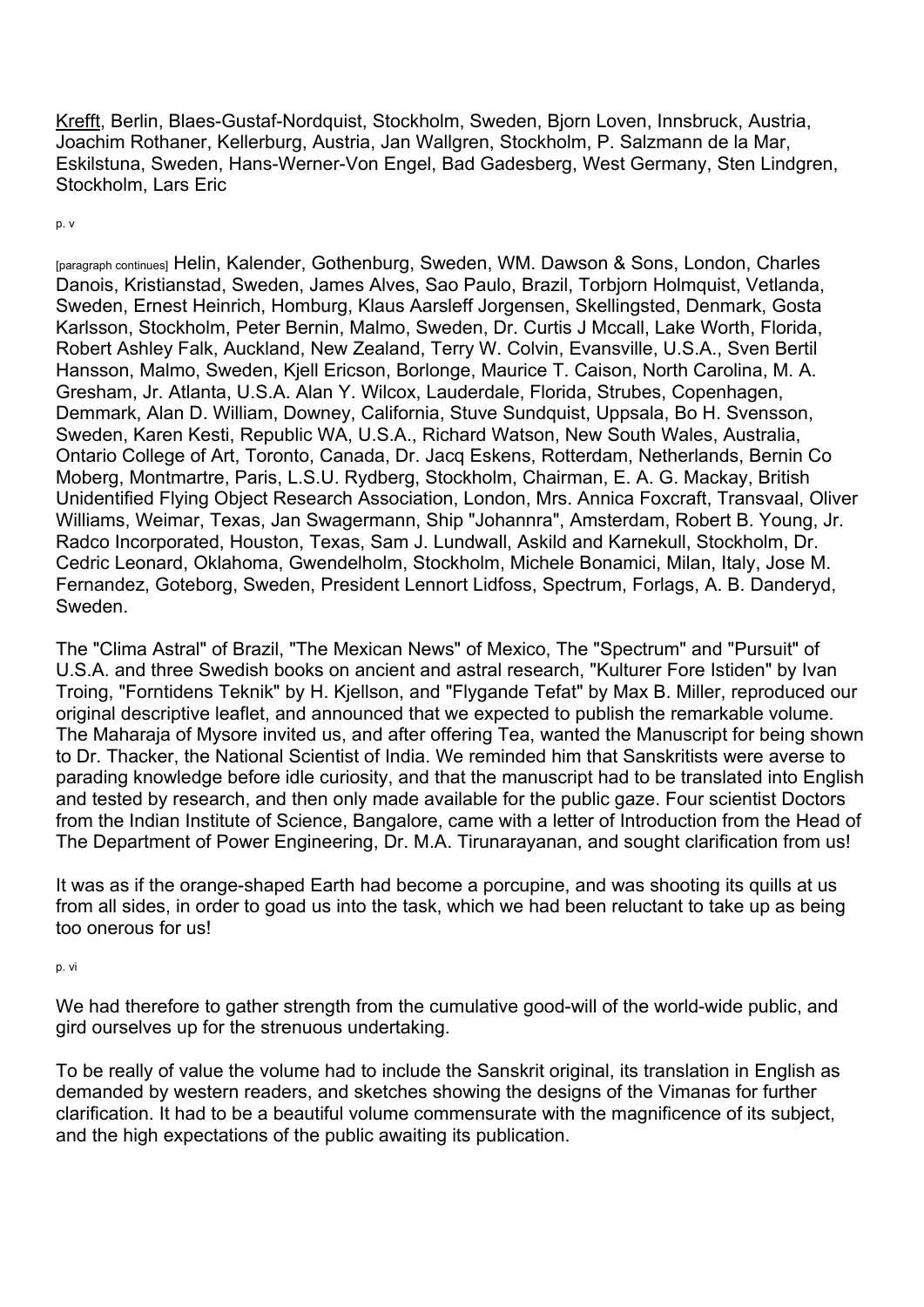Krefft, Berlin, Blaes-Gustaf-Nordquist, Stockholm, Sweden, Bjorn Loven, Innsbruck, Austria, Joachim Rothaner, Kellerburg, Austria, Jan Wallgren, Stockholm, P. Salzmann de la Mar, Eskilstuna, Sweden, Hans-Werner-Von Engel, Bad Gadesberg, West Germany, Sten Lindgren, Stockholm, Lars Eric

p. v

[paragraph continues] Helin, Kalender, Gothenburg, Sweden, WM. Dawson & Sons, London, Charles Danois, Kristianstad, Sweden, James Alves, Sao Paulo, Brazil, Torbjorn Holmquist, Vetlanda, Sweden, Ernest Heinrich, Homburg, Klaus Aarsleff Jorgensen, Skellingsted, Denmark, Gosta Karlsson, Stockholm, Peter Bernin, Malmo, Sweden, Dr. Curtis J Mccall, Lake Worth, Florida, Robert Ashley Falk, Auckland, New Zealand, Terry W. Colvin, Evansville, U.S.A., Sven Bertil Hansson, Malmo, Sweden, Kjell Ericson, Borlonge, Maurice T. Caison, North Carolina, M. A. Gresham, Jr. Atlanta, U.S.A. Alan Y. Wilcox, Lauderdale, Florida, Strubes, Copenhagen, Demmark, Alan D. William, Downey, California, Stuve Sundquist, Uppsala, Bo H. Svensson, Sweden, Karen Kesti, Republic WA, U.S.A., Richard Watson, New South Wales, Australia, Ontario College of Art, Toronto, Canada, Dr. Jacq Eskens, Rotterdam, Netherlands, Bernin Co Moberg, Montmartre, Paris, L.S.U. Rydberg, Stockholm, Chairman, E. A. G. Mackay, British Unidentified Flying Object Research Association, London, Mrs. Annica Foxcraft, Transvaal, Oliver Williams, Weimar, Texas, Jan Swagermann, Ship "Johannra", Amsterdam, Robert B. Young, Jr. Radco Incorporated, Houston, Texas, Sam J. Lundwall, Askild and Karnekull, Stockholm, Dr. Cedric Leonard, Oklahoma, Gwendelholm, Stockholm, Michele Bonamici, Milan, Italy, Jose M. Fernandez, Goteborg, Sweden, President Lennort Lidfoss, Spectrum, Forlags, A. B. Danderyd, Sweden.

The "Clima Astral" of Brazil, "The Mexican News" of Mexico, The "Spectrum" and "Pursuit" of U.S.A. and three Swedish books on ancient and astral research, "Kulturer Fore Istiden" by Ivan Troing, "Forntidens Teknik" by H. Kjellson, and "Flygande Tefat" by Max B. Miller, reproduced our original descriptive leaflet, and announced that we expected to publish the remarkable volume. The Maharaja of Mysore invited us, and after offering Tea, wanted the Manuscript for being shown to Dr. Thacker, the National Scientist of India. We reminded him that Sanskritists were averse to parading knowledge before idle curiosity, and that the manuscript had to be translated into English and tested by research, and then only made available for the public gaze. Four scientist Doctors from the Indian Institute of Science, Bangalore, came with a letter of Introduction from the Head of The Department of Power Engineering, Dr. M.A. Tirunarayanan, and sought clarification from us!

It was as if the orange-shaped Earth had become a porcupine, and was shooting its quills at us from all sides, in order to goad us into the task, which we had been reluctant to take up as being too onerous for us!

p. vi

We had therefore to gather strength from the cumulative good-will of the world-wide public, and gird ourselves up for the strenuous undertaking.

To be really of value the volume had to include the Sanskrit original, its translation in English as demanded by western readers, and sketches showing the designs of the Vimanas for further clarification. It had to be a beautiful volume commensurate with the magnificence of its subject, and the high expectations of the public awaiting its publication.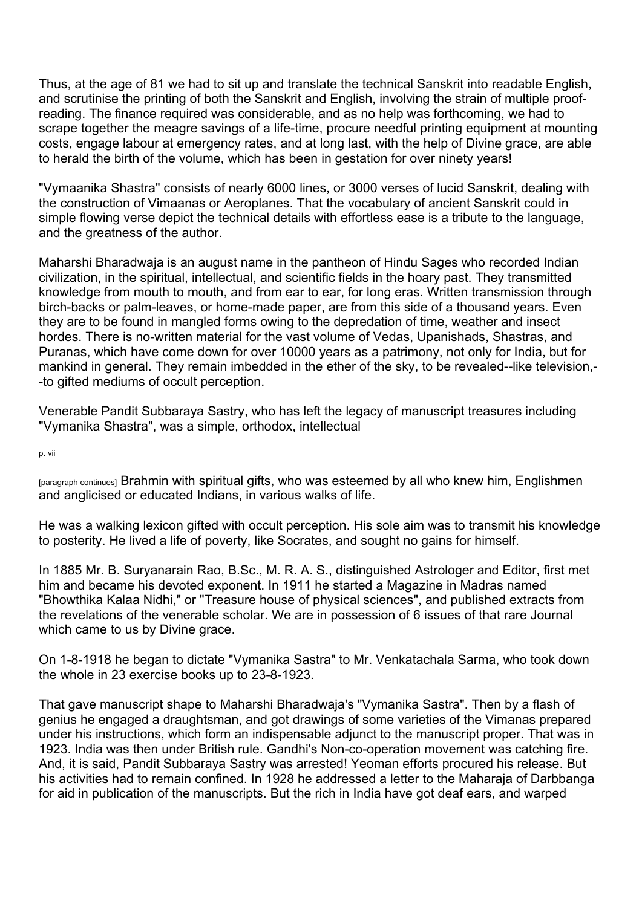Thus, at the age of 81 we had to sit up and translate the technical Sanskrit into readable English, and scrutinise the printing of both the Sanskrit and English, involving the strain of multiple proof-reading. The finance required was considerable, and as no help was forthcoming, we had to scrape together the meagre savings of a life-time, procure needful printing equipment at mounting costs, engage labour at emergency rates, and at long last, with the help of Divine grace, are able to herald the birth of the volume, which has been in gestation for over ninety years!

"Vymaanika Shastra" consists of nearly 6000 lines, or 3000 verses of lucid Sanskrit, dealing with the construction of Vimaanas or Aeroplanes. That the vocabulary of ancient Sanskrit could in simple flowing verse depict the technical details with effortless ease is a tribute to the language, and the greatness of the author.

Maharshi Bharadwaja is an august name in the pantheon of Hindu Sages who recorded Indian civilization, in the spiritual, intellectual, and scientific fields in the hoary past. They transmitted knowledge from mouth to mouth, and from ear to ear, for long eras. Written transmission through birch-backs or palm-leaves, or home-made paper, are from this side of a thousand years. Even they are to be found in mangled forms owing to the depredation of time, weather and insect hordes. There is no-written material for the vast volume of Vedas, Upanishads, Shastras, and Puranas, which have come down for over 10000 years as a patrimony, not only for India, but for mankind in general. They remain imbedded in the ether of the sky, to be revealed--like television,--to gifted mediums of occult perception.

Venerable Pandit Subbaraya Sastry, who has left the legacy of manuscript treasures including "Vymanika Shastra", was a simple, orthodox, intellectual Brahmin with spiritual gifts, who was esteemed by all who knew him, Englishmen and anglicised or educated Indians, in various walks of life.

He was a walking lexicon gifted with occult perception. His sole aim was to transmit his knowledge to posterity. He lived a life of poverty, like Socrates, and sought no gains for himself.

In 1885 Mr. B. Suryanarain Rao, B.Sc., M. R. A. S., distinguished Astrologer and Editor, first met him and became his devoted exponent. In 1911 he started a Magazine in Madras named "Bhowthika Kalaa Nidhi," or "Treasure house of physical sciences", and published extracts from the revelations of the venerable scholar. We are in possession of 6 issues of that rare Journal which came to us by Divine grace.

On 1-8-1918 he began to dictate "Vymanika Sastra" to Mr. Venkatachala Sarma, who took down the whole in 23 exercise books up to 23-8-1923.

That gave manuscript shape to Maharshi Bharadwaja's "Vymanika Sastra". Then by a flash of genius he engaged a draughtsman, and got drawings of some varieties of the Vimanas prepared under his instructions, which form an indispensable adjunct to the manuscript proper. That was in 1923. India was then under British rule. Gandhi's Non-co-operation movement was catching fire. And, it is said, Pandit Subbaraya Sastry was arrested! Yeoman efforts procured his release. But his activities had to remain confined. In 1928 he addressed a letter to the Maharaja of Darbbanga for aid in publication of the manuscripts. But the rich in India have got deaf ears, and warped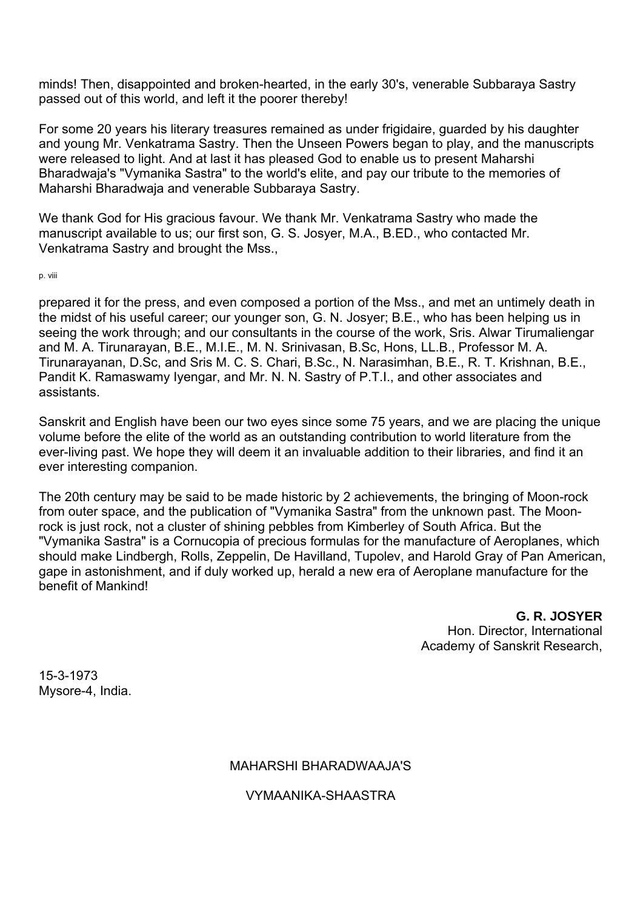minds! Then, disappointed and broken-hearted, in the early 30's, venerable Subbaraya Sastry passed out of this world, and left it the poorer thereby!

For some 20 years his literary treasures remained as under frigidaire, guarded by his daughter and young Mr. Venkatrama Sastry. Then the Unseen Powers began to play, and the manuscripts were released to light. And at last it has pleased God to enable us to present Maharshi Bharadwaja's "Vymanika Sastra" to the world's elite, and pay our tribute to the memories of Maharshi Bharadwaja and venerable Subbaraya Sastry.

We thank God for His gracious favour. We thank Mr. Venkatrama Sastry who made the manuscript available to us; our first son, G. S. Josyer, M.A., B.ED., who contacted Mr. Venkatrama Sastry and brought the Mss.,

p. viii

prepared it for the press, and even composed a portion of the Mss., and met an untimely death in the midst of his useful career; our younger son, G. N. Josyer; B.E., who has been helping us in seeing the work through; and our consultants in the course of the work, Sris. Alwar Tirumaliengar and M. A. Tirunarayan, B.E., M.I.E., M. N. Srinivasan, B.Sc, Hons, LL.B., Professor M. A. Tirunarayanan, D.Sc, and Sris M. C. S. Chari, B.Sc., N. Narasimhan, B.E., R. T. Krishnan, B.E., Pandit K. Ramaswamy Iyengar, and Mr. N. N. Sastry of P.T.I., and other associates and assistants.

Sanskrit and English have been our two eyes since some 75 years, and we are placing the unique volume before the elite of the world as an outstanding contribution to world literature from the ever-living past. We hope they will deem it an invaluable addition to their libraries, and find it an ever interesting companion.

The 20th century may be said to be made historic by 2 achievements, the bringing of Moon-rock from outer space, and the publication of "Vymanika Sastra" from the unknown past. The Moon-rock is just rock, not a cluster of shining pebbles from Kimberley of South Africa. But the "Vymanika Sastra" is a Cornucopia of precious formulas for the manufacture of Aeroplanes, which should make Lindbergh, Rolls, Zeppelin, De Havilland, Tupolev, and Harold Gray of Pan American, gape in astonishment, and if duly worked up, herald a new era of Aeroplane manufacture for the benefit of Mankind!

**G. R. JOSYER**
Hon. Director, International
Academy of Sanskrit Research,

15-3-1973
Mysore-4, India.

MAHARSHI BHARADWAAJA'S

VYMAANIKA-SHAASTRA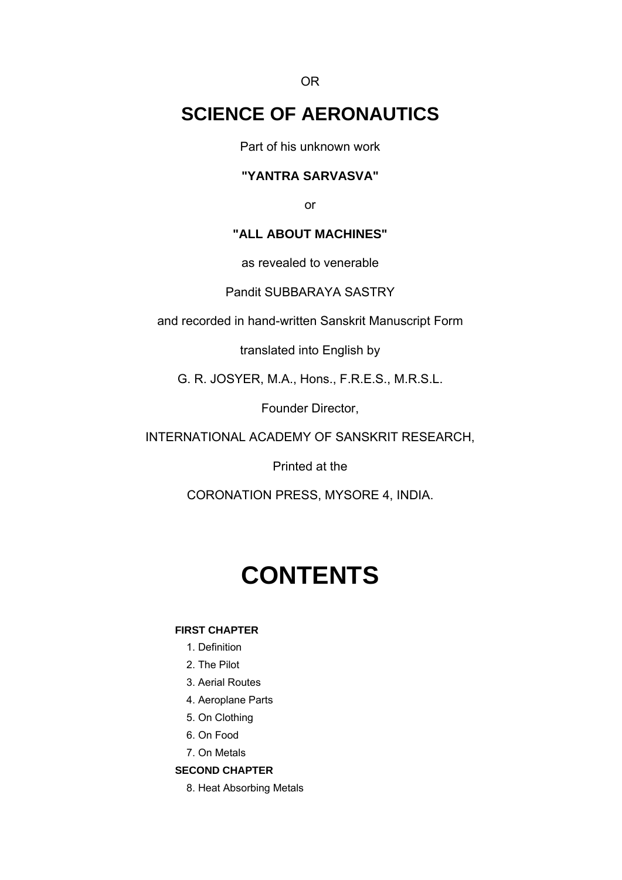OR

# SCIENCE OF AERONAUTICS

Part of his unknown work

**"YANTRA SARVASVA"**

or

**"ALL ABOUT MACHINES"**

as revealed to venerable

Pandit SUBBARAYA SASTRY

and recorded in hand-written Sanskrit Manuscript Form

translated into English by

G. R. JOSYER, M.A., Hons., F.R.E.S., M.R.S.L.

Founder Director,

INTERNATIONAL ACADEMY OF SANSKRIT RESEARCH,

Printed at the

CORONATION PRESS, MYSORE 4, INDIA.

# CONTENTS

**FIRST CHAPTER**

1. Definition
2. The Pilot
3. Aerial Routes
4. Aeroplane Parts
5. On Clothing
6. On Food
7. On Metals

**SECOND CHAPTER**

8. Heat Absorbing Metals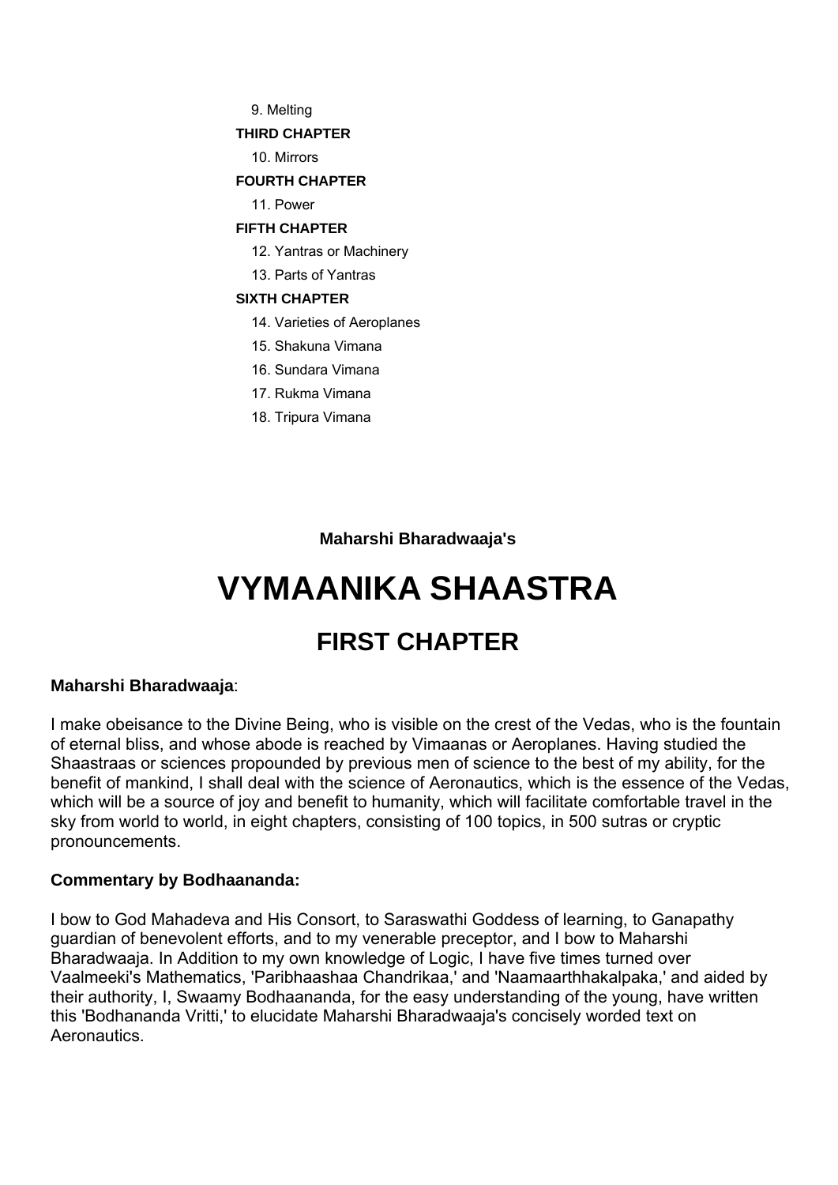9. Melting

**THIRD CHAPTER**

10. Mirrors

**FOURTH CHAPTER**

11. Power

**FIFTH CHAPTER**

12. Yantras or Machinery
13. Parts of Yantras

**SIXTH CHAPTER**

14. Varieties of Aeroplanes
15. Shakuna Vimana
16. Sundara Vimana
17. Rukma Vimana
18. Tripura Vimana

**Maharshi Bharadwaaja's**

# VYMAANIKA SHAASTRA

## FIRST CHAPTER

**Maharshi Bharadwaaja**:

I make obeisance to the Divine Being, who is visible on the crest of the Vedas, who is the fountain of eternal bliss, and whose abode is reached by Vimaanas or Aeroplanes. Having studied the Shaastraas or sciences propounded by previous men of science to the best of my ability, for the benefit of mankind, I shall deal with the science of Aeronautics, which is the essence of the Vedas, which will be a source of joy and benefit to humanity, which will facilitate comfortable travel in the sky from world to world, in eight chapters, consisting of 100 topics, in 500 sutras or cryptic pronouncements.

**Commentary by Bodhaananda:**

I bow to God Mahadeva and His Consort, to Saraswathi Goddess of learning, to Ganapathy guardian of benevolent efforts, and to my venerable preceptor, and I bow to Maharshi Bharadwaaja. In Addition to my own knowledge of Logic, I have five times turned over Vaalmeeki's Mathematics, 'Paribhaashaa Chandrikaa,' and 'Naamaarthhakalpaka,' and aided by their authority, I, Swaamy Bodhaananda, for the easy understanding of the young, have written this 'Bodhananda Vritti,' to elucidate Maharshi Bharadwaaja's concisely worded text on Aeronautics.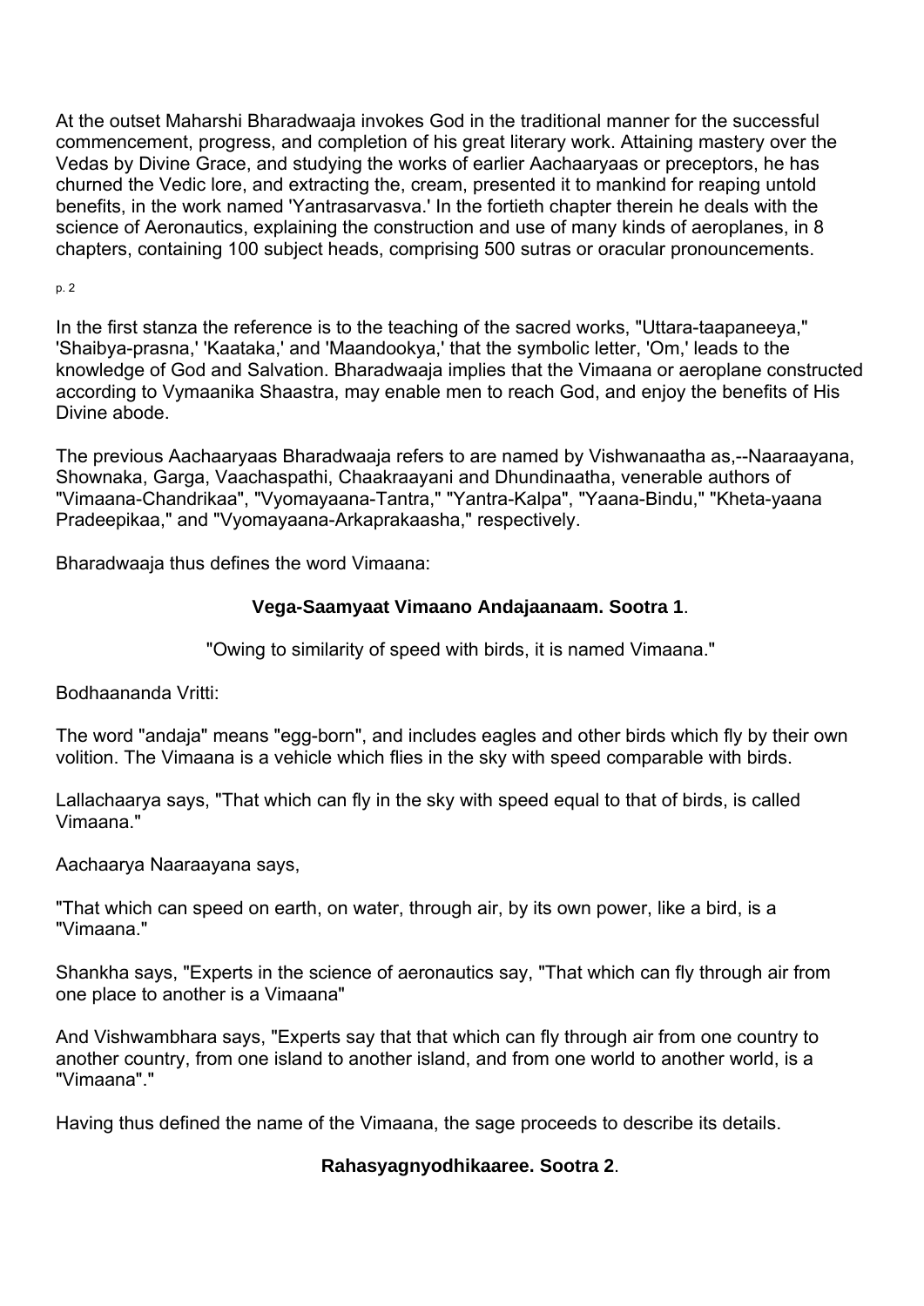At the outset Maharshi Bharadwaaja invokes God in the traditional manner for the successful commencement, progress, and completion of his great literary work. Attaining mastery over the Vedas by Divine Grace, and studying the works of earlier Aachaaryaas or preceptors, he has churned the Vedic lore, and extracting the, cream, presented it to mankind for reaping untold benefits, in the work named 'Yantrasarvasva.' In the fortieth chapter therein he deals with the science of Aeronautics, explaining the construction and use of many kinds of aeroplanes, in 8 chapters, containing 100 subject heads, comprising 500 sutras or oracular pronouncements.

p. 2

In the first stanza the reference is to the teaching of the sacred works, "Uttara-taapaneeya," 'Shaibya-prasna,' 'Kaataka,' and 'Maandookya,' that the symbolic letter, 'Om,' leads to the knowledge of God and Salvation. Bharadwaaja implies that the Vimaana or aeroplane constructed according to Vymaanika Shaastra, may enable men to reach God, and enjoy the benefits of His Divine abode.

The previous Aachaaryaas Bharadwaaja refers to are named by Vishwanaatha as,--Naaraayana, Shownaka, Garga, Vaachaspathi, Chaakraayani and Dhundinaatha, venerable authors of "Vimaana-Chandrikaa", "Vyomayaana-Tantra," "Yantra-Kalpa", "Yaana-Bindu," "Kheta-yaana Pradeepikaa," and "Vyomayaana-Arkaprakaasha," respectively.

Bharadwaaja thus defines the word Vimaana:

**Vega-Saamyaat Vimaano Andajaanaam. Sootra 1**.

"Owing to similarity of speed with birds, it is named Vimaana."

Bodhaananda Vritti:

The word "andaja" means "egg-born", and includes eagles and other birds which fly by their own volition. The Vimaana is a vehicle which flies in the sky with speed comparable with birds.

Lallachaarya says, "That which can fly in the sky with speed equal to that of birds, is called Vimaana."

Aachaarya Naaraayana says,

"That which can speed on earth, on water, through air, by its own power, like a bird, is a "Vimaana."

Shankha says, "Experts in the science of aeronautics say, "That which can fly through air from one place to another is a Vimaana"

And Vishwambhara says, "Experts say that that which can fly through air from one country to another country, from one island to another island, and from one world to another world, is a "Vimaana"."

Having thus defined the name of the Vimaana, the sage proceeds to describe its details.

**Rahasyagnyodhikaaree. Sootra 2**.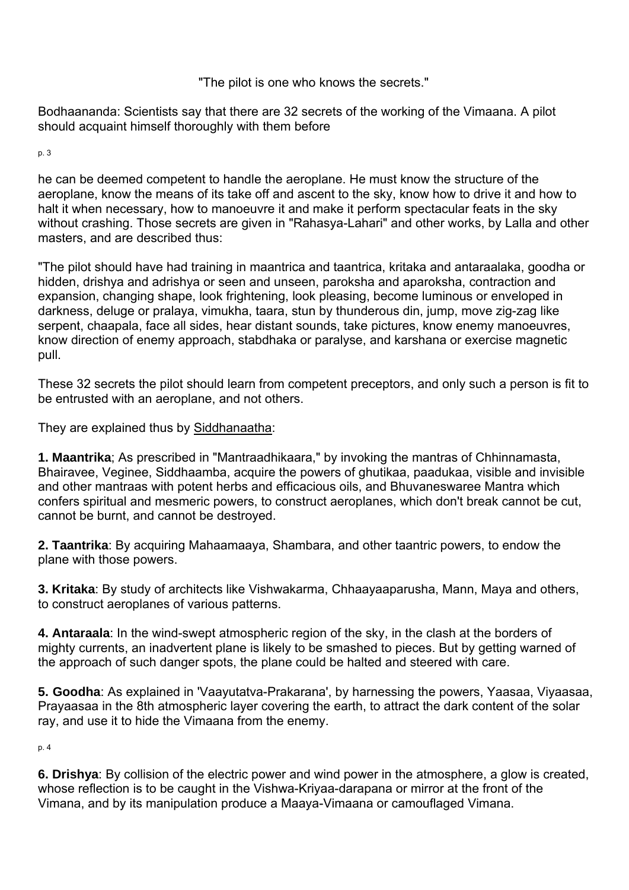"The pilot is one who knows the secrets."

Bodhaananda: Scientists say that there are 32 secrets of the working of the Vimaana. A pilot should acquaint himself thoroughly with them before he can be deemed competent to handle the aeroplane. He must know the structure of the aeroplane, know the means of its take off and ascent to the sky, know how to drive it and how to halt it when necessary, how to manoeuvre it and make it perform spectacular feats in the sky without crashing. Those secrets are given in "Rahasya-Lahari" and other works, by Lalla and other masters, and are described thus:

"The pilot should have had training in maantrica and taantrica, kritaka and antaraalaka, goodha or hidden, drishya and adrishya or seen and unseen, paroksha and aparoksha, contraction and expansion, changing shape, look frightening, look pleasing, become luminous or enveloped in darkness, deluge or pralaya, vimukha, taara, stun by thunderous din, jump, move zig-zag like serpent, chaapala, face all sides, hear distant sounds, take pictures, know enemy manoeuvres, know direction of enemy approach, stabdhaka or paralyse, and karshana or exercise magnetic pull.

These 32 secrets the pilot should learn from competent preceptors, and only such a person is fit to be entrusted with an aeroplane, and not others.

They are explained thus by Siddhanaatha:

**1. Maantrika**; As prescribed in "Mantraadhikaara," by invoking the mantras of Chhinnamasta, Bhairavee, Veginee, Siddhaamba, acquire the powers of ghutikaa, paadukaa, visible and invisible and other mantraas with potent herbs and efficacious oils, and Bhuvanesware Mantra which confers spiritual and mesmeric powers, to construct aeroplanes, which don't break cannot be cut, cannot be burnt, and cannot be destroyed.

**2. Taantrika**: By acquiring Mahaamaaya, Shambara, and other taantric powers, to endow the plane with those powers.

**3. Kritaka**: By study of architects like Vishwakarma, Chhaayaaparusha, Mann, Maya and others, to construct aeroplanes of various patterns.

**4. Antaraala**: In the wind-swept atmospheric region of the sky, in the clash at the borders of mighty currents, an inadvertent plane is likely to be smashed to pieces. But by getting warned of the approach of such danger spots, the plane could be halted and steered with care.

**5. Goodha**: As explained in 'Vaayutatva-Prakarana', by harnessing the powers, Yaasaa, Viyaasaa, Prayaasaa in the 8th atmospheric layer covering the earth, to attract the dark content of the solar ray, and use it to hide the Vimaana from the enemy.

**6. Drishya**: By collision of the electric power and wind power in the atmosphere, a glow is created, whose reflection is to be caught in the Vishwa-Kriyaa-darapana or mirror at the front of the Vimana, and by its manipulation produce a Maaya-Vimaana or camouflaged Vimana.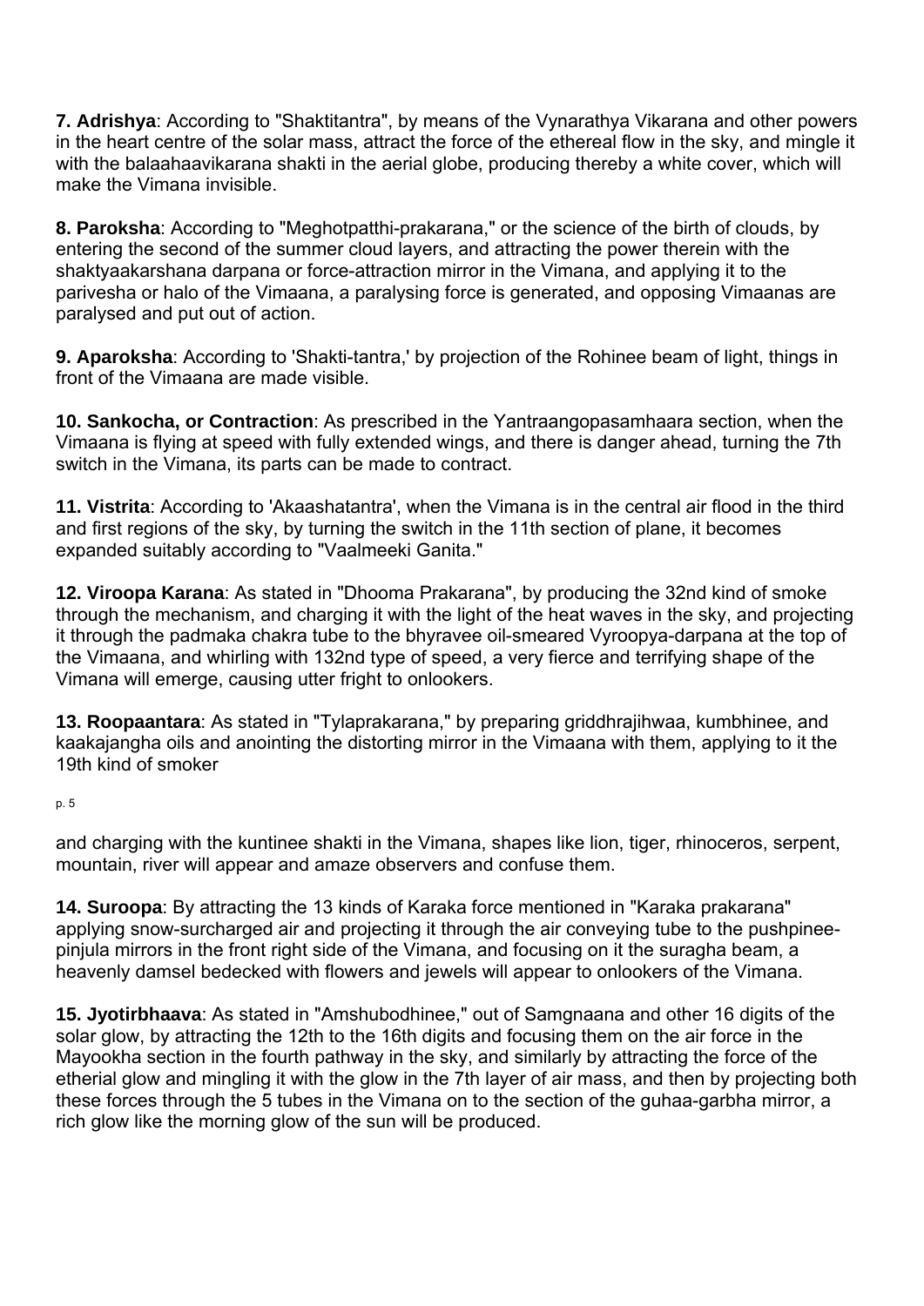**7. Adrishya**: According to "Shaktitantra", by means of the Vynarathya Vikarana and other powers in the heart centre of the solar mass, attract the force of the ethereal flow in the sky, and mingle it with the balaahaavikarana shakti in the aerial globe, producing thereby a white cover, which will make the Vimana invisible.

**8. Paroksha**: According to "Meghotpatthi-prakarana," or the science of the birth of clouds, by entering the second of the summer cloud layers, and attracting the power therein with the shaktyaakarshana darpana or force-attraction mirror in the Vimana, and applying it to the parivesha or halo of the Vimaana, a paralysing force is generated, and opposing Vimaanas are paralysed and put out of action.

**9. Aparoksha**: According to 'Shakti-tantra,' by projection of the Rohinee beam of light, things in front of the Vimaana are made visible.

**10. Sankocha, or Contraction**: As prescribed in the Yantraangopasamhaara section, when the Vimaana is flying at speed with fully extended wings, and there is danger ahead, turning the 7th switch in the Vimana, its parts can be made to contract.

**11. Vistrita**: According to 'Akaashatantra', when the Vimana is in the central air flood in the third and first regions of the sky, by turning the switch in the 11th section of plane, it becomes expanded suitably according to "Vaalmeeki Ganita."

**12. Viroopa Karana**: As stated in "Dhooma Prakarana", by producing the 32nd kind of smoke through the mechanism, and charging it with the light of the heat waves in the sky, and projecting it through the padmaka chakra tube to the bhyravee oil-smeared Vyroopya-darpana at the top of the Vimaana, and whirling with 132nd type of speed, a very fierce and terrifying shape of the Vimana will emerge, causing utter fright to onlookers.

**13. Roopaantara**: As stated in "Tylaprakarana," by preparing griddhrajihwaa, kumbhinee, and kaakajangha oils and anointing the distorting mirror in the Vimaana with them, applying to it the 19th kind of smoker and charging with the kuntinee shakti in the Vimana, shapes like lion, tiger, rhinoceros, serpent, mountain, river will appear and amaze observers and confuse them.

**14. Suroopa**: By attracting the 13 kinds of Karaka force mentioned in "Karaka prakarana" applying snow-surcharged air and projecting it through the air conveying tube to the pushpinee-pinjula mirrors in the front right side of the Vimana, and focusing on it the suragha beam, a heavenly damsel bedecked with flowers and jewels will appear to onlookers of the Vimana.

**15. Jyotirbhaava**: As stated in "Amshubodhinee," out of Samgnaana and other 16 digits of the solar glow, by attracting the 12th to the 16th digits and focusing them on the air force in the Mayookha section in the fourth pathway in the sky, and similarly by attracting the force of the etherial glow and mingling it with the glow in the 7th layer of air mass, and then by projecting both these forces through the 5 tubes in the Vimana on to the section of the guhaa-garbha mirror, a rich glow like the morning glow of the sun will be produced.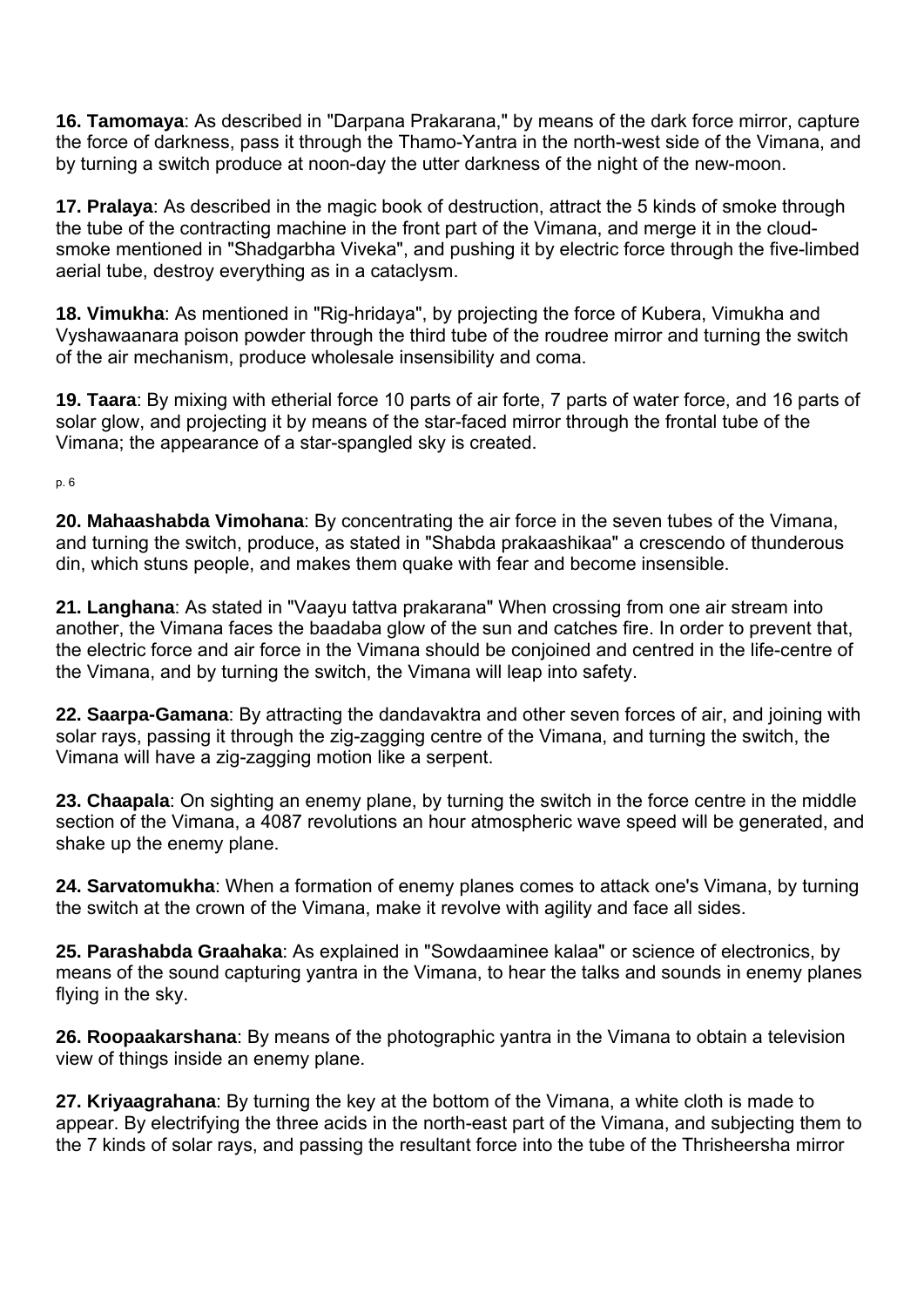**16. Tamomaya**: As described in "Darpana Prakarana," by means of the dark force mirror, capture the force of darkness, pass it through the Thamo-Yantra in the north-west side of the Vimana, and by turning a switch produce at noon-day the utter darkness of the night of the new-moon.

**17. Pralaya**: As described in the magic book of destruction, attract the 5 kinds of smoke through the tube of the contracting machine in the front part of the Vimana, and merge it in the cloud-smoke mentioned in "Shadgarbha Viveka", and pushing it by electric force through the five-limbed aerial tube, destroy everything as in a cataclysm.

**18. Vimukha**: As mentioned in "Rig-hridaya", by projecting the force of Kubera, Vimukha and Vyshawaanara poison powder through the third tube of the roudree mirror and turning the switch of the air mechanism, produce wholesale insensibility and coma.

**19. Taara**: By mixing with etherial force 10 parts of air forte, 7 parts of water force, and 16 parts of solar glow, and projecting it by means of the star-faced mirror through the frontal tube of the Vimana; the appearance of a star-spangled sky is created.

**20. Mahaashabda Vimohana**: By concentrating the air force in the seven tubes of the Vimana, and turning the switch, produce, as stated in "Shabda prakaashikaa" a crescendo of thunderous din, which stuns people, and makes them quake with fear and become insensible.

**21. Langhana**: As stated in "Vaayu tattva prakarana" When crossing from one air stream into another, the Vimana faces the baadaba glow of the sun and catches fire. In order to prevent that, the electric force and air force in the Vimana should be conjoined and centred in the life-centre of the Vimana, and by turning the switch, the Vimana will leap into safety.

**22. Saarpa-Gamana**: By attracting the dandavaktra and other seven forces of air, and joining with solar rays, passing it through the zig-zagging centre of the Vimana, and turning the switch, the Vimana will have a zig-zagging motion like a serpent.

**23. Chaapala**: On sighting an enemy plane, by turning the switch in the force centre in the middle section of the Vimana, a 4087 revolutions an hour atmospheric wave speed will be generated, and shake up the enemy plane.

**24. Sarvatomukha**: When a formation of enemy planes comes to attack one's Vimana, by turning the switch at the crown of the Vimana, make it revolve with agility and face all sides.

**25. Parashabda Graahaka**: As explained in "Sowdaaminee kalaa" or science of electronics, by means of the sound capturing yantra in the Vimana, to hear the talks and sounds in enemy planes flying in the sky.

**26. Roopaakarshana**: By means of the photographic yantra in the Vimana to obtain a television view of things inside an enemy plane.

**27. Kriyaagrahana**: By turning the key at the bottom of the Vimana, a white cloth is made to appear. By electrifying the three acids in the north-east part of the Vimana, and subjecting them to the 7 kinds of solar rays, and passing the resultant force into the tube of the Thrisheersha mirror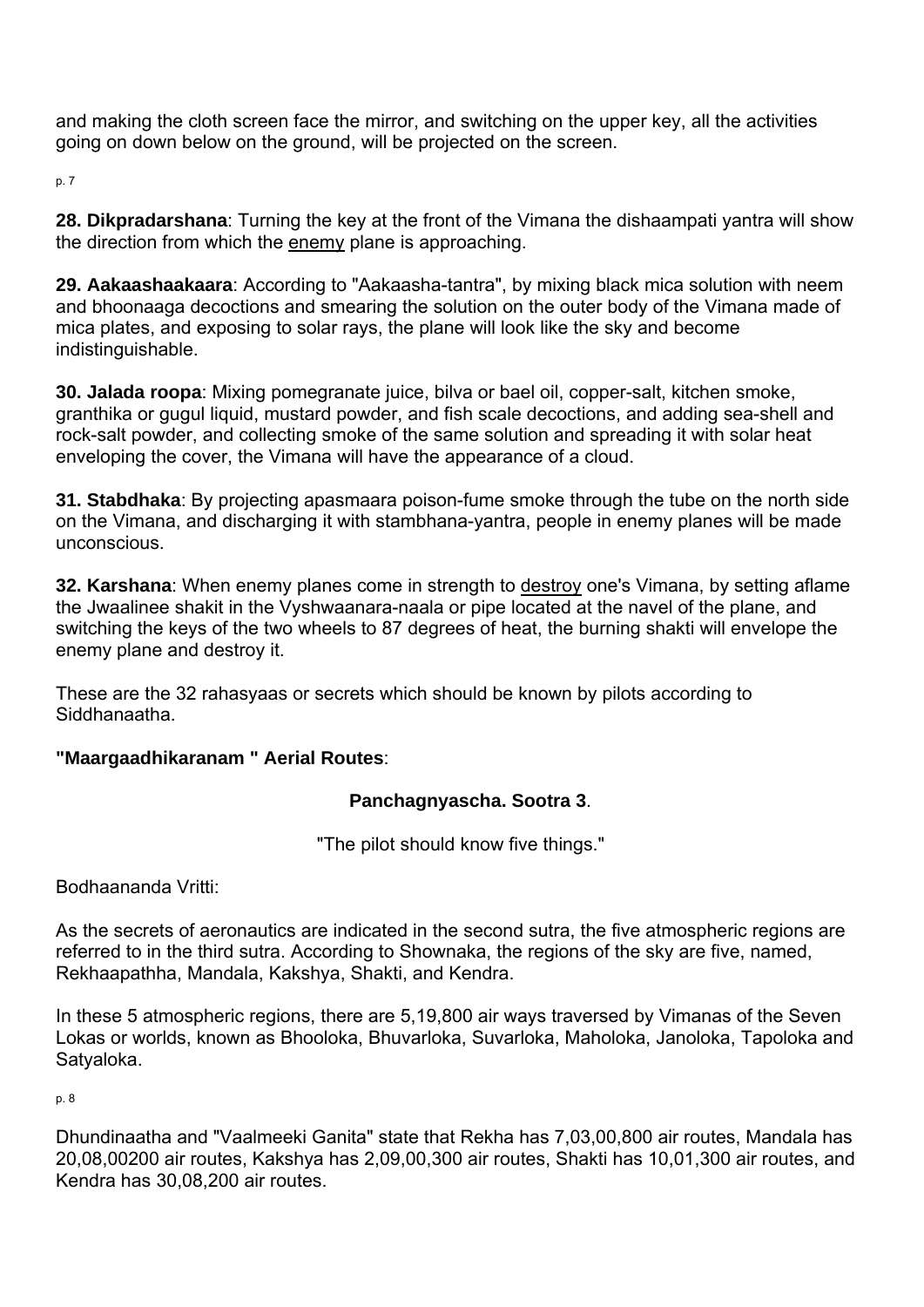and making the cloth screen face the mirror, and switching on the upper key, all the activities going on down below on the ground, will be projected on the screen.

**28. Dikpradarshana**: Turning the key at the front of the Vimana the dishaampati yantra will show the direction from which the enemy plane is approaching.

**29. Aakaashaakaara**: According to "Aakaasha-tantra", by mixing black mica solution with neem and bhoonaaga decoctions and smearing the solution on the outer body of the Vimana made of mica plates, and exposing to solar rays, the plane will look like the sky and become indistinguishable.

**30. Jalada roopa**: Mixing pomegranate juice, bilva or bael oil, copper-salt, kitchen smoke, granthika or gugul liquid, mustard powder, and fish scale decoctions, and adding sea-shell and rock-salt powder, and collecting smoke of the same solution and spreading it with solar heat enveloping the cover, the Vimana will have the appearance of a cloud.

**31. Stabdhaka**: By projecting apasmaara poison-fume smoke through the tube on the north side on the Vimana, and discharging it with stambhana-yantra, people in enemy planes will be made unconscious.

**32. Karshana**: When enemy planes come in strength to destroy one's Vimana, by setting aflame the Jwaalinee shakit in the Vyshwaanara-naala or pipe located at the navel of the plane, and switching the keys of the two wheels to 87 degrees of heat, the burning shakti will envelope the enemy plane and destroy it.

These are the 32 rahasyaas or secrets which should be known by pilots according to Siddhanaatha.

**"Maargaadhikaranam " Aerial Routes**:

**Panchagnyascha. Sootra 3**.

"The pilot should know five things."

Bodhaananda Vritti:

As the secrets of aeronautics are indicated in the second sutra, the five atmospheric regions are referred to in the third sutra. According to Shownaka, the regions of the sky are five, named, Rekhaapathha, Mandala, Kakshya, Shakti, and Kendra.

In these 5 atmospheric regions, there are 5,19,800 air ways traversed by Vimanas of the Seven Lokas or worlds, known as Bhooloka, Bhuvarloka, Suvarloka, Maholoka, Janoloka, Tapoloka and Satyaloka.

Dhundinaatha and "Vaalmeeki Ganita" state that Rekha has 7,03,00,800 air routes, Mandala has 20,08,00200 air routes, Kakshya has 2,09,00,300 air routes, Shakti has 10,01,300 air routes, and Kendra has 30,08,200 air routes.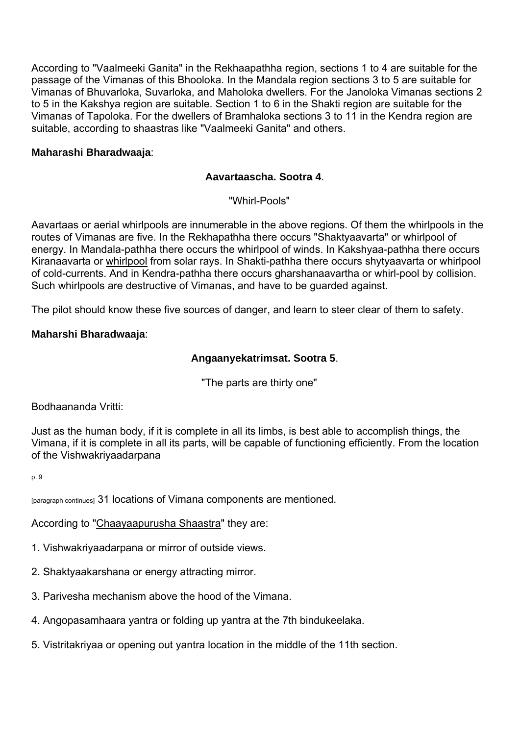According to "Vaalmeeki Ganita" in the Rekhaapathha region, sections 1 to 4 are suitable for the passage of the Vimanas of this Bhooloka. In the Mandala region sections 3 to 5 are suitable for Vimanas of Bhuvarloka, Suvarloka, and Maholoka dwellers. For the Janoloka Vimanas sections 2 to 5 in the Kakshya region are suitable. Section 1 to 6 in the Shakti region are suitable for the Vimanas of Tapoloka. For the dwellers of Bramhaloka sections 3 to 11 in the Kendra region are suitable, according to shaastras like "Vaalmeeki Ganita" and others.

**Maharashi Bharadwaaja**:

**Aavartaascha. Sootra 4**.

"Whirl-Pools"

Aavartaas or aerial whirlpools are innumerable in the above regions. Of them the whirlpools in the routes of Vimanas are five. In the Rekhapathha there occurs "Shaktyaavarta" or whirlpool of energy. In Mandala-pathha there occurs the whirlpool of winds. In Kakshyaa-pathha there occurs Kiranaavarta or whirlpool from solar rays. In Shakti-pathha there occurs shytyaavarta or whirlpool of cold-currents. And in Kendra-pathha there occurs gharshanaavartha or whirl-pool by collision. Such whirlpools are destructive of Vimanas, and have to be guarded against.

The pilot should know these five sources of danger, and learn to steer clear of them to safety.

**Maharshi Bharadwaaja**:

**Angaanyekatrimsat. Sootra 5**.

"The parts are thirty one"

Bodhaananda Vritti:

Just as the human body, if it is complete in all its limbs, is best able to accomplish things, the Vimana, if it is complete in all its parts, will be capable of functioning efficiently. From the location of the Vishwakriyaadarpana 31 locations of Vimana components are mentioned.

According to "Chaayaapurusha Shaastra" they are:

1. Vishwakriyaadarpana or mirror of outside views.

2. Shaktyaakarshana or energy attracting mirror.

3. Parivesha mechanism above the hood of the Vimana.

4. Angopasamhaara yantra or folding up yantra at the 7th bindukeelaka.

5. Vistritakriyaa or opening out yantra location in the middle of the 11th section.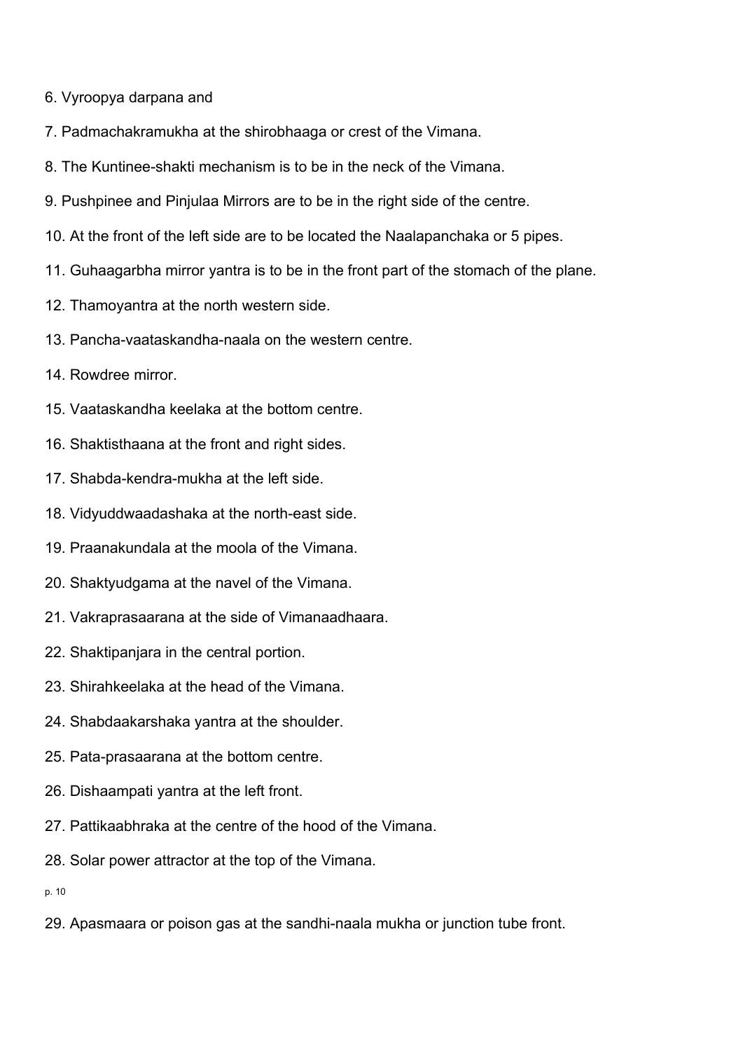6. Vyroopya darpana and

7. Padmachakramukha at the shirobhaaga or crest of the Vimana.

8. The Kuntinee-shakti mechanism is to be in the neck of the Vimana.

9. Pushpinee and Pinjulaa Mirrors are to be in the right side of the centre.

10. At the front of the left side are to be located the Naalapanchaka or 5 pipes.

11. Guhaagarbha mirror yantra is to be in the front part of the stomach of the plane.

12. Thamoyantra at the north western side.

13. Pancha-vaataskandha-naala on the western centre.

14. Rowdree mirror.

15. Vaataskandha keelaka at the bottom centre.

16. Shaktisthaana at the front and right sides.

17. Shabda-kendra-mukha at the left side.

18. Vidyuddwaadashaka at the north-east side.

19. Praanakundala at the moola of the Vimana.

20. Shaktyudgama at the navel of the Vimana.

21. Vakraprasaarana at the side of Vimanaadhaara.

22. Shaktipanjara in the central portion.

23. Shirahkeelaka at the head of the Vimana.

24. Shabdaakarshaka yantra at the shoulder.

25. Pata-prasaarana at the bottom centre.

26. Dishaampati yantra at the left front.

27. Pattikaabhraka at the centre of the hood of the Vimana.

28. Solar power attractor at the top of the Vimana.

29. Apasmaara or poison gas at the sandhi-naala mukha or junction tube front.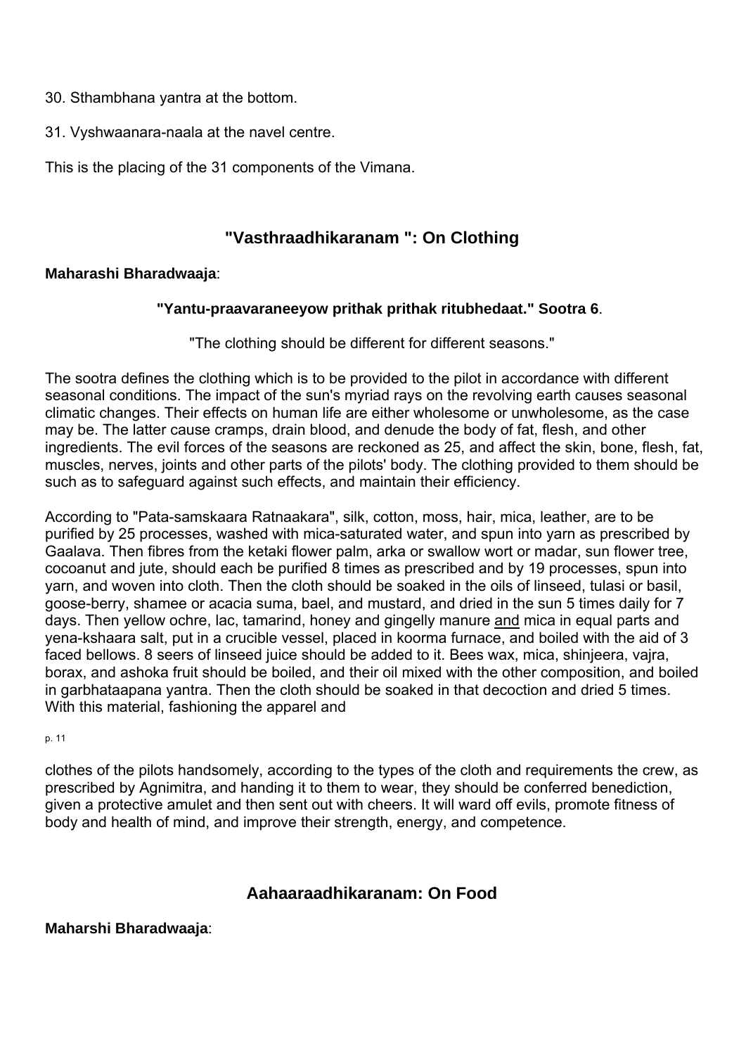30. Sthambhana yantra at the bottom.

31. Vyshwaanara-naala at the navel centre.

This is the placing of the 31 components of the Vimana.

## "Vasthraadhikaranam ": On Clothing

**Maharashi Bharadwaaja**:

**"Yantu-praavaraneeyow prithak prithak ritubhedaat." Sootra 6**.

"The clothing should be different for different seasons."

The sootra defines the clothing which is to be provided to the pilot in accordance with different seasonal conditions. The impact of the sun's myriad rays on the revolving earth causes seasonal climatic changes. Their effects on human life are either wholesome or unwholesome, as the case may be. The latter cause cramps, drain blood, and denude the body of fat, flesh, and other ingredients. The evil forces of the seasons are reckoned as 25, and affect the skin, bone, flesh, fat, muscles, nerves, joints and other parts of the pilots' body. The clothing provided to them should be such as to safeguard against such effects, and maintain their efficiency.

According to "Pata-samskaara Ratnaakara", silk, cotton, moss, hair, mica, leather, are to be purified by 25 processes, washed with mica-saturated water, and spun into yarn as prescribed by Gaalava. Then fibres from the ketaki flower palm, arka or swallow wort or madar, sun flower tree, cocoanut and jute, should each be purified 8 times as prescribed and by 19 processes, spun into yarn, and woven into cloth. Then the cloth should be soaked in the oils of linseed, tulasi or basil, goose-berry, shamee or acacia suma, bael, and mustard, and dried in the sun 5 times daily for 7 days. Then yellow ochre, lac, tamarind, honey and gingelly manure and mica in equal parts and yena-kshaara salt, put in a crucible vessel, placed in koorma furnace, and boiled with the aid of 3 faced bellows. 8 seers of linseed juice should be added to it. Bees wax, mica, shinjeera, vajra, borax, and ashoka fruit should be boiled, and their oil mixed with the other composition, and boiled in garbhataapana yantra. Then the cloth should be soaked in that decoction and dried 5 times. With this material, fashioning the apparel and clothes of the pilots handsomely, according to the types of the cloth and requirements the crew, as prescribed by Agnimitra, and handing it to them to wear, they should be conferred benediction, given a protective amulet and then sent out with cheers. It will ward off evils, promote fitness of body and health of mind, and improve their strength, energy, and competence.

## Aahaaraadhikaranam: On Food

**Maharshi Bharadwaaja**: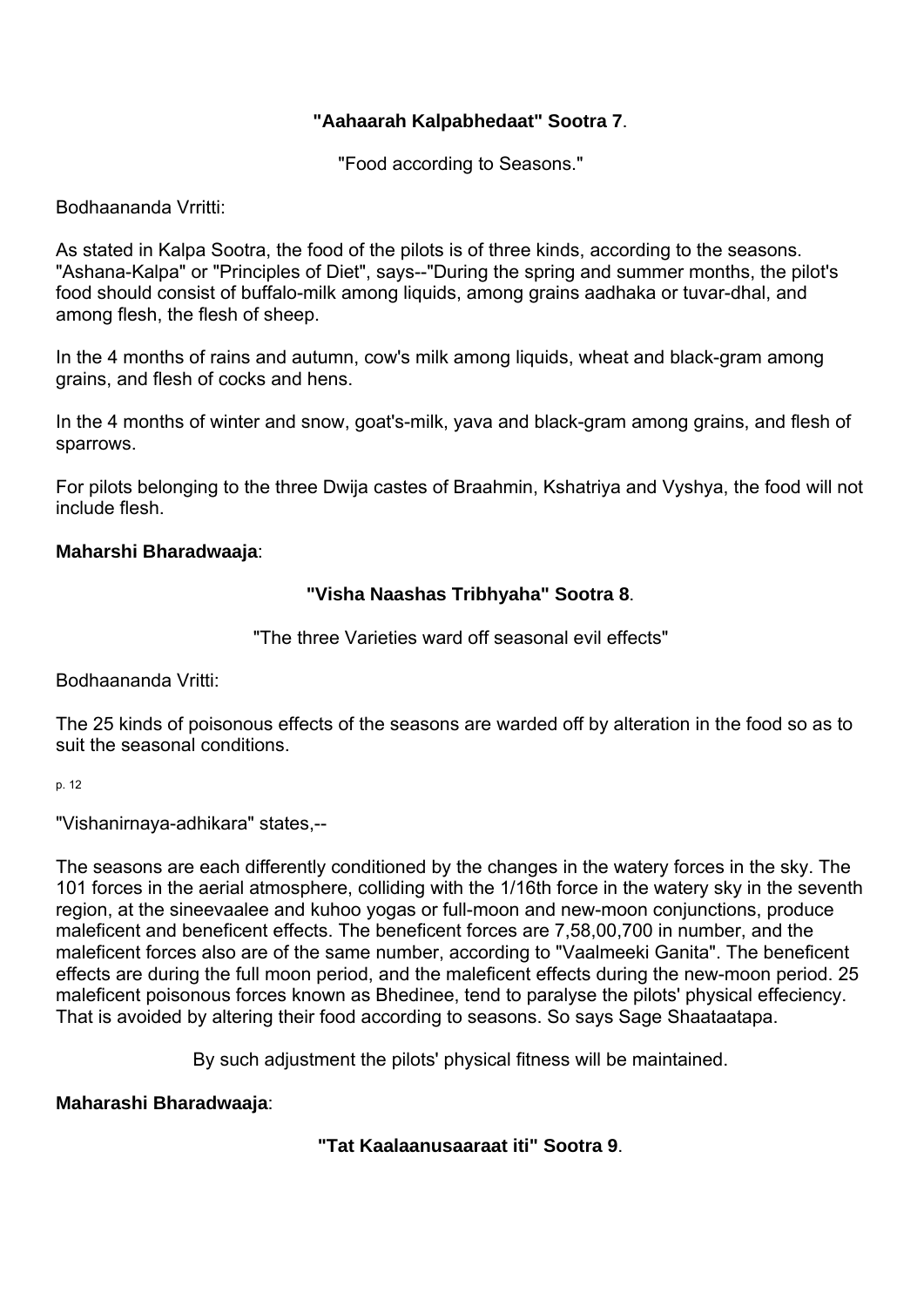**"Aahaarah Kalpabhedaat" Sootra 7**.

"Food according to Seasons."

Bodhaananda Vrritti:

As stated in Kalpa Sootra, the food of the pilots is of three kinds, according to the seasons. "Ashana-Kalpa" or "Principles of Diet", says--"During the spring and summer months, the pilot's food should consist of buffalo-milk among liquids, among grains aadhaka or tuvar-dhal, and among flesh, the flesh of sheep.

In the 4 months of rains and autumn, cow's milk among liquids, wheat and black-gram among grains, and flesh of cocks and hens.

In the 4 months of winter and snow, goat's-milk, yava and black-gram among grains, and flesh of sparrows.

For pilots belonging to the three Dwija castes of Braahmin, Kshatriya and Vyshya, the food will not include flesh.

**Maharshi Bharadwaaja**:

**"Visha Naashas Tribhyaha" Sootra 8**.

"The three Varieties ward off seasonal evil effects"

Bodhaananda Vritti:

The 25 kinds of poisonous effects of the seasons are warded off by alteration in the food so as to suit the seasonal conditions.

"Vishanirnaya-adhikara" states,--

The seasons are each differently conditioned by the changes in the watery forces in the sky. The 101 forces in the aerial atmosphere, colliding with the 1/16th force in the watery sky in the seventh region, at the sineevaalee and kuhoo yogas or full-moon and new-moon conjunctions, produce maleficent and beneficent effects. The beneficent forces are 7,58,00,700 in number, and the maleficent forces also are of the same number, according to "Vaalmeeki Ganita". The beneficent effects are during the full moon period, and the maleficent effects during the new-moon period. 25 maleficent poisonous forces known as Bhedinee, tend to paralyse the pilots' physical effeciency. That is avoided by altering their food according to seasons. So says Sage Shaataatapa.

By such adjustment the pilots' physical fitness will be maintained.

**Maharashi Bharadwaaja**:

**"Tat Kaalaanusaaraat iti" Sootra 9**.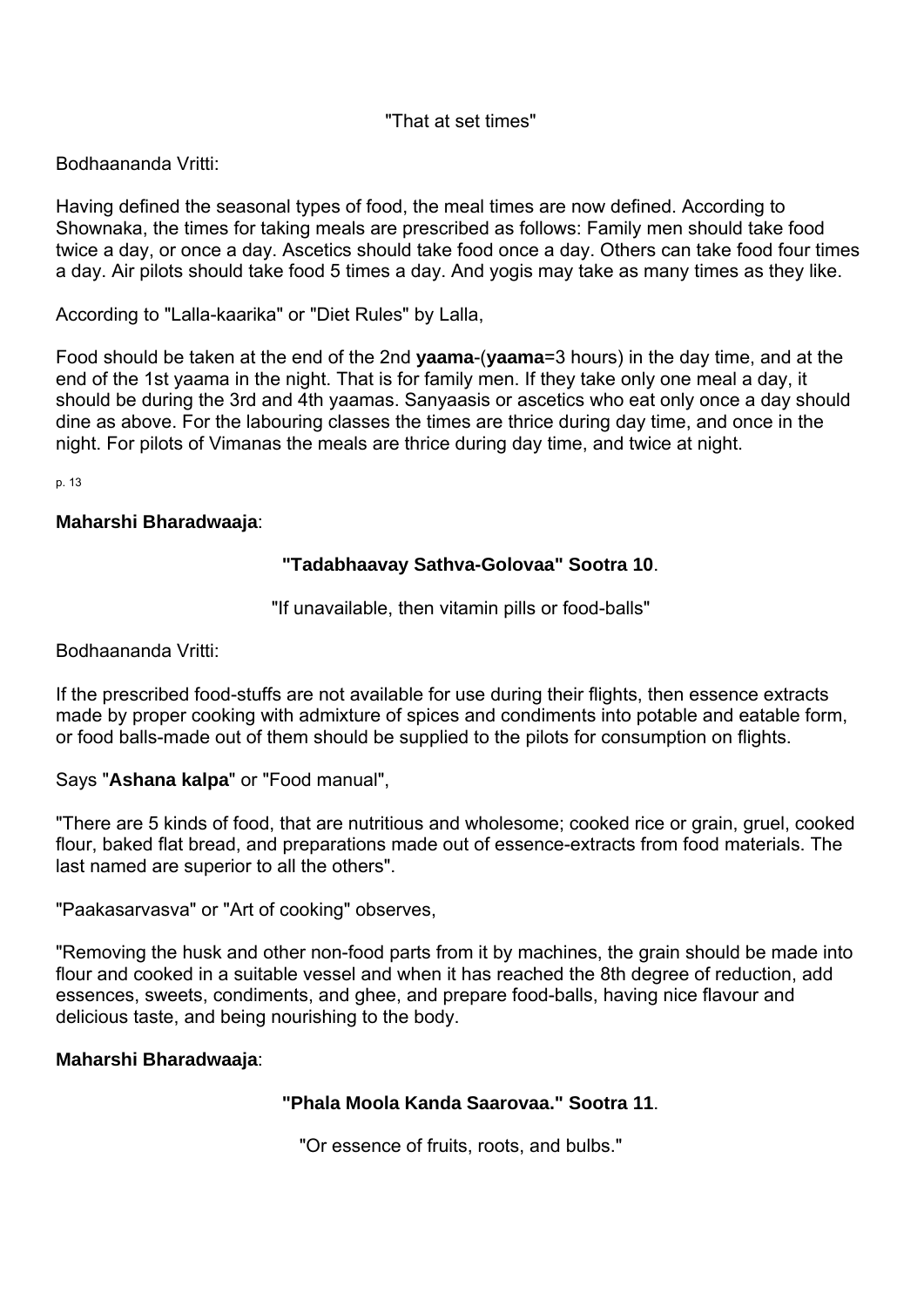"That at set times"

Bodhaananda Vritti:

Having defined the seasonal types of food, the meal times are now defined. According to Shownaka, the times for taking meals are prescribed as follows: Family men should take food twice a day, or once a day. Ascetics should take food once a day. Others can take food four times a day. Air pilots should take food 5 times a day. And yogis may take as many times as they like.

According to "Lalla-kaarika" or "Diet Rules" by Lalla,

Food should be taken at the end of the 2nd **yaama**-(**yaama**=3 hours) in the day time, and at the end of the 1st yaama in the night. That is for family men. If they take only one meal a day, it should be during the 3rd and 4th yaamas. Sanyaasis or ascetics who eat only once a day should dine as above. For the labouring classes the times are thrice during day time, and once in the night. For pilots of Vimanas the meals are thrice during day time, and twice at night.

p. 13

**Maharshi Bharadwaaja**:

**"Tadabhaavay Sathva-Golovaa" Sootra 10**.

"If unavailable, then vitamin pills or food-balls"

Bodhaananda Vritti:

If the prescribed food-stuffs are not available for use during their flights, then essence extracts made by proper cooking with admixture of spices and condiments into potable and eatable form, or food balls-made out of them should be supplied to the pilots for consumption on flights.

Says "**Ashana kalpa**" or "Food manual",

"There are 5 kinds of food, that are nutritious and wholesome; cooked rice or grain, gruel, cooked flour, baked flat bread, and preparations made out of essence-extracts from food materials. The last named are superior to all the others".

"Paakasarvasva" or "Art of cooking" observes,

"Removing the husk and other non-food parts from it by machines, the grain should be made into flour and cooked in a suitable vessel and when it has reached the 8th degree of reduction, add essences, sweets, condiments, and ghee, and prepare food-balls, having nice flavour and delicious taste, and being nourishing to the body.

**Maharshi Bharadwaaja**:

**"Phala Moola Kanda Saarovaa." Sootra 11**.

"Or essence of fruits, roots, and bulbs."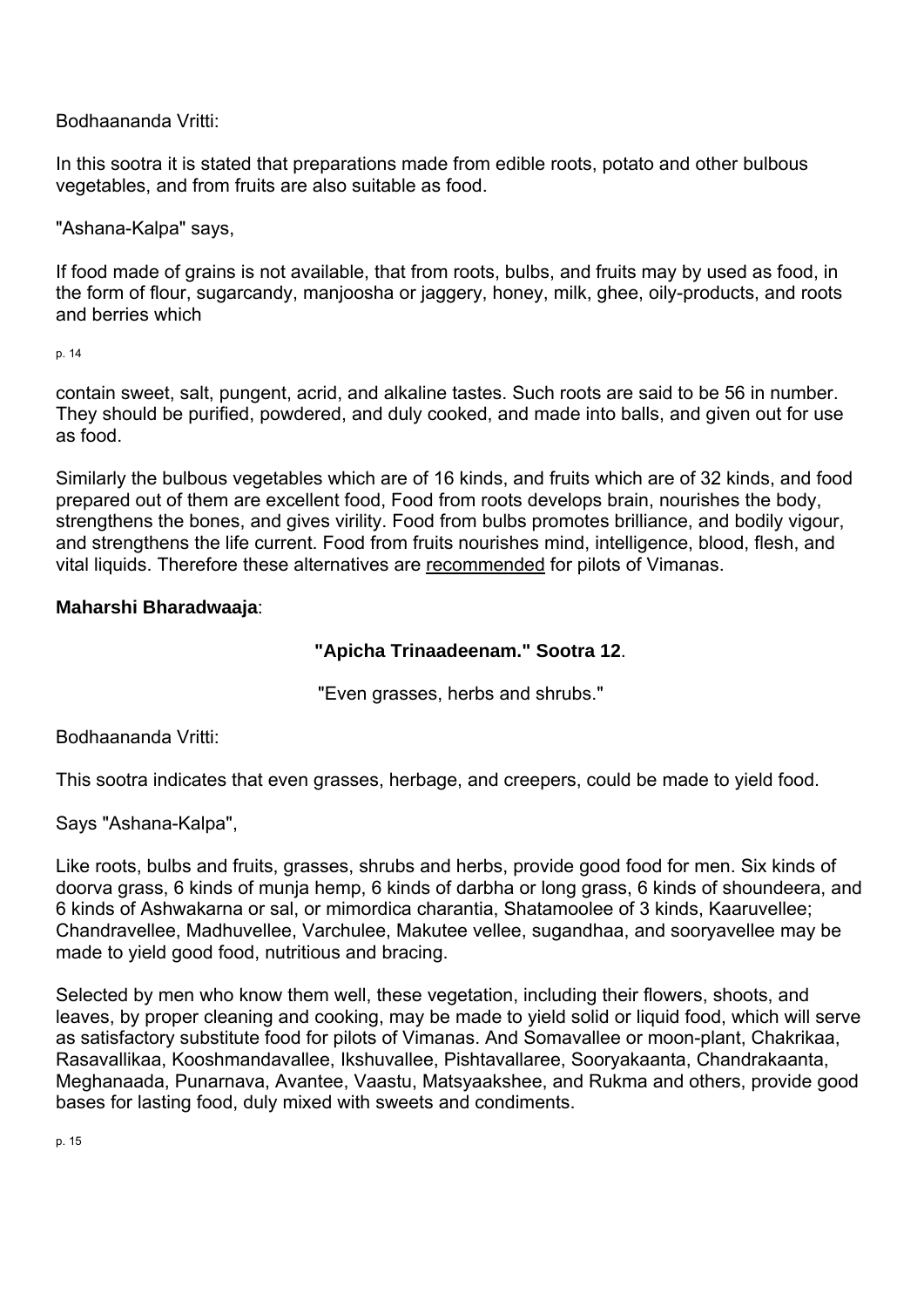Bodhaananda Vritti:

In this sootra it is stated that preparations made from edible roots, potato and other bulbous vegetables, and from fruits are also suitable as food.

"Ashana-Kalpa" says,

If food made of grains is not available, that from roots, bulbs, and fruits may by used as food, in the form of flour, sugarcandy, manjoosha or jaggery, honey, milk, ghee, oily-products, and roots and berries which contain sweet, salt, pungent, acrid, and alkaline tastes. Such roots are said to be 56 in number. They should be purified, powdered, and duly cooked, and made into balls, and given out for use as food.

Similarly the bulbous vegetables which are of 16 kinds, and fruits which are of 32 kinds, and food prepared out of them are excellent food, Food from roots develops brain, nourishes the body, strengthens the bones, and gives virility. Food from bulbs promotes brilliance, and bodily vigour, and strengthens the life current. Food from fruits nourishes mind, intelligence, blood, flesh, and vital liquids. Therefore these alternatives are recommended for pilots of Vimanas.

**Maharshi Bharadwaaja**:

**"Apicha Trinaadeenam." Sootra 12**.

"Even grasses, herbs and shrubs."

Bodhaananda Vritti:

This sootra indicates that even grasses, herbage, and creepers, could be made to yield food.

Says "Ashana-Kalpa",

Like roots, bulbs and fruits, grasses, shrubs and herbs, provide good food for men. Six kinds of doorva grass, 6 kinds of munja hemp, 6 kinds of darbha or long grass, 6 kinds of shoundeera, and 6 kinds of Ashwakarna or sal, or mimordica charantia, Shatamoolee of 3 kinds, Kaaruvellee; Chandravellee, Madhuvellee, Varchulee, Makutee vellee, sugandhaa, and sooryavellee may be made to yield good food, nutritious and bracing.

Selected by men who know them well, these vegetation, including their flowers, shoots, and leaves, by proper cleaning and cooking, may be made to yield solid or liquid food, which will serve as satisfactory substitute food for pilots of Vimanas. And Somavallee or moon-plant, Chakrikaa, Rasavallikaa, Kooshmandavallee, Ikshuvallee, Pishtavallaree, Sooryakaanta, Chandrakaanta, Meghanaada, Punarnava, Avantee, Vaastu, Matsyaakshee, and Rukma and others, provide good bases for lasting food, duly mixed with sweets and condiments.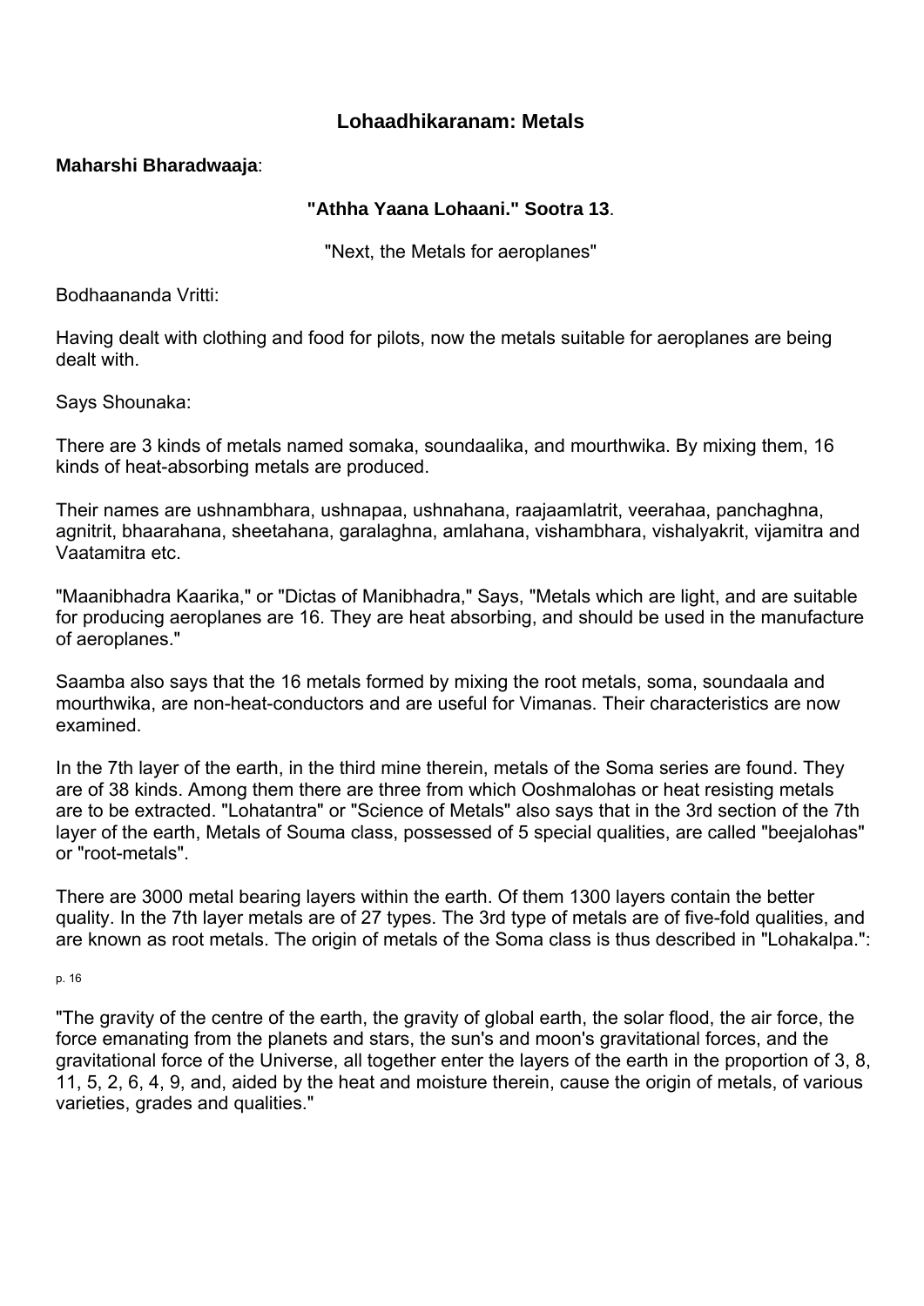## Lohaadhikaranam: Metals

**Maharshi Bharadwaaja**:

**"Athha Yaana Lohaani." Sootra 13**.

"Next, the Metals for aeroplanes"

Bodhaananda Vritti:

Having dealt with clothing and food for pilots, now the metals suitable for aeroplanes are being dealt with.

Says Shounaka:

There are 3 kinds of metals named somaka, soundaalika, and mourthwika. By mixing them, 16 kinds of heat-absorbing metals are produced.

Their names are ushnambhara, ushnapaa, ushnahana, raajaamlatrit, veerahaa, panchaghna, agnitrit, bhaarahana, sheetahana, garalaghna, amlahana, vishambhara, vishalyakrit, vijamitra and Vaatamitra etc.

"Maanibhadra Kaarika," or "Dictas of Manibhadra," Says, "Metals which are light, and are suitable for producing aeroplanes are 16. They are heat absorbing, and should be used in the manufacture of aeroplanes."

Saamba also says that the 16 metals formed by mixing the root metals, soma, soundaala and mourthwika, are non-heat-conductors and are useful for Vimanas. Their characteristics are now examined.

In the 7th layer of the earth, in the third mine therein, metals of the Soma series are found. They are of 38 kinds. Among them there are three from which Ooshmalohas or heat resisting metals are to be extracted. "Lohatantra" or "Science of Metals" also says that in the 3rd section of the 7th layer of the earth, Metals of Souma class, possessed of 5 special qualities, are called "beejalohas" or "root-metals".

There are 3000 metal bearing layers within the earth. Of them 1300 layers contain the better quality. In the 7th layer metals are of 27 types. The 3rd type of metals are of five-fold qualities, and are known as root metals. The origin of metals of the Soma class is thus described in "Lohakalpa.":

"The gravity of the centre of the earth, the gravity of global earth, the solar flood, the air force, the force emanating from the planets and stars, the sun's and moon's gravitational forces, and the gravitational force of the Universe, all together enter the layers of the earth in the proportion of 3, 8, 11, 5, 2, 6, 4, 9, and, aided by the heat and moisture therein, cause the origin of metals, of various varieties, grades and qualities."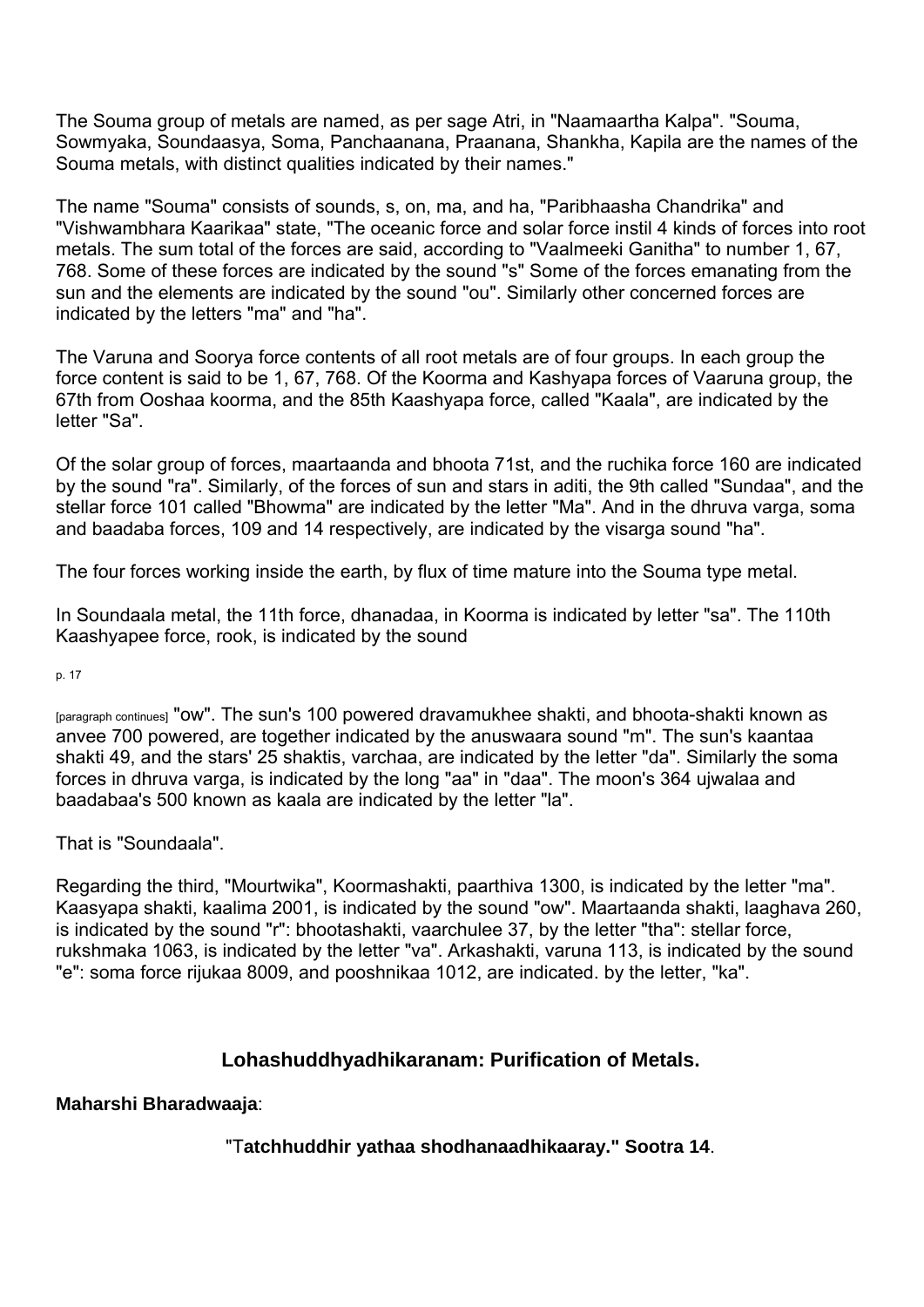The Souma group of metals are named, as per sage Atri, in "Naamaartha Kalpa". "Souma, Sowmyaka, Soundaasya, Soma, Panchaanana, Praanana, Shankha, Kapila are the names of the Souma metals, with distinct qualities indicated by their names."

The name "Souma" consists of sounds, s, on, ma, and ha, "Paribhaasha Chandrika" and "Vishwambhara Kaarikaa" state, "The oceanic force and solar force instil 4 kinds of forces into root metals. The sum total of the forces are said, according to "Vaalmeeki Ganitha" to number 1, 67, 768. Some of these forces are indicated by the sound "s" Some of the forces emanating from the sun and the elements are indicated by the sound "ou". Similarly other concerned forces are indicated by the letters "ma" and "ha".

The Varuna and Soorya force contents of all root metals are of four groups. In each group the force content is said to be 1, 67, 768. Of the Koorma and Kashyapa forces of Vaaruna group, the 67th from Ooshaa koorma, and the 85th Kaashyapa force, called "Kaala", are indicated by the letter "Sa".

Of the solar group of forces, maartaanda and bhoota 71st, and the ruchika force 160 are indicated by the sound "ra". Similarly, of the forces of sun and stars in aditi, the 9th called "Sundaa", and the stellar force 101 called "Bhowma" are indicated by the letter "Ma". And in the dhruva varga, soma and baadaba forces, 109 and 14 respectively, are indicated by the visarga sound "ha".

The four forces working inside the earth, by flux of time mature into the Souma type metal.

In Soundaala metal, the 11th force, dhanadaa, in Koorma is indicated by letter "sa". The 110th Kaashyapee force, rook, is indicated by the sound "ow". The sun's 100 powered dravamukhee shakti, and bhoota-shakti known as anvee 700 powered, are together indicated by the anuswaara sound "m". The sun's kaantaa shakti 49, and the stars' 25 shaktis, varchaa, are indicated by the letter "da". Similarly the soma forces in dhruva varga, is indicated by the long "aa" in "daa". The moon's 364 ujwalaa and baadabaa's 500 known as kaala are indicated by the letter "la".

That is "Soundaala".

Regarding the third, "Mourtwika", Koormashakti, paarthiva 1300, is indicated by the letter "ma". Kaasyapa shakti, kaalima 2001, is indicated by the sound "ow". Maartaanda shakti, laaghava 260, is indicated by the sound "r": bhootashakti, vaarchulee 37, by the letter "tha": stellar force, rukshmaka 1063, is indicated by the letter "va". Arkashakti, varuna 113, is indicated by the sound "e": soma force rijukaa 8009, and pooshnikaa 1012, are indicated. by the letter, "ka".

## Lohashuddhyadhikaranam: Purification of Metals.

**Maharshi Bharadwaaja**:

"T**atchhuddhir yathaa shodhanaadhikaaray." Sootra 14**.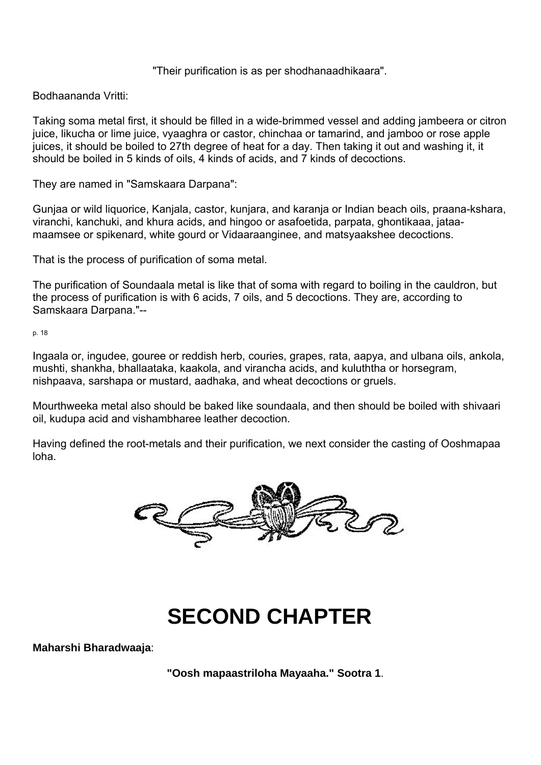"Their purification is as per shodhanaadhikaara".

Bodhaananda Vritti:

Taking soma metal first, it should be filled in a wide-brimmed vessel and adding jambeera or citron juice, likucha or lime juice, vyaaghra or castor, chinchaa or tamarind, and jamboo or rose apple juices, it should be boiled to 27th degree of heat for a day. Then taking it out and washing it, it should be boiled in 5 kinds of oils, 4 kinds of acids, and 7 kinds of decoctions.

They are named in "Samskaara Darpana":

Gunjaa or wild liquorice, Kanjala, castor, kunjara, and karanja or Indian beach oils, praana-kshara, viranchi, kanchuki, and khura acids, and hingoo or asafoetida, parpata, ghontikaaa, jataa-maamsee or spikenard, white gourd or Vidaaraanginee, and matsyaakshee decoctions.

That is the process of purification of soma metal.

The purification of Soundaala metal is like that of soma with regard to boiling in the cauldron, but the process of purification is with 6 acids, 7 oils, and 5 decoctions. They are, according to Samskaara Darpana."--

Ingaala or, ingudee, gouree or reddish herb, couries, grapes, rata, aapya, and ulbana oils, ankola, mushti, shankha, bhallaataka, kaakola, and virancha acids, and kuluththa or horsegram, nishpaava, sarshapa or mustard, aadhaka, and wheat decoctions or gruels.

Mourthweeka metal also should be baked like soundaala, and then should be boiled with shivaari oil, kudupa acid and vishambharee leather decoction.

Having defined the root-metals and their purification, we next consider the casting of Ooshmapaa loha.

# SECOND CHAPTER

**Maharshi Bharadwaaja**:

**"Oosh mapaastriloha Mayaaha." Sootra 1**.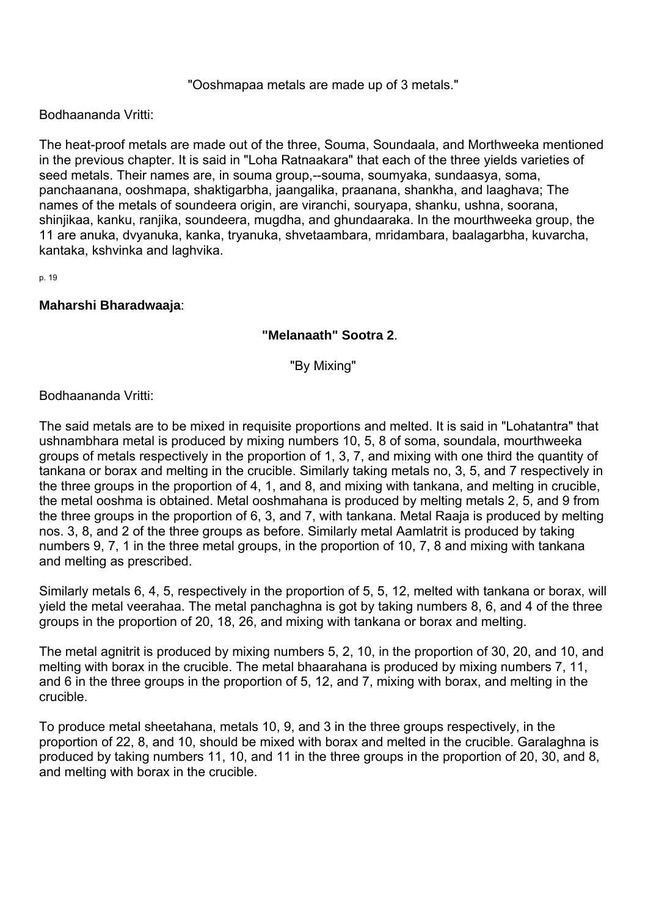"Ooshmapaa metals are made up of 3 metals."

Bodhaananda Vritti:

The heat-proof metals are made out of the three, Souma, Soundaala, and Morthweeka mentioned in the previous chapter. It is said in "Loha Ratnaakara" that each of the three yields varieties of seed metals. Their names are, in souma group,--souma, soumyaka, sundaasya, soma, panchaanana, ooshmapa, shaktigarbha, jaangalika, praanana, shankha, and laaghava; The names of the metals of soundeera origin, are viranchi, souryapa, shanku, ushna, soorana, shinjikaa, kanku, ranjika, soundeera, mugdha, and ghundaaraka. In the mourthweeka group, the 11 are anuka, dvyanuka, kanka, tryanuka, shvetaambara, mridambara, baalagarbha, kuvarcha, kantaka, kshvinka and laghvika.

**Maharshi Bharadwaaja**:

**"Melanaath" Sootra 2**.

"By Mixing"

Bodhaananda Vritti:

The said metals are to be mixed in requisite proportions and melted. It is said in "Lohatantra" that ushnambhara metal is produced by mixing numbers 10, 5, 8 of soma, soundala, mourthweeka groups of metals respectively in the proportion of 1, 3, 7, and mixing with one third the quantity of tankana or borax and melting in the crucible. Similarly taking metals no, 3, 5, and 7 respectively in the three groups in the proportion of 4, 1, and 8, and mixing with tankana, and melting in crucible, the metal ooshma is obtained. Metal ooshmahana is produced by melting metals 2, 5, and 9 from the three groups in the proportion of 6, 3, and 7, with tankana. Metal Raaja is produced by melting nos. 3, 8, and 2 of the three groups as before. Similarly metal Aamlatrit is produced by taking numbers 9, 7, 1 in the three metal groups, in the proportion of 10, 7, 8 and mixing with tankana and melting as prescribed.

Similarly metals 6, 4, 5, respectively in the proportion of 5, 5, 12, melted with tankana or borax, will yield the metal veerahaa. The metal panchaghna is got by taking numbers 8, 6, and 4 of the three groups in the proportion of 20, 18, 26, and mixing with tankana or borax and melting.

The metal agnitrit is produced by mixing numbers 5, 2, 10, in the proportion of 30, 20, and 10, and melting with borax in the crucible. The metal bhaarahana is produced by mixing numbers 7, 11, and 6 in the three groups in the proportion of 5, 12, and 7, mixing with borax, and melting in the crucible.

To produce metal sheetahana, metals 10, 9, and 3 in the three groups respectively, in the proportion of 22, 8, and 10, should be mixed with borax and melted in the crucible. Garalaghna is produced by taking numbers 11, 10, and 11 in the three groups in the proportion of 20, 30, and 8, and melting with borax in the crucible.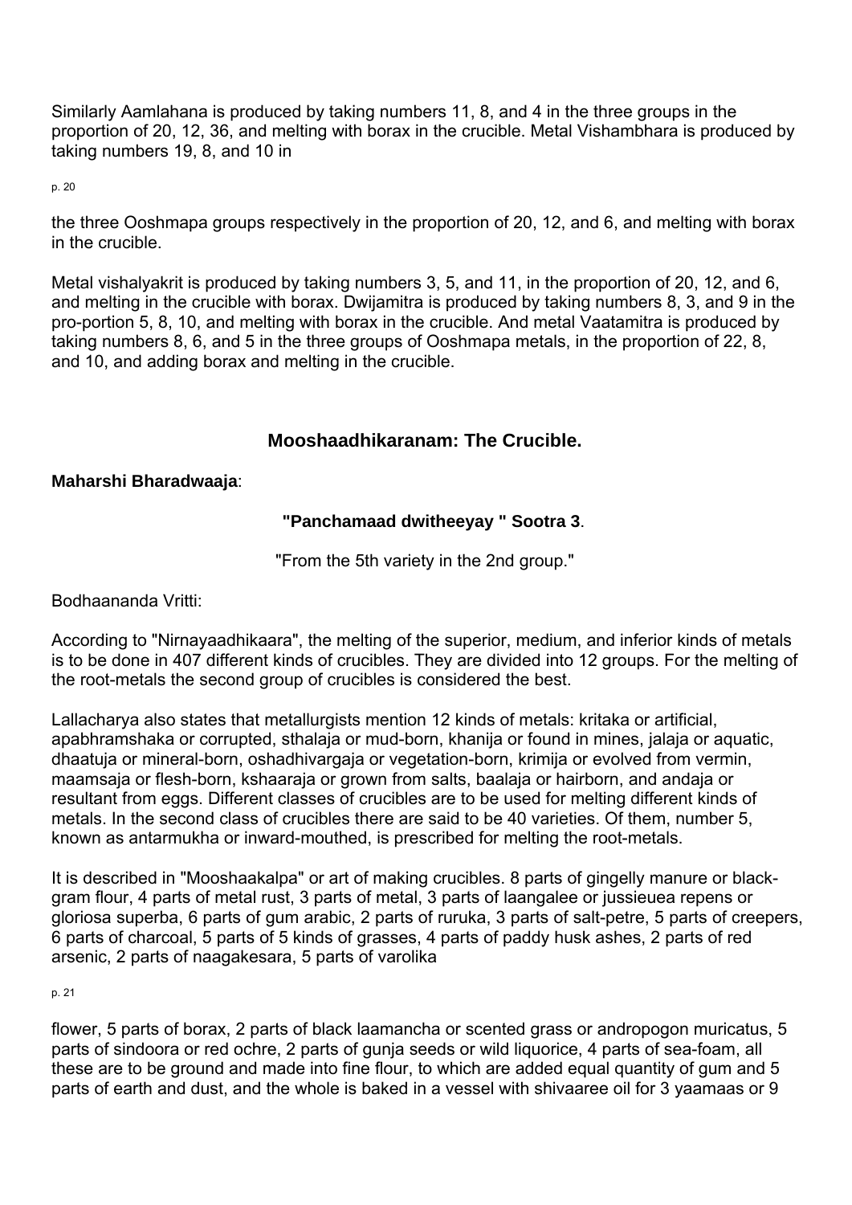Similarly Aamlahana is produced by taking numbers 11, 8, and 4 in the three groups in the proportion of 20, 12, 36, and melting with borax in the crucible. Metal Vishambhara is produced by taking numbers 19, 8, and 10 in

the three Ooshmapa groups respectively in the proportion of 20, 12, and 6, and melting with borax in the crucible.

Metal vishalyakrit is produced by taking numbers 3, 5, and 11, in the proportion of 20, 12, and 6, and melting in the crucible with borax. Dwijamitra is produced by taking numbers 8, 3, and 9 in the pro-portion 5, 8, 10, and melting with borax in the crucible. And metal Vaatamitra is produced by taking numbers 8, 6, and 5 in the three groups of Ooshmapa metals, in the proportion of 22, 8, and 10, and adding borax and melting in the crucible.

## Mooshaadhikaranam: The Crucible.

**Maharshi Bharadwaaja**:

**"Panchamaad dwitheeyay " Sootra 3**.

"From the 5th variety in the 2nd group."

Bodhaananda Vritti:

According to "Nirnayaadhikaara", the melting of the superior, medium, and inferior kinds of metals is to be done in 407 different kinds of crucibles. They are divided into 12 groups. For the melting of the root-metals the second group of crucibles is considered the best.

Lallacharya also states that metallurgists mention 12 kinds of metals: kritaka or artificial, apabhramshaka or corrupted, sthalaja or mud-born, khanija or found in mines, jalaja or aquatic, dhaatuja or mineral-born, oshadhivargaja or vegetation-born, krimija or evolved from vermin, maamsaja or flesh-born, kshaaraja or grown from salts, baalaja or hairborn, and andaja or resultant from eggs. Different classes of crucibles are to be used for melting different kinds of metals. In the second class of crucibles there are said to be 40 varieties. Of them, number 5, known as antarmukha or inward-mouthed, is prescribed for melting the root-metals.

It is described in "Mooshaakalpa" or art of making crucibles. 8 parts of gingelly manure or black-gram flour, 4 parts of metal rust, 3 parts of metal, 3 parts of laangalee or jussieuea repens or gloriosa superba, 6 parts of gum arabic, 2 parts of ruruka, 3 parts of salt-petre, 5 parts of creepers, 6 parts of charcoal, 5 parts of 5 kinds of grasses, 4 parts of paddy husk ashes, 2 parts of red arsenic, 2 parts of naagakesara, 5 parts of varolika

flower, 5 parts of borax, 2 parts of black laamancha or scented grass or andropogon muricatus, 5 parts of sindoora or red ochre, 2 parts of gunja seeds or wild liquorice, 4 parts of sea-foam, all these are to be ground and made into fine flour, to which are added equal quantity of gum and 5 parts of earth and dust, and the whole is baked in a vessel with shivaaree oil for 3 yaamaas or 9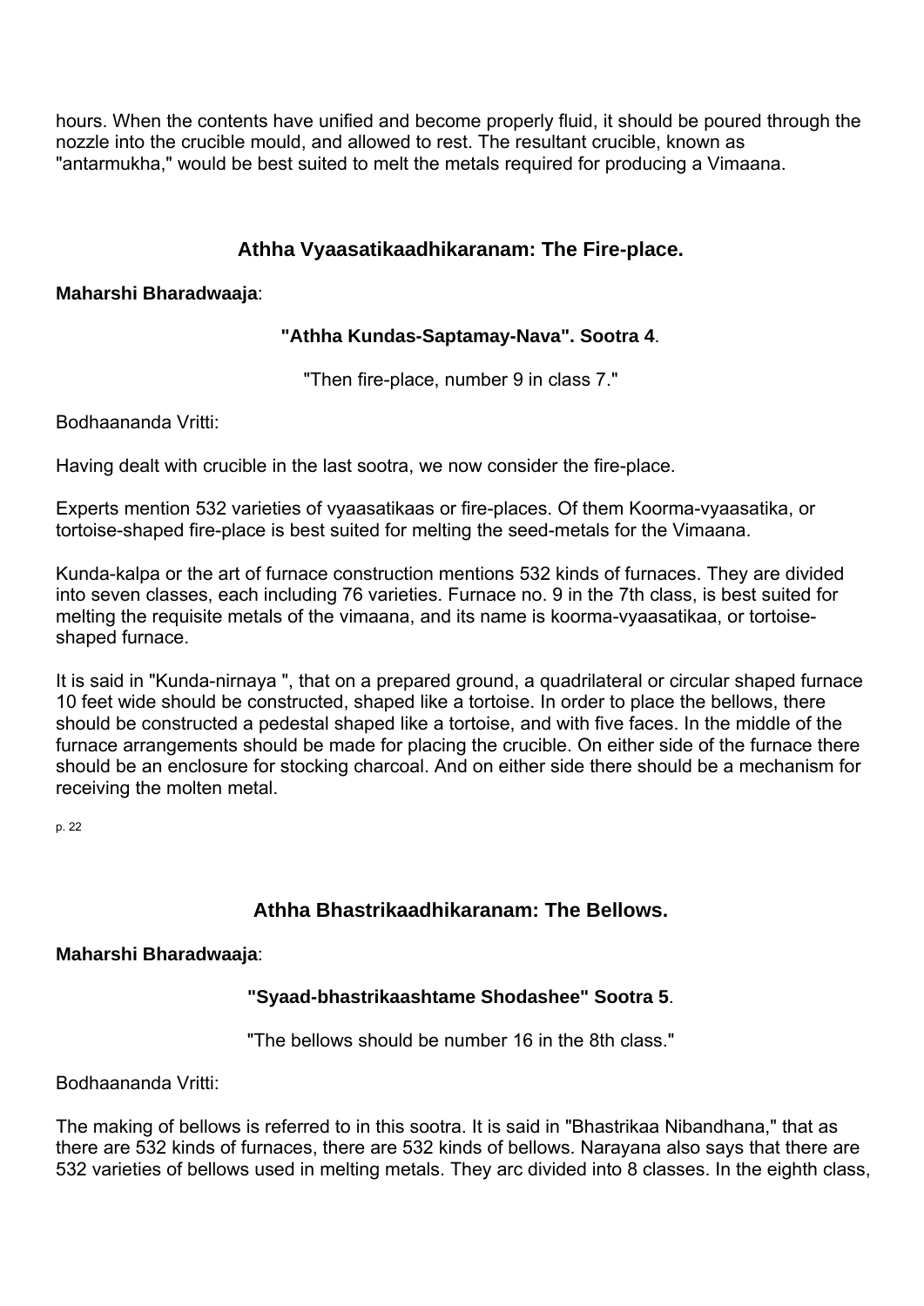hours. When the contents have unified and become properly fluid, it should be poured through the nozzle into the crucible mould, and allowed to rest. The resultant crucible, known as "antarmukha," would be best suited to melt the metals required for producing a Vimaana.

## Athha Vyaasatikaadhikaranam: The Fire-place.

**Maharshi Bharadwaaja**:

**"Athha Kundas-Saptamay-Nava". Sootra 4**.

"Then fire-place, number 9 in class 7."

Bodhaananda Vritti:

Having dealt with crucible in the last sootra, we now consider the fire-place.

Experts mention 532 varieties of vyaasatikaas or fire-places. Of them Koorma-vyaasatika, or tortoise-shaped fire-place is best suited for melting the seed-metals for the Vimaana.

Kunda-kalpa or the art of furnace construction mentions 532 kinds of furnaces. They are divided into seven classes, each including 76 varieties. Furnace no. 9 in the 7th class, is best suited for melting the requisite metals of the vimaana, and its name is koorma-vyaasatikaa, or tortoise-shaped furnace.

It is said in "Kunda-nirnaya ", that on a prepared ground, a quadrilateral or circular shaped furnace 10 feet wide should be constructed, shaped like a tortoise. In order to place the bellows, there should be constructed a pedestal shaped like a tortoise, and with five faces. In the middle of the furnace arrangements should be made for placing the crucible. On either side of the furnace there should be an enclosure for stocking charcoal. And on either side there should be a mechanism for receiving the molten metal.

## Athha Bhastrikaadhikaranam: The Bellows.

**Maharshi Bharadwaaja**:

**"Syaad-bhastrikaashtame Shodashee" Sootra 5**.

"The bellows should be number 16 in the 8th class."

Bodhaananda Vritti:

The making of bellows is referred to in this sootra. It is said in "Bhastrikaa Nibandhana," that as there are 532 kinds of furnaces, there are 532 kinds of bellows. Narayana also says that there are 532 varieties of bellows used in melting metals. They arc divided into 8 classes. In the eighth class,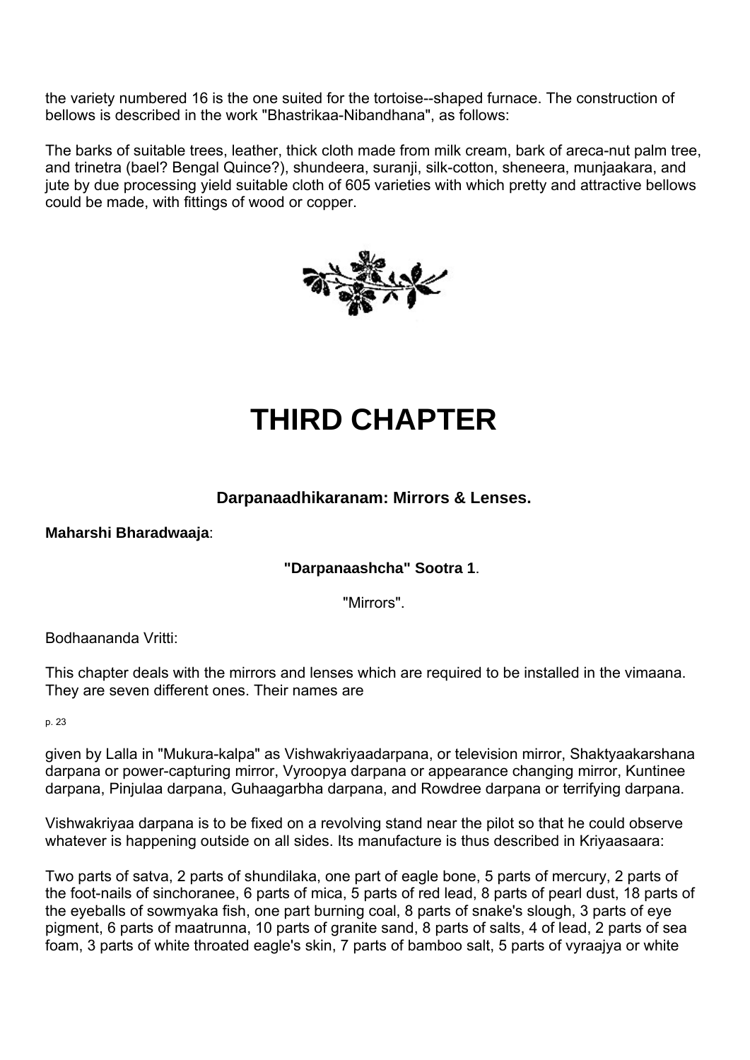the variety numbered 16 is the one suited for the tortoise--shaped furnace. The construction of bellows is described in the work "Bhastrikaa-Nibandhana", as follows:

The barks of suitable trees, leather, thick cloth made from milk cream, bark of areca-nut palm tree, and trinetra (bael? Bengal Quince?), shundeera, suranji, silk-cotton, sheneera, munjaakara, and jute by due processing yield suitable cloth of 605 varieties with which pretty and attractive bellows could be made, with fittings of wood or copper.

# THIRD CHAPTER

### Darpanaadhikaranam: Mirrors & Lenses.

**Maharshi Bharadwaaja**:

**"Darpanaashcha" Sootra 1**.

"Mirrors".

Bodhaananda Vritti:

This chapter deals with the mirrors and lenses which are required to be installed in the vimaana. They are seven different ones. Their names are given by Lalla in "Mukura-kalpa" as Vishwakriyaadarpana, or television mirror, Shaktyaakarshana darpana or power-capturing mirror, Vyroopya darpana or appearance changing mirror, Kuntinee darpana, Pinjulaa darpana, Guhaagarbha darpana, and Rowdree darpana or terrifying darpana.

Vishwakriyaa darpana is to be fixed on a revolving stand near the pilot so that he could observe whatever is happening outside on all sides. Its manufacture is thus described in Kriyaasaara:

Two parts of satva, 2 parts of shundilaka, one part of eagle bone, 5 parts of mercury, 2 parts of the foot-nails of sinchoranee, 6 parts of mica, 5 parts of red lead, 8 parts of pearl dust, 18 parts of the eyeballs of sowmyaka fish, one part burning coal, 8 parts of snake's slough, 3 parts of eye pigment, 6 parts of maatrunna, 10 parts of granite sand, 8 parts of salts, 4 of lead, 2 parts of sea foam, 3 parts of white throated eagle's skin, 7 parts of bamboo salt, 5 parts of vyraajya or white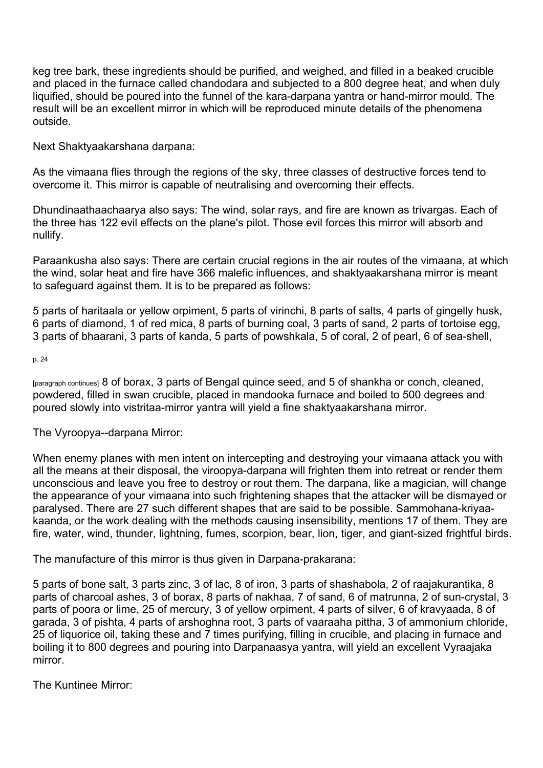keg tree bark, these ingredients should be purified, and weighed, and filled in a beaked crucible and placed in the furnace called chandodara and subjected to a 800 degree heat, and when duly liquified, should be poured into the funnel of the kara-darpana yantra or hand-mirror mould. The result will be an excellent mirror in which will be reproduced minute details of the phenomena outside.

Next Shaktyaakarshana darpana:

As the vimaana flies through the regions of the sky, three classes of destructive forces tend to overcome it. This mirror is capable of neutralising and overcoming their effects.

Dhundinaathaachaarya also says: The wind, solar rays, and fire are known as trivargas. Each of the three has 122 evil effects on the plane's pilot. Those evil forces this mirror will absorb and nullify.

Paraankusha also says: There are certain crucial regions in the air routes of the vimaana, at which the wind, solar heat and fire have 366 malefic influences, and shaktyaakarshana mirror is meant to safeguard against them. It is to be prepared as follows:

5 parts of haritaala or yellow orpiment, 5 parts of virinchi, 8 parts of salts, 4 parts of gingelly husk, 6 parts of diamond, 1 of red mica, 8 parts of burning coal, 3 parts of sand, 2 parts of tortoise egg, 3 parts of bhaarani, 3 parts of kanda, 5 parts of powshkala, 5 of coral, 2 of pearl, 6 of sea-shell, 8 of borax, 3 parts of Bengal quince seed, and 5 of shankha or conch, cleaned, powdered, filled in swan crucible, placed in mandooka furnace and boiled to 500 degrees and poured slowly into vistritaa-mirror yantra will yield a fine shaktyaakarshana mirror.

The Vyroopya--darpana Mirror:

When enemy planes with men intent on intercepting and destroying your vimaana attack you with all the means at their disposal, the viroopya-darpana will frighten them into retreat or render them unconscious and leave you free to destroy or rout them. The darpana, like a magician, will change the appearance of your vimaana into such frightening shapes that the attacker will be dismayed or paralysed. There are 27 such different shapes that are said to be possible. Sammohana-kriyaa-kaanda, or the work dealing with the methods causing insensibility, mentions 17 of them. They are fire, water, wind, thunder, lightning, fumes, scorpion, bear, lion, tiger, and giant-sized frightful birds.

The manufacture of this mirror is thus given in Darpana-prakarana:

5 parts of bone salt, 3 parts zinc, 3 of lac, 8 of iron, 3 parts of shashabola, 2 of raajakurantika, 8 parts of charcoal ashes, 3 of borax, 8 parts of nakhaa, 7 of sand, 6 of matrunna, 2 of sun-crystal, 3 parts of poora or lime, 25 of mercury, 3 of yellow orpiment, 4 parts of silver, 6 of kravyaada, 8 of garada, 3 of pishta, 4 parts of arshoghna root, 3 parts of vaaraaha pittha, 3 of ammonium chloride, 25 of liquorice oil, taking these and 7 times purifying, filling in crucible, and placing in furnace and boiling it to 800 degrees and pouring into Darpanaasya yantra, will yield an excellent Vyraajaka mirror.

The Kuntinee Mirror: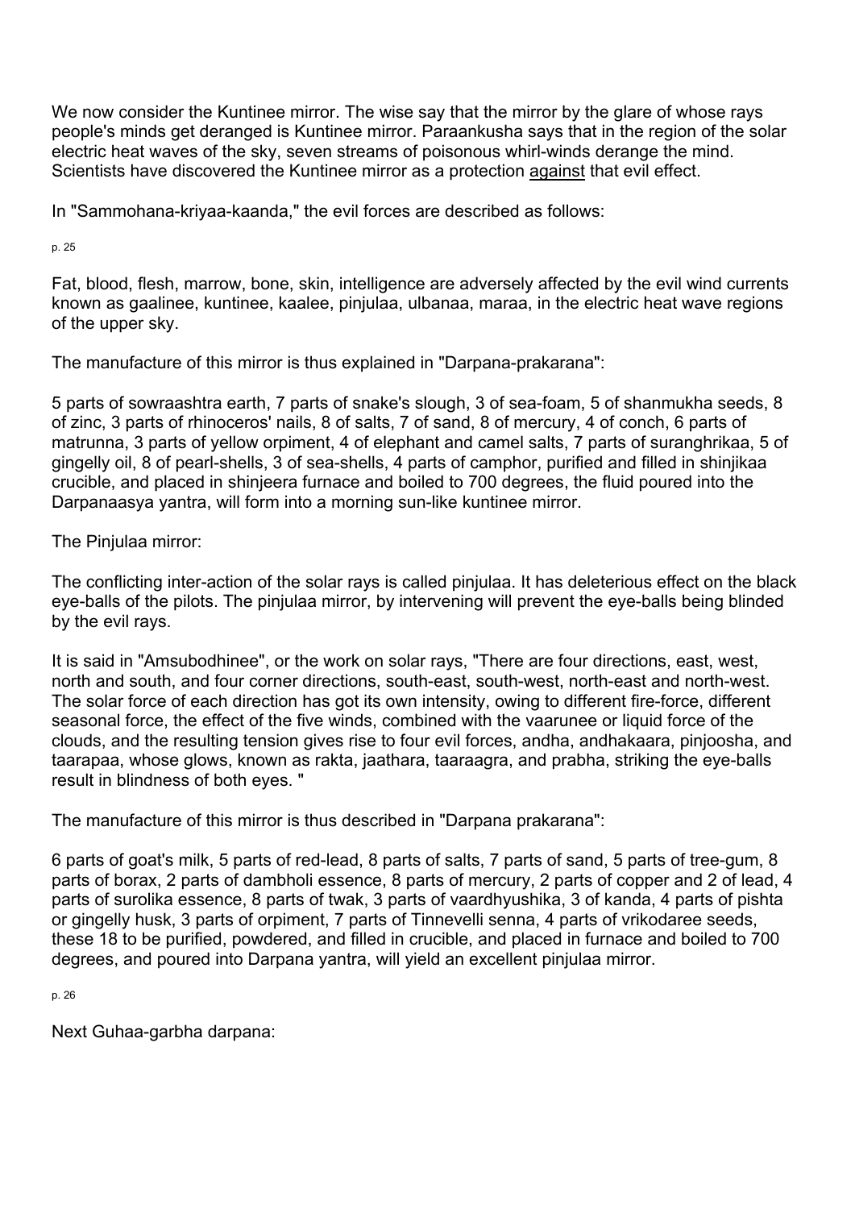We now consider the Kuntinee mirror. The wise say that the mirror by the glare of whose rays people's minds get deranged is Kuntinee mirror. Paraankusha says that in the region of the solar electric heat waves of the sky, seven streams of poisonous whirl-winds derange the mind. Scientists have discovered the Kuntinee mirror as a protection <u>against</u> that evil effect.

In "Sammohana-kriyaa-kaanda," the evil forces are described as follows:

Fat, blood, flesh, marrow, bone, skin, intelligence are adversely affected by the evil wind currents known as gaalinee, kuntinee, kaalee, pinjulaa, ulbanaa, maraa, in the electric heat wave regions of the upper sky.

The manufacture of this mirror is thus explained in "Darpana-prakarana":

5 parts of sowraashtra earth, 7 parts of snake's slough, 3 of sea-foam, 5 of shanmukha seeds, 8 of zinc, 3 parts of rhinoceros' nails, 8 of salts, 7 of sand, 8 of mercury, 4 of conch, 6 parts of matrunna, 3 parts of yellow orpiment, 4 of elephant and camel salts, 7 parts of suranghrikaa, 5 of gingelly oil, 8 of pearl-shells, 3 of sea-shells, 4 parts of camphor, purified and filled in shinjikaa crucible, and placed in shinjeera furnace and boiled to 700 degrees, the fluid poured into the Darpanaasya yantra, will form into a morning sun-like kuntinee mirror.

The Pinjulaa mirror:

The conflicting inter-action of the solar rays is called pinjulaa. It has deleterious effect on the black eye-balls of the pilots. The pinjulaa mirror, by intervening will prevent the eye-balls being blinded by the evil rays.

It is said in "Amsubodhinee", or the work on solar rays, "There are four directions, east, west, north and south, and four corner directions, south-east, south-west, north-east and north-west. The solar force of each direction has got its own intensity, owing to different fire-force, different seasonal force, the effect of the five winds, combined with the vaarunee or liquid force of the clouds, and the resulting tension gives rise to four evil forces, andha, andhakaara, pinjoosha, and taarapaa, whose glows, known as rakta, jaathara, taaraagra, and prabha, striking the eye-balls result in blindness of both eyes. "

The manufacture of this mirror is thus described in "Darpana prakarana":

6 parts of goat's milk, 5 parts of red-lead, 8 parts of salts, 7 parts of sand, 5 parts of tree-gum, 8 parts of borax, 2 parts of dambholi essence, 8 parts of mercury, 2 parts of copper and 2 of lead, 4 parts of surolika essence, 8 parts of twak, 3 parts of vaardhyushika, 3 of kanda, 4 parts of pishta or gingelly husk, 3 parts of orpiment, 7 parts of Tinnevelli senna, 4 parts of vrikodaree seeds, these 18 to be purified, powdered, and filled in crucible, and placed in furnace and boiled to 700 degrees, and poured into Darpana yantra, will yield an excellent pinjulaa mirror.

Next Guhaa-garbha darpana: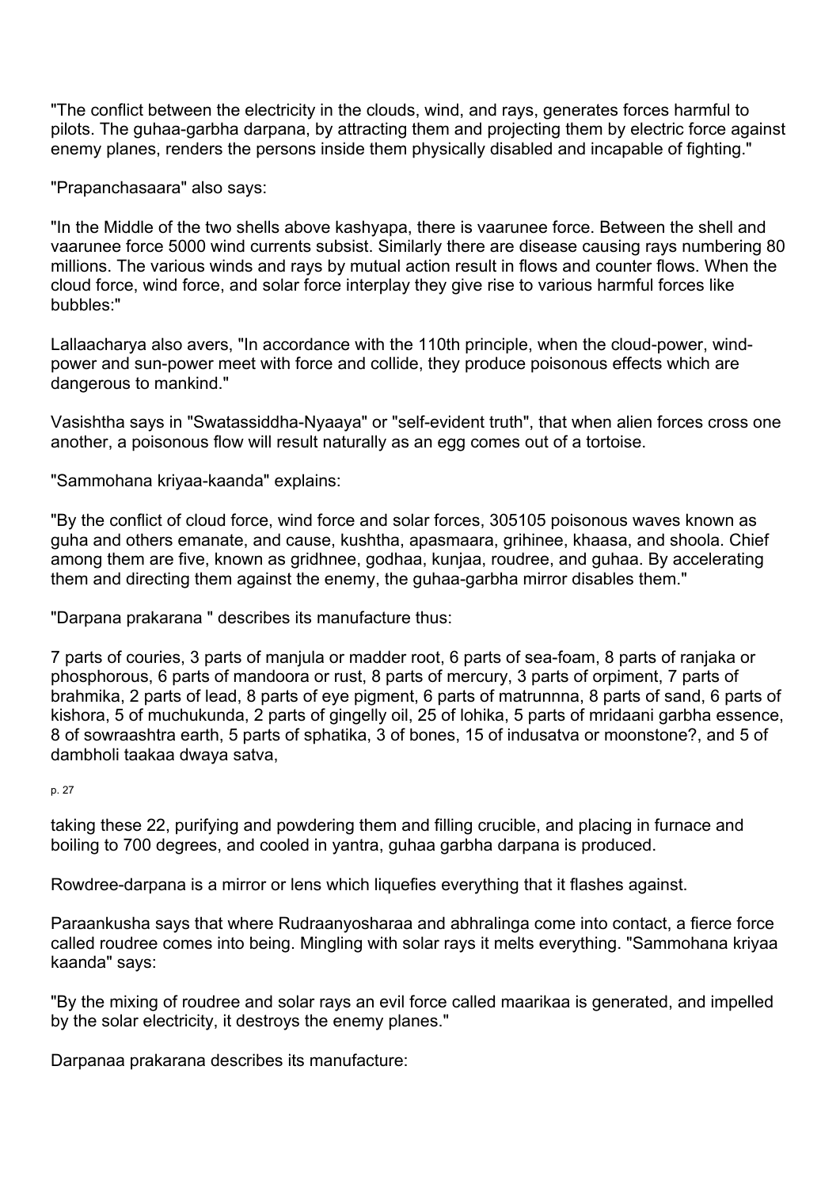"The conflict between the electricity in the clouds, wind, and rays, generates forces harmful to pilots. The guhaa-garbha darpana, by attracting them and projecting them by electric force against enemy planes, renders the persons inside them physically disabled and incapable of fighting."

"Prapanchasaara" also says:

"In the Middle of the two shells above kashyapa, there is vaarunee force. Between the shell and vaarunee force 5000 wind currents subsist. Similarly there are disease causing rays numbering 80 millions. The various winds and rays by mutual action result in flows and counter flows. When the cloud force, wind force, and solar force interplay they give rise to various harmful forces like bubbles:"

Lallaacharya also avers, "In accordance with the 110th principle, when the cloud-power, wind-power and sun-power meet with force and collide, they produce poisonous effects which are dangerous to mankind."

Vasishtha says in "Swatassiddha-Nyaaya" or "self-evident truth", that when alien forces cross one another, a poisonous flow will result naturally as an egg comes out of a tortoise.

"Sammohana kriyaa-kaanda" explains:

"By the conflict of cloud force, wind force and solar forces, 305105 poisonous waves known as guha and others emanate, and cause, kushtha, apasmaara, grihinee, khaasa, and shoola. Chief among them are five, known as gridhnee, godhaa, kunjaa, roudree, and guhaa. By accelerating them and directing them against the enemy, the guhaa-garbha mirror disables them."

"Darpana prakarana " describes its manufacture thus:

7 parts of couries, 3 parts of manjula or madder root, 6 parts of sea-foam, 8 parts of ranjaka or phosphorous, 6 parts of mandoora or rust, 8 parts of mercury, 3 parts of orpiment, 7 parts of brahmika, 2 parts of lead, 8 parts of eye pigment, 6 parts of matrunnna, 8 parts of sand, 6 parts of kishora, 5 of muchukunda, 2 parts of gingelly oil, 25 of lohika, 5 parts of mridaani garbha essence, 8 of sowraashtra earth, 5 parts of sphatika, 3 of bones, 15 of indusatva or moonstone?, and 5 of dambholi taakaa dwaya satva,

taking these 22, purifying and powdering them and filling crucible, and placing in furnace and boiling to 700 degrees, and cooled in yantra, guhaa garbha darpana is produced.

Rowdree-darpana is a mirror or lens which liquefies everything that it flashes against.

Paraankusha says that where Rudraanyosharaa and abhralinga come into contact, a fierce force called roudree comes into being. Mingling with solar rays it melts everything. "Sammohana kriyaa kaanda" says:

"By the mixing of roudree and solar rays an evil force called maarikaa is generated, and impelled by the solar electricity, it destroys the enemy planes."

Darpanaa prakarana describes its manufacture: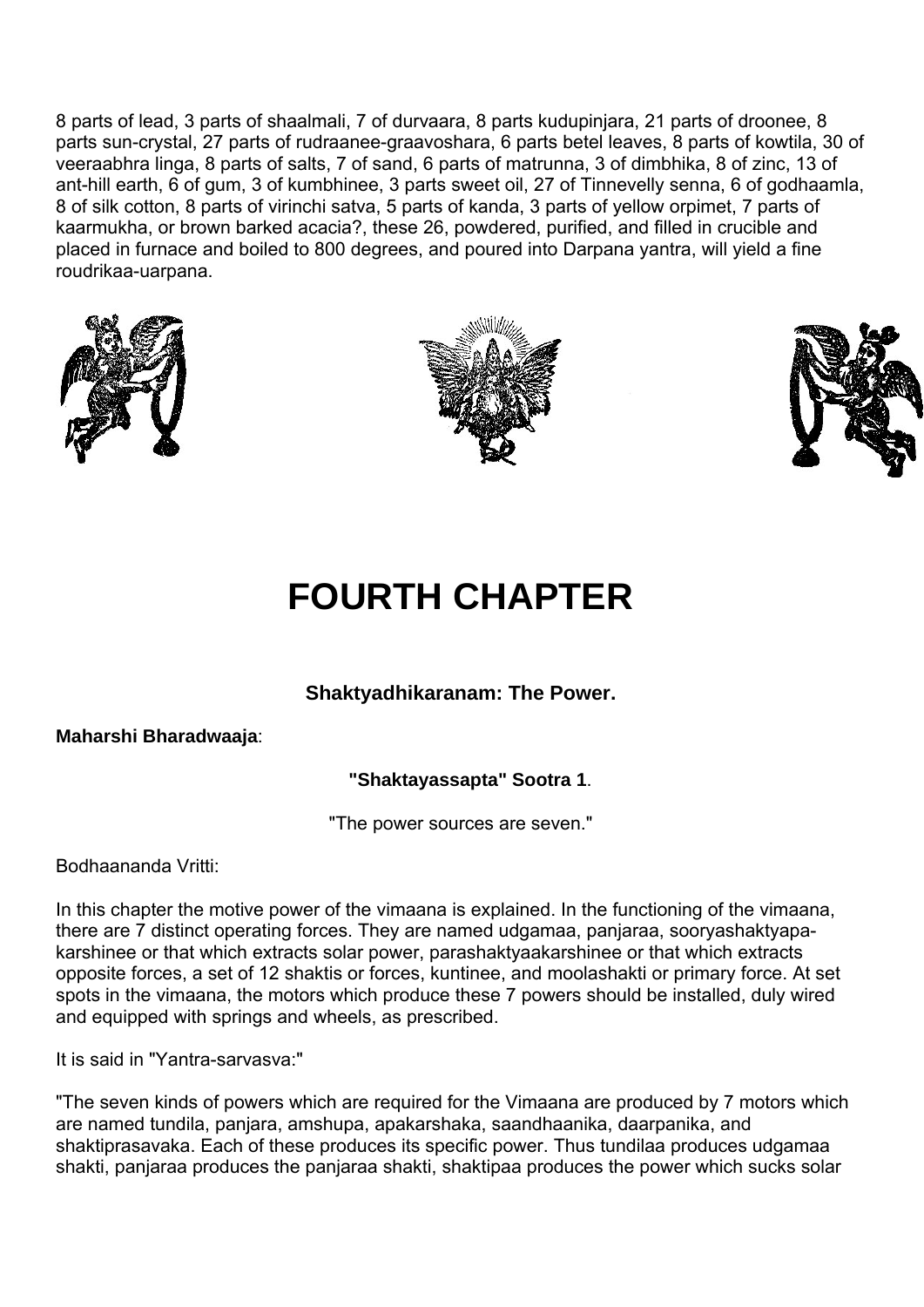8 parts of lead, 3 parts of shaalmali, 7 of durvaara, 8 parts kudupinjara, 21 parts of droonee, 8 parts sun-crystal, 27 parts of rudraanee-graavoshara, 6 parts betel leaves, 8 parts of kowtila, 30 of veeraabhra linga, 8 parts of salts, 7 of sand, 6 parts of matrunna, 3 of dimbhika, 8 of zinc, 13 of ant-hill earth, 6 of gum, 3 of kumbhinee, 3 parts sweet oil, 27 of Tinnevelly senna, 6 of godhaamla, 8 of silk cotton, 8 parts of virinchi satva, 5 parts of kanda, 3 parts of yellow orpimet, 7 parts of kaarmukha, or brown barked acacia?, these 26, powdered, purified, and filled in crucible and placed in furnace and boiled to 800 degrees, and poured into Darpana yantra, will yield a fine roudrikaa-uarpana.

# FOURTH CHAPTER

### Shaktyadhikaranam: The Power.

**Maharshi Bharadwaaja**:

**"Shaktayassapta" Sootra 1**.

"The power sources are seven."

Bodhaananda Vritti:

In this chapter the motive power of the vimaana is explained. In the functioning of the vimaana, there are 7 distinct operating forces. They are named udgamaa, panjaraa, sooryashaktyapa-karshinee or that which extracts solar power, parashaktyaakarshinee or that which extracts opposite forces, a set of 12 shaktis or forces, kuntinee, and moolashakti or primary force. At set spots in the vimaana, the motors which produce these 7 powers should be installed, duly wired and equipped with springs and wheels, as prescribed.

It is said in "Yantra-sarvasva:"

"The seven kinds of powers which are required for the Vimaana are produced by 7 motors which are named tundila, panjara, amshupa, apakarshaka, saandhaanika, daarpanika, and shaktiprasavaka. Each of these produces its specific power. Thus tundilaa produces udgamaa shakti, panjaraa produces the panjaraa shakti, shaktipaa produces the power which sucks solar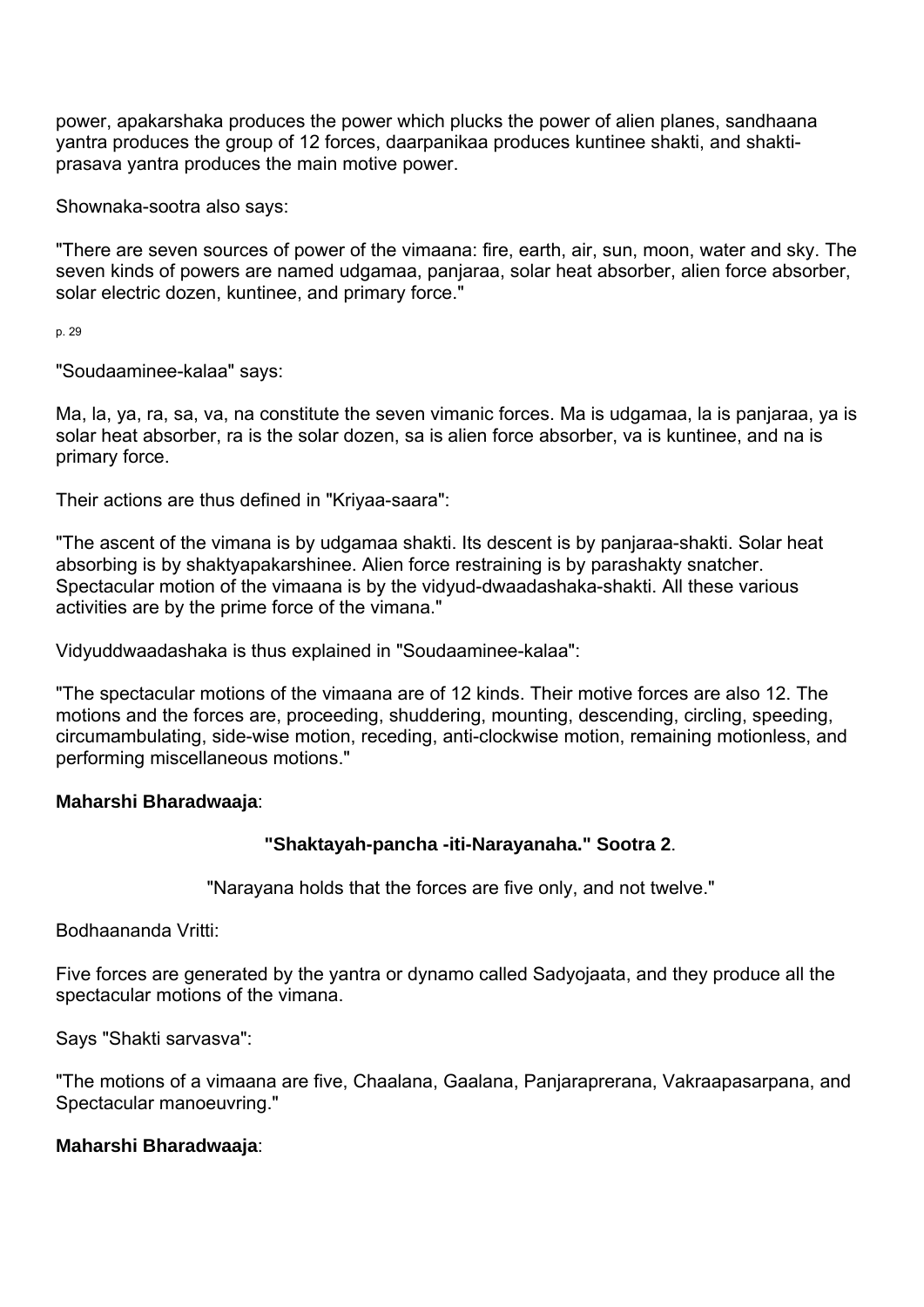power, apakarshaka produces the power which plucks the power of alien planes, sandhaana yantra produces the group of 12 forces, daarpanikaa produces kuntinee shakti, and shakti-prasava yantra produces the main motive power.

Shownaka-sootra also says:

"There are seven sources of power of the vimaana: fire, earth, air, sun, moon, water and sky. The seven kinds of powers are named udgamaa, panjaraa, solar heat absorber, alien force absorber, solar electric dozen, kuntinee, and primary force."

"Soudaaminee-kalaa" says:

Ma, la, ya, ra, sa, va, na constitute the seven vimanic forces. Ma is udgamaa, la is panjaraa, ya is solar heat absorber, ra is the solar dozen, sa is alien force absorber, va is kuntinee, and na is primary force.

Their actions are thus defined in "Kriyaa-saara":

"The ascent of the vimana is by udgamaa shakti. Its descent is by panjaraa-shakti. Solar heat absorbing is by shaktyapakarshinee. Alien force restraining is by parashakty snatcher. Spectacular motion of the vimaana is by the vidyud-dwaadashaka-shakti. All these various activities are by the prime force of the vimana."

Vidyuddwaadashaka is thus explained in "Soudaaminee-kalaa":

"The spectacular motions of the vimaana are of 12 kinds. Their motive forces are also 12. The motions and the forces are, proceeding, shuddering, mounting, descending, circling, speeding, circumambulating, side-wise motion, receding, anti-clockwise motion, remaining motionless, and performing miscellaneous motions."

**Maharshi Bharadwaaja**:

**"Shaktayah-pancha -iti-Narayanaha." Sootra 2**.

"Narayana holds that the forces are five only, and not twelve."

Bodhaananda Vritti:

Five forces are generated by the yantra or dynamo called Sadyojaata, and they produce all the spectacular motions of the vimana.

Says "Shakti sarvasva":

"The motions of a vimaana are five, Chaalana, Gaalana, Panjaraprerana, Vakraapasarpana, and Spectacular manoeuvring."

**Maharshi Bharadwaaja**: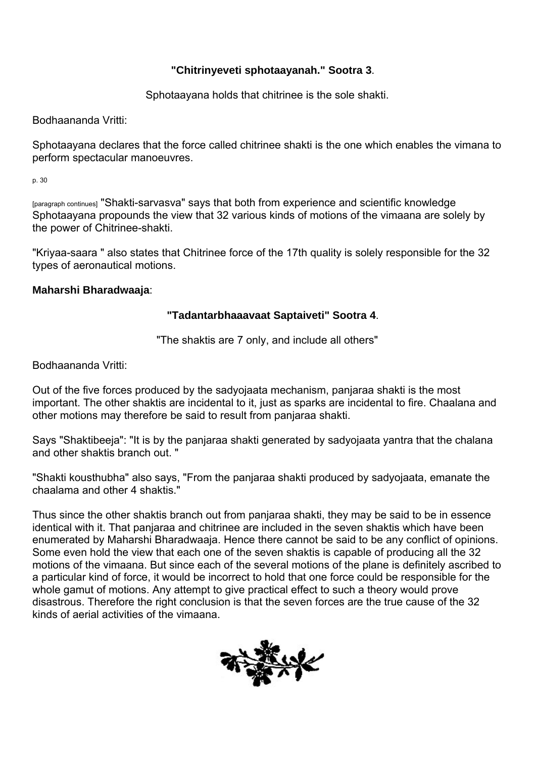**"Chitrinyeveti sphotaayanah." Sootra 3**.

Sphotaayana holds that chitrinee is the sole shakti.

Bodhaananda Vritti:

Sphotaayana declares that the force called chitrinee shakti is the one which enables the vimana to perform spectacular manoeuvres.

[paragraph continues] "Shakti-sarvasva" says that both from experience and scientific knowledge Sphotaayana propounds the view that 32 various kinds of motions of the vimaana are solely by the power of Chitrinee-shakti.

"Kriyaa-saara " also states that Chitrinee force of the 17th quality is solely responsible for the 32 types of aeronautical motions.

**Maharshi Bharadwaaja**:

**"Tadantarbhaaavaat Saptaiveti" Sootra 4**.

"The shaktis are 7 only, and include all others"

Bodhaananda Vritti:

Out of the five forces produced by the sadyojaata mechanism, panjaraa shakti is the most important. The other shaktis are incidental to it, just as sparks are incidental to fire. Chaalana and other motions may therefore be said to result from panjaraa shakti.

Says "Shaktibeeja": "It is by the panjaraa shakti generated by sadyojaata yantra that the chalana and other shaktis branch out. "

"Shakti kousthubha" also says, "From the panjaraa shakti produced by sadyojaata, emanate the chaalama and other 4 shaktis."

Thus since the other shaktis branch out from panjaraa shakti, they may be said to be in essence identical with it. That panjaraa and chitrinee are included in the seven shaktis which have been enumerated by Maharshi Bharadwaaja. Hence there cannot be said to be any conflict of opinions. Some even hold the view that each one of the seven shaktis is capable of producing all the 32 motions of the vimaana. But since each of the several motions of the plane is definitely ascribed to a particular kind of force, it would be incorrect to hold that one force could be responsible for the whole gamut of motions. Any attempt to give practical effect to such a theory would prove disastrous. Therefore the right conclusion is that the seven forces are the true cause of the 32 kinds of aerial activities of the vimaana.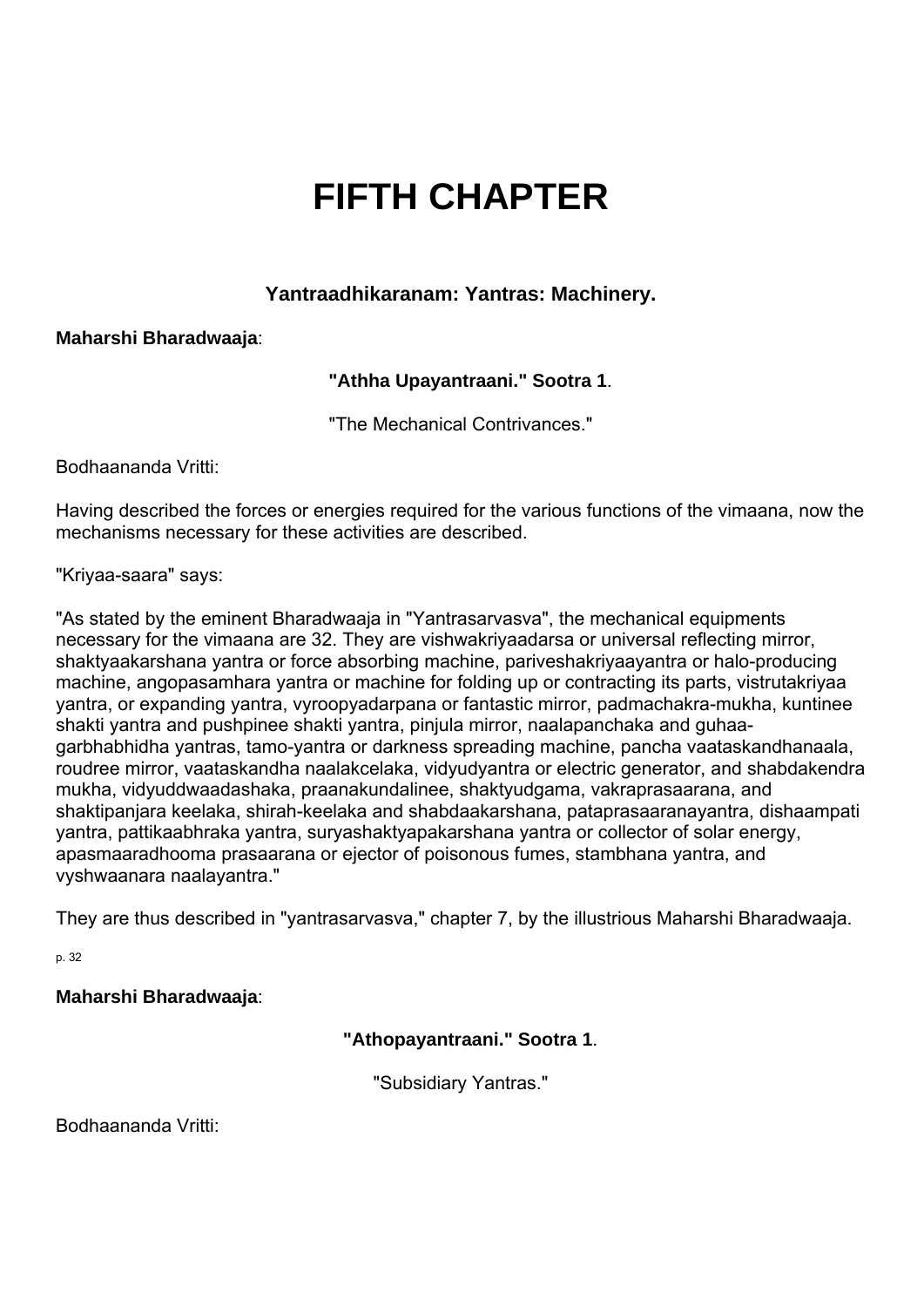# FIFTH CHAPTER

### Yantraadhikaranam: Yantras: Machinery.

**Maharshi Bharadwaaja**:

**"Athha Upayantraani." Sootra 1**.

"The Mechanical Contrivances."

Bodhaananda Vritti:

Having described the forces or energies required for the various functions of the vimaana, now the mechanisms necessary for these activities are described.

"Kriyaa-saara" says:

"As stated by the eminent Bharadwaaja in "Yantrasarvasva", the mechanical equipments necessary for the vimaana are 32. They are vishwakriyaadarsa or universal reflecting mirror, shaktyaakarshana yantra or force absorbing machine, pariveshakriyaayantra or halo-producing machine, angopasamhara yantra or machine for folding up or contracting its parts, vistrutakriyaa yantra, or expanding yantra, vyroopyadarpana or fantastic mirror, padmachakra-mukha, kuntinee shakti yantra and pushpinee shakti yantra, pinjula mirror, naalapanchaka and guhaa-garbhabhidha yantras, tamo-yantra or darkness spreading machine, pancha vaataskandhanaala, roudree mirror, vaataskandha naalakcelaka, vidyudyantra or electric generator, and shabdakendra mukha, vidyuddwaadashaka, praanakundalinee, shaktyudgama, vakraprasaarana, and shaktipanjara keelaka, shirah-keelaka and shabdaakarshana, pataprasaaranayantra, dishaampati yantra, pattikaabhraka yantra, suryashaktyapakarshana yantra or collector of solar energy, apasmaaradhooma prasaarana or ejector of poisonous fumes, stambhana yantra, and vyshwaanara naalayantra."

They are thus described in "yantrasarvasva," chapter 7, by the illustrious Maharshi Bharadwaaja.

**Maharshi Bharadwaaja**:

**"Athopayantraani." Sootra 1**.

"Subsidiary Yantras."

Bodhaananda Vritti: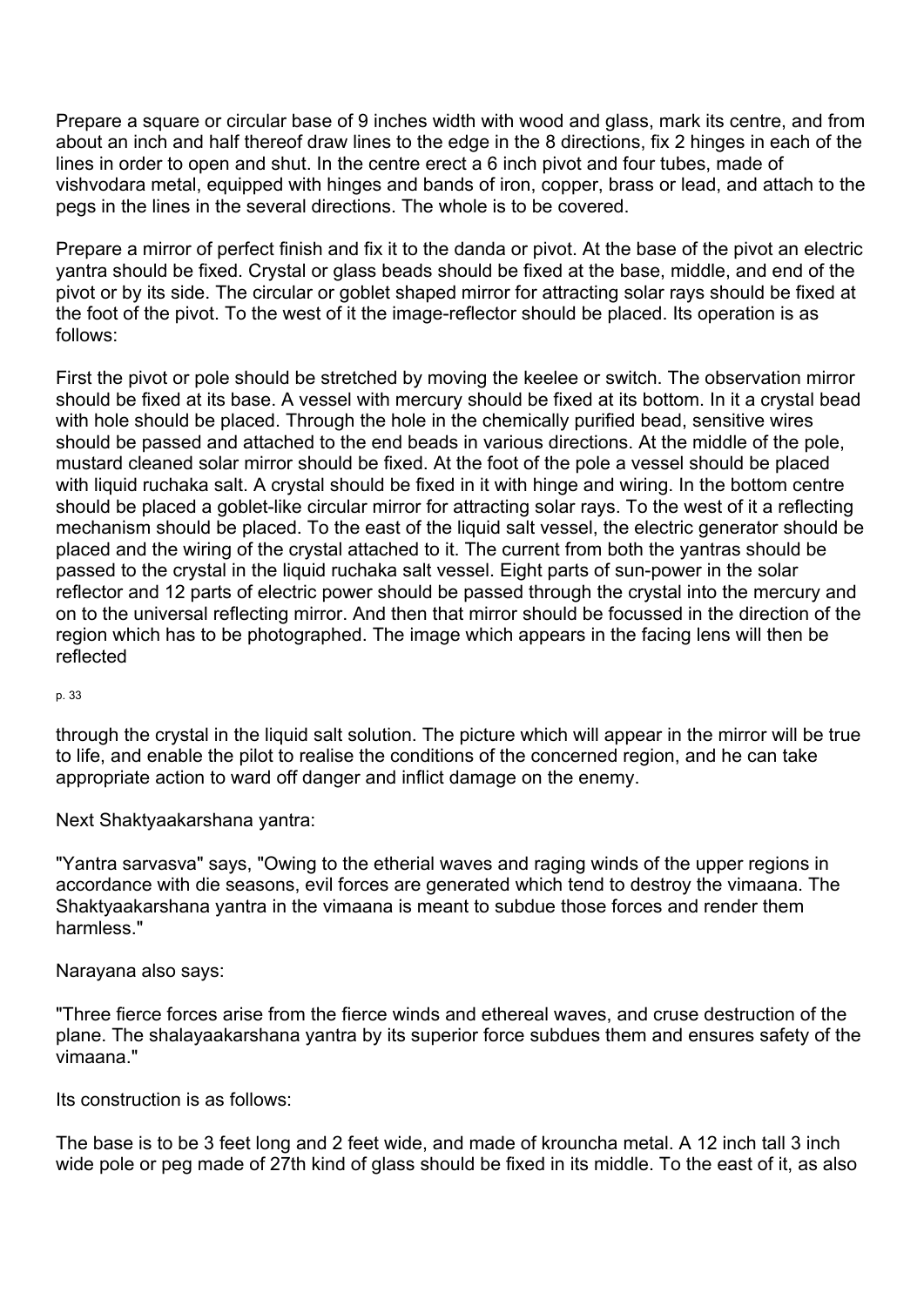Prepare a square or circular base of 9 inches width with wood and glass, mark its centre, and from about an inch and half thereof draw lines to the edge in the 8 directions, fix 2 hinges in each of the lines in order to open and shut. In the centre erect a 6 inch pivot and four tubes, made of vishvodara metal, equipped with hinges and bands of iron, copper, brass or lead, and attach to the pegs in the lines in the several directions. The whole is to be covered.

Prepare a mirror of perfect finish and fix it to the danda or pivot. At the base of the pivot an electric yantra should be fixed. Crystal or glass beads should be fixed at the base, middle, and end of the pivot or by its side. The circular or goblet shaped mirror for attracting solar rays should be fixed at the foot of the pivot. To the west of it the image-reflector should be placed. Its operation is as follows:

First the pivot or pole should be stretched by moving the keelee or switch. The observation mirror should be fixed at its base. A vessel with mercury should be fixed at its bottom. In it a crystal bead with hole should be placed. Through the hole in the chemically purified bead, sensitive wires should be passed and attached to the end beads in various directions. At the middle of the pole, mustard cleaned solar mirror should be fixed. At the foot of the pole a vessel should be placed with liquid ruchaka salt. A crystal should be fixed in it with hinge and wiring. In the bottom centre should be placed a goblet-like circular mirror for attracting solar rays. To the west of it a reflecting mechanism should be placed. To the east of the liquid salt vessel, the electric generator should be placed and the wiring of the crystal attached to it. The current from both the yantras should be passed to the crystal in the liquid ruchaka salt vessel. Eight parts of sun-power in the solar reflector and 12 parts of electric power should be passed through the crystal into the mercury and on to the universal reflecting mirror. And then that mirror should be focussed in the direction of the region which has to be photographed. The image which appears in the facing lens will then be reflected through the crystal in the liquid salt solution. The picture which will appear in the mirror will be true to life, and enable the pilot to realise the conditions of the concerned region, and he can take appropriate action to ward off danger and inflict damage on the enemy.

Next Shaktyaakarshana yantra:

"Yantra sarvasva" says, "Owing to the etherial waves and raging winds of the upper regions in accordance with die seasons, evil forces are generated which tend to destroy the vimaana. The Shaktyaakarshana yantra in the vimaana is meant to subdue those forces and render them harmless."

Narayana also says:

"Three fierce forces arise from the fierce winds and ethereal waves, and cruse destruction of the plane. The shalayaakarshana yantra by its superior force subdues them and ensures safety of the vimaana."

Its construction is as follows:

The base is to be 3 feet long and 2 feet wide, and made of krouncha metal. A 12 inch tall 3 inch wide pole or peg made of 27th kind of glass should be fixed in its middle. To the east of it, as also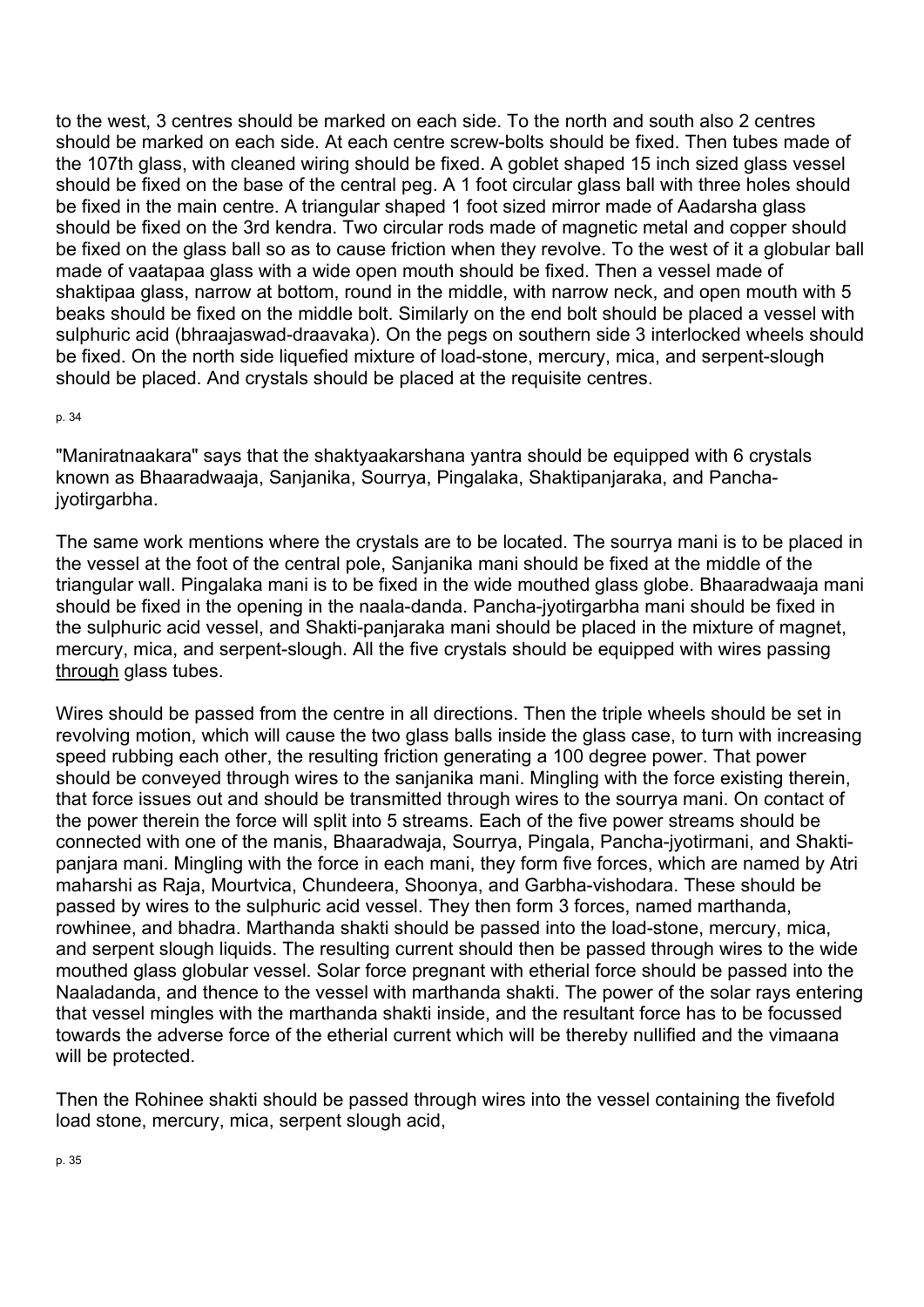to the west, 3 centres should be marked on each side. To the north and south also 2 centres should be marked on each side. At each centre screw-bolts should be fixed. Then tubes made of the 107th glass, with cleaned wiring should be fixed. A goblet shaped 15 inch sized glass vessel should be fixed on the base of the central peg. A 1 foot circular glass ball with three holes should be fixed in the main centre. A triangular shaped 1 foot sized mirror made of Aadarsha glass should be fixed on the 3rd kendra. Two circular rods made of magnetic metal and copper should be fixed on the glass ball so as to cause friction when they revolve. To the west of it a globular ball made of vaatapaa glass with a wide open mouth should be fixed. Then a vessel made of shaktipaa glass, narrow at bottom, round in the middle, with narrow neck, and open mouth with 5 beaks should be fixed on the middle bolt. Similarly on the end bolt should be placed a vessel with sulphuric acid (bhraajaswad-draavaka). On the pegs on southern side 3 interlocked wheels should be fixed. On the north side liquefied mixture of load-stone, mercury, mica, and serpent-slough should be placed. And crystals should be placed at the requisite centres.

"Maniratnaakara" says that the shaktyaakarshana yantra should be equipped with 6 crystals known as Bhaaradwaaja, Sanjanika, Sourrya, Pingalaka, Shaktipanjaraka, and Pancha-jyotirgarbha.

The same work mentions where the crystals are to be located. The sourrya mani is to be placed in the vessel at the foot of the central pole, Sanjanika mani should be fixed at the middle of the triangular wall. Pingalaka mani is to be fixed in the wide mouthed glass globe. Bhaaradwaaja mani should be fixed in the opening in the naala-danda. Pancha-jyotirgarbha mani should be fixed in the sulphuric acid vessel, and Shakti-panjaraka mani should be placed in the mixture of magnet, mercury, mica, and serpent-slough. All the five crystals should be equipped with wires passing through glass tubes.

Wires should be passed from the centre in all directions. Then the triple wheels should be set in revolving motion, which will cause the two glass balls inside the glass case, to turn with increasing speed rubbing each other, the resulting friction generating a 100 degree power. That power should be conveyed through wires to the sanjanika mani. Mingling with the force existing therein, that force issues out and should be transmitted through wires to the sourrya mani. On contact of the power therein the force will split into 5 streams. Each of the five power streams should be connected with one of the manis, Bhaaradwaja, Sourrya, Pingala, Pancha-jyotirmani, and Shakti-panjara mani. Mingling with the force in each mani, they form five forces, which are named by Atri maharshi as Raja, Mourtvica, Chundeera, Shoonya, and Garbha-vishodara. These should be passed by wires to the sulphuric acid vessel. They then form 3 forces, named marthanda, rowhinee, and bhadra. Marthanda shakti should be passed into the load-stone, mercury, mica, and serpent slough liquids. The resulting current should then be passed through wires to the wide mouthed glass globular vessel. Solar force pregnant with etherial force should be passed into the Naaladanda, and thence to the vessel with marthanda shakti. The power of the solar rays entering that vessel mingles with the marthanda shakti inside, and the resultant force has to be focussed towards the adverse force of the etherial current which will be thereby nullified and the vimaana will be protected.

Then the Rohinee shakti should be passed through wires into the vessel containing the fivefold load stone, mercury, mica, serpent slough acid,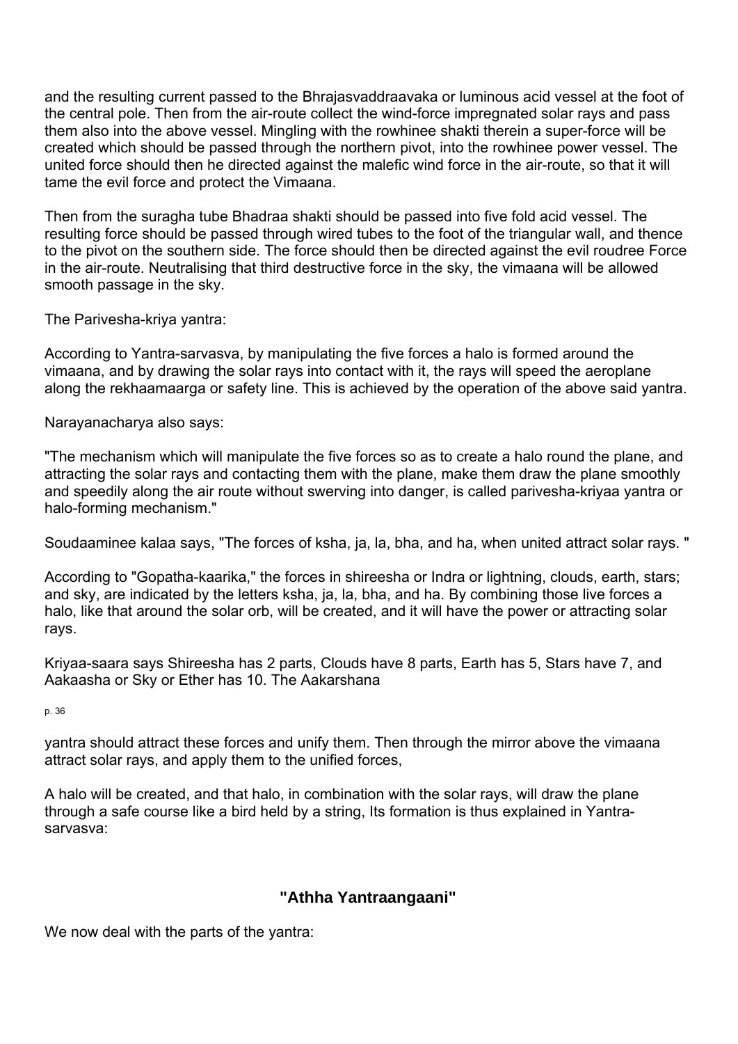and the resulting current passed to the Bhrajasvaddraavaka or luminous acid vessel at the foot of the central pole. Then from the air-route collect the wind-force impregnated solar rays and pass them also into the above vessel. Mingling with the rowhinee shakti therein a super-force will be created which should be passed through the northern pivot, into the rowhinee power vessel. The united force should then he directed against the malefic wind force in the air-route, so that it will tame the evil force and protect the Vimaana.

Then from the suragha tube Bhadraa shakti should be passed into five fold acid vessel. The resulting force should be passed through wired tubes to the foot of the triangular wall, and thence to the pivot on the southern side. The force should then be directed against the evil roudree Force in the air-route. Neutralising that third destructive force in the sky, the vimaana will be allowed smooth passage in the sky.

The Parivesha-kriya yantra:

According to Yantra-sarvasva, by manipulating the five forces a halo is formed around the vimaana, and by drawing the solar rays into contact with it, the rays will speed the aeroplane along the rekhaamaarga or safety line. This is achieved by the operation of the above said yantra.

Narayanacharya also says:

"The mechanism which will manipulate the five forces so as to create a halo round the plane, and attracting the solar rays and contacting them with the plane, make them draw the plane smoothly and speedily along the air route without swerving into danger, is called parivesha-kriyaa yantra or halo-forming mechanism."

Soudaaminee kalaa says, "The forces of ksha, ja, la, bha, and ha, when united attract solar rays. "

According to "Gopatha-kaarika," the forces in shireesha or Indra or lightning, clouds, earth, stars; and sky, are indicated by the letters ksha, ja, la, bha, and ha. By combining those live forces a halo, like that around the solar orb, will be created, and it will have the power or attracting solar rays.

Kriyaa-saara says Shireesha has 2 parts, Clouds have 8 parts, Earth has 5, Stars have 7, and Aakaasha or Sky or Ether has 10. The Aakarshana yantra should attract these forces and unify them. Then through the mirror above the vimaana attract solar rays, and apply them to the unified forces,

A halo will be created, and that halo, in combination with the solar rays, will draw the plane through a safe course like a bird held by a string, Its formation is thus explained in Yantra-sarvasva:

## "Athha Yantraangaani"

We now deal with the parts of the yantra: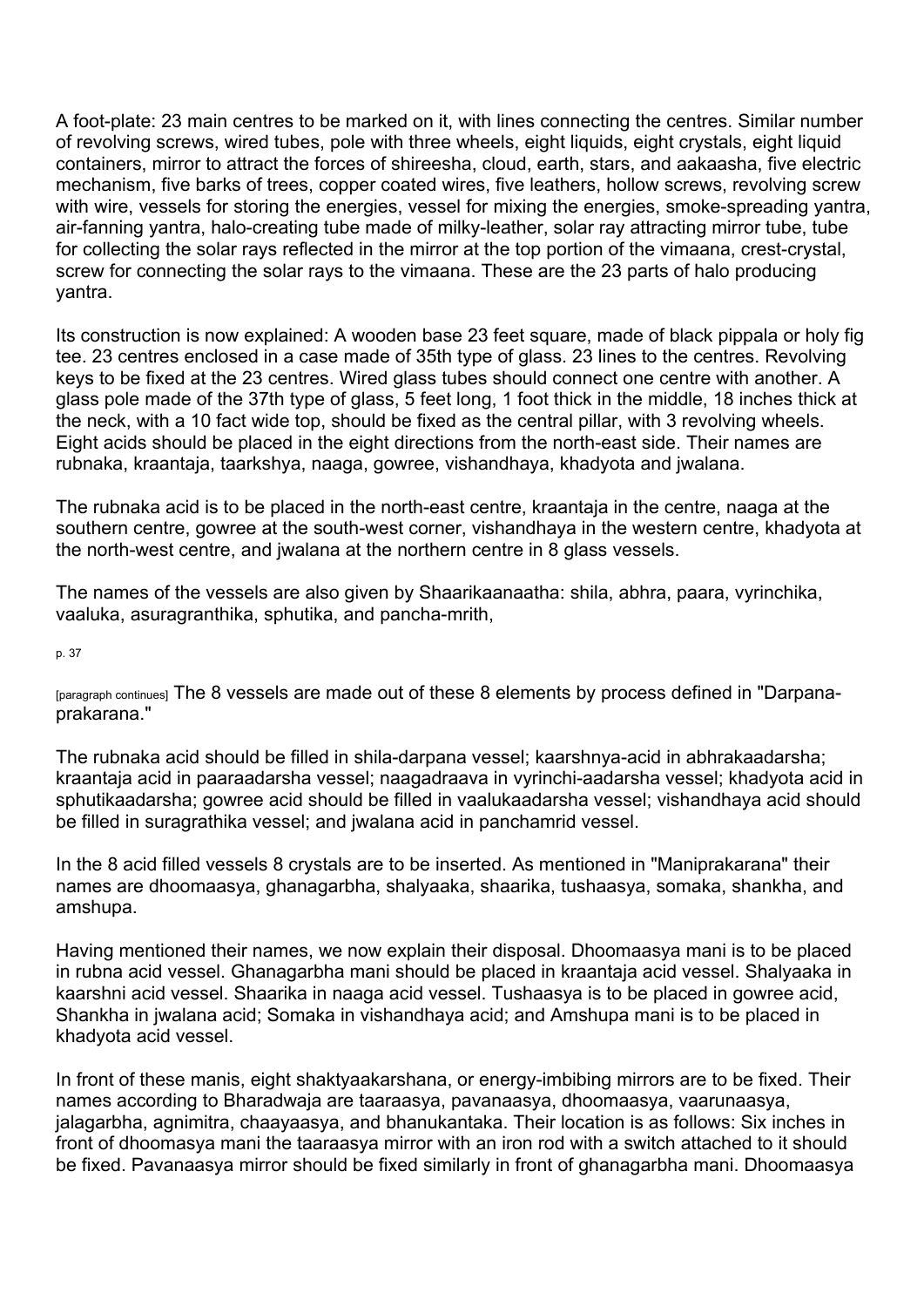A foot-plate: 23 main centres to be marked on it, with lines connecting the centres. Similar number of revolving screws, wired tubes, pole with three wheels, eight liquids, eight crystals, eight liquid containers, mirror to attract the forces of shireesha, cloud, earth, stars, and aakaasha, five electric mechanism, five barks of trees, copper coated wires, five leathers, hollow screws, revolving screw with wire, vessels for storing the energies, vessel for mixing the energies, smoke-spreading yantra, air-fanning yantra, halo-creating tube made of milky-leather, solar ray attracting mirror tube, tube for collecting the solar rays reflected in the mirror at the top portion of the vimaana, crest-crystal, screw for connecting the solar rays to the vimaana. These are the 23 parts of halo producing yantra.

Its construction is now explained: A wooden base 23 feet square, made of black pippala or holy fig tee. 23 centres enclosed in a case made of 35th type of glass. 23 lines to the centres. Revolving keys to be fixed at the 23 centres. Wired glass tubes should connect one centre with another. A glass pole made of the 37th type of glass, 5 feet long, 1 foot thick in the middle, 18 inches thick at the neck, with a 10 fact wide top, should be fixed as the central pillar, with 3 revolving wheels. Eight acids should be placed in the eight directions from the north-east side. Their names are rubnaka, kraantaja, taarkshya, naaga, gowree, vishandhaya, khadyota and jwalana.

The rubnaka acid is to be placed in the north-east centre, kraantaja in the centre, naaga at the southern centre, gowree at the south-west corner, vishandhaya in the western centre, khadyota at the north-west centre, and jwalana at the northern centre in 8 glass vessels.

The names of the vessels are also given by Shaarikaanaatha: shila, abhra, paara, vyrinchika, vaaluka, asuragranthika, sphutika, and pancha-mrith, The 8 vessels are made out of these 8 elements by process defined in "Darpana-prakarana."

The rubnaka acid should be filled in shila-darpana vessel; kaarshnya-acid in abhrakaadarsha; kraantaja acid in paaraadarsha vessel; naagadraava in vyrinchi-aadarsha vessel; khadyota acid in sphutikaadarsha; gowree acid should be filled in vaalukaadarsha vessel; vishandhaya acid should be filled in suragrathika vessel; and jwalana acid in panchamrid vessel.

In the 8 acid filled vessels 8 crystals are to be inserted. As mentioned in "Maniprakarana" their names are dhoomaasya, ghanagarbha, shalyaaka, shaarika, tushaasya, somaka, shankha, and amshupa.

Having mentioned their names, we now explain their disposal. Dhoomaasya mani is to be placed in rubna acid vessel. Ghanagarbha mani should be placed in kraantaja acid vessel. Shalyaaka in kaarshni acid vessel. Shaarika in naaga acid vessel. Tushaasya is to be placed in gowree acid, Shankha in jwalana acid; Somaka in vishandhaya acid; and Amshupa mani is to be placed in khadyota acid vessel.

In front of these manis, eight shaktyaakarshana, or energy-imbibing mirrors are to be fixed. Their names according to Bharadwaja are taaraasya, pavanaasya, dhoomaasya, vaarunaasya, jalagarbha, agnimitra, chaayaasya, and bhanukantaka. Their location is as follows: Six inches in front of dhoomasya mani the taaraasya mirror with an iron rod with a switch attached to it should be fixed. Pavanaasya mirror should be fixed similarly in front of ghanagarbha mani. Dhoomaasya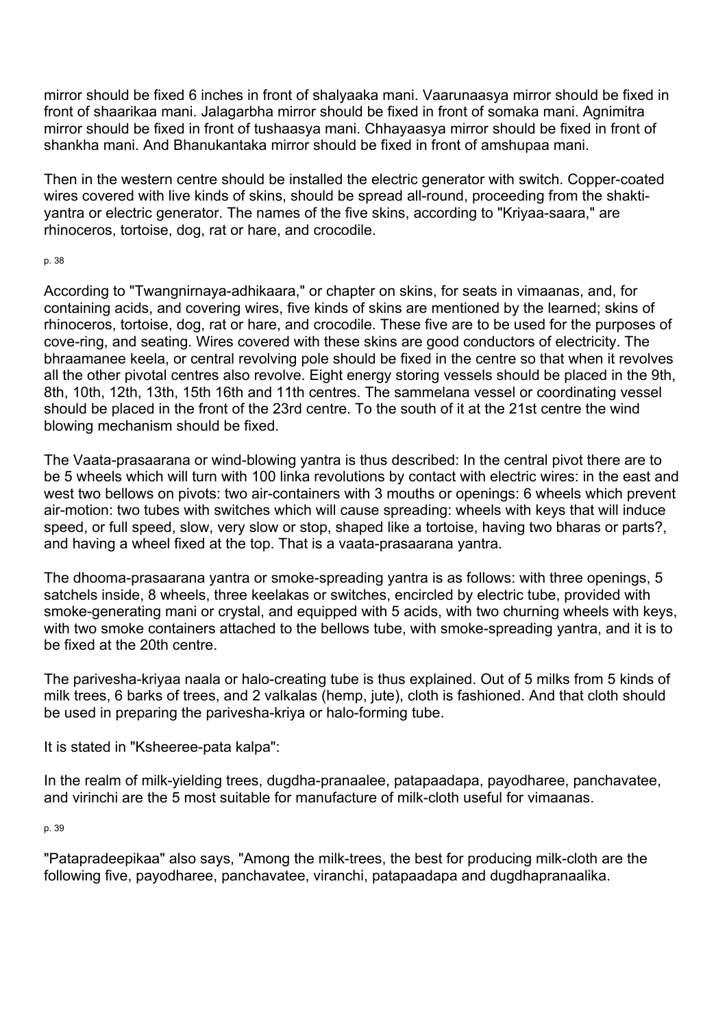mirror should be fixed 6 inches in front of shalyaaka mani. Vaarunaasya mirror should be fixed in front of shaarikaa mani. Jalagarbha mirror should be fixed in front of somaka mani. Agnimitra mirror should be fixed in front of tushaasya mani. Chhayaasya mirror should be fixed in front of shankha mani. And Bhanukantaka mirror should be fixed in front of amshupaa mani.

Then in the western centre should be installed the electric generator with switch. Copper-coated wires covered with live kinds of skins, should be spread all-round, proceeding from the shakti-yantra or electric generator. The names of the five skins, according to "Kriyaa-saara," are rhinoceros, tortoise, dog, rat or hare, and crocodile.

According to "Twangnirnaya-adhikaara," or chapter on skins, for seats in vimaanas, and, for containing acids, and covering wires, five kinds of skins are mentioned by the learned; skins of rhinoceros, tortoise, dog, rat or hare, and crocodile. These five are to be used for the purposes of cove-ring, and seating. Wires covered with these skins are good conductors of electricity. The bhraamanee keela, or central revolving pole should be fixed in the centre so that when it revolves all the other pivotal centres also revolve. Eight energy storing vessels should be placed in the 9th, 8th, 10th, 12th, 13th, 15th 16th and 11th centres. The sammelana vessel or coordinating vessel should be placed in the front of the 23rd centre. To the south of it at the 21st centre the wind blowing mechanism should be fixed.

The Vaata-prasaarana or wind-blowing yantra is thus described: In the central pivot there are to be 5 wheels which will turn with 100 linka revolutions by contact with electric wires: in the east and west two bellows on pivots: two air-containers with 3 mouths or openings: 6 wheels which prevent air-motion: two tubes with switches which will cause spreading: wheels with keys that will induce speed, or full speed, slow, very slow or stop, shaped like a tortoise, having two bharas or parts?, and having a wheel fixed at the top. That is a vaata-prasaarana yantra.

The dhooma-prasaarana yantra or smoke-spreading yantra is as follows: with three openings, 5 satchels inside, 8 wheels, three keelakas or switches, encircled by electric tube, provided with smoke-generating mani or crystal, and equipped with 5 acids, with two churning wheels with keys, with two smoke containers attached to the bellows tube, with smoke-spreading yantra, and it is to be fixed at the 20th centre.

The parivesha-kriyaa naala or halo-creating tube is thus explained. Out of 5 milks from 5 kinds of milk trees, 6 barks of trees, and 2 valkalas (hemp, jute), cloth is fashioned. And that cloth should be used in preparing the parivesha-kriya or halo-forming tube.

It is stated in "Ksheeree-pata kalpa":

In the realm of milk-yielding trees, dugdha-pranaalee, patapaadapa, payodharee, panchavatee, and virinchi are the 5 most suitable for manufacture of milk-cloth useful for vimaanas.

"Patapradeepikaa" also says, "Among the milk-trees, the best for producing milk-cloth are the following five, payodharee, panchavatee, viranchi, patapaadapa and dugdhapranaalika.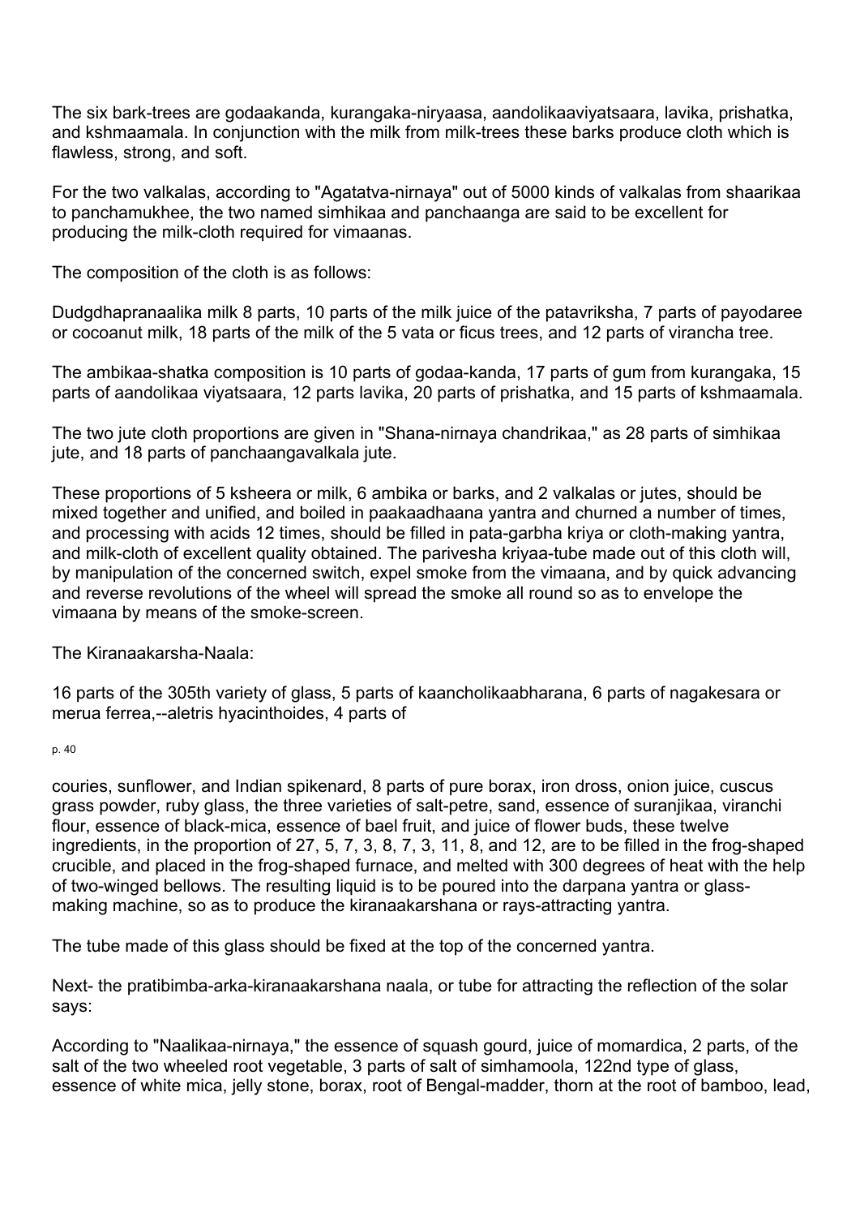The six bark-trees are godaakanda, kurangaka-niryaasa, aandolikaaviyatsaara, lavika, prishatka, and kshmaamala. In conjunction with the milk from milk-trees these barks produce cloth which is flawless, strong, and soft.

For the two valkalas, according to "Agatatva-nirnaya" out of 5000 kinds of valkalas from shaarikaa to panchamukhee, the two named simhikaa and panchaanga are said to be excellent for producing the milk-cloth required for vimaanas.

The composition of the cloth is as follows:

Dudgdhapranaalika milk 8 parts, 10 parts of the milk juice of the patavriksha, 7 parts of payodaree or cocoanut milk, 18 parts of the milk of the 5 vata or ficus trees, and 12 parts of virancha tree.

The ambikaa-shatka composition is 10 parts of godaa-kanda, 17 parts of gum from kurangaka, 15 parts of aandolikaa viyatsaara, 12 parts lavika, 20 parts of prishatka, and 15 parts of kshmaamala.

The two jute cloth proportions are given in "Shana-nirnaya chandrikaa," as 28 parts of simhikaa jute, and 18 parts of panchaangavalkala jute.

These proportions of 5 ksheera or milk, 6 ambika or barks, and 2 valkalas or jutes, should be mixed together and unified, and boiled in paakaadhaana yantra and churned a number of times, and processing with acids 12 times, should be filled in pata-garbha kriya or cloth-making yantra, and milk-cloth of excellent quality obtained. The parivesha kriyaa-tube made out of this cloth will, by manipulation of the concerned switch, expel smoke from the vimaana, and by quick advancing and reverse revolutions of the wheel will spread the smoke all round so as to envelope the vimaana by means of the smoke-screen.

The Kiranaakarsha-Naala:

16 parts of the 305th variety of glass, 5 parts of kaancholikaabharana, 6 parts of nagakesara or merua ferrea,--aletris hyacinthoides, 4 parts of couries, sunflower, and Indian spikenard, 8 parts of pure borax, iron dross, onion juice, cuscus grass powder, ruby glass, the three varieties of salt-petre, sand, essence of suranjikaa, viranchi flour, essence of black-mica, essence of bael fruit, and juice of flower buds, these twelve ingredients, in the proportion of 27, 5, 7, 3, 8, 7, 3, 11, 8, and 12, are to be filled in the frog-shaped crucible, and placed in the frog-shaped furnace, and melted with 300 degrees of heat with the help of two-winged bellows. The resulting liquid is to be poured into the darpana yantra or glass-making machine, so as to produce the kiranaakarshana or rays-attracting yantra.

The tube made of this glass should be fixed at the top of the concerned yantra.

Next- the pratibimba-arka-kiranaakarshana naala, or tube for attracting the reflection of the solar says:

According to "Naalikaa-nirnaya," the essence of squash gourd, juice of momardica, 2 parts, of the salt of the two wheeled root vegetable, 3 parts of salt of simhamoola, 122nd type of glass, essence of white mica, jelly stone, borax, root of Bengal-madder, thorn at the root of bamboo, lead,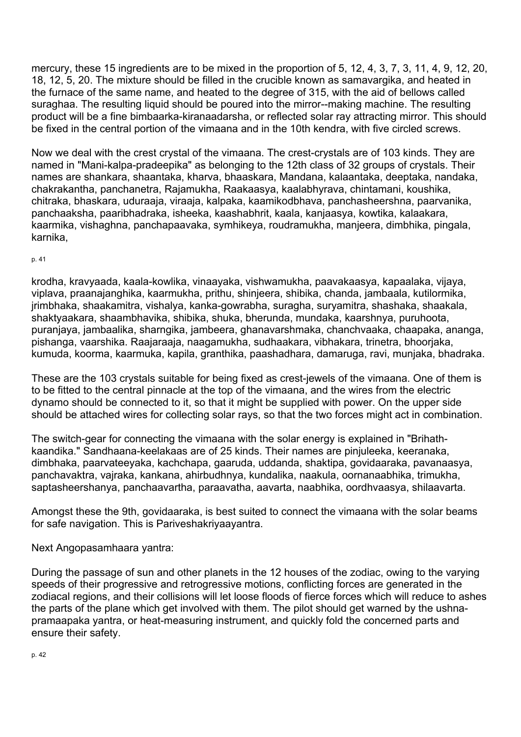mercury, these 15 ingredients are to be mixed in the proportion of 5, 12, 4, 3, 7, 3, 11, 4, 9, 12, 20, 18, 12, 5, 20. The mixture should be filled in the crucible known as samavargika, and heated in the furnace of the same name, and heated to the degree of 315, with the aid of bellows called suraghaa. The resulting liquid should be poured into the mirror--making machine. The resulting product will be a fine bimbaarka-kiranaadarsha, or reflected solar ray attracting mirror. This should be fixed in the central portion of the vimaana and in the 10th kendra, with five circled screws.

Now we deal with the crest crystal of the vimaana. The crest-crystals are of 103 kinds. They are named in "Mani-kalpa-pradeepika" as belonging to the 12th class of 32 groups of crystals. Their names are shankara, shaantaka, kharva, bhaaskara, Mandana, kalaantaka, deeptaka, nandaka, chakrakantha, panchanetra, Rajamukha, Raakaasya, kaalabhyrava, chintamani, koushika, chitraka, bhaskara, uduraaja, viraaja, kalpaka, kaamikodbhava, panchasheershna, paarvanika, panchaaksha, paaribhadraka, isheeka, kaashabhrit, kaala, kanjaasya, kowtika, kalaakara, kaarmika, vishaghna, panchapaavaka, symhikeya, roudramukha, manjeera, dimbhika, pingala, karnika,

krodha, kravyaada, kaala-kowlika, vinaayaka, vishwamukha, paavakaasya, kapaalaka, vijaya, viplava, praanajanghika, kaarmukha, prithu, shinjeera, shibika, chanda, jambaala, kutilormika, jrimbhaka, shaakamitra, vishalya, kanka-gowrabha, suragha, suryamitra, shashaka, shaakala, shaktyaakara, shaambhavika, shibika, shuka, bherunda, mundaka, kaarshnya, puruhoota, puranjaya, jambaalika, sharngika, jambeera, ghanavarshmaka, chanchvaaka, chaapaka, ananga, pishanga, vaarshika. Raajaraaja, naagamukha, sudhaakara, vibhakara, trinetra, bhoorjaka, kumuda, koorma, kaarmuka, kapila, granthika, paashadhara, damaruga, ravi, munjaka, bhadraka.

These are the 103 crystals suitable for being fixed as crest-jewels of the vimaana. One of them is to be fitted to the central pinnacle at the top of the vimaana, and the wires from the electric dynamo should be connected to it, so that it might be supplied with power. On the upper side should be attached wires for collecting solar rays, so that the two forces might act in combination.

The switch-gear for connecting the vimaana with the solar energy is explained in "Brihath-kaandika." Sandhaana-keelakaas are of 25 kinds. Their names are pinjuleeka, keeranaka, dimbhaka, paarvateeyaka, kachchapa, gaaruda, uddanda, shaktipa, govidaaraka, pavanaasya, panchavaktra, vajraka, kankana, ahirbudhnya, kundalika, naakula, oornanaabhika, trimukha, saptasheershanya, panchaavartha, paraavatha, aavarta, naabhika, oordhvaasya, shilaavarta.

Amongst these the 9th, govidaaraka, is best suited to connect the vimaana with the solar beams for safe navigation. This is Pariveshakriyaayantra.

Next Angopasamhaara yantra:

During the passage of sun and other planets in the 12 houses of the zodiac, owing to the varying speeds of their progressive and retrogressive motions, conflicting forces are generated in the zodiacal regions, and their collisions will let loose floods of fierce forces which will reduce to ashes the parts of the plane which get involved with them. The pilot should get warned by the ushna-pramaapaka yantra, or heat-measuring instrument, and quickly fold the concerned parts and ensure their safety.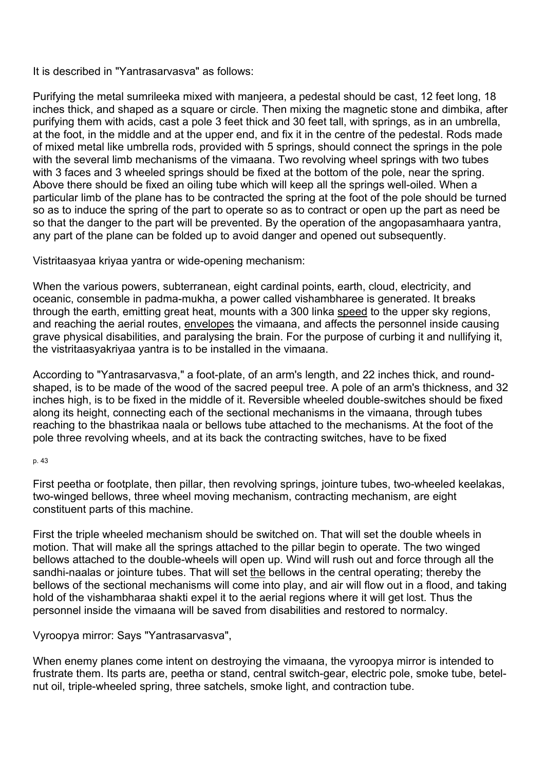It is described in "Yantrasarvasva" as follows:

Purifying the metal sumrileeka mixed with manjeera, a pedestal should be cast, 12 feet long, 18 inches thick, and shaped as a square or circle. Then mixing the magnetic stone and dimbika, after purifying them with acids, cast a pole 3 feet thick and 30 feet tall, with springs, as in an umbrella, at the foot, in the middle and at the upper end, and fix it in the centre of the pedestal. Rods made of mixed metal like umbrella rods, provided with 5 springs, should connect the springs in the pole with the several limb mechanisms of the vimaana. Two revolving wheel springs with two tubes with 3 faces and 3 wheeled springs should be fixed at the bottom of the pole, near the spring. Above there should be fixed an oiling tube which will keep all the springs well-oiled. When a particular limb of the plane has to be contracted the spring at the foot of the pole should be turned so as to induce the spring of the part to operate so as to contract or open up the part as need be so that the danger to the part will be prevented. By the operation of the angopasamhaara yantra, any part of the plane can be folded up to avoid danger and opened out subsequently.

Vistritaasyaa kriyaa yantra or wide-opening mechanism:

When the various powers, subterranean, eight cardinal points, earth, cloud, electricity, and oceanic, consemble in padma-mukha, a power called vishambharee is generated. It breaks through the earth, emitting great heat, mounts with a 300 linka speed to the upper sky regions, and reaching the aerial routes, envelopes the vimaana, and affects the personnel inside causing grave physical disabilities, and paralysing the brain. For the purpose of curbing it and nullifying it, the vistritaasyakriyaa yantra is to be installed in the vimaana.

According to "Yantrasarvasva," a foot-plate, of an arm's length, and 22 inches thick, and round-shaped, is to be made of the wood of the sacred peepul tree. A pole of an arm's thickness, and 32 inches high, is to be fixed in the middle of it. Reversible wheeled double-switches should be fixed along its height, connecting each of the sectional mechanisms in the vimaana, through tubes reaching to the bhastrikaa naala or bellows tube attached to the mechanisms. At the foot of the pole three revolving wheels, and at its back the contracting switches, have to be fixed

p. 43

First peetha or footplate, then pillar, then revolving springs, jointure tubes, two-wheeled keelakas, two-winged bellows, three wheel moving mechanism, contracting mechanism, are eight constituent parts of this machine.

First the triple wheeled mechanism should be switched on. That will set the double wheels in motion. That will make all the springs attached to the pillar begin to operate. The two winged bellows attached to the double-wheels will open up. Wind will rush out and force through all the sandhi-naalas or jointure tubes. That will set the bellows in the central operating; thereby the bellows of the sectional mechanisms will come into play, and air will flow out in a flood, and taking hold of the vishambharaa shakti expel it to the aerial regions where it will get lost. Thus the personnel inside the vimaana will be saved from disabilities and restored to normalcy.

Vyroopya mirror: Says "Yantrasarvasva",

When enemy planes come intent on destroying the vimaana, the vyroopya mirror is intended to frustrate them. Its parts are, peetha or stand, central switch-gear, electric pole, smoke tube, betel-nut oil, triple-wheeled spring, three satchels, smoke light, and contraction tube.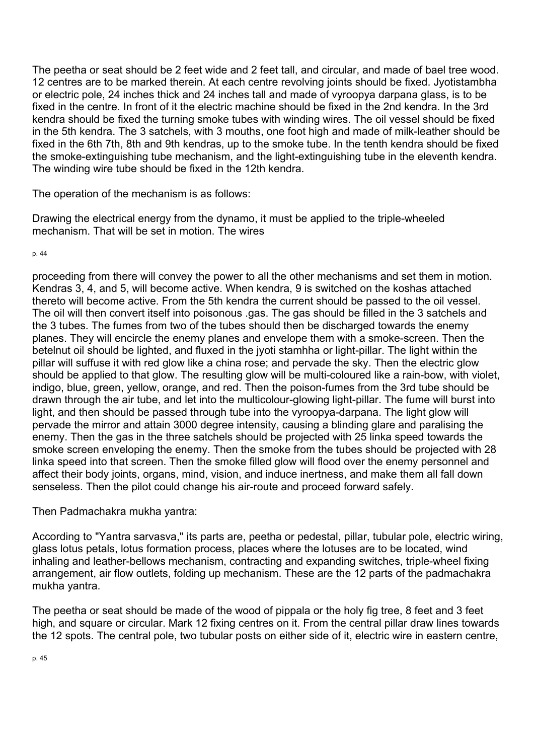The peetha or seat should be 2 feet wide and 2 feet tall, and circular, and made of bael tree wood. 12 centres are to be marked therein. At each centre revolving joints should be fixed. Jyotistambha or electric pole, 24 inches thick and 24 inches tall and made of vyroopya darpana glass, is to be fixed in the centre. In front of it the electric machine should be fixed in the 2nd kendra. In the 3rd kendra should be fixed the turning smoke tubes with winding wires. The oil vessel should be fixed in the 5th kendra. The 3 satchels, with 3 mouths, one foot high and made of milk-leather should be fixed in the 6th 7th, 8th and 9th kendras, up to the smoke tube. In the tenth kendra should be fixed the smoke-extinguishing tube mechanism, and the light-extinguishing tube in the eleventh kendra. The winding wire tube should be fixed in the 12th kendra.

The operation of the mechanism is as follows:

Drawing the electrical energy from the dynamo, it must be applied to the triple-wheeled mechanism. That will be set in motion. The wires proceeding from there will convey the power to all the other mechanisms and set them in motion. Kendras 3, 4, and 5, will become active. When kendra, 9 is switched on the koshas attached thereto will become active. From the 5th kendra the current should be passed to the oil vessel. The oil will then convert itself into poisonous .gas. The gas should be filled in the 3 satchels and the 3 tubes. The fumes from two of the tubes should then be discharged towards the enemy planes. They will encircle the enemy planes and envelope them with a smoke-screen. Then the betelnut oil should be lighted, and fluxed in the jyoti stamhha or light-pillar. The light within the pillar will suffuse it with red glow like a china rose; and pervade the sky. Then the electric glow should be applied to that glow. The resulting glow will be multi-coloured like a rain-bow, with violet, indigo, blue, green, yellow, orange, and red. Then the poison-fumes from the 3rd tube should be drawn through the air tube, and let into the multicolour-glowing light-pillar. The fume will burst into light, and then should be passed through tube into the vyroopya-darpana. The light glow will pervade the mirror and attain 3000 degree intensity, causing a blinding glare and paralising the enemy. Then the gas in the three satchels should be projected with 25 linka speed towards the smoke screen enveloping the enemy. Then the smoke from the tubes should be projected with 28 linka speed into that screen. Then the smoke filled glow will flood over the enemy personnel and affect their body joints, organs, mind, vision, and induce inertness, and make them all fall down senseless. Then the pilot could change his air-route and proceed forward safely.

Then Padmachakra mukha yantra:

According to "Yantra sarvasva," its parts are, peetha or pedestal, pillar, tubular pole, electric wiring, glass lotus petals, lotus formation process, places where the lotuses are to be located, wind inhaling and leather-bellows mechanism, contracting and expanding switches, triple-wheel fixing arrangement, air flow outlets, folding up mechanism. These are the 12 parts of the padmachakra mukha yantra.

The peetha or seat should be made of the wood of pippala or the holy fig tree, 8 feet and 3 feet high, and square or circular. Mark 12 fixing centres on it. From the central pillar draw lines towards the 12 spots. The central pole, two tubular posts on either side of it, electric wire in eastern centre,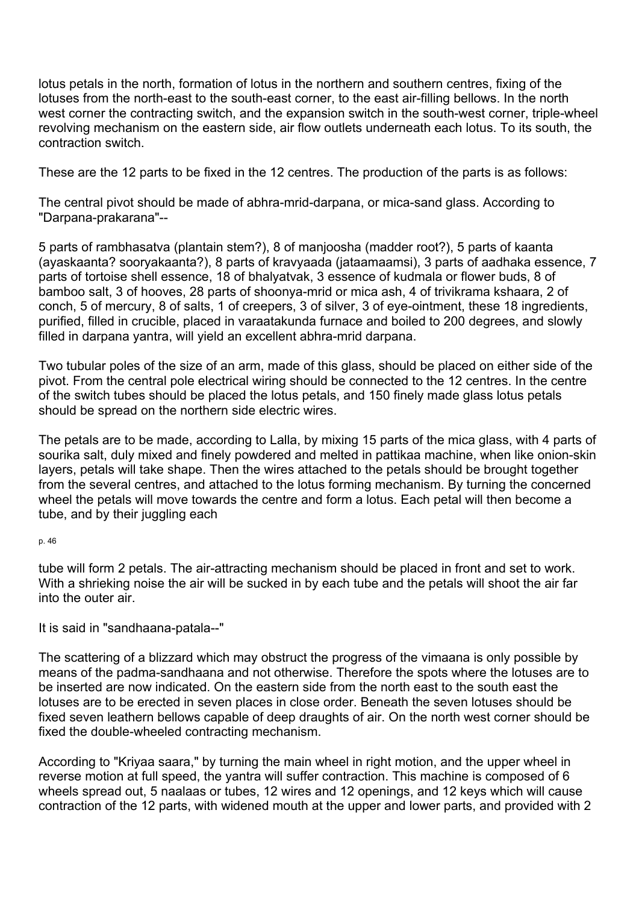lotus petals in the north, formation of lotus in the northern and southern centres, fixing of the lotuses from the north-east to the south-east corner, to the east air-filling bellows. In the north west corner the contracting switch, and the expansion switch in the south-west corner, triple-wheel revolving mechanism on the eastern side, air flow outlets underneath each lotus. To its south, the contraction switch.

These are the 12 parts to be fixed in the 12 centres. The production of the parts is as follows:

The central pivot should be made of abhra-mrid-darpana, or mica-sand glass. According to "Darpana-prakarana"--

5 parts of rambhasatva (plantain stem?), 8 of manjoosha (madder root?), 5 parts of kaanta (ayaskaanta? sooryakaanta?), 8 parts of kravyaada (jataamaamsi), 3 parts of aadhaka essence, 7 parts of tortoise shell essence, 18 of bhalyatvak, 3 essence of kudmala or flower buds, 8 of bamboo salt, 3 of hooves, 28 parts of shoonya-mrid or mica ash, 4 of trivikrama kshaara, 2 of conch, 5 of mercury, 8 of salts, 1 of creepers, 3 of silver, 3 of eye-ointment, these 18 ingredients, purified, filled in crucible, placed in varaatakunda furnace and boiled to 200 degrees, and slowly filled in darpana yantra, will yield an excellent abhra-mrid darpana.

Two tubular poles of the size of an arm, made of this glass, should be placed on either side of the pivot. From the central pole electrical wiring should be connected to the 12 centres. In the centre of the switch tubes should be placed the lotus petals, and 150 finely made glass lotus petals should be spread on the northern side electric wires.

The petals are to be made, according to Lalla, by mixing 15 parts of the mica glass, with 4 parts of sourika salt, duly mixed and finely powdered and melted in pattikaa machine, when like onion-skin layers, petals will take shape. Then the wires attached to the petals should be brought together from the several centres, and attached to the lotus forming mechanism. By turning the concerned wheel the petals will move towards the centre and form a lotus. Each petal will then become a tube, and by their juggling each tube will form 2 petals. The air-attracting mechanism should be placed in front and set to work. With a shrieking noise the air will be sucked in by each tube and the petals will shoot the air far into the outer air.

It is said in "sandhaana-patala--"

The scattering of a blizzard which may obstruct the progress of the vimaana is only possible by means of the padma-sandhaana and not otherwise. Therefore the spots where the lotuses are to be inserted are now indicated. On the eastern side from the north east to the south east the lotuses are to be erected in seven places in close order. Beneath the seven lotuses should be fixed seven leathern bellows capable of deep draughts of air. On the north west corner should be fixed the double-wheeled contracting mechanism.

According to "Kriyaa saara," by turning the main wheel in right motion, and the upper wheel in reverse motion at full speed, the yantra will suffer contraction. This machine is composed of 6 wheels spread out, 5 naalaas or tubes, 12 wires and 12 openings, and 12 keys which will cause contraction of the 12 parts, with widened mouth at the upper and lower parts, and provided with 2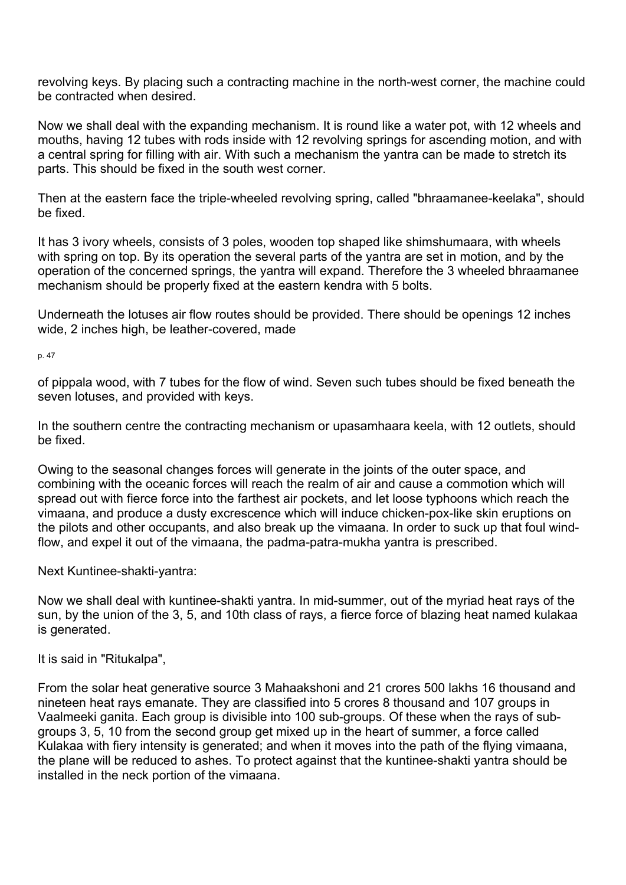revolving keys. By placing such a contracting machine in the north-west corner, the machine could be contracted when desired.

Now we shall deal with the expanding mechanism. It is round like a water pot, with 12 wheels and mouths, having 12 tubes with rods inside with 12 revolving springs for ascending motion, and with a central spring for filling with air. With such a mechanism the yantra can be made to stretch its parts. This should be fixed in the south west corner.

Then at the eastern face the triple-wheeled revolving spring, called "bhraamanee-keelaka", should be fixed.

It has 3 ivory wheels, consists of 3 poles, wooden top shaped like shimshumaara, with wheels with spring on top. By its operation the several parts of the yantra are set in motion, and by the operation of the concerned springs, the yantra will expand. Therefore the 3 wheeled bhraamanee mechanism should be properly fixed at the eastern kendra with 5 bolts.

Underneath the lotuses air flow routes should be provided. There should be openings 12 inches wide, 2 inches high, be leather-covered, made of pippala wood, with 7 tubes for the flow of wind. Seven such tubes should be fixed beneath the seven lotuses, and provided with keys.

In the southern centre the contracting mechanism or upasamhaara keela, with 12 outlets, should be fixed.

Owing to the seasonal changes forces will generate in the joints of the outer space, and combining with the oceanic forces will reach the realm of air and cause a commotion which will spread out with fierce force into the farthest air pockets, and let loose typhoons which reach the vimaana, and produce a dusty excrescence which will induce chicken-pox-like skin eruptions on the pilots and other occupants, and also break up the vimaana. In order to suck up that foul wind-flow, and expel it out of the vimaana, the padma-patra-mukha yantra is prescribed.

Next Kuntinee-shakti-yantra:

Now we shall deal with kuntinee-shakti yantra. In mid-summer, out of the myriad heat rays of the sun, by the union of the 3, 5, and 10th class of rays, a fierce force of blazing heat named kulakaa is generated.

It is said in "Ritukalpa",

From the solar heat generative source 3 Mahaakshoni and 21 crores 500 lakhs 16 thousand and nineteen heat rays emanate. They are classified into 5 crores 8 thousand and 107 groups in Vaalmeeki ganita. Each group is divisible into 100 sub-groups. Of these when the rays of sub-groups 3, 5, 10 from the second group get mixed up in the heart of summer, a force called Kulakaa with fiery intensity is generated; and when it moves into the path of the flying vimaana, the plane will be reduced to ashes. To protect against that the kuntinee-shakti yantra should be installed in the neck portion of the vimaana.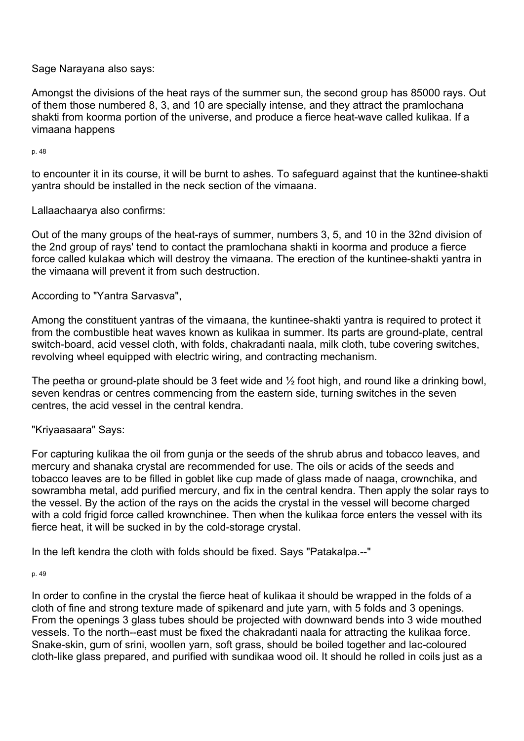Sage Narayana also says:

Amongst the divisions of the heat rays of the summer sun, the second group has 85000 rays. Out of them those numbered 8, 3, and 10 are specially intense, and they attract the pramlochana shakti from koorma portion of the universe, and produce a fierce heat-wave called kulikaa. If a vimaana happens to encounter it in its course, it will be burnt to ashes. To safeguard against that the kuntinee-shakti yantra should be installed in the neck section of the vimaana.

Lallaachaarya also confirms:

Out of the many groups of the heat-rays of summer, numbers 3, 5, and 10 in the 32nd division of the 2nd group of rays' tend to contact the pramlochana shakti in koorma and produce a fierce force called kulakaa which will destroy the vimaana. The erection of the kuntinee-shakti yantra in the vimaana will prevent it from such destruction.

According to "Yantra Sarvasva",

Among the constituent yantras of the vimaana, the kuntinee-shakti yantra is required to protect it from the combustible heat waves known as kulikaa in summer. Its parts are ground-plate, central switch-board, acid vessel cloth, with folds, chakradanti naala, milk cloth, tube covering switches, revolving wheel equipped with electric wiring, and contracting mechanism.

The peetha or ground-plate should be 3 feet wide and ½ foot high, and round like a drinking bowl, seven kendras or centres commencing from the eastern side, turning switches in the seven centres, the acid vessel in the central kendra.

"Kriyaasaara" Says:

For capturing kulikaa the oil from gunja or the seeds of the shrub abrus and tobacco leaves, and mercury and shanaka crystal are recommended for use. The oils or acids of the seeds and tobacco leaves are to be filled in goblet like cup made of glass made of naaga, crownchika, and sowrambha metal, add purified mercury, and fix in the central kendra. Then apply the solar rays to the vessel. By the action of the rays on the acids the crystal in the vessel will become charged with a cold frigid force called krownchinee. Then when the kulikaa force enters the vessel with its fierce heat, it will be sucked in by the cold-storage crystal.

In the left kendra the cloth with folds should be fixed. Says "Patakalpa.--"

In order to confine in the crystal the fierce heat of kulikaa it should be wrapped in the folds of a cloth of fine and strong texture made of spikenard and jute yarn, with 5 folds and 3 openings. From the openings 3 glass tubes should be projected with downward bends into 3 wide mouthed vessels. To the north--east must be fixed the chakradanti naala for attracting the kulikaa force. Snake-skin, gum of srini, woollen yarn, soft grass, should be boiled together and lac-coloured cloth-like glass prepared, and purified with sundikaa wood oil. It should he rolled in coils just as a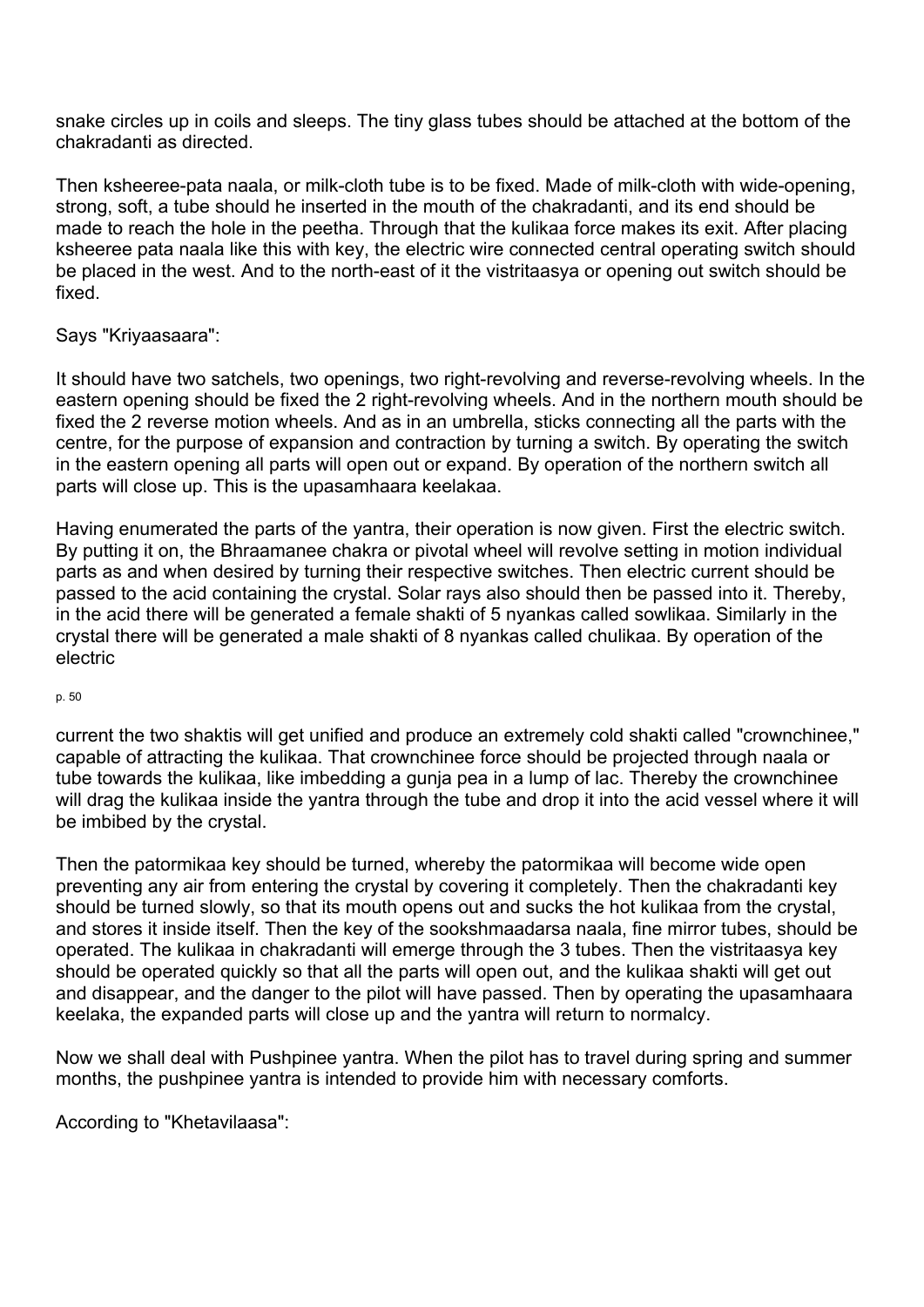snake circles up in coils and sleeps. The tiny glass tubes should be attached at the bottom of the chakradanti as directed.

Then ksheeree-pata naala, or milk-cloth tube is to be fixed. Made of milk-cloth with wide-opening, strong, soft, a tube should he inserted in the mouth of the chakradanti, and its end should be made to reach the hole in the peetha. Through that the kulikaa force makes its exit. After placing ksheeree pata naala like this with key, the electric wire connected central operating switch should be placed in the west. And to the north-east of it the vistritaasya or opening out switch should be fixed.

Says "Kriyaasaara":

It should have two satchels, two openings, two right-revolving and reverse-revolving wheels. In the eastern opening should be fixed the 2 right-revolving wheels. And in the northern mouth should be fixed the 2 reverse motion wheels. And as in an umbrella, sticks connecting all the parts with the centre, for the purpose of expansion and contraction by turning a switch. By operating the switch in the eastern opening all parts will open out or expand. By operation of the northern switch all parts will close up. This is the upasamhaara keelakaa.

Having enumerated the parts of the yantra, their operation is now given. First the electric switch. By putting it on, the Bhraamanee chakra or pivotal wheel will revolve setting in motion individual parts as and when desired by turning their respective switches. Then electric current should be passed to the acid containing the crystal. Solar rays also should then be passed into it. Thereby, in the acid there will be generated a female shakti of 5 nyankas called sowlikaa. Similarly in the crystal there will be generated a male shakti of 8 nyankas called chulikaa. By operation of the electric current the two shaktis will get unified and produce an extremely cold shakti called "crownchinee," capable of attracting the kulikaa. That crownchinee force should be projected through naala or tube towards the kulikaa, like imbedding a gunja pea in a lump of lac. Thereby the crownchinee will drag the kulikaa inside the yantra through the tube and drop it into the acid vessel where it will be imbibed by the crystal.

Then the patormikaa key should be turned, whereby the patormikaa will become wide open preventing any air from entering the crystal by covering it completely. Then the chakradanti key should be turned slowly, so that its mouth opens out and sucks the hot kulikaa from the crystal, and stores it inside itself. Then the key of the sookshmaadarsa naala, fine mirror tubes, should be operated. The kulikaa in chakradanti will emerge through the 3 tubes. Then the vistritaasya key should be operated quickly so that all the parts will open out, and the kulikaa shakti will get out and disappear, and the danger to the pilot will have passed. Then by operating the upasamhaara keelaka, the expanded parts will close up and the yantra will return to normalcy.

Now we shall deal with Pushpinee yantra. When the pilot has to travel during spring and summer months, the pushpinee yantra is intended to provide him with necessary comforts.

According to "Khetavilaasa":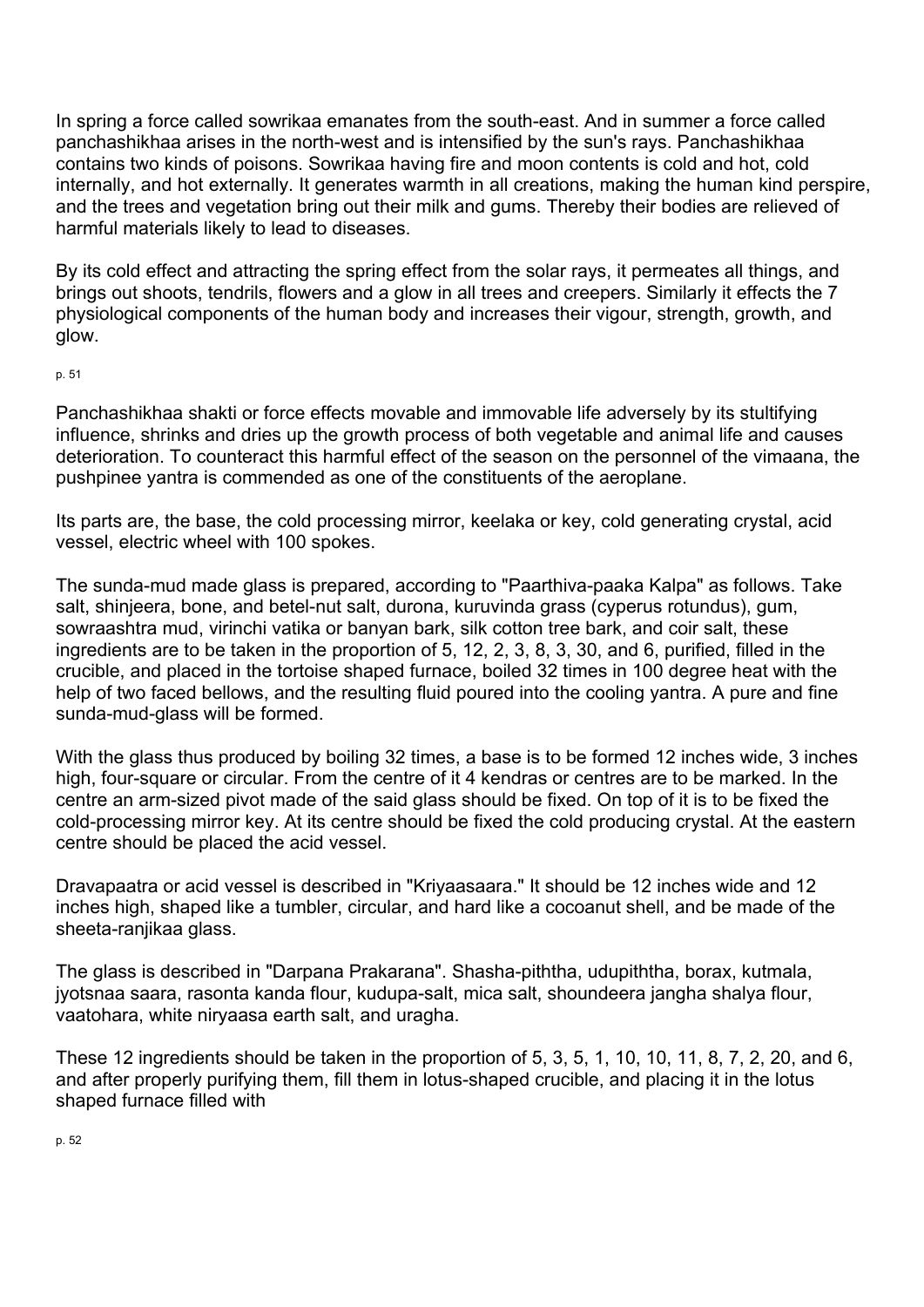In spring a force called sowrikaa emanates from the south-east. And in summer a force called panchashikhaa arises in the north-west and is intensified by the sun's rays. Panchashikhaa contains two kinds of poisons. Sowrikaa having fire and moon contents is cold and hot, cold internally, and hot externally. It generates warmth in all creations, making the human kind perspire, and the trees and vegetation bring out their milk and gums. Thereby their bodies are relieved of harmful materials likely to lead to diseases.

By its cold effect and attracting the spring effect from the solar rays, it permeates all things, and brings out shoots, tendrils, flowers and a glow in all trees and creepers. Similarly it effects the 7 physiological components of the human body and increases their vigour, strength, growth, and glow.

Panchashikhaa shakti or force effects movable and immovable life adversely by its stultifying influence, shrinks and dries up the growth process of both vegetable and animal life and causes deterioration. To counteract this harmful effect of the season on the personnel of the vimaana, the pushpinee yantra is commended as one of the constituents of the aeroplane.

Its parts are, the base, the cold processing mirror, keelaka or key, cold generating crystal, acid vessel, electric wheel with 100 spokes.

The sunda-mud made glass is prepared, according to "Paarthiva-paaka Kalpa" as follows. Take salt, shinjeera, bone, and betel-nut salt, durona, kuruvinda grass (cyperus rotundus), gum, sowraashtra mud, virinchi vatika or banyan bark, silk cotton tree bark, and coir salt, these ingredients are to be taken in the proportion of 5, 12, 2, 3, 8, 3, 30, and 6, purified, filled in the crucible, and placed in the tortoise shaped furnace, boiled 32 times in 100 degree heat with the help of two faced bellows, and the resulting fluid poured into the cooling yantra. A pure and fine sunda-mud-glass will be formed.

With the glass thus produced by boiling 32 times, a base is to be formed 12 inches wide, 3 inches high, four-square or circular. From the centre of it 4 kendras or centres are to be marked. In the centre an arm-sized pivot made of the said glass should be fixed. On top of it is to be fixed the cold-processing mirror key. At its centre should be fixed the cold producing crystal. At the eastern centre should be placed the acid vessel.

Dravapaatra or acid vessel is described in "Kriyaasaara." It should be 12 inches wide and 12 inches high, shaped like a tumbler, circular, and hard like a cocoanut shell, and be made of the sheeta-ranjikaa glass.

The glass is described in "Darpana Prakarana". Shasha-piththa, udupiththa, borax, kutmala, jyotsnaa saara, rasonta kanda flour, kudupa-salt, mica salt, shoundeera jangha shalya flour, vaatohara, white niryaasa earth salt, and uragha.

These 12 ingredients should be taken in the proportion of 5, 3, 5, 1, 10, 10, 11, 8, 7, 2, 20, and 6, and after properly purifying them, fill them in lotus-shaped crucible, and placing it in the lotus shaped furnace filled with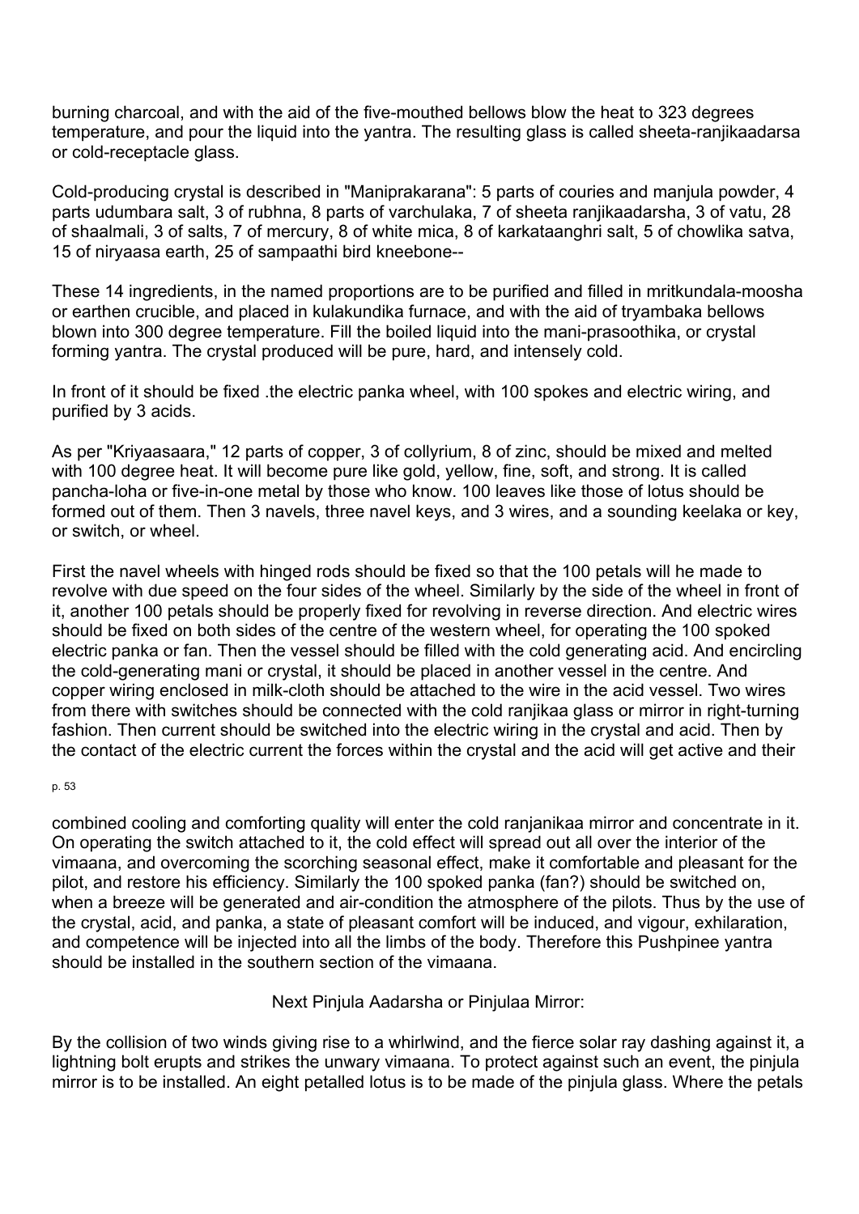burning charcoal, and with the aid of the five-mouthed bellows blow the heat to 323 degrees temperature, and pour the liquid into the yantra. The resulting glass is called sheeta-ranjikaadarsa or cold-receptacle glass.

Cold-producing crystal is described in "Maniprakarana": 5 parts of couries and manjula powder, 4 parts udumbara salt, 3 of rubhna, 8 parts of varchulaka, 7 of sheeta ranjikaadarsha, 3 of vatu, 28 of shaalmali, 3 of salts, 7 of mercury, 8 of white mica, 8 of karkataanghri salt, 5 of chowlika satva, 15 of niryaasa earth, 25 of sampaathi bird kneebone--

These 14 ingredients, in the named proportions are to be purified and filled in mritkundala-moosha or earthen crucible, and placed in kulakundika furnace, and with the aid of tryambaka bellows blown into 300 degree temperature. Fill the boiled liquid into the mani-prasoothika, or crystal forming yantra. The crystal produced will be pure, hard, and intensely cold.

In front of it should be fixed .the electric panka wheel, with 100 spokes and electric wiring, and purified by 3 acids.

As per "Kriyaasaara," 12 parts of copper, 3 of collyrium, 8 of zinc, should be mixed and melted with 100 degree heat. It will become pure like gold, yellow, fine, soft, and strong. It is called pancha-loha or five-in-one metal by those who know. 100 leaves like those of lotus should be formed out of them. Then 3 navels, three navel keys, and 3 wires, and a sounding keelaka or key, or switch, or wheel.

First the navel wheels with hinged rods should be fixed so that the 100 petals will he made to revolve with due speed on the four sides of the wheel. Similarly by the side of the wheel in front of it, another 100 petals should be properly fixed for revolving in reverse direction. And electric wires should be fixed on both sides of the centre of the western wheel, for operating the 100 spoked electric panka or fan. Then the vessel should be filled with the cold generating acid. And encircling the cold-generating mani or crystal, it should be placed in another vessel in the centre. And copper wiring enclosed in milk-cloth should be attached to the wire in the acid vessel. Two wires from there with switches should be connected with the cold ranjikaa glass or mirror in right-turning fashion. Then current should be switched into the electric wiring in the crystal and acid. Then by the contact of the electric current the forces within the crystal and the acid will get active and their combined cooling and comforting quality will enter the cold ranjanikaa mirror and concentrate in it. On operating the switch attached to it, the cold effect will spread out all over the interior of the vimaana, and overcoming the scorching seasonal effect, make it comfortable and pleasant for the pilot, and restore his efficiency. Similarly the 100 spoked panka (fan?) should be switched on, when a breeze will be generated and air-condition the atmosphere of the pilots. Thus by the use of the crystal, acid, and panka, a state of pleasant comfort will be induced, and vigour, exhilaration, and competence will be injected into all the limbs of the body. Therefore this Pushpinee yantra should be installed in the southern section of the vimaana.

Next Pinjula Aadarsha or Pinjulaa Mirror:

By the collision of two winds giving rise to a whirlwind, and the fierce solar ray dashing against it, a lightning bolt erupts and strikes the unwary vimaana. To protect against such an event, the pinjula mirror is to be installed. An eight petalled lotus is to be made of the pinjula glass. Where the petals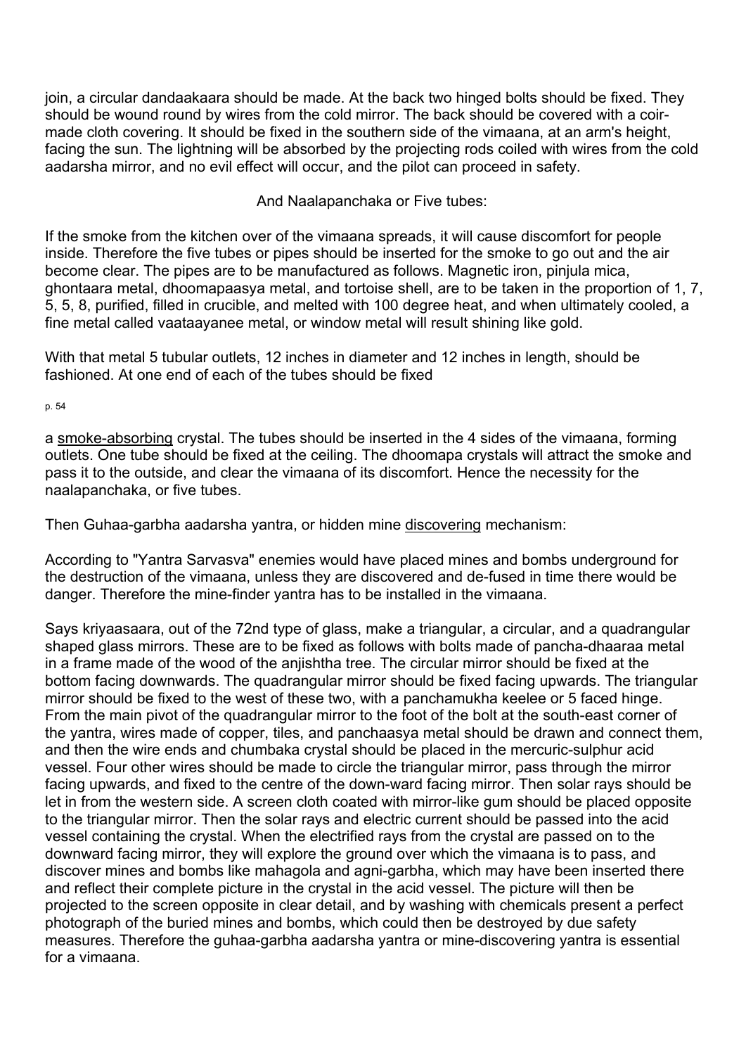join, a circular dandaakaara should be made. At the back two hinged bolts should be fixed. They should be wound round by wires from the cold mirror. The back should be covered with a coir-made cloth covering. It should be fixed in the southern side of the vimaana, at an arm's height, facing the sun. The lightning will be absorbed by the projecting rods coiled with wires from the cold aadarsha mirror, and no evil effect will occur, and the pilot can proceed in safety.

And Naalapanchaka or Five tubes:

If the smoke from the kitchen over of the vimaana spreads, it will cause discomfort for people inside. Therefore the five tubes or pipes should be inserted for the smoke to go out and the air become clear. The pipes are to be manufactured as follows. Magnetic iron, pinjula mica, ghontaara metal, dhoomapaasya metal, and tortoise shell, are to be taken in the proportion of 1, 7, 5, 5, 8, purified, filled in crucible, and melted with 100 degree heat, and when ultimately cooled, a fine metal called vaataayanee metal, or window metal will result shining like gold.

With that metal 5 tubular outlets, 12 inches in diameter and 12 inches in length, should be fashioned. At one end of each of the tubes should be fixed

a smoke-absorbing crystal. The tubes should be inserted in the 4 sides of the vimaana, forming outlets. One tube should be fixed at the ceiling. The dhoomapa crystals will attract the smoke and pass it to the outside, and clear the vimaana of its discomfort. Hence the necessity for the naalapanchaka, or five tubes.

Then Guhaa-garbha aadarsha yantra, or hidden mine discovering mechanism:

According to "Yantra Sarvasva" enemies would have placed mines and bombs underground for the destruction of the vimaana, unless they are discovered and de-fused in time there would be danger. Therefore the mine-finder yantra has to be installed in the vimaana.

Says kriyaasaara, out of the 72nd type of glass, make a triangular, a circular, and a quadrangular shaped glass mirrors. These are to be fixed as follows with bolts made of pancha-dhaaraa metal in a frame made of the wood of the anjishtha tree. The circular mirror should be fixed at the bottom facing downwards. The quadrangular mirror should be fixed facing upwards. The triangular mirror should be fixed to the west of these two, with a panchamukha keelee or 5 faced hinge. From the main pivot of the quadrangular mirror to the foot of the bolt at the south-east corner of the yantra, wires made of copper, tiles, and panchaasya metal should be drawn and connect them, and then the wire ends and chumbaka crystal should be placed in the mercuric-sulphur acid vessel. Four other wires should be made to circle the triangular mirror, pass through the mirror facing upwards, and fixed to the centre of the down-ward facing mirror. Then solar rays should be let in from the western side. A screen cloth coated with mirror-like gum should be placed opposite to the triangular mirror. Then the solar rays and electric current should be passed into the acid vessel containing the crystal. When the electrified rays from the crystal are passed on to the downward facing mirror, they will explore the ground over which the vimaana is to pass, and discover mines and bombs like mahagola and agni-garbha, which may have been inserted there and reflect their complete picture in the crystal in the acid vessel. The picture will then be projected to the screen opposite in clear detail, and by washing with chemicals present a perfect photograph of the buried mines and bombs, which could then be destroyed by due safety measures. Therefore the guhaa-garbha aadarsha yantra or mine-discovering yantra is essential for a vimaana.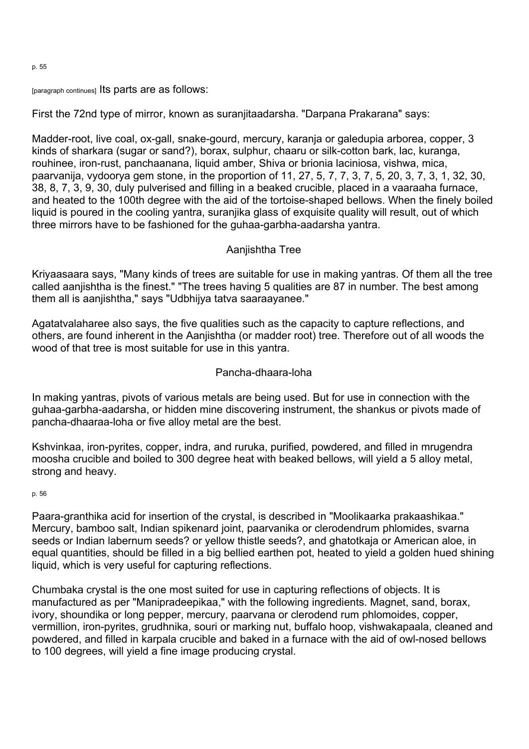[paragraph continues] Its parts are as follows:

First the 72nd type of mirror, known as suranjitaadarsha. "Darpana Prakarana" says:

Madder-root, live coal, ox-gall, snake-gourd, mercury, karanja or galedupia arborea, copper, 3 kinds of sharkara (sugar or sand?), borax, sulphur, chaaru or silk-cotton bark, lac, kuranga, rouhinee, iron-rust, panchaanana, liquid amber, Shiva or brionia laciniosa, vishwa, mica, paarvanija, vydoorya gem stone, in the proportion of 11, 27, 5, 7, 7, 3, 7, 5, 20, 3, 7, 3, 1, 32, 30, 38, 8, 7, 3, 9, 30, duly pulverised and filling in a beaked crucible, placed in a vaaraaha furnace, and heated to the 100th degree with the aid of the tortoise-shaped bellows. When the finely boiled liquid is poured in the cooling yantra, suranjika glass of exquisite quality will result, out of which three mirrors have to be fashioned for the guhaa-garbha-aadarsha yantra.

## Aanjishtha Tree

Kriyaasaara says, "Many kinds of trees are suitable for use in making yantras. Of them all the tree called aanjishtha is the finest." "The trees having 5 qualities are 87 in number. The best among them all is aanjishtha," says "Udbhijya tatva saaraayanee."

Agatatvalaharee also says, the five qualities such as the capacity to capture reflections, and others, are found inherent in the Aanjishtha (or madder root) tree. Therefore out of all woods the wood of that tree is most suitable for use in this yantra.

## Pancha-dhaara-loha

In making yantras, pivots of various metals are being used. But for use in connection with the guhaa-garbha-aadarsha, or hidden mine discovering instrument, the shankus or pivots made of pancha-dhaaraa-loha or five alloy metal are the best.

Kshvinkaa, iron-pyrites, copper, indra, and ruruka, purified, powdered, and filled in mrugendra moosha crucible and boiled to 300 degree heat with beaked bellows, will yield a 5 alloy metal, strong and heavy.

Paara-granthika acid for insertion of the crystal, is described in "Moolikaarka prakaashikaa." Mercury, bamboo salt, Indian spikenard joint, paarvanika or clerodendrum phlomides, svarna seeds or Indian labernum seeds? or yellow thistle seeds?, and ghatotkaja or American aloe, in equal quantities, should be filled in a big bellied earthen pot, heated to yield a golden hued shining liquid, which is very useful for capturing reflections.

Chumbaka crystal is the one most suited for use in capturing reflections of objects. It is manufactured as per "Manipradeepikaa," with the following ingredients. Magnet, sand, borax, ivory, shoundika or long pepper, mercury, paarvana or clerodend rum phlomoides, copper, vermillion, iron-pyrites, grudhnika, souri or marking nut, buffalo hoop, vishwakapaala, cleaned and powdered, and filled in karpala crucible and baked in a furnace with the aid of owl-nosed bellows to 100 degrees, will yield a fine image producing crystal.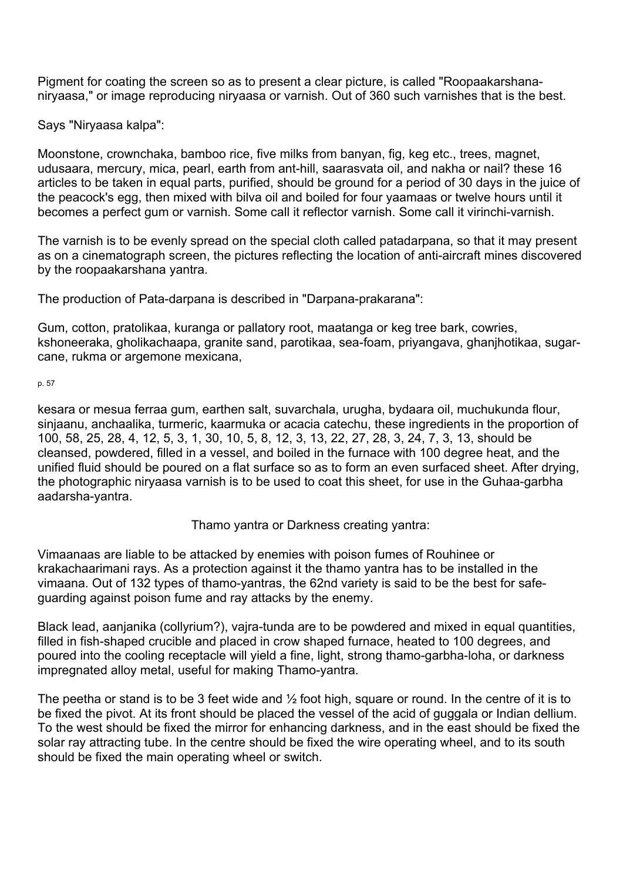Pigment for coating the screen so as to present a clear picture, is called "Roopaakarshana-niryaasa," or image reproducing niryaasa or varnish. Out of 360 such varnishes that is the best.

Says "Niryaasa kalpa":

Moonstone, crownchaka, bamboo rice, five milks from banyan, fig, keg etc., trees, magnet, udusaara, mercury, mica, pearl, earth from ant-hill, saarasvata oil, and nakha or nail? these 16 articles to be taken in equal parts, purified, should be ground for a period of 30 days in the juice of the peacock's egg, then mixed with bilva oil and boiled for four yaamaas or twelve hours until it becomes a perfect gum or varnish. Some call it reflector varnish. Some call it virinchi-varnish.

The varnish is to be evenly spread on the special cloth called patadarpana, so that it may present as on a cinematograph screen, the pictures reflecting the location of anti-aircraft mines discovered by the roopaakarshana yantra.

The production of Pata-darpana is described in "Darpana-prakarana":

Gum, cotton, pratolikaa, kuranga or pallatory root, maatanga or keg tree bark, cowries, kshoneeraka, gholikachaapa, granite sand, parotikaa, sea-foam, priyangava, ghanjhotikaa, sugar-cane, rukma or argemone mexicana,

p. 57

kesara or mesua ferraa gum, earthen salt, suvarchala, urugha, bydaara oil, muchukunda flour, sinjaanu, anchaalika, turmeric, kaarmuka or acacia catechu, these ingredients in the proportion of 100, 58, 25, 28, 4, 12, 5, 3, 1, 30, 10, 5, 8, 12, 3, 13, 22, 27, 28, 3, 24, 7, 3, 13, should be cleansed, powdered, filled in a vessel, and boiled in the furnace with 100 degree heat, and the unified fluid should be poured on a flat surface so as to form an even surfaced sheet. After drying, the photographic niryaasa varnish is to be used to coat this sheet, for use in the Guhaa-garbha aadarsha-yantra.

Thamo yantra or Darkness creating yantra:

Vimaanaas are liable to be attacked by enemies with poison fumes of Rouhinee or krakachaarimani rays. As a protection against it the thamo yantra has to be installed in the vimaana. Out of 132 types of thamo-yantras, the 62nd variety is said to be the best for safe-guarding against poison fume and ray attacks by the enemy.

Black lead, aanjanika (collyrium?), vajra-tunda are to be powdered and mixed in equal quantities, filled in fish-shaped crucible and placed in crow shaped furnace, heated to 100 degrees, and poured into the cooling receptacle will yield a fine, light, strong thamo-garbha-loha, or darkness impregnated alloy metal, useful for making Thamo-yantra.

The peetha or stand is to be 3 feet wide and ½ foot high, square or round. In the centre of it is to be fixed the pivot. At its front should be placed the vessel of the acid of guggala or Indian dellium. To the west should be fixed the mirror for enhancing darkness, and in the east should be fixed the solar ray attracting tube. In the centre should be fixed the wire operating wheel, and to its south should be fixed the main operating wheel or switch.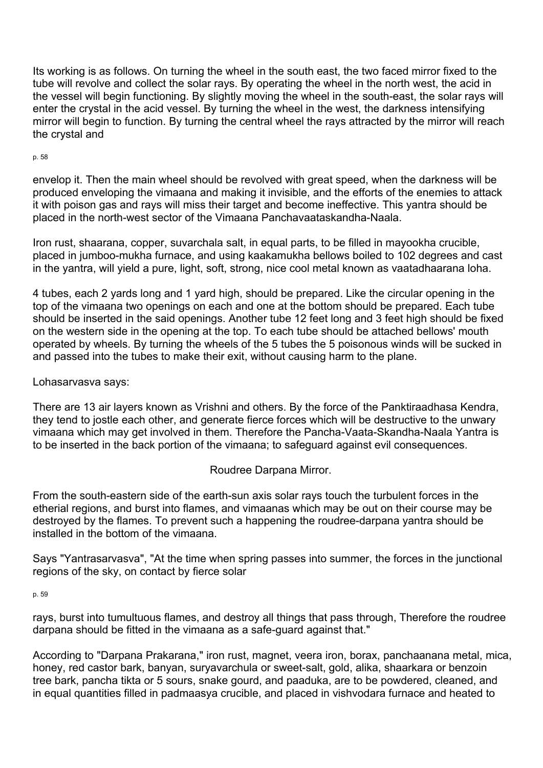Its working is as follows. On turning the wheel in the south east, the two faced mirror fixed to the tube will revolve and collect the solar rays. By operating the wheel in the north west, the acid in the vessel will begin functioning. By slightly moving the wheel in the south-east, the solar rays will enter the crystal in the acid vessel. By turning the wheel in the west, the darkness intensifying mirror will begin to function. By turning the central wheel the rays attracted by the mirror will reach the crystal and

envelop it. Then the main wheel should be revolved with great speed, when the darkness will be produced enveloping the vimaana and making it invisible, and the efforts of the enemies to attack it with poison gas and rays will miss their target and become ineffective. This yantra should be placed in the north-west sector of the Vimaana Panchavaataskandha-Naala.

Iron rust, shaarana, copper, suvarchala salt, in equal parts, to be filled in mayookha crucible, placed in jumboo-mukha furnace, and using kaakamukha bellows boiled to 102 degrees and cast in the yantra, will yield a pure, light, soft, strong, nice cool metal known as vaatadhaarana loha.

4 tubes, each 2 yards long and 1 yard high, should be prepared. Like the circular opening in the top of the vimaana two openings on each and one at the bottom should be prepared. Each tube should be inserted in the said openings. Another tube 12 feet long and 3 feet high should be fixed on the western side in the opening at the top. To each tube should be attached bellows' mouth operated by wheels. By turning the wheels of the 5 tubes the 5 poisonous winds will be sucked in and passed into the tubes to make their exit, without causing harm to the plane.

Lohasarvasva says:

There are 13 air layers known as Vrishni and others. By the force of the Panktiraadhasa Kendra, they tend to jostle each other, and generate fierce forces which will be destructive to the unwary vimaana which may get involved in them. Therefore the Pancha-Vaata-Skandha-Naala Yantra is to be inserted in the back portion of the vimaana; to safeguard against evil consequences.

## Roudree Darpana Mirror.

From the south-eastern side of the earth-sun axis solar rays touch the turbulent forces in the etherial regions, and burst into flames, and vimaanas which may be out on their course may be destroyed by the flames. To prevent such a happening the roudree-darpana yantra should be installed in the bottom of the vimaana.

Says "Yantrasarvasva", "At the time when spring passes into summer, the forces in the junctional regions of the sky, on contact by fierce solar

rays, burst into tumultuous flames, and destroy all things that pass through, Therefore the roudree darpana should be fitted in the vimaana as a safe-guard against that."

According to "Darpana Prakarana," iron rust, magnet, veera iron, borax, panchaanana metal, mica, honey, red castor bark, banyan, suryavarchula or sweet-salt, gold, alika, shaarkara or benzoin tree bark, pancha tikta or 5 sours, snake gourd, and paaduka, are to be powdered, cleaned, and in equal quantities filled in padmaasya crucible, and placed in vishvodara furnace and heated to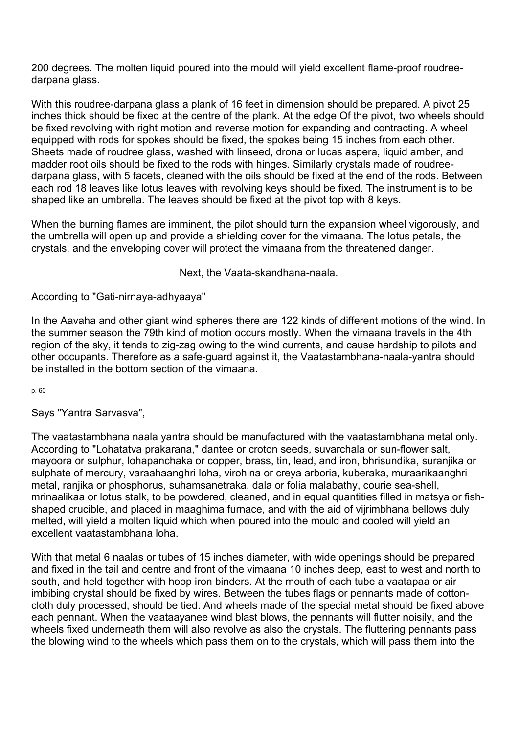200 degrees. The molten liquid poured into the mould will yield excellent flame-proof roudree-darpana glass.

With this roudree-darpana glass a plank of 16 feet in dimension should be prepared. A pivot 25 inches thick should be fixed at the centre of the plank. At the edge Of the pivot, two wheels should be fixed revolving with right motion and reverse motion for expanding and contracting. A wheel equipped with rods for spokes should be fixed, the spokes being 15 inches from each other. Sheets made of roudree glass, washed with linseed, drona or lucas aspera, liquid amber, and madder root oils should be fixed to the rods with hinges. Similarly crystals made of roudree-darpana glass, with 5 facets, cleaned with the oils should be fixed at the end of the rods. Between each rod 18 leaves like lotus leaves with revolving keys should be fixed. The instrument is to be shaped like an umbrella. The leaves should be fixed at the pivot top with 8 keys.

When the burning flames are imminent, the pilot should turn the expansion wheel vigorously, and the umbrella will open up and provide a shielding cover for the vimaana. The lotus petals, the crystals, and the enveloping cover will protect the vimaana from the threatened danger.

Next, the Vaata-skandhana-naala.

According to "Gati-nirnaya-adhyaaya"

In the Aavaha and other giant wind spheres there are 122 kinds of different motions of the wind. In the summer season the 79th kind of motion occurs mostly. When the vimaana travels in the 4th region of the sky, it tends to zig-zag owing to the wind currents, and cause hardship to pilots and other occupants. Therefore as a safe-guard against it, the Vaatastambhana-naala-yantra should be installed in the bottom section of the vimaana.

p. 60

Says "Yantra Sarvasva",

The vaatastambhana naala yantra should be manufactured with the vaatastambhana metal only. According to "Lohatatva prakarana," dantee or croton seeds, suvarchala or sun-flower salt, mayoora or sulphur, lohapanchaka or copper, brass, tin, lead, and iron, bhrisundika, suranjika or sulphate of mercury, varaahaanghri loha, virohina or creya arboria, kuberaka, muraarikaanghri metal, ranjika or phosphorus, suhamsanetraka, dala or folia malabathy, courie sea-shell, mrinaalikaa or lotus stalk, to be powdered, cleaned, and in equal quantities filled in matsya or fish-shaped crucible, and placed in maaghima furnace, and with the aid of vijrimbhana bellows duly melted, will yield a molten liquid which when poured into the mould and cooled will yield an excellent vaatastambhana loha.

With that metal 6 naalas or tubes of 15 inches diameter, with wide openings should be prepared and fixed in the tail and centre and front of the vimaana 10 inches deep, east to west and north to south, and held together with hoop iron binders. At the mouth of each tube a vaatapaa or air imbibing crystal should be fixed by wires. Between the tubes flags or pennants made of cotton-cloth duly processed, should be tied. And wheels made of the special metal should be fixed above each pennant. When the vaataayanee wind blast blows, the pennants will flutter noisily, and the wheels fixed underneath them will also revolve as also the crystals. The fluttering pennants pass the blowing wind to the wheels which pass them on to the crystals, which will pass them into the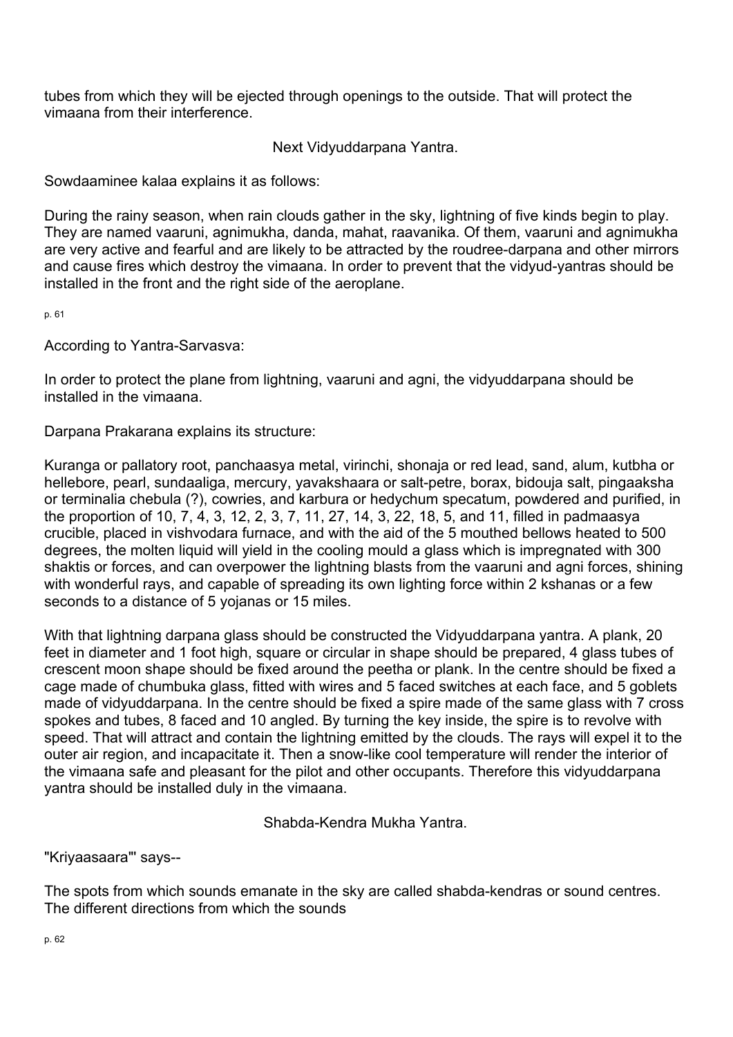tubes from which they will be ejected through openings to the outside. That will protect the vimaana from their interference.

Next Vidyuddarpana Yantra.

Sowdaaminee kalaa explains it as follows:

During the rainy season, when rain clouds gather in the sky, lightning of five kinds begin to play. They are named vaaruni, agnimukha, danda, mahat, raavanika. Of them, vaaruni and agnimukha are very active and fearful and are likely to be attracted by the roudree-darpana and other mirrors and cause fires which destroy the vimaana. In order to prevent that the vidyud-yantras should be installed in the front and the right side of the aeroplane.

According to Yantra-Sarvasva:

In order to protect the plane from lightning, vaaruni and agni, the vidyuddarpana should be installed in the vimaana.

Darpana Prakarana explains its structure:

Kuranga or pallatory root, panchaasya metal, virinchi, shonaja or red lead, sand, alum, kutbha or hellebore, pearl, sundaaliga, mercury, yavakshaara or salt-petre, borax, bidouja salt, pingaaksha or terminalia chebula (?), cowries, and karbura or hedychum specatum, powdered and purified, in the proportion of 10, 7, 4, 3, 12, 2, 3, 7, 11, 27, 14, 3, 22, 18, 5, and 11, filled in padmaasya crucible, placed in vishvodara furnace, and with the aid of the 5 mouthed bellows heated to 500 degrees, the molten liquid will yield in the cooling mould a glass which is impregnated with 300 shaktis or forces, and can overpower the lightning blasts from the vaaruni and agni forces, shining with wonderful rays, and capable of spreading its own lighting force within 2 kshanas or a few seconds to a distance of 5 yojanas or 15 miles.

With that lightning darpana glass should be constructed the Vidyuddarpana yantra. A plank, 20 feet in diameter and 1 foot high, square or circular in shape should be prepared, 4 glass tubes of crescent moon shape should be fixed around the peetha or plank. In the centre should be fixed a cage made of chumbuka glass, fitted with wires and 5 faced switches at each face, and 5 goblets made of vidyuddarpana. In the centre should be fixed a spire made of the same glass with 7 cross spokes and tubes, 8 faced and 10 angled. By turning the key inside, the spire is to revolve with speed. That will attract and contain the lightning emitted by the clouds. The rays will expel it to the outer air region, and incapacitate it. Then a snow-like cool temperature will render the interior of the vimaana safe and pleasant for the pilot and other occupants. Therefore this vidyuddarpana yantra should be installed duly in the vimaana.

Shabda-Kendra Mukha Yantra.

"Kriyaasaara"' says--

The spots from which sounds emanate in the sky are called shabda-kendras or sound centres. The different directions from which the sounds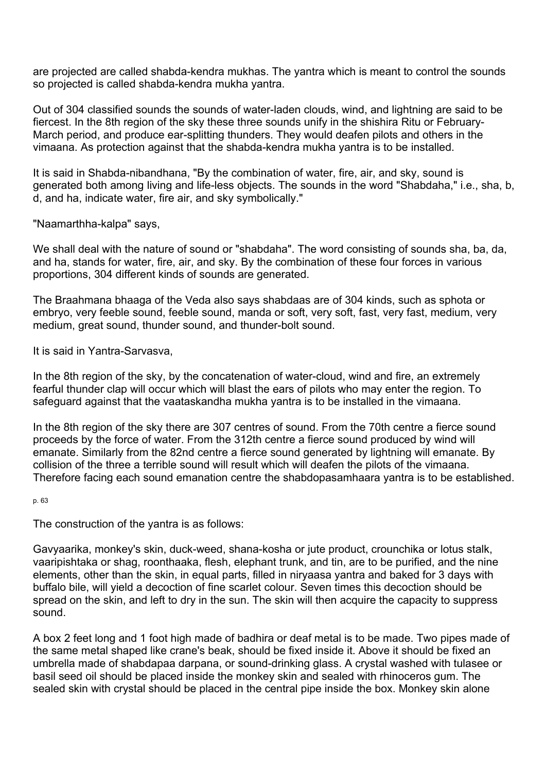are projected are called shabda-kendra mukhas. The yantra which is meant to control the sounds so projected is called shabda-kendra mukha yantra.

Out of 304 classified sounds the sounds of water-laden clouds, wind, and lightning are said to be fiercest. In the 8th region of the sky these three sounds unify in the shishira Ritu or February-March period, and produce ear-splitting thunders. They would deafen pilots and others in the vimaana. As protection against that the shabda-kendra mukha yantra is to be installed.

It is said in Shabda-nibandhana, "By the combination of water, fire, air, and sky, sound is generated both among living and life-less objects. The sounds in the word "Shabdaha," i.e., sha, b, d, and ha, indicate water, fire air, and sky symbolically."

"Naamarthha-kalpa" says,

We shall deal with the nature of sound or "shabdaha". The word consisting of sounds sha, ba, da, and ha, stands for water, fire, air, and sky. By the combination of these four forces in various proportions, 304 different kinds of sounds are generated.

The Braahmana bhaaga of the Veda also says shabdaas are of 304 kinds, such as sphota or embryo, very feeble sound, feeble sound, manda or soft, very soft, fast, very fast, medium, very medium, great sound, thunder sound, and thunder-bolt sound.

It is said in Yantra-Sarvasva,

In the 8th region of the sky, by the concatenation of water-cloud, wind and fire, an extremely fearful thunder clap will occur which will blast the ears of pilots who may enter the region. To safeguard against that the vaataskandha mukha yantra is to be installed in the vimaana.

In the 8th region of the sky there are 307 centres of sound. From the 70th centre a fierce sound proceeds by the force of water. From the 312th centre a fierce sound produced by wind will emanate. Similarly from the 82nd centre a fierce sound generated by lightning will emanate. By collision of the three a terrible sound will result which will deafen the pilots of the vimaana. Therefore facing each sound emanation centre the shabdopasamhaara yantra is to be established.

The construction of the yantra is as follows:

Gavyaarika, monkey's skin, duck-weed, shana-kosha or jute product, crounchika or lotus stalk, vaaripishtaka or shag, roonthaaka, flesh, elephant trunk, and tin, are to be purified, and the nine elements, other than the skin, in equal parts, filled in niryaasa yantra and baked for 3 days with buffalo bile, will yield a decoction of fine scarlet colour. Seven times this decoction should be spread on the skin, and left to dry in the sun. The skin will then acquire the capacity to suppress sound.

A box 2 feet long and 1 foot high made of badhira or deaf metal is to be made. Two pipes made of the same metal shaped like crane's beak, should be fixed inside it. Above it should be fixed an umbrella made of shabdapaa darpana, or sound-drinking glass. A crystal washed with tulasee or basil seed oil should be placed inside the monkey skin and sealed with rhinoceros gum. The sealed skin with crystal should be placed in the central pipe inside the box. Monkey skin alone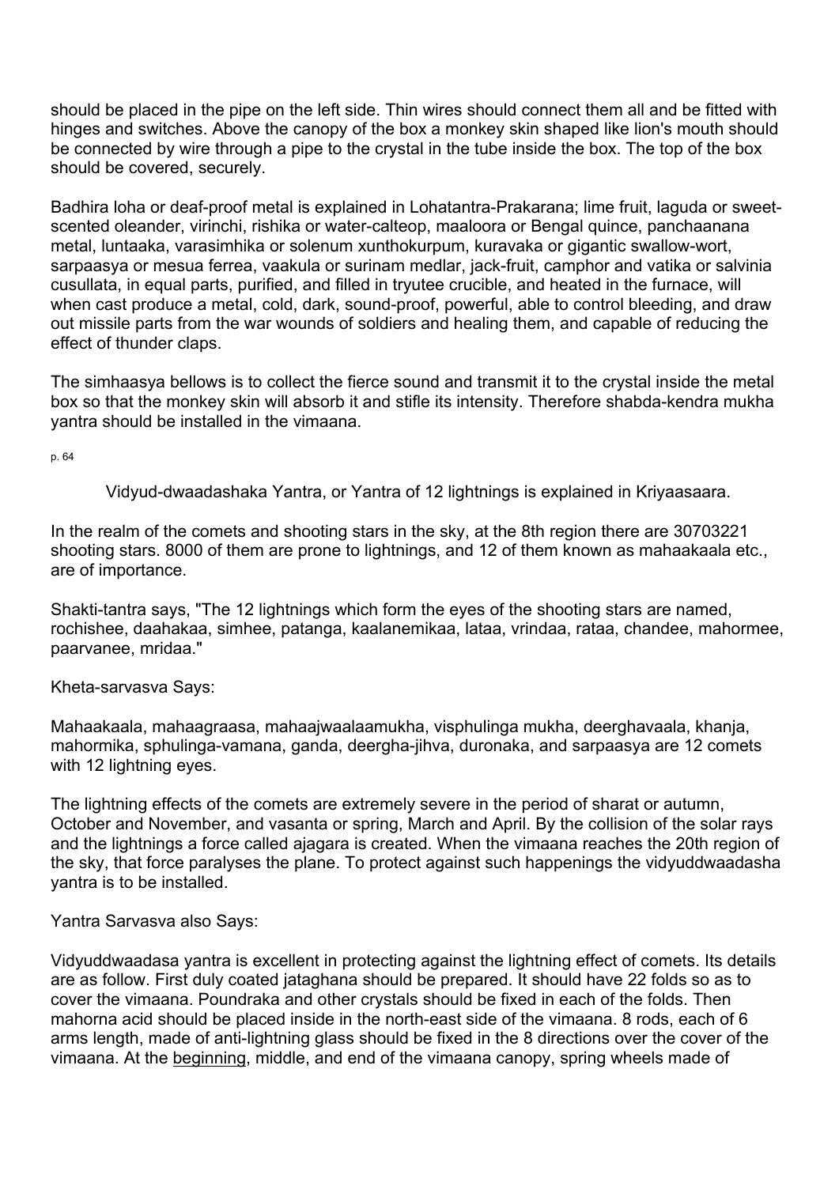should be placed in the pipe on the left side. Thin wires should connect them all and be fitted with hinges and switches. Above the canopy of the box a monkey skin shaped like lion's mouth should be connected by wire through a pipe to the crystal in the tube inside the box. The top of the box should be covered, securely.

Badhira loha or deaf-proof metal is explained in Lohatantra-Prakarana; lime fruit, laguda or sweet-scented oleander, virinchi, rishika or water-calteop, maaloora or Bengal quince, panchaanana metal, luntaaka, varasimhika or solenum xunthokurpum, kuravaka or gigantic swallow-wort, sarpaasya or mesua ferrea, vaakula or surinam medlar, jack-fruit, camphor and vatika or salvinia cusullata, in equal parts, purified, and filled in tryutee crucible, and heated in the furnace, will when cast produce a metal, cold, dark, sound-proof, powerful, able to control bleeding, and draw out missile parts from the war wounds of soldiers and healing them, and capable of reducing the effect of thunder claps.

The simhaasya bellows is to collect the fierce sound and transmit it to the crystal inside the metal box so that the monkey skin will absorb it and stifle its intensity. Therefore shabda-kendra mukha yantra should be installed in the vimaana.

Vidyud-dwaadashaka Yantra, or Yantra of 12 lightnings is explained in Kriyaasaara.

In the realm of the comets and shooting stars in the sky, at the 8th region there are 30703221 shooting stars. 8000 of them are prone to lightnings, and 12 of them known as mahaakaala etc., are of importance.

Shakti-tantra says, "The 12 lightnings which form the eyes of the shooting stars are named, rochishee, daahakaa, simhee, patanga, kaalanemikaa, lataa, vrindaa, rataa, chandee, mahormee, paarvanee, mridaa."

Kheta-sarvasva Says:

Mahaakaala, mahaagraasa, mahaajwaalaamukha, visphulinga mukha, deerghavaala, khanja, mahormika, sphulinga-vamana, ganda, deergha-jihva, duronaka, and sarpaasya are 12 comets with 12 lightning eyes.

The lightning effects of the comets are extremely severe in the period of sharat or autumn, October and November, and vasanta or spring, March and April. By the collision of the solar rays and the lightnings a force called ajagara is created. When the vimaana reaches the 20th region of the sky, that force paralyses the plane. To protect against such happenings the vidyuddwaadasha yantra is to be installed.

Yantra Sarvasva also Says:

Vidyuddwaadasa yantra is excellent in protecting against the lightning effect of comets. Its details are as follow. First duly coated jataghana should be prepared. It should have 22 folds so as to cover the vimaana. Poundraka and other crystals should be fixed in each of the folds. Then mahorna acid should be placed inside in the north-east side of the vimaana. 8 rods, each of 6 arms length, made of anti-lightning glass should be fixed in the 8 directions over the cover of the vimaana. At the beginning, middle, and end of the vimaana canopy, spring wheels made of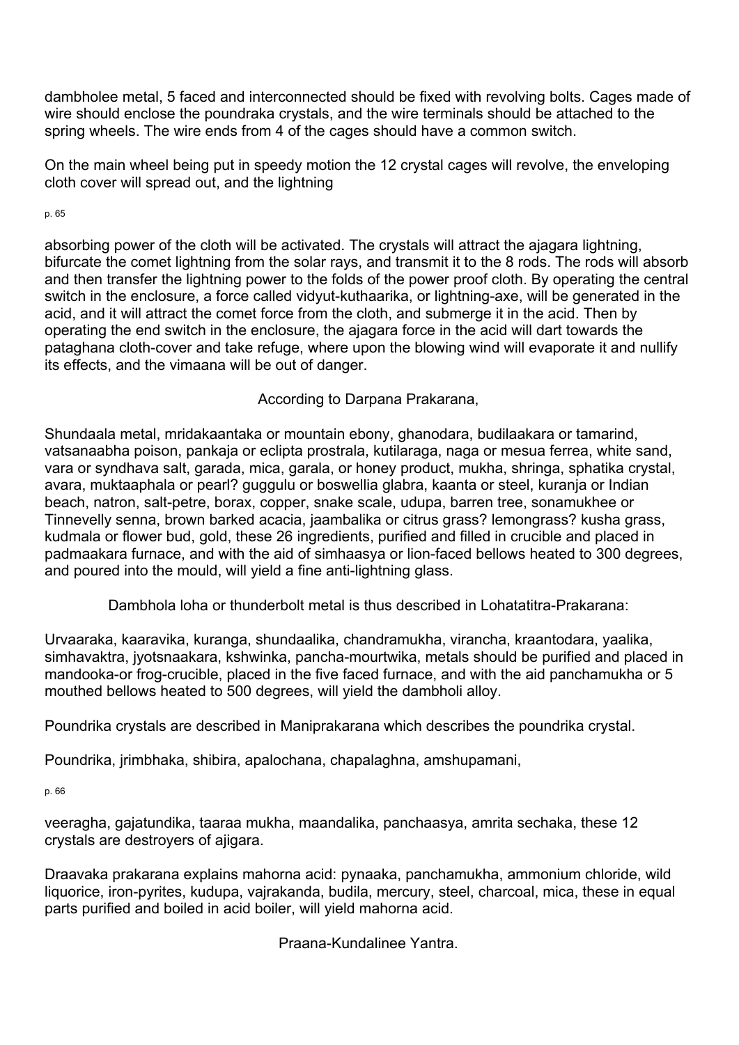dambholee metal, 5 faced and interconnected should be fixed with revolving bolts. Cages made of wire should enclose the poundraka crystals, and the wire terminals should be attached to the spring wheels. The wire ends from 4 of the cages should have a common switch.

On the main wheel being put in speedy motion the 12 crystal cages will revolve, the enveloping cloth cover will spread out, and the lightning absorbing power of the cloth will be activated. The crystals will attract the ajagara lightning, bifurcate the comet lightning from the solar rays, and transmit it to the 8 rods. The rods will absorb and then transfer the lightning power to the folds of the power proof cloth. By operating the central switch in the enclosure, a force called vidyut-kuthaarika, or lightning-axe, will be generated in the acid, and it will attract the comet force from the cloth, and submerge it in the acid. Then by operating the end switch in the enclosure, the ajagara force in the acid will dart towards the pataghana cloth-cover and take refuge, where upon the blowing wind will evaporate it and nullify its effects, and the vimaana will be out of danger.

According to Darpana Prakarana,

Shundaala metal, mridakaantaka or mountain ebony, ghanodara, budilaakara or tamarind, vatsanaabha poison, pankaja or eclipta prostrala, kutilaraga, naga or mesua ferrea, white sand, vara or syndhava salt, garada, mica, garala, or honey product, mukha, shringa, sphatika crystal, avara, muktaaphala or pearl? guggulu or boswellia glabra, kaanta or steel, kuranja or Indian beach, natron, salt-petre, borax, copper, snake scale, udupa, barren tree, sonamukhee or Tinnevelly senna, brown barked acacia, jaambalika or citrus grass? lemongrass? kusha grass, kudmala or flower bud, gold, these 26 ingredients, purified and filled in crucible and placed in padmaakara furnace, and with the aid of simhaasya or lion-faced bellows heated to 300 degrees, and poured into the mould, will yield a fine anti-lightning glass.

Dambhola loha or thunderbolt metal is thus described in Lohatatitra-Prakarana:

Urvaaraka, kaaravika, kuranga, shundaalika, chandramukha, virancha, kraantodara, yaalika, simhavaktra, jyotsnaakara, kshwinka, pancha-mourtwika, metals should be purified and placed in mandooka-or frog-crucible, placed in the five faced furnace, and with the aid panchamukha or 5 mouthed bellows heated to 500 degrees, will yield the dambholi alloy.

Poundrika crystals are described in Maniprakarana which describes the poundrika crystal.

Poundrika, jrimbhaka, shibira, apalochana, chapalaghna, amshupamani, veeragha, gajatundika, taaraa mukha, maandalika, panchaasya, amrita sechaka, these 12 crystals are destroyers of ajigara.

Draavaka prakarana explains mahorna acid: pynaaka, panchamukha, ammonium chloride, wild liquorice, iron-pyrites, kudupa, vajrakanda, budila, mercury, steel, charcoal, mica, these in equal parts purified and boiled in acid boiler, will yield mahorna acid.

Praana-Kundalinee Yantra.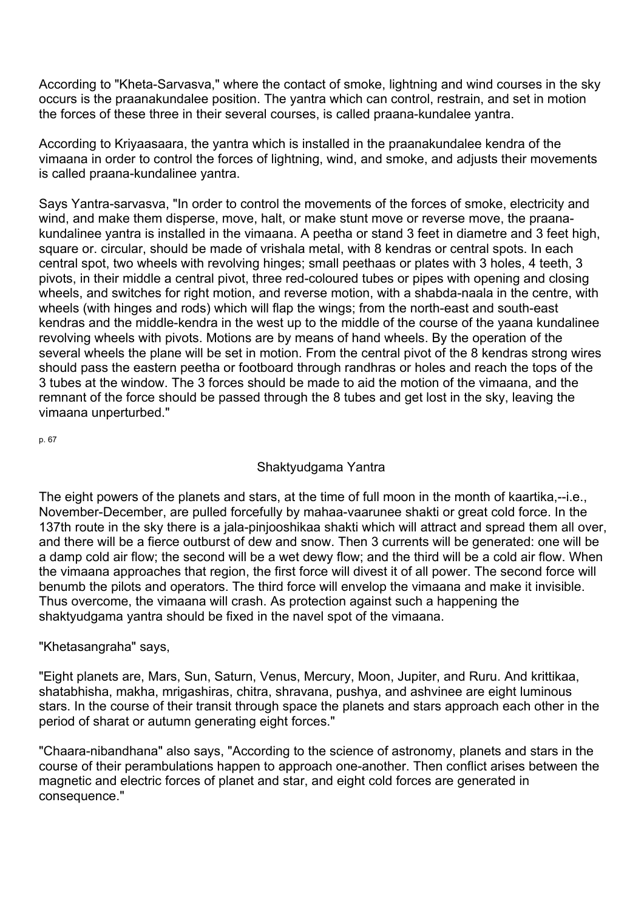According to "Kheta-Sarvasva," where the contact of smoke, lightning and wind courses in the sky occurs is the praanakundalee position. The yantra which can control, restrain, and set in motion the forces of these three in their several courses, is called praana-kundalee yantra.

According to Kriyaasaara, the yantra which is installed in the praanakundalee kendra of the vimaana in order to control the forces of lightning, wind, and smoke, and adjusts their movements is called praana-kundalinee yantra.

Says Yantra-sarvasva, "In order to control the movements of the forces of smoke, electricity and wind, and make them disperse, move, halt, or make stunt move or reverse move, the praana-kundalinee yantra is installed in the vimaana. A peetha or stand 3 feet in diametre and 3 feet high, square or. circular, should be made of vrishala metal, with 8 kendras or central spots. In each central spot, two wheels with revolving hinges; small peethaas or plates with 3 holes, 4 teeth, 3 pivots, in their middle a central pivot, three red-coloured tubes or pipes with opening and closing wheels, and switches for right motion, and reverse motion, with a shabda-naala in the centre, with wheels (with hinges and rods) which will flap the wings; from the north-east and south-east kendras and the middle-kendra in the west up to the middle of the course of the yaana kundalinee revolving wheels with pivots. Motions are by means of hand wheels. By the operation of the several wheels the plane will be set in motion. From the central pivot of the 8 kendras strong wires should pass the eastern peetha or footboard through randhras or holes and reach the tops of the 3 tubes at the window. The 3 forces should be made to aid the motion of the vimaana, and the remnant of the force should be passed through the 8 tubes and get lost in the sky, leaving the vimaana unperturbed."

## Shaktyudgama Yantra

The eight powers of the planets and stars, at the time of full moon in the month of kaartika,--i.e., November-December, are pulled forcefully by mahaa-vaarunee shakti or great cold force. In the 137th route in the sky there is a jala-pinjooshikaa shakti which will attract and spread them all over, and there will be a fierce outburst of dew and snow. Then 3 currents will be generated: one will be a damp cold air flow; the second will be a wet dewy flow; and the third will be a cold air flow. When the vimaana approaches that region, the first force will divest it of all power. The second force will benumb the pilots and operators. The third force will envelop the vimaana and make it invisible. Thus overcome, the vimaana will crash. As protection against such a happening the shaktyudgama yantra should be fixed in the navel spot of the vimaana.

"Khetasangraha" says,

"Eight planets are, Mars, Sun, Saturn, Venus, Mercury, Moon, Jupiter, and Ruru. And krittikaa, shatabhisha, makha, mrigashiras, chitra, shravana, pushya, and ashvinee are eight luminous stars. In the course of their transit through space the planets and stars approach each other in the period of sharat or autumn generating eight forces."

"Chaara-nibandhana" also says, "According to the science of astronomy, planets and stars in the course of their perambulations happen to approach one-another. Then conflict arises between the magnetic and electric forces of planet and star, and eight cold forces are generated in consequence."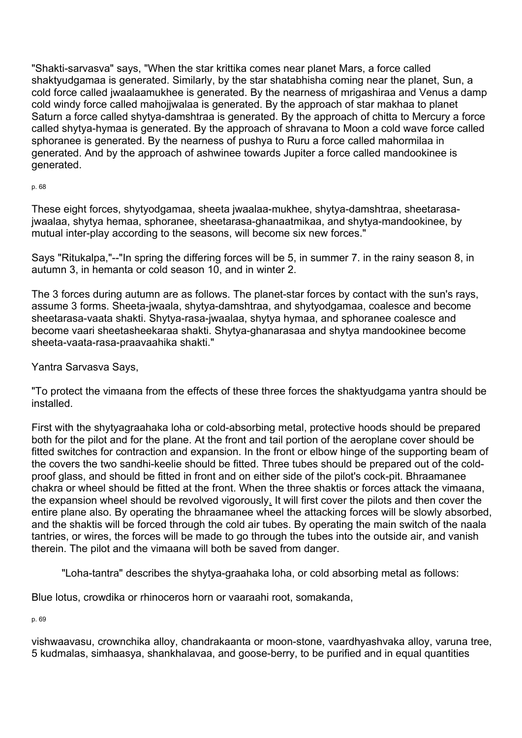"Shakti-sarvasva" says, "When the star krittika comes near planet Mars, a force called shaktyudgamaa is generated. Similarly, by the star shatabhisha coming near the planet, Sun, a cold force called jwaalaamukhee is generated. By the nearness of mrigashiraa and Venus a damp cold windy force called mahojjwalaa is generated. By the approach of star makhaa to planet Saturn a force called shytya-damshtraa is generated. By the approach of chitta to Mercury a force called shytya-hymaa is generated. By the approach of shravana to Moon a cold wave force called sphoranee is generated. By the nearness of pushya to Ruru a force called mahormilaa in generated. And by the approach of ashwinee towards Jupiter a force called mandookinee is generated.

These eight forces, shytyodgamaa, sheeta jwaalaa-mukhee, shytya-damshtraa, sheetarasa-jwaalaa, shytya hemaa, sphoranee, sheetarasa-ghanaatmikaa, and shytya-mandookinee, by mutual inter-play according to the seasons, will become six new forces."

Says "Ritukalpa,"--"In spring the differing forces will be 5, in summer 7. in the rainy season 8, in autumn 3, in hemanta or cold season 10, and in winter 2.

The 3 forces during autumn are as follows. The planet-star forces by contact with the sun's rays, assume 3 forms. Sheeta-jwaala, shytya-damshtraa, and shytyodgamaa, coalesce and become sheetarasa-vaata shakti. Shytya-rasa-jwaalaa, shytya hymaa, and sphoranee coalesce and become vaari sheetasheekaraa shakti. Shytya-ghanarasaa and shytya mandookinee become sheeta-vaata-rasa-praavaahika shakti."

Yantra Sarvasva Says,

"To protect the vimaana from the effects of these three forces the shaktyudgama yantra should be installed.

First with the shytyagraahaka loha or cold-absorbing metal, protective hoods should be prepared both for the pilot and for the plane. At the front and tail portion of the aeroplane cover should be fitted switches for contraction and expansion. In the front or elbow hinge of the supporting beam of the covers the two sandhi-keelie should be fitted. Three tubes should be prepared out of the cold-proof glass, and should be fitted in front and on either side of the pilot's cock-pit. Bhraamanee chakra or wheel should be fitted at the front. When the three shaktis or forces attack the vimaana, the expansion wheel should be revolved vigorously. It will first cover the pilots and then cover the entire plane also. By operating the bhraamanee wheel the attacking forces will be slowly absorbed, and the shaktis will be forced through the cold air tubes. By operating the main switch of the naala tantries, or wires, the forces will be made to go through the tubes into the outside air, and vanish therein. The pilot and the vimaana will both be saved from danger.

"Loha-tantra" describes the shytya-graahaka loha, or cold absorbing metal as follows:

Blue lotus, crowdika or rhinoceros horn or vaaraahi root, somakanda,

vishwaavasu, crownchika alloy, chandrakaanta or moon-stone, vaardhyashvaka alloy, varuna tree, 5 kudmalas, simhaasya, shankhalavaa, and goose-berry, to be purified and in equal quantities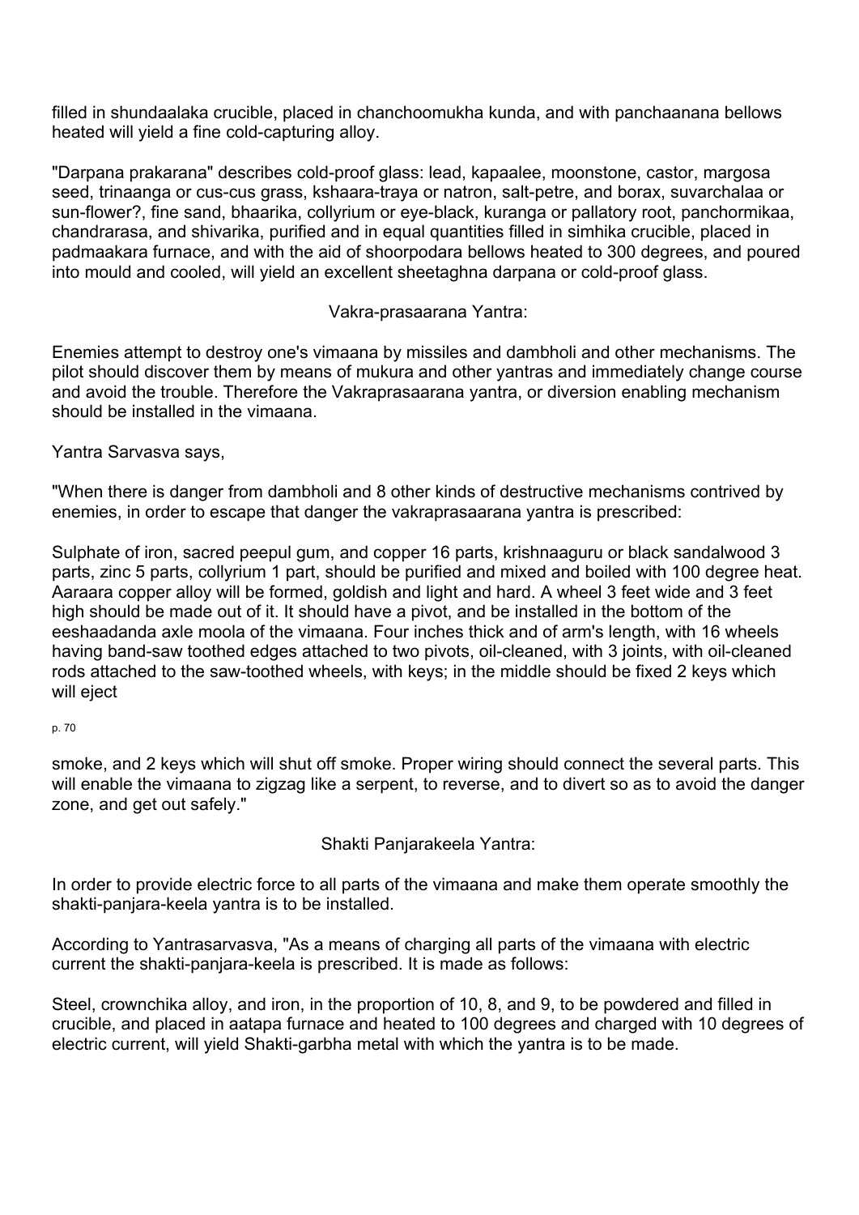filled in shundaalaka crucible, placed in chanchoomukha kunda, and with panchaanana bellows heated will yield a fine cold-capturing alloy.

"Darpana prakarana" describes cold-proof glass: lead, kapaalee, moonstone, castor, margosa seed, trinaanga or cus-cus grass, kshaara-traya or natron, salt-petre, and borax, suvarchalaa or sun-flower?, fine sand, bhaarika, collyrium or eye-black, kuranga or pallatory root, panchormikaa, chandrarasa, and shivarika, purified and in equal quantities filled in simhika crucible, placed in padmaakara furnace, and with the aid of shoorpodara bellows heated to 300 degrees, and poured into mould and cooled, will yield an excellent sheetaghna darpana or cold-proof glass.

### Vakra-prasaarana Yantra:

Enemies attempt to destroy one's vimaana by missiles and dambholi and other mechanisms. The pilot should discover them by means of mukura and other yantras and immediately change course and avoid the trouble. Therefore the Vakraprasaarana yantra, or diversion enabling mechanism should be installed in the vimaana.

Yantra Sarvasva says,

"When there is danger from dambholi and 8 other kinds of destructive mechanisms contrived by enemies, in order to escape that danger the vakraprasaarana yantra is prescribed:

Sulphate of iron, sacred peepul gum, and copper 16 parts, krishnaaguru or black sandalwood 3 parts, zinc 5 parts, collyrium 1 part, should be purified and mixed and boiled with 100 degree heat. Aaraara copper alloy will be formed, goldish and light and hard. A wheel 3 feet wide and 3 feet high should be made out of it. It should have a pivot, and be installed in the bottom of the eeshaadanda axle moola of the vimaana. Four inches thick and of arm's length, with 16 wheels having band-saw toothed edges attached to two pivots, oil-cleaned, with 3 joints, with oil-cleaned rods attached to the saw-toothed wheels, with keys; in the middle should be fixed 2 keys which will eject smoke, and 2 keys which will shut off smoke. Proper wiring should connect the several parts. This will enable the vimaana to zigzag like a serpent, to reverse, and to divert so as to avoid the danger zone, and get out safely."

### Shakti Panjarakeela Yantra:

In order to provide electric force to all parts of the vimaana and make them operate smoothly the shakti-panjara-keela yantra is to be installed.

According to Yantrasarvasva, "As a means of charging all parts of the vimaana with electric current the shakti-panjara-keela is prescribed. It is made as follows:

Steel, crownchika alloy, and iron, in the proportion of 10, 8, and 9, to be powdered and filled in crucible, and placed in aatapa furnace and heated to 100 degrees and charged with 10 degrees of electric current, will yield Shakti-garbha metal with which the yantra is to be made.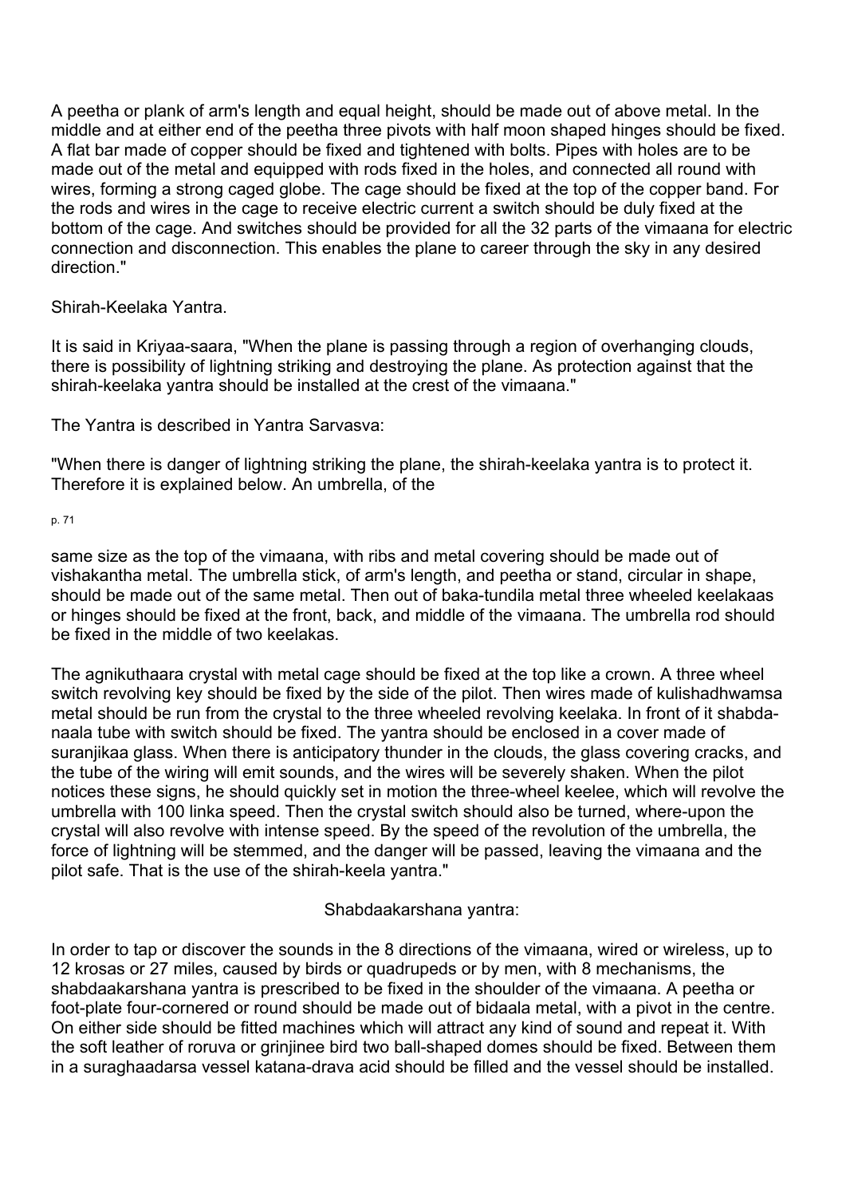A peetha or plank of arm's length and equal height, should be made out of above metal. In the middle and at either end of the peetha three pivots with half moon shaped hinges should be fixed. A flat bar made of copper should be fixed and tightened with bolts. Pipes with holes are to be made out of the metal and equipped with rods fixed in the holes, and connected all round with wires, forming a strong caged globe. The cage should be fixed at the top of the copper band. For the rods and wires in the cage to receive electric current a switch should be duly fixed at the bottom of the cage. And switches should be provided for all the 32 parts of the vimaana for electric connection and disconnection. This enables the plane to career through the sky in any desired direction."

Shirah-Keelaka Yantra.

It is said in Kriyaa-saara, "When the plane is passing through a region of overhanging clouds, there is possibility of lightning striking and destroying the plane. As protection against that the shirah-keelaka yantra should be installed at the crest of the vimaana."

The Yantra is described in Yantra Sarvasva:

"When there is danger of lightning striking the plane, the shirah-keelaka yantra is to protect it. Therefore it is explained below. An umbrella, of the same size as the top of the vimaana, with ribs and metal covering should be made out of vishakantha metal. The umbrella stick, of arm's length, and peetha or stand, circular in shape, should be made out of the same metal. Then out of baka-tundila metal three wheeled keelakaas or hinges should be fixed at the front, back, and middle of the vimaana. The umbrella rod should be fixed in the middle of two keelakas.

The agnikuthaara crystal with metal cage should be fixed at the top like a crown. A three wheel switch revolving key should be fixed by the side of the pilot. Then wires made of kulishadhwamsa metal should be run from the crystal to the three wheeled revolving keelaka. In front of it shabda-naala tube with switch should be fixed. The yantra should be enclosed in a cover made of suranjikaa glass. When there is anticipatory thunder in the clouds, the glass covering cracks, and the tube of the wiring will emit sounds, and the wires will be severely shaken. When the pilot notices these signs, he should quickly set in motion the three-wheel keelee, which will revolve the umbrella with 100 linka speed. Then the crystal switch should also be turned, where-upon the crystal will also revolve with intense speed. By the speed of the revolution of the umbrella, the force of lightning will be stemmed, and the danger will be passed, leaving the vimaana and the pilot safe. That is the use of the shirah-keela yantra."

Shabdaakarshana yantra:

In order to tap or discover the sounds in the 8 directions of the vimaana, wired or wireless, up to 12 krosas or 27 miles, caused by birds or quadrupeds or by men, with 8 mechanisms, the shabdaakarshana yantra is prescribed to be fixed in the shoulder of the vimaana. A peetha or foot-plate four-cornered or round should be made out of bidaala metal, with a pivot in the centre. On either side should be fitted machines which will attract any kind of sound and repeat it. With the soft leather of roruva or grinjinee bird two ball-shaped domes should be fixed. Between them in a suraghaadarsa vessel katana-drava acid should be filled and the vessel should be installed.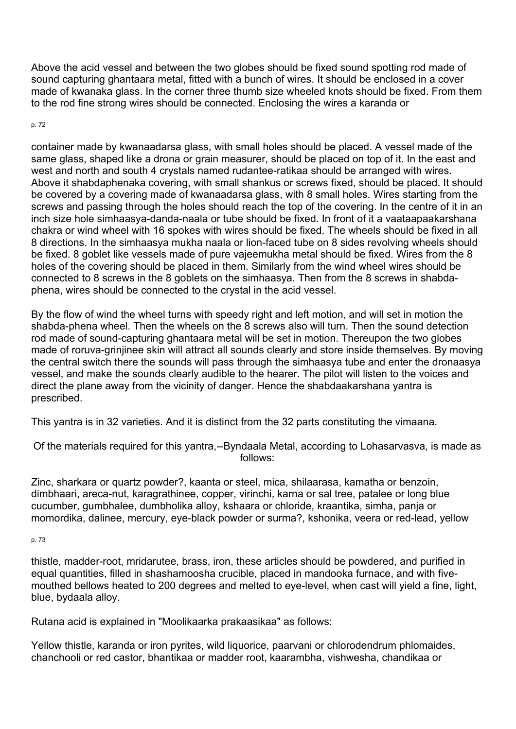Above the acid vessel and between the two globes should be fixed sound spotting rod made of sound capturing ghantaara metal, fitted with a bunch of wires. It should be enclosed in a cover made of kwanaka glass. In the corner three thumb size wheeled knots should be fixed. From them to the rod fine strong wires should be connected. Enclosing the wires a karanda or

container made by kwanaadarsa glass, with small holes should be placed. A vessel made of the same glass, shaped like a drona or grain measurer, should be placed on top of it. In the east and west and north and south 4 crystals named rudantee-ratikaa should be arranged with wires. Above it shabdaphenaka covering, with small shankus or screws fixed, should be placed. It should be covered by a covering made of kwanaadarsa glass, with 8 small holes. Wires starting from the screws and passing through the holes should reach the top of the covering. In the centre of it in an inch size hole simhaasya-danda-naala or tube should be fixed. In front of it a vaataapaakarshana chakra or wind wheel with 16 spokes with wires should be fixed. The wheels should be fixed in all 8 directions. In the simhaasya mukha naala or lion-faced tube on 8 sides revolving wheels should be fixed. 8 goblet like vessels made of pure vajeemukha metal should be fixed. Wires from the 8 holes of the covering should be placed in them. Similarly from the wind wheel wires should be connected to 8 screws in the 8 goblets on the simhaasya. Then from the 8 screws in shabda-phena, wires should be connected to the crystal in the acid vessel.

By the flow of wind the wheel turns with speedy right and left motion, and will set in motion the shabda-phena wheel. Then the wheels on the 8 screws also will turn. Then the sound detection rod made of sound-capturing ghantaara metal will be set in motion. Thereupon the two globes made of roruva-grinjinee skin will attract all sounds clearly and store inside themselves. By moving the central switch there the sounds will pass through the simhaasya tube and enter the dronaasya vessel, and make the sounds clearly audible to the hearer. The pilot will listen to the voices and direct the plane away from the vicinity of danger. Hence the shabdaakarshana yantra is prescribed.

This yantra is in 32 varieties. And it is distinct from the 32 parts constituting the vimaana.

Of the materials required for this yantra,--Byndaala Metal, according to Lohasarvasva, is made as follows:

Zinc, sharkara or quartz powder?, kaanta or steel, mica, shilaarasa, kamatha or benzoin, dimbhaari, areca-nut, karagrathinee, copper, virinchi, karna or sal tree, patalee or long blue cucumber, gumbhalee, dumbholika alloy, kshaara or chloride, kraantika, simha, panja or momordika, dalinee, mercury, eye-black powder or surma?, kshonika, veera or red-lead, yellow thistle, madder-root, mridarutee, brass, iron, these articles should be powdered, and purified in equal quantities, filled in shashamoosha crucible, placed in mandooka furnace, and with five-mouthed bellows heated to 200 degrees and melted to eye-level, when cast will yield a fine, light, blue, bydaala alloy.

Rutana acid is explained in "Moolikaarka prakaasikaa" as follows:

Yellow thistle, karanda or iron pyrites, wild liquorice, paarvani or chlorodendrum phlomaides, chanchooli or red castor, bhantikaa or madder root, kaarambha, vishwesha, chandikaa or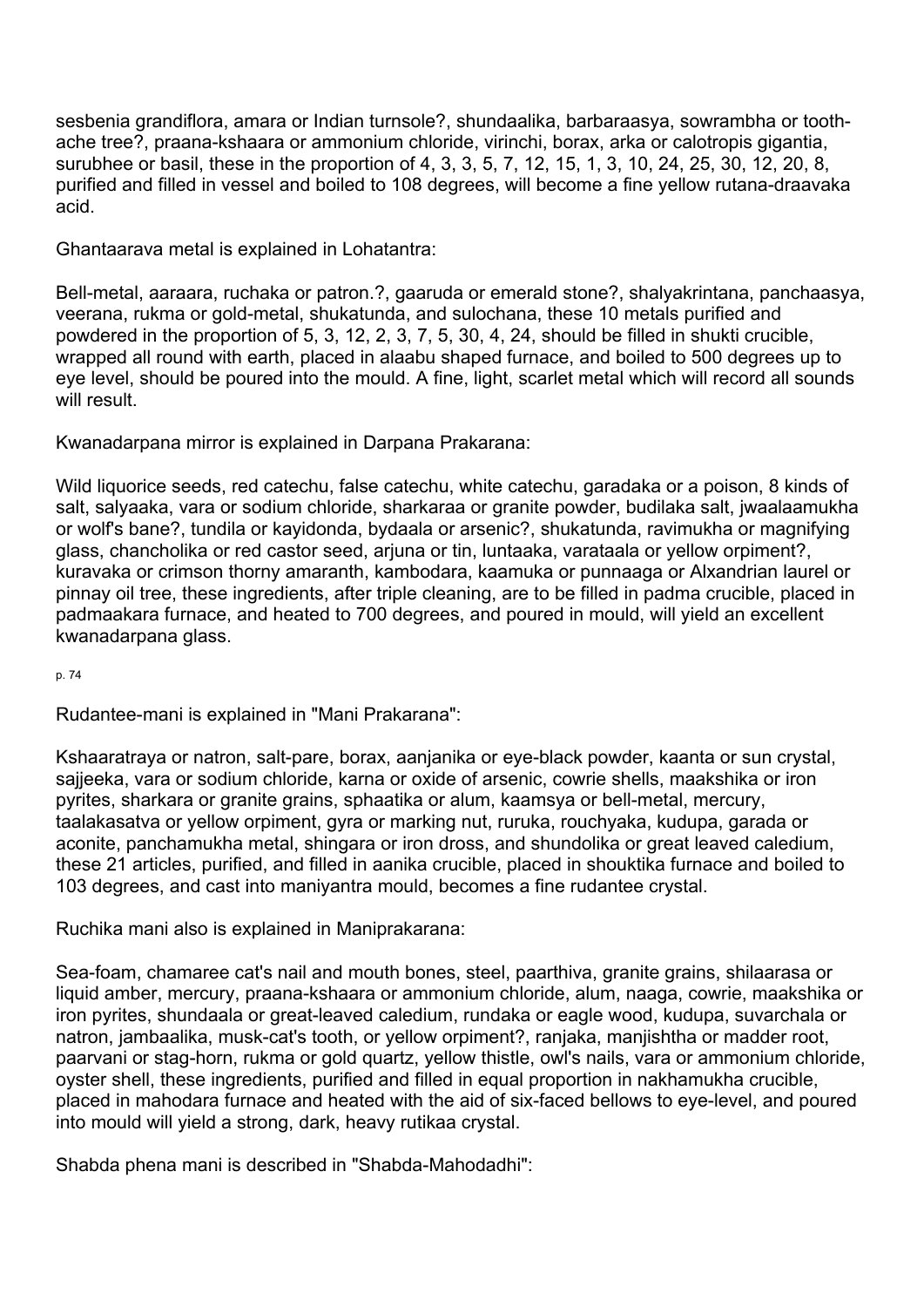sesbenia grandiflora, amara or Indian turnsole?, shundaalika, barbaraasya, sowrambha or tooth-ache tree?, praana-kshaara or ammonium chloride, virinchi, borax, arka or calotropis gigantia, surubhee or basil, these in the proportion of 4, 3, 3, 5, 7, 12, 15, 1, 3, 10, 24, 25, 30, 12, 20, 8, purified and filled in vessel and boiled to 108 degrees, will become a fine yellow rutana-draavaka acid.

Ghantaarava metal is explained in Lohatantra:

Bell-metal, aaraara, ruchaka or patron.?, gaaruda or emerald stone?, shalyakrintana, panchaasya, veerana, rukma or gold-metal, shukatunda, and sulochana, these 10 metals purified and powdered in the proportion of 5, 3, 12, 2, 3, 7, 5, 30, 4, 24, should be filled in shukti crucible, wrapped all round with earth, placed in alaabu shaped furnace, and boiled to 500 degrees up to eye level, should be poured into the mould. A fine, light, scarlet metal which will record all sounds will result.

Kwanadarpana mirror is explained in Darpana Prakarana:

Wild liquorice seeds, red catechu, false catechu, white catechu, garadaka or a poison, 8 kinds of salt, salyaaka, vara or sodium chloride, sharkaraa or granite powder, budilaka salt, jwaalaamukha or wolf's bane?, tundila or kayidonda, bydaala or arsenic?, shukatunda, ravimukha or magnifying glass, chancholika or red castor seed, arjuna or tin, luntaaka, varataala or yellow orpiment?, kuravaka or crimson thorny amaranth, kambodara, kaamuka or punnaaga or Alxandrian laurel or pinnay oil tree, these ingredients, after triple cleaning, are to be filled in padma crucible, placed in padmaakara furnace, and heated to 700 degrees, and poured in mould, will yield an excellent kwanadarpana glass.

p. 74

Rudantee-mani is explained in "Mani Prakarana":

Kshaaratraya or natron, salt-pare, borax, aanjanika or eye-black powder, kaanta or sun crystal, sajjeeka, vara or sodium chloride, karna or oxide of arsenic, cowrie shells, maakshika or iron pyrites, sharkara or granite grains, sphaatika or alum, kaamsya or bell-metal, mercury, taalakasatva or yellow orpiment, gyra or marking nut, ruruka, rouchyaka, kudupa, garada or aconite, panchamukha metal, shingara or iron dross, and shundolika or great leaved caledium, these 21 articles, purified, and filled in aanika crucible, placed in shouktika furnace and boiled to 103 degrees, and cast into maniyantra mould, becomes a fine rudantee crystal.

Ruchika mani also is explained in Maniprakarana:

Sea-foam, chamaree cat's nail and mouth bones, steel, paarthiva, granite grains, shilaarasa or liquid amber, mercury, praana-kshaara or ammonium chloride, alum, naaga, cowrie, maakshika or iron pyrites, shundaala or great-leaved caledium, rundaka or eagle wood, kudupa, suvarchala or natron, jambaalika, musk-cat's tooth, or yellow orpiment?, ranjaka, manjishtha or madder root, paarvani or stag-horn, rukma or gold quartz, yellow thistle, owl's nails, vara or ammonium chloride, oyster shell, these ingredients, purified and filled in equal proportion in nakhamukha crucible, placed in mahodara furnace and heated with the aid of six-faced bellows to eye-level, and poured into mould will yield a strong, dark, heavy rutikaa crystal.

Shabda phena mani is described in "Shabda-Mahodadhi":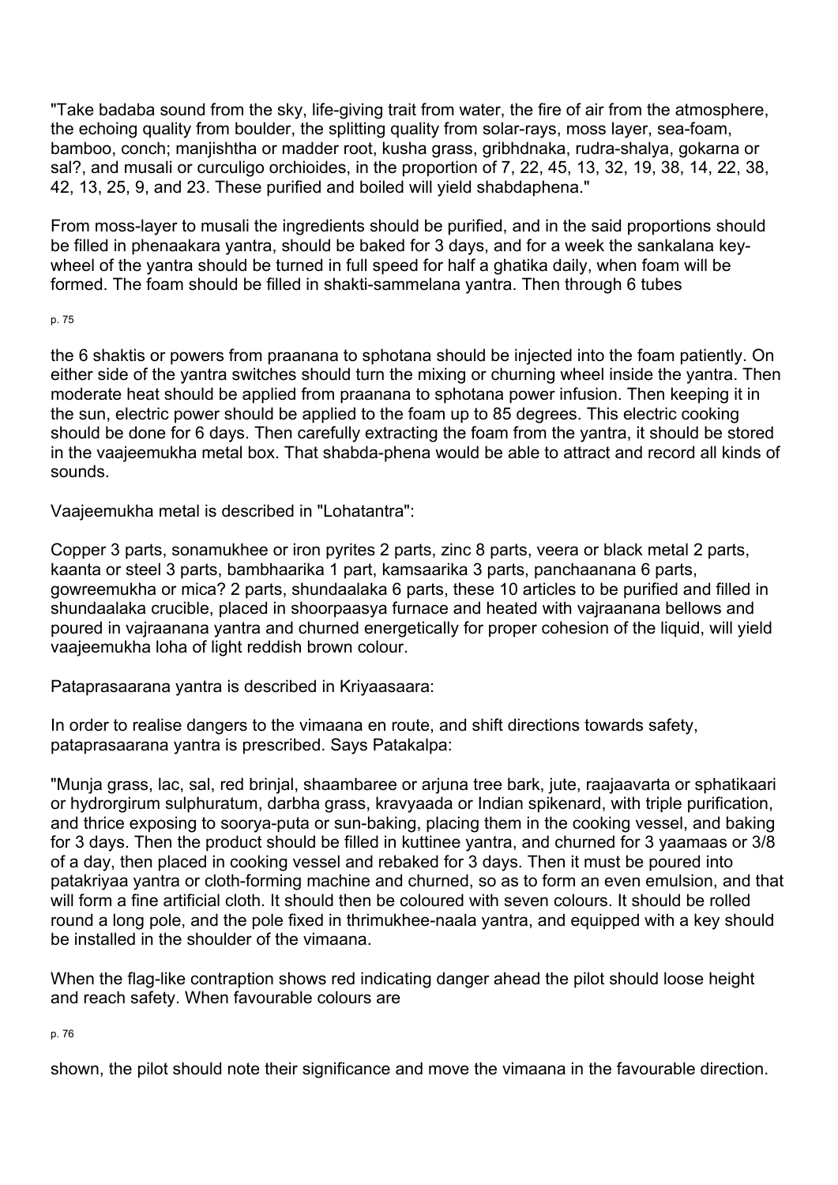"Take badaba sound from the sky, life-giving trait from water, the fire of air from the atmosphere, the echoing quality from boulder, the splitting quality from solar-rays, moss layer, sea-foam, bamboo, conch; manjishtha or madder root, kusha grass, gribhdnaka, rudra-shalya, gokarna or sal?, and musali or curculigo orchioides, in the proportion of 7, 22, 45, 13, 32, 19, 38, 14, 22, 38, 42, 13, 25, 9, and 23. These purified and boiled will yield shabdaphena."

From moss-layer to musali the ingredients should be purified, and in the said proportions should be filled in phenaakara yantra, should be baked for 3 days, and for a week the sankalana key-wheel of the yantra should be turned in full speed for half a ghatika daily, when foam will be formed. The foam should be filled in shakti-sammelana yantra. Then through 6 tubes

the 6 shaktis or powers from praanana to sphotana should be injected into the foam patiently. On either side of the yantra switches should turn the mixing or churning wheel inside the yantra. Then moderate heat should be applied from praanana to sphotana power infusion. Then keeping it in the sun, electric power should be applied to the foam up to 85 degrees. This electric cooking should be done for 6 days. Then carefully extracting the foam from the yantra, it should be stored in the vaajeemukha metal box. That shabda-phena would be able to attract and record all kinds of sounds.

Vaajeemukha metal is described in "Lohatantra":

Copper 3 parts, sonamukhee or iron pyrites 2 parts, zinc 8 parts, veera or black metal 2 parts, kaanta or steel 3 parts, bambhaarika 1 part, kamsaarika 3 parts, panchaanana 6 parts, gowreemukha or mica? 2 parts, shundaalaka 6 parts, these 10 articles to be purified and filled in shundaalaka crucible, placed in shoorpaasya furnace and heated with vajraanana bellows and poured in vajraanana yantra and churned energetically for proper cohesion of the liquid, will yield vaajeemukha loha of light reddish brown colour.

Pataprasaarana yantra is described in Kriyaasaara:

In order to realise dangers to the vimaana en route, and shift directions towards safety, pataprasaarana yantra is prescribed. Says Patakalpa:

"Munja grass, lac, sal, red brinjal, shaambaree or arjuna tree bark, jute, raajaavarta or sphatikaari or hydrorgirum sulphuratum, darbha grass, kravyaada or Indian spikenard, with triple purification, and thrice exposing to soorya-puta or sun-baking, placing them in the cooking vessel, and baking for 3 days. Then the product should be filled in kuttinee yantra, and churned for 3 yaamaas or 3/8 of a day, then placed in cooking vessel and rebaked for 3 days. Then it must be poured into patakriyaa yantra or cloth-forming machine and churned, so as to form an even emulsion, and that will form a fine artificial cloth. It should then be coloured with seven colours. It should be rolled round a long pole, and the pole fixed in thrimukhee-naala yantra, and equipped with a key should be installed in the shoulder of the vimaana.

When the flag-like contraption shows red indicating danger ahead the pilot should loose height and reach safety. When favourable colours are

shown, the pilot should note their significance and move the vimaana in the favourable direction.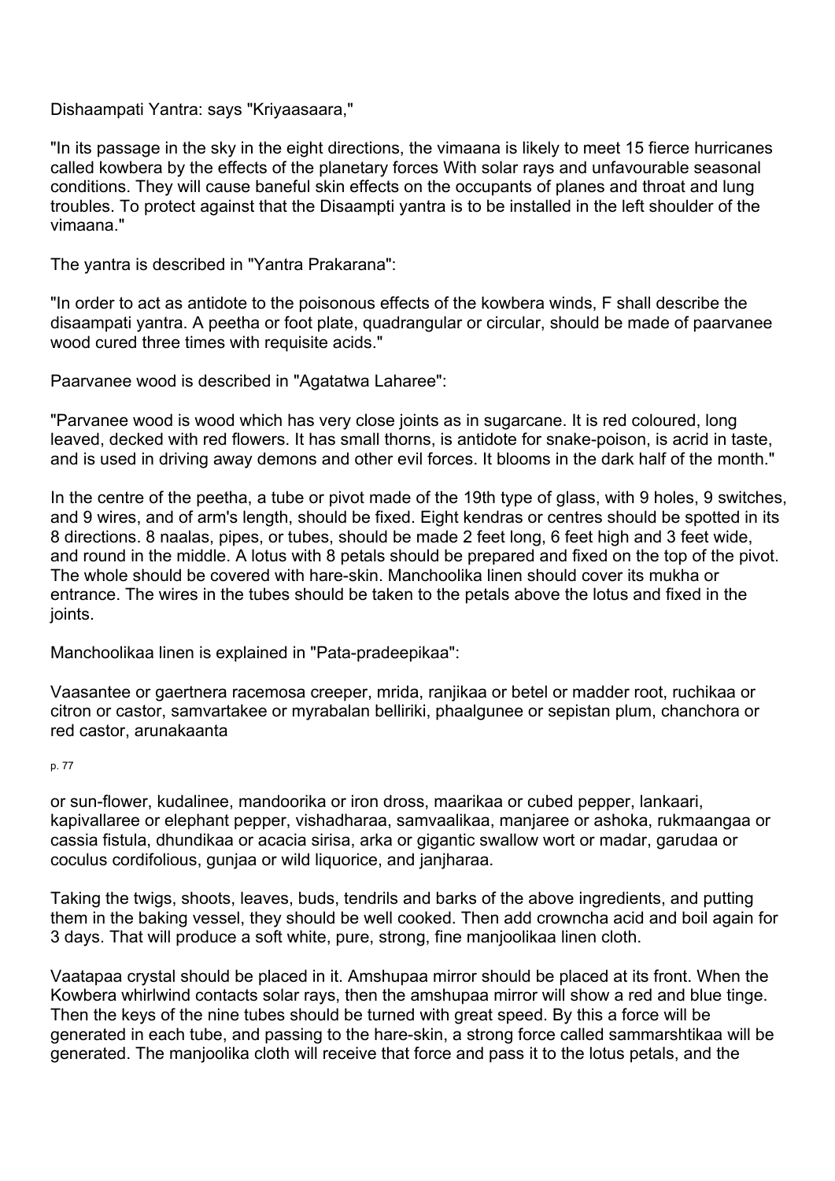Dishaampati Yantra: says "Kriyaasaara,"

"In its passage in the sky in the eight directions, the vimaana is likely to meet 15 fierce hurricanes called kowbera by the effects of the planetary forces With solar rays and unfavourable seasonal conditions. They will cause baneful skin effects on the occupants of planes and throat and lung troubles. To protect against that the Disaampti yantra is to be installed in the left shoulder of the vimaana."

The yantra is described in "Yantra Prakarana":

"In order to act as antidote to the poisonous effects of the kowbera winds, F shall describe the disaampati yantra. A peetha or foot plate, quadrangular or circular, should be made of paarvanee wood cured three times with requisite acids."

Paarvanee wood is described in "Agatatwa Laharee":

"Parvanee wood is wood which has very close joints as in sugarcane. It is red coloured, long leaved, decked with red flowers. It has small thorns, is antidote for snake-poison, is acrid in taste, and is used in driving away demons and other evil forces. It blooms in the dark half of the month."

In the centre of the peetha, a tube or pivot made of the 19th type of glass, with 9 holes, 9 switches, and 9 wires, and of arm's length, should be fixed. Eight kendras or centres should be spotted in its 8 directions. 8 naalas, pipes, or tubes, should be made 2 feet long, 6 feet high and 3 feet wide, and round in the middle. A lotus with 8 petals should be prepared and fixed on the top of the pivot. The whole should be covered with hare-skin. Manchoolika linen should cover its mukha or entrance. The wires in the tubes should be taken to the petals above the lotus and fixed in the joints.

Manchoolikaa linen is explained in "Pata-pradeepikaa":

Vaasantee or gaertnera racemosa creeper, mrida, ranjikaa or betel or madder root, ruchikaa or citron or castor, samvartakee or myrabalan belliriki, phaalgunee or sepistan plum, chanchora or red castor, arunakaanta or sun-flower, kudalinee, mandoorika or iron dross, maarikaa or cubed pepper, lankaari, kapivallaree or elephant pepper, vishadharaa, samvaalikaa, manjaree or ashoka, rukmaangaa or cassia fistula, dhundikaa or acacia sirisa, arka or gigantic swallow wort or madar, garudaa or coculus cordifolious, gunjaa or wild liquorice, and janjharaa.

Taking the twigs, shoots, leaves, buds, tendrils and barks of the above ingredients, and putting them in the baking vessel, they should be well cooked. Then add crowncha acid and boil again for 3 days. That will produce a soft white, pure, strong, fine manjoolikaa linen cloth.

Vaatapaa crystal should be placed in it. Amshupaa mirror should be placed at its front. When the Kowbera whirlwind contacts solar rays, then the amshupaa mirror will show a red and blue tinge. Then the keys of the nine tubes should be turned with great speed. By this a force will be generated in each tube, and passing to the hare-skin, a strong force called sammarshtikaa will be generated. The manjoolika cloth will receive that force and pass it to the lotus petals, and the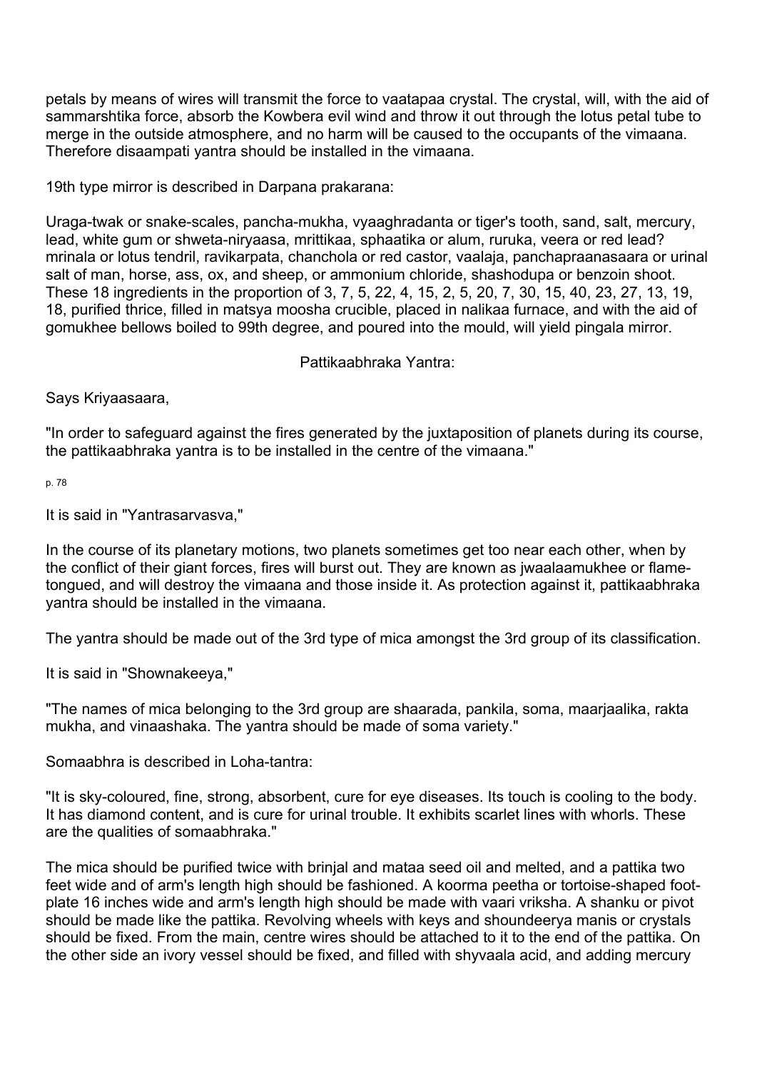petals by means of wires will transmit the force to vaatapaa crystal. The crystal, will, with the aid of sammarshtika force, absorb the Kowbera evil wind and throw it out through the lotus petal tube to merge in the outside atmosphere, and no harm will be caused to the occupants of the vimaana. Therefore disaampati yantra should be installed in the vimaana.

19th type mirror is described in Darpana prakarana:

Uraga-twak or snake-scales, pancha-mukha, vyaaghradanta or tiger's tooth, sand, salt, mercury, lead, white gum or shweta-niryaasa, mrittikaa, sphaatika or alum, ruruka, veera or red lead? mrinala or lotus tendril, ravikarpata, chanchola or red castor, vaalaja, panchapraanasaara or urinal salt of man, horse, ass, ox, and sheep, or ammonium chloride, shashodupa or benzoin shoot. These 18 ingredients in the proportion of 3, 7, 5, 22, 4, 15, 2, 5, 20, 7, 30, 15, 40, 23, 27, 13, 19, 18, purified thrice, filled in matsya moosha crucible, placed in nalikaa furnace, and with the aid of gomukhee bellows boiled to 99th degree, and poured into the mould, will yield pingala mirror.

Pattikaabhraka Yantra:

Says Kriyaasaara,

"In order to safeguard against the fires generated by the juxtaposition of planets during its course, the pattikaabhraka yantra is to be installed in the centre of the vimaana."

It is said in "Yantrasarvasva,"

In the course of its planetary motions, two planets sometimes get too near each other, when by the conflict of their giant forces, fires will burst out. They are known as jwaalaamukhee or flame-tongued, and will destroy the vimaana and those inside it. As protection against it, pattikaabhraka yantra should be installed in the vimaana.

The yantra should be made out of the 3rd type of mica amongst the 3rd group of its classification.

It is said in "Shownakeeya,"

"The names of mica belonging to the 3rd group are shaarada, pankila, soma, maarjaalika, rakta mukha, and vinaashaka. The yantra should be made of soma variety."

Somaabhra is described in Loha-tantra:

"It is sky-coloured, fine, strong, absorbent, cure for eye diseases. Its touch is cooling to the body. It has diamond content, and is cure for urinal trouble. It exhibits scarlet lines with whorls. These are the qualities of somaabhraka."

The mica should be purified twice with brinjal and mataa seed oil and melted, and a pattika two feet wide and of arm's length high should be fashioned. A koorma peetha or tortoise-shaped foot-plate 16 inches wide and arm's length high should be made with vaari vriksha. A shanku or pivot should be made like the pattika. Revolving wheels with keys and shoundeerya manis or crystals should be fixed. From the main, centre wires should be attached to it to the end of the pattika. On the other side an ivory vessel should be fixed, and filled with shyvaala acid, and adding mercury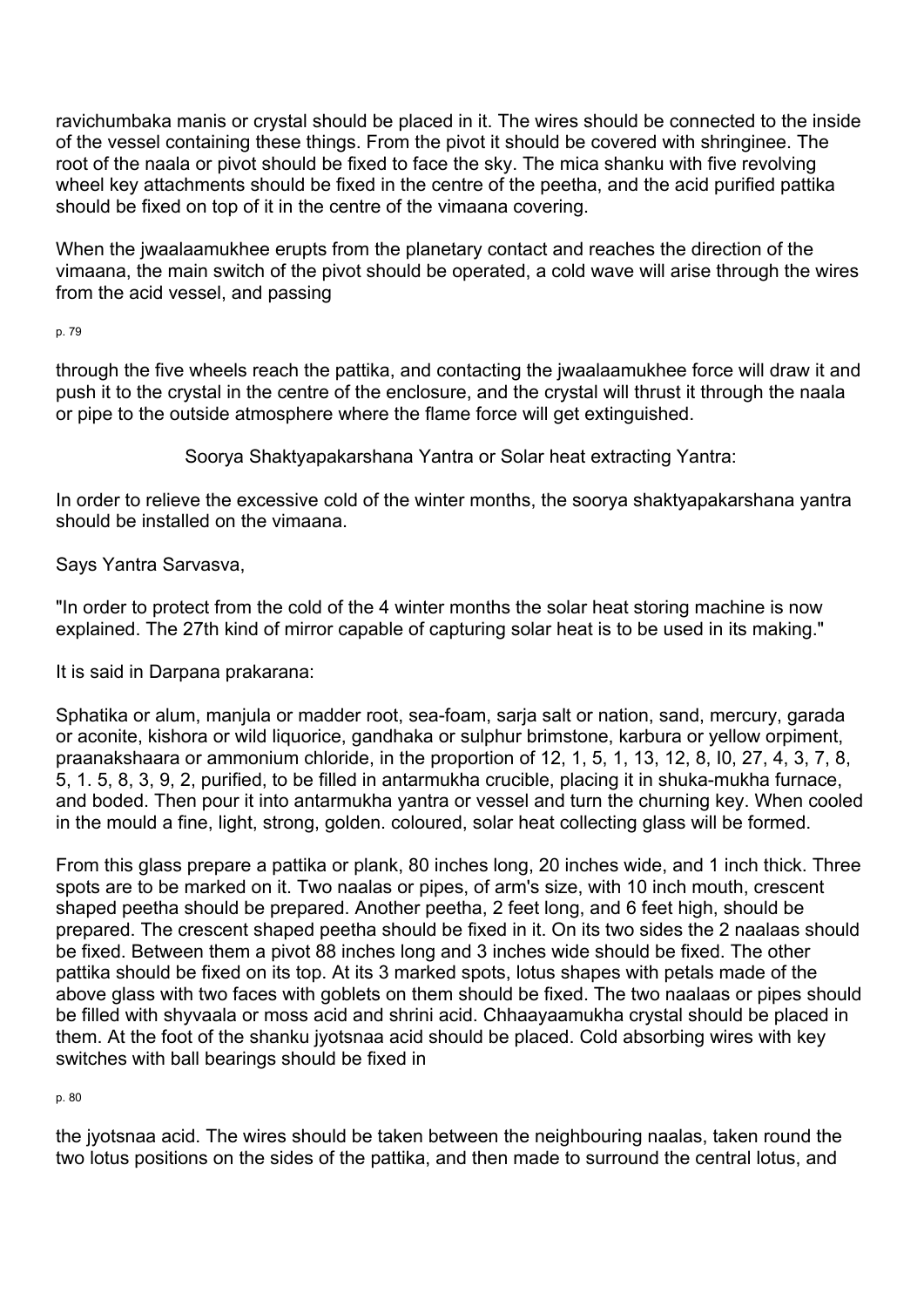ravichumbaka manis or crystal should be placed in it. The wires should be connected to the inside of the vessel containing these things. From the pivot it should be covered with shringinee. The root of the naala or pivot should be fixed to face the sky. The mica shanku with five revolving wheel key attachments should be fixed in the centre of the peetha, and the acid purified pattika should be fixed on top of it in the centre of the vimaana covering.

When the jwaalaamukhee erupts from the planetary contact and reaches the direction of the vimaana, the main switch of the pivot should be operated, a cold wave will arise through the wires from the acid vessel, and passing

p. 79

through the five wheels reach the pattika, and contacting the jwaalaamukhee force will draw it and push it to the crystal in the centre of the enclosure, and the crystal will thrust it through the naala or pipe to the outside atmosphere where the flame force will get extinguished.

Soorya Shaktyapakarshana Yantra or Solar heat extracting Yantra:

In order to relieve the excessive cold of the winter months, the soorya shaktyapakarshana yantra should be installed on the vimaana.

Says Yantra Sarvasva,

"In order to protect from the cold of the 4 winter months the solar heat storing machine is now explained. The 27th kind of mirror capable of capturing solar heat is to be used in its making."

It is said in Darpana prakarana:

Sphatika or alum, manjula or madder root, sea-foam, sarja salt or nation, sand, mercury, garada or aconite, kishora or wild liquorice, gandhaka or sulphur brimstone, karbura or yellow orpiment, praanakshaara or ammonium chloride, in the proportion of 12, 1, 5, 1, 13, 12, 8, I0, 27, 4, 3, 7, 8, 5, 1. 5, 8, 3, 9, 2, purified, to be filled in antarmukha crucible, placing it in shuka-mukha furnace, and boded. Then pour it into antarmukha yantra or vessel and turn the churning key. When cooled in the mould a fine, light, strong, golden. coloured, solar heat collecting glass will be formed.

From this glass prepare a pattika or plank, 80 inches long, 20 inches wide, and 1 inch thick. Three spots are to be marked on it. Two naalas or pipes, of arm's size, with 10 inch mouth, crescent shaped peetha should be prepared. Another peetha, 2 feet long, and 6 feet high, should be prepared. The crescent shaped peetha should be fixed in it. On its two sides the 2 naalaas should be fixed. Between them a pivot 88 inches long and 3 inches wide should be fixed. The other pattika should be fixed on its top. At its 3 marked spots, lotus shapes with petals made of the above glass with two faces with goblets on them should be fixed. The two naalaas or pipes should be filled with shyvaala or moss acid and shrini acid. Chhaayaamukha crystal should be placed in them. At the foot of the shanku jyotsnaa acid should be placed. Cold absorbing wires with key switches with ball bearings should be fixed in

p. 80

the jyotsnaa acid. The wires should be taken between the neighbouring naalas, taken round the two lotus positions on the sides of the pattika, and then made to surround the central lotus, and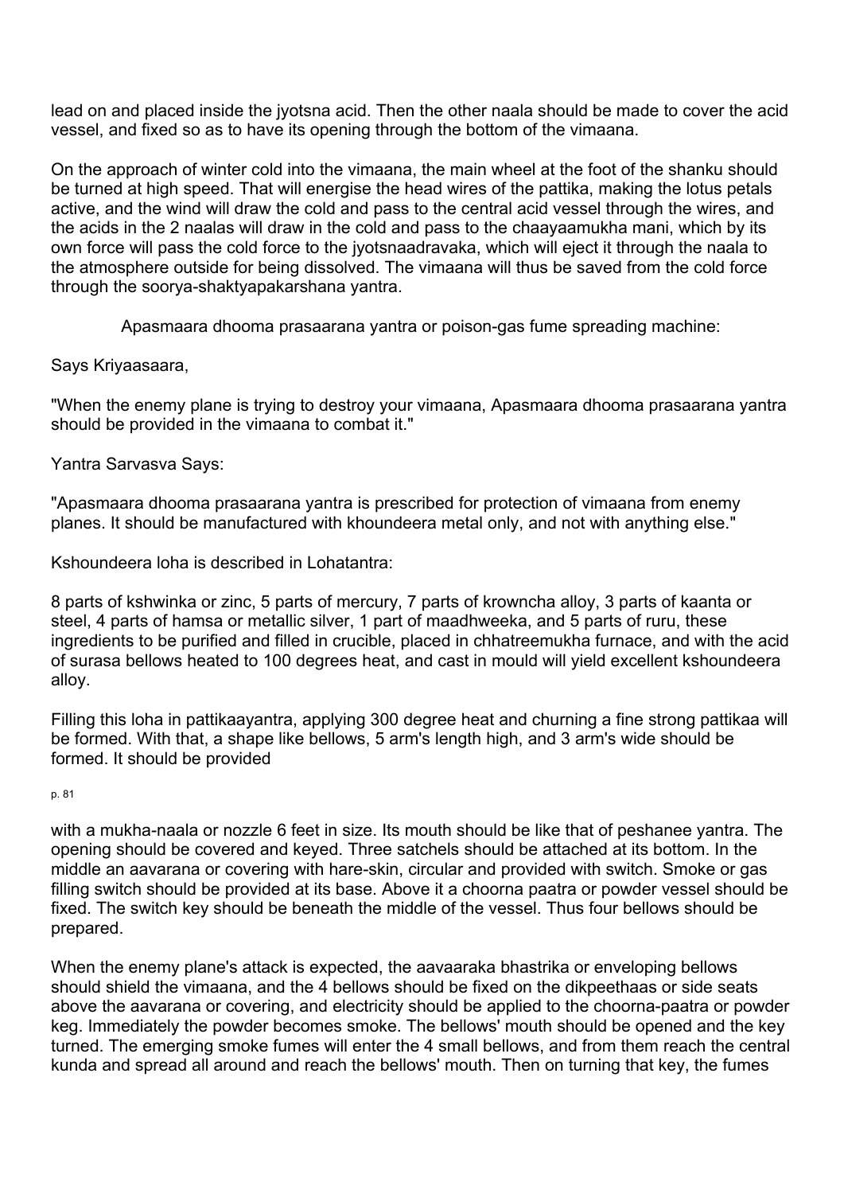lead on and placed inside the jyotsna acid. Then the other naala should be made to cover the acid vessel, and fixed so as to have its opening through the bottom of the vimaana.

On the approach of winter cold into the vimaana, the main wheel at the foot of the shanku should be turned at high speed. That will energise the head wires of the pattika, making the lotus petals active, and the wind will draw the cold and pass to the central acid vessel through the wires, and the acids in the 2 naalas will draw in the cold and pass to the chaayaamukha mani, which by its own force will pass the cold force to the jyotsnaadravaka, which will eject it through the naala to the atmosphere outside for being dissolved. The vimaana will thus be saved from the cold force through the soorya-shaktyapakarshana yantra.

Apasmaara dhooma prasaarana yantra or poison-gas fume spreading machine:

Says Kriyaasaara,

"When the enemy plane is trying to destroy your vimaana, Apasmaara dhooma prasaarana yantra should be provided in the vimaana to combat it."

Yantra Sarvasva Says:

"Apasmaara dhooma prasaarana yantra is prescribed for protection of vimaana from enemy planes. It should be manufactured with khoundeera metal only, and not with anything else."

Kshoundeera loha is described in Lohatantra:

8 parts of kshwinka or zinc, 5 parts of mercury, 7 parts of krowncha alloy, 3 parts of kaanta or steel, 4 parts of hamsa or metallic silver, 1 part of maadhweeka, and 5 parts of ruru, these ingredients to be purified and filled in crucible, placed in chhatreemukha furnace, and with the acid of surasa bellows heated to 100 degrees heat, and cast in mould will yield excellent kshoundeera alloy.

Filling this loha in pattikaayantra, applying 300 degree heat and churning a fine strong pattikaa will be formed. With that, a shape like bellows, 5 arm's length high, and 3 arm's wide should be formed. It should be provided

with a mukha-naala or nozzle 6 feet in size. Its mouth should be like that of peshanee yantra. The opening should be covered and keyed. Three satchels should be attached at its bottom. In the middle an aavarana or covering with hare-skin, circular and provided with switch. Smoke or gas filling switch should be provided at its base. Above it a choorna paatra or powder vessel should be fixed. The switch key should be beneath the middle of the vessel. Thus four bellows should be prepared.

When the enemy plane's attack is expected, the aavaaraka bhastrika or enveloping bellows should shield the vimaana, and the 4 bellows should be fixed on the dikpeethaas or side seats above the aavarana or covering, and electricity should be applied to the choorna-paatra or powder keg. Immediately the powder becomes smoke. The bellows' mouth should be opened and the key turned. The emerging smoke fumes will enter the 4 small bellows, and from them reach the central kunda and spread all around and reach the bellows' mouth. Then on turning that key, the fumes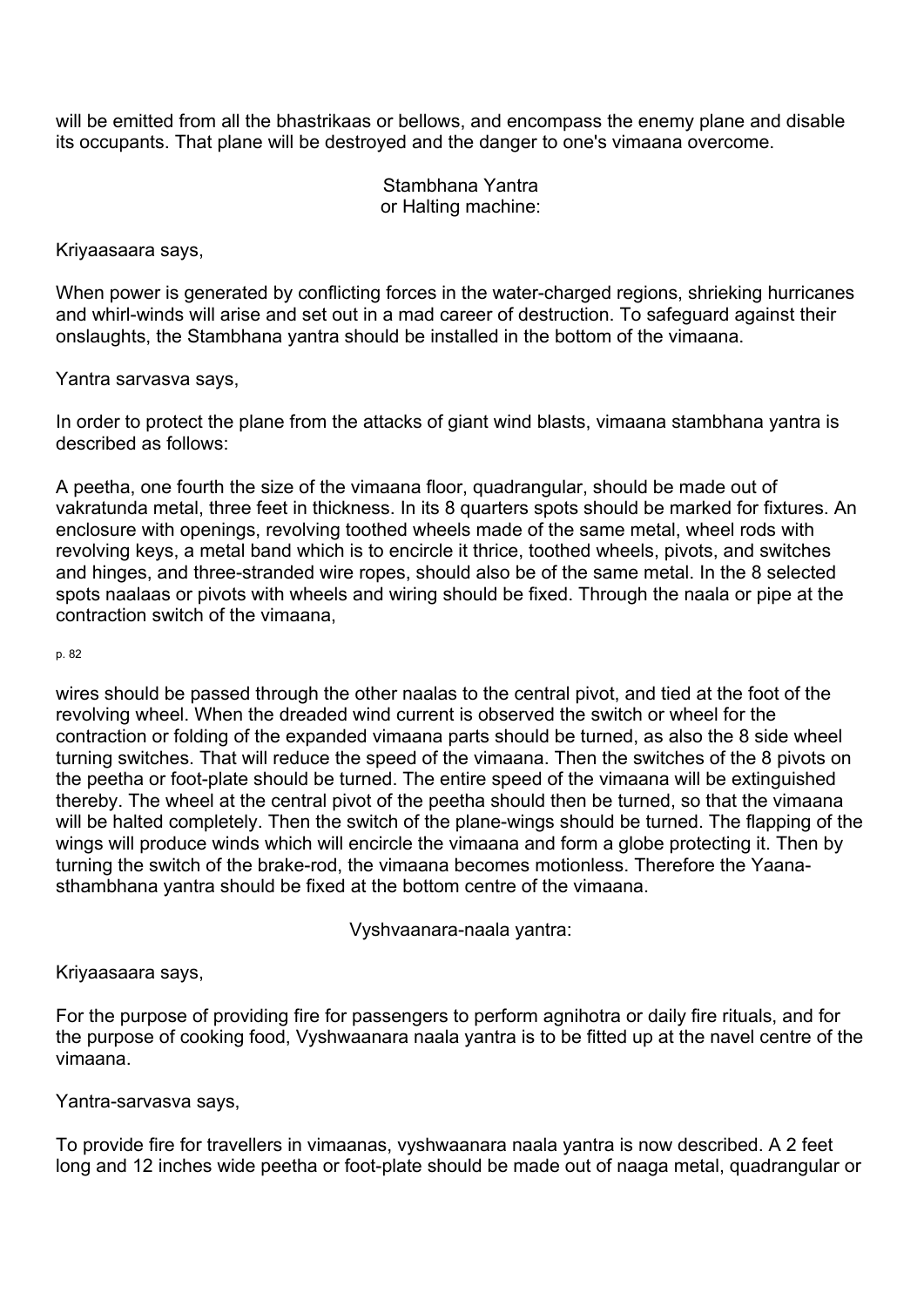will be emitted from all the bhastrikaas or bellows, and encompass the enemy plane and disable its occupants. That plane will be destroyed and the danger to one's vimaana overcome.

### Stambhana Yantra
### or Halting machine:

Kriyaasaara says,

When power is generated by conflicting forces in the water-charged regions, shrieking hurricanes and whirl-winds will arise and set out in a mad career of destruction. To safeguard against their onslaughts, the Stambhana yantra should be installed in the bottom of the vimaana.

Yantra sarvasva says,

In order to protect the plane from the attacks of giant wind blasts, vimaana stambhana yantra is described as follows:

A peetha, one fourth the size of the vimaana floor, quadrangular, should be made out of vakratunda metal, three feet in thickness. In its 8 quarters spots should be marked for fixtures. An enclosure with openings, revolving toothed wheels made of the same metal, wheel rods with revolving keys, a metal band which is to encircle it thrice, toothed wheels, pivots, and switches and hinges, and three-stranded wire ropes, should also be of the same metal. In the 8 selected spots naalaas or pivots with wheels and wiring should be fixed. Through the naala or pipe at the contraction switch of the vimaana,

wires should be passed through the other naalas to the central pivot, and tied at the foot of the revolving wheel. When the dreaded wind current is observed the switch or wheel for the contraction or folding of the expanded vimaana parts should be turned, as also the 8 side wheel turning switches. That will reduce the speed of the vimaana. Then the switches of the 8 pivots on the peetha or foot-plate should be turned. The entire speed of the vimaana will be extinguished thereby. The wheel at the central pivot of the peetha should then be turned, so that the vimaana will be halted completely. Then the switch of the plane-wings should be turned. The flapping of the wings will produce winds which will encircle the vimaana and form a globe protecting it. Then by turning the switch of the brake-rod, the vimaana becomes motionless. Therefore the Yaana-sthambhana yantra should be fixed at the bottom centre of the vimaana.

### Vyshvaanara-naala yantra:

Kriyaasaara says,

For the purpose of providing fire for passengers to perform agnihotra or daily fire rituals, and for the purpose of cooking food, Vyshwaanara naala yantra is to be fitted up at the navel centre of the vimaana.

Yantra-sarvasva says,

To provide fire for travellers in vimaanas, vyshwaanara naala yantra is now described. A 2 feet long and 12 inches wide peetha or foot-plate should be made out of naaga metal, quadrangular or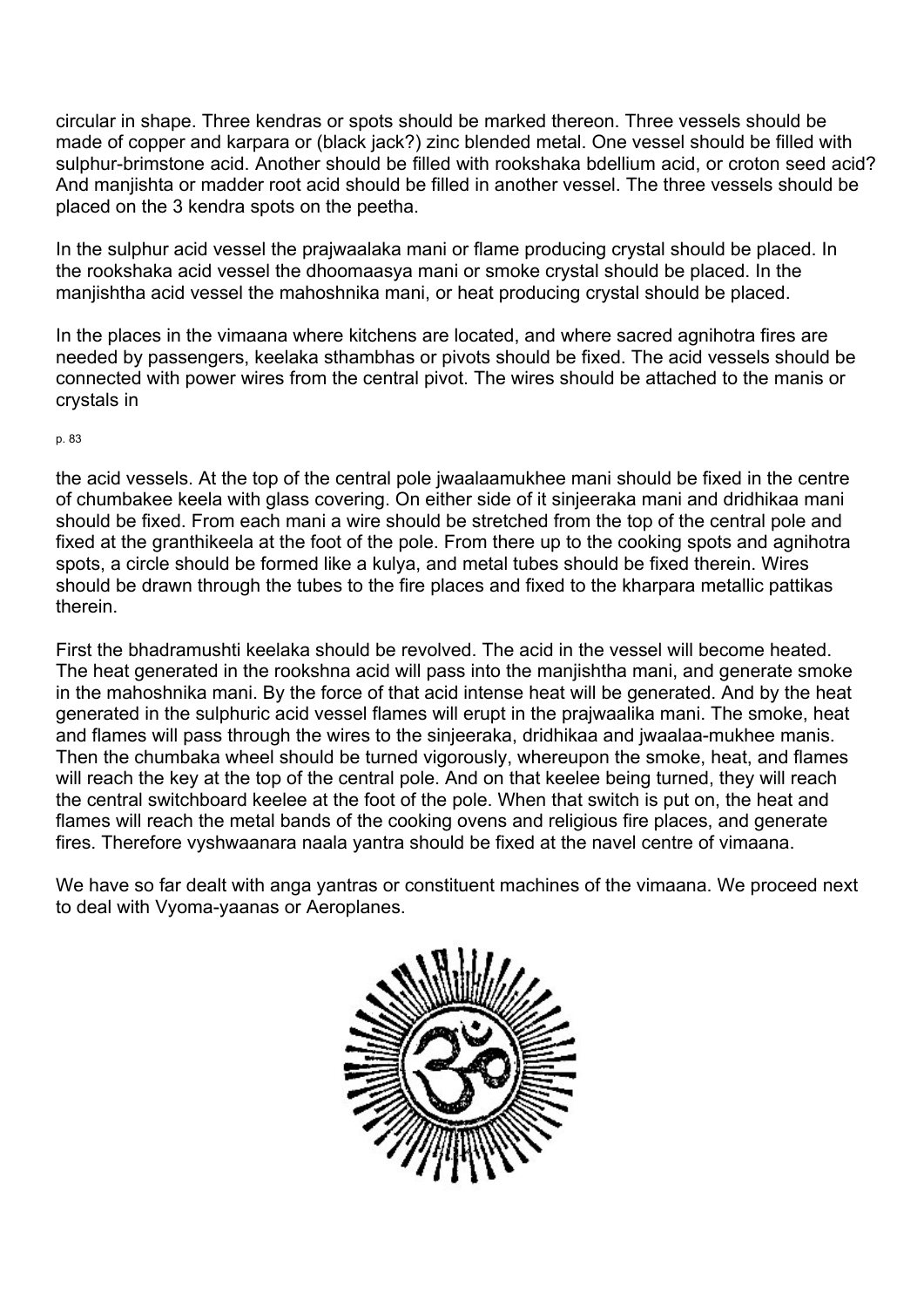circular in shape. Three kendras or spots should be marked thereon. Three vessels should be made of copper and karpara or (black jack?) zinc blended metal. One vessel should be filled with sulphur-brimstone acid. Another should be filled with rookshaka bdellium acid, or croton seed acid? And manjishta or madder root acid should be filled in another vessel. The three vessels should be placed on the 3 kendra spots on the peetha.

In the sulphur acid vessel the prajwaalaka mani or flame producing crystal should be placed. In the rookshaka acid vessel the dhoomaasya mani or smoke crystal should be placed. In the manjishtha acid vessel the mahoshnika mani, or heat producing crystal should be placed.

In the places in the vimaana where kitchens are located, and where sacred agnihotra fires are needed by passengers, keelaka sthambhas or pivots should be fixed. The acid vessels should be connected with power wires from the central pivot. The wires should be attached to the manis or crystals in the acid vessels. At the top of the central pole jwaalaamukhee mani should be fixed in the centre of chumbakee keela with glass covering. On either side of it sinjeeraka mani and dridhikaa mani should be fixed. From each mani a wire should be stretched from the top of the central pole and fixed at the granthikeela at the foot of the pole. From there up to the cooking spots and agnihotra spots, a circle should be formed like a kulya, and metal tubes should be fixed therein. Wires should be drawn through the tubes to the fire places and fixed to the kharpara metallic pattikas therein.

First the bhadramushti keelaka should be revolved. The acid in the vessel will become heated. The heat generated in the rookshna acid will pass into the manjishtha mani, and generate smoke in the mahoshnika mani. By the force of that acid intense heat will be generated. And by the heat generated in the sulphuric acid vessel flames will erupt in the prajwaalika mani. The smoke, heat and flames will pass through the wires to the sinjeeraka, dridhikaa and jwaalaa-mukhee manis. Then the chumbaka wheel should be turned vigorously, whereupon the smoke, heat, and flames will reach the key at the top of the central pole. And on that keelee being turned, they will reach the central switchboard keelee at the foot of the pole. When that switch is put on, the heat and flames will reach the metal bands of the cooking ovens and religious fire places, and generate fires. Therefore vyshwaanara naala yantra should be fixed at the navel centre of vimaana.

We have so far dealt with anga yantras or constituent machines of the vimaana. We proceed next to deal with Vyoma-yaanas or Aeroplanes.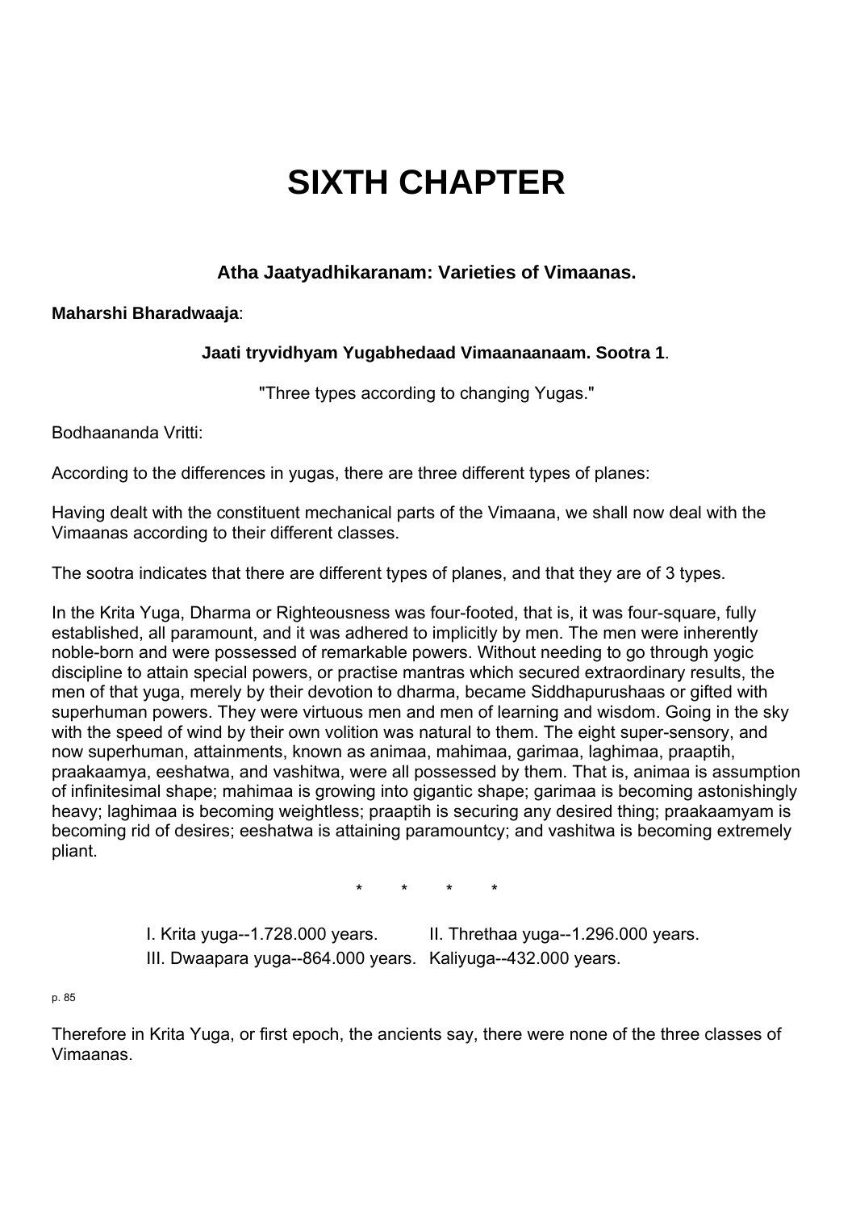# SIXTH CHAPTER

### Atha Jaatyadhikaranam: Varieties of Vimaanas.

**Maharshi Bharadwaaja**:

**Jaati tryvidhyam Yugabhedaad Vimaanaanaam. Sootra 1**.

"Three types according to changing Yugas."

Bodhaananda Vritti:

According to the differences in yugas, there are three different types of planes:

Having dealt with the constituent mechanical parts of the Vimaana, we shall now deal with the Vimaanas according to their different classes.

The sootra indicates that there are different types of planes, and that they are of 3 types.

In the Krita Yuga, Dharma or Righteousness was four-footed, that is, it was four-square, fully established, all paramount, and it was adhered to implicitly by men. The men were inherently noble-born and were possessed of remarkable powers. Without needing to go through yogic discipline to attain special powers, or practise mantras which secured extraordinary results, the men of that yuga, merely by their devotion to dharma, became Siddhapurushaas or gifted with superhuman powers. They were virtuous men and men of learning and wisdom. Going in the sky with the speed of wind by their own volition was natural to them. The eight super-sensory, and now superhuman, attainments, known as animaa, mahimaa, garimaa, laghimaa, praaptih, praakaamya, eeshatwa, and vashitwa, were all possessed by them. That is, animaa is assumption of infinitesimal shape; mahimaa is growing into gigantic shape; garimaa is becoming astonishingly heavy; laghimaa is becoming weightless; praaptih is securing any desired thing; praakaamyam is becoming rid of desires; eeshatwa is attaining paramountcy; and vashitwa is becoming extremely pliant.

\*        \*        \*        \*

I. Krita yuga--1.728.000 years. II. Threthaa yuga--1.296.000 years.
III. Dwaapara yuga--864.000 years. Kaliyuga--432.000 years.

Therefore in Krita Yuga, or first epoch, the ancients say, there were none of the three classes of Vimaanas.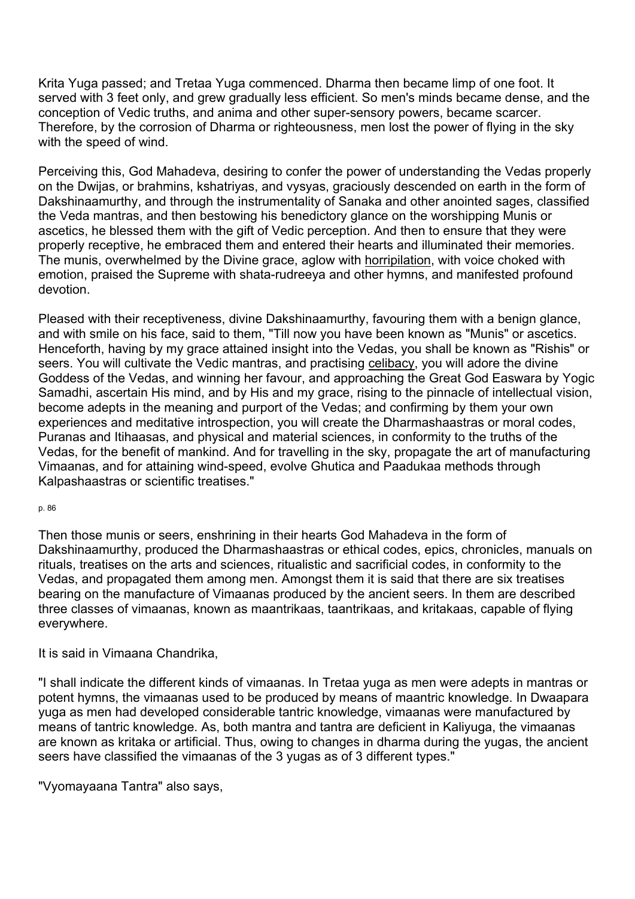Krita Yuga passed; and Tretaa Yuga commenced. Dharma then became limp of one foot. It served with 3 feet only, and grew gradually less efficient. So men's minds became dense, and the conception of Vedic truths, and anima and other super-sensory powers, became scarcer. Therefore, by the corrosion of Dharma or righteousness, men lost the power of flying in the sky with the speed of wind.

Perceiving this, God Mahadeva, desiring to confer the power of understanding the Vedas properly on the Dwijas, or brahmins, kshatriyas, and vysyas, graciously descended on earth in the form of Dakshinaamurthy, and through the instrumentality of Sanaka and other anointed sages, classified the Veda mantras, and then bestowing his benedictory glance on the worshipping Munis or ascetics, he blessed them with the gift of Vedic perception. And then to ensure that they were properly receptive, he embraced them and entered their hearts and illuminated their memories. The munis, overwhelmed by the Divine grace, aglow with horripilation, with voice choked with emotion, praised the Supreme with shata-rudreeya and other hymns, and manifested profound devotion.

Pleased with their receptiveness, divine Dakshinaamurthy, favouring them with a benign glance, and with smile on his face, said to them, "Till now you have been known as "Munis" or ascetics. Henceforth, having by my grace attained insight into the Vedas, you shall be known as "Rishis" or seers. You will cultivate the Vedic mantras, and practising celibacy, you will adore the divine Goddess of the Vedas, and winning her favour, and approaching the Great God Easwara by Yogic Samadhi, ascertain His mind, and by His and my grace, rising to the pinnacle of intellectual vision, become adepts in the meaning and purport of the Vedas; and confirming by them your own experiences and meditative introspection, you will create the Dharmashaastras or moral codes, Puranas and Itihaasas, and physical and material sciences, in conformity to the truths of the Vedas, for the benefit of mankind. And for travelling in the sky, propagate the art of manufacturing Vimaanas, and for attaining wind-speed, evolve Ghutica and Paadukaa methods through Kalpashaastras or scientific treatises."

Then those munis or seers, enshrining in their hearts God Mahadeva in the form of Dakshinaamurthy, produced the Dharmashaastras or ethical codes, epics, chronicles, manuals on rituals, treatises on the arts and sciences, ritualistic and sacrificial codes, in conformity to the Vedas, and propagated them among men. Amongst them it is said that there are six treatises bearing on the manufacture of Vimaanas produced by the ancient seers. In them are described three classes of vimaanas, known as maantrikaas, taantrikaas, and kritakaas, capable of flying everywhere.

It is said in Vimaana Chandrika,

"I shall indicate the different kinds of vimaanas. In Tretaa yuga as men were adepts in mantras or potent hymns, the vimaanas used to be produced by means of maantric knowledge. In Dwaapara yuga as men had developed considerable tantric knowledge, vimaanas were manufactured by means of tantric knowledge. As, both mantra and tantra are deficient in Kaliyuga, the vimaanas are known as kritaka or artificial. Thus, owing to changes in dharma during the yugas, the ancient seers have classified the vimaanas of the 3 yugas as of 3 different types."

"Vyomayaana Tantra" also says,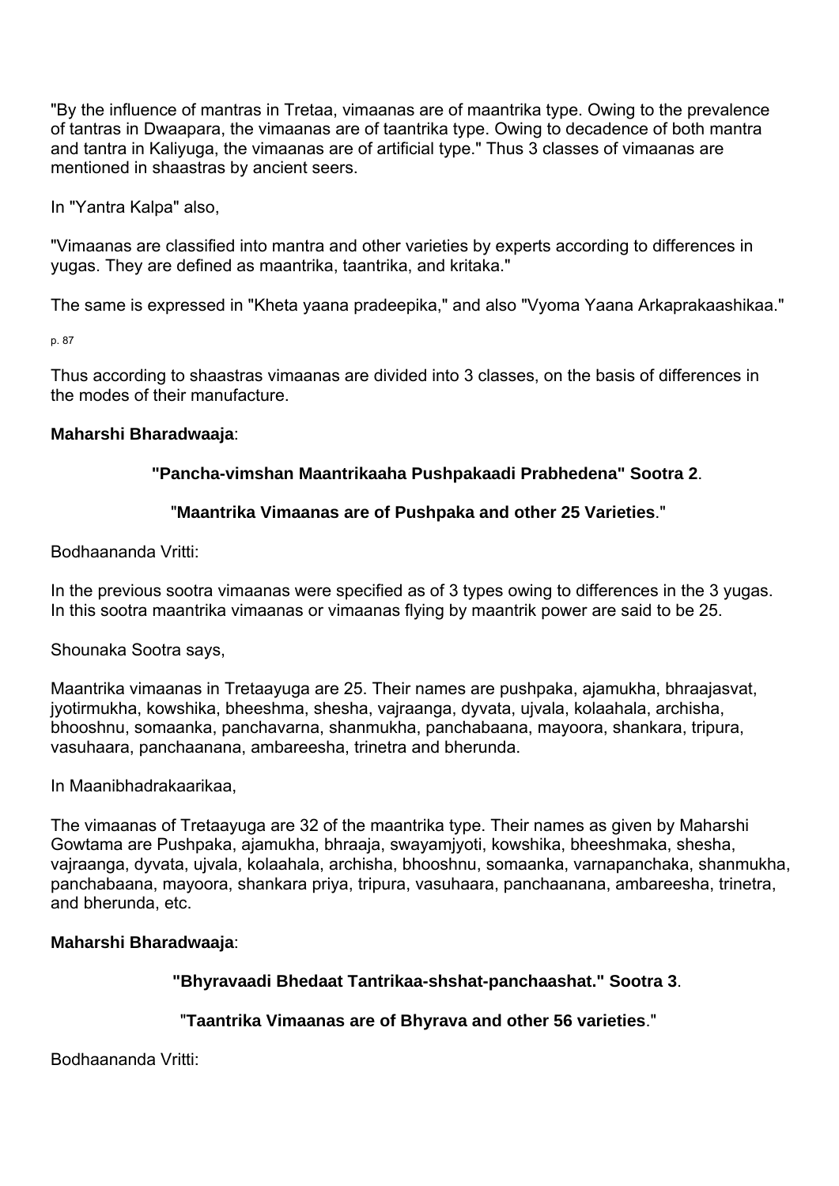"By the influence of mantras in Tretaa, vimaanas are of maantrika type. Owing to the prevalence of tantras in Dwaapara, the vimaanas are of taantrika type. Owing to decadence of both mantra and tantra in Kaliyuga, the vimaanas are of artificial type." Thus 3 classes of vimaanas are mentioned in shaastras by ancient seers.

In "Yantra Kalpa" also,

"Vimaanas are classified into mantra and other varieties by experts according to differences in yugas. They are defined as maantrika, taantrika, and kritaka."

The same is expressed in "Kheta yaana pradeepika," and also "Vyoma Yaana Arkaprakaashikaa."

Thus according to shaastras vimaanas are divided into 3 classes, on the basis of differences in the modes of their manufacture.

**Maharshi Bharadwaaja**:

**"Pancha-vimshan Maantrikaaha Pushpakaadi Prabhedena" Sootra 2**.

"**Maantrika Vimaanas are of Pushpaka and other 25 Varieties**."

Bodhaananda Vritti:

In the previous sootra vimaanas were specified as of 3 types owing to differences in the 3 yugas. In this sootra maantrika vimaanas or vimaanas flying by maantrik power are said to be 25.

Shounaka Sootra says,

Maantrika vimaanas in Tretaayuga are 25. Their names are pushpaka, ajamukha, bhraajasvat, jyotirmukha, kowshika, bheeshma, shesha, vajraanga, dyvata, ujvala, kolaahala, archisha, bhooshnu, somaanka, panchavarna, shanmukha, panchabaana, mayoora, shankara, tripura, vasuhaara, panchaanana, ambareesha, trinetra and bherunda.

In Maanibhadrakaarikaa,

The vimaanas of Tretaayuga are 32 of the maantrika type. Their names as given by Maharshi Gowtama are Pushpaka, ajamukha, bhraaja, swayamjyoti, kowshika, bheeshmaka, shesha, vajraanga, dyvata, ujvala, kolaahala, archisha, bhooshnu, somaanka, varnapanchaka, shanmukha, panchabaana, mayoora, shankara priya, tripura, vasuhaara, panchaanana, ambareesha, trinetra, and bherunda, etc.

**Maharshi Bharadwaaja**:

**"Bhyravaadi Bhedaat Tantrikaa-shshat-panchaashat." Sootra 3**.

"**Taantrika Vimaanas are of Bhyrava and other 56 varieties**."

Bodhaananda Vritti: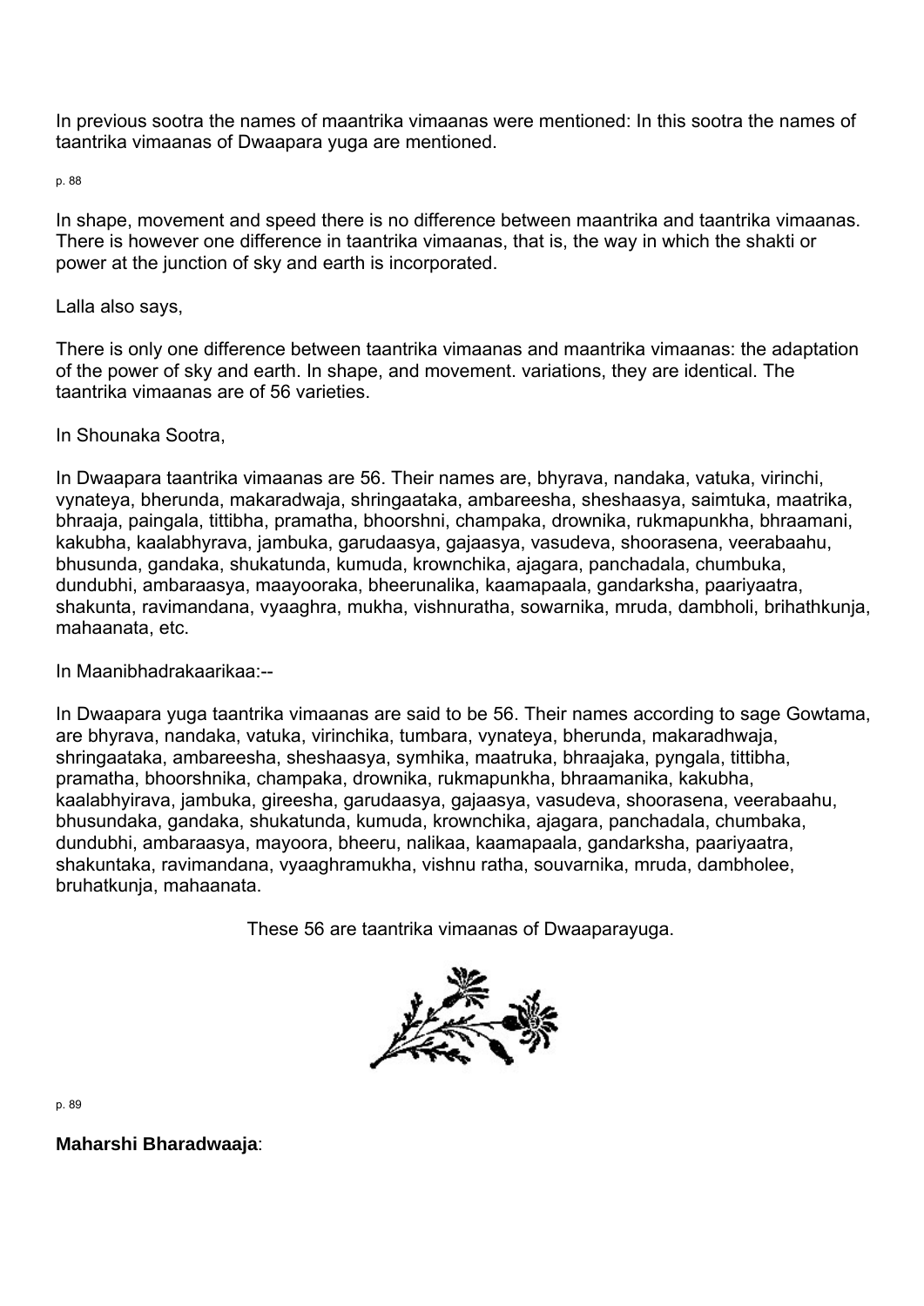In previous sootra the names of maantrika vimaanas were mentioned: In this sootra the names of taantrika vimaanas of Dwaapara yuga are mentioned.

In shape, movement and speed there is no difference between maantrika and taantrika vimaanas. There is however one difference in taantrika vimaanas, that is, the way in which the shakti or power at the junction of sky and earth is incorporated.

Lalla also says,

There is only one difference between taantrika vimaanas and maantrika vimaanas: the adaptation of the power of sky and earth. In shape, and movement. variations, they are identical. The taantrika vimaanas are of 56 varieties.

In Shounaka Sootra,

In Dwaapara taantrika vimaanas are 56. Their names are, bhyrava, nandaka, vatuka, virinchi, vynateya, bherunda, makaradwaja, shringaataka, ambareesha, sheshaasya, saimtuka, maatrika, bhraaja, paingala, tittibha, pramatha, bhoorshni, champaka, drownika, rukmapunkha, bhraamani, kakubha, kaalabhyrava, jambuka, garudaasya, gajaasya, vasudeva, shoorasena, veerabaahu, bhusunda, gandaka, shukatunda, kumuda, krownchika, ajagara, panchadala, chumbuka, dundubhi, ambaraasya, maayooraka, bheerunalika, kaamapaala, gandarksha, paariyaatra, shakunta, ravimandana, vyaaghra, mukha, vishnuratha, sowarnika, mruda, dambholi, brihathkunja, mahaanata, etc.

In Maanibhadrakaarikaa:--

In Dwaapara yuga taantrika vimaanas are said to be 56. Their names according to sage Gowtama, are bhyrava, nandaka, vatuka, virinchika, tumbara, vynateya, bherunda, makaradhwaja, shringaataka, ambareesha, sheshaasya, symhika, maatruka, bhraajaka, pyngala, tittibha, pramatha, bhoorshnika, champaka, drownika, rukmapunkha, bhraamanika, kakubha, kaalabhyirava, jambuka, gireesha, garudaasya, gajaasya, vasudeva, shoorasena, veerabaahu, bhusundaka, gandaka, shukatunda, kumuda, krownchika, ajagara, panchadala, chumbaka, dundubhi, ambaraasya, mayoora, bheeru, nalikaa, kaamapaala, gandarksha, paariyaatra, shakuntaka, ravimandana, vyaaghramukha, vishnu ratha, souvarnika, mruda, dambholee, bruhatkunja, mahaanata.

These 56 are taantrika vimaanas of Dwaaparayuga.

**Maharshi Bharadwaaja**: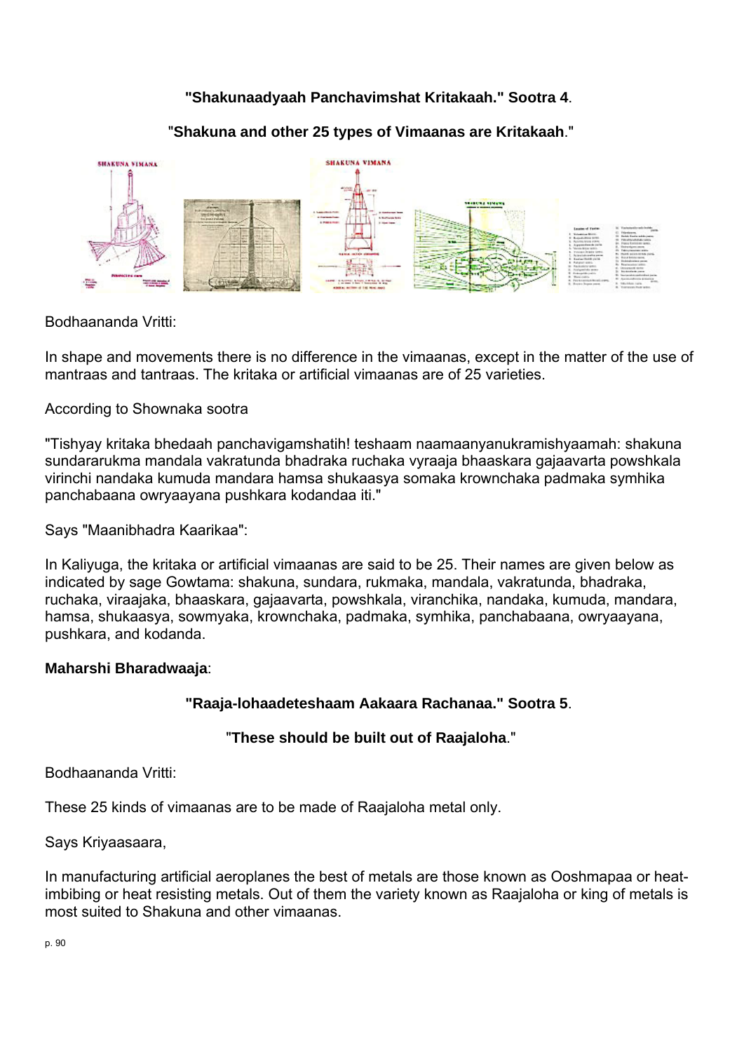**"Shakunaadyaah Panchavimshat Kritakaah." Sootra 4**.

"**Shakuna and other 25 types of Vimaanas are Kritakaah**."

Bodhaananda Vritti:

In shape and movements there is no difference in the vimaanas, except in the matter of the use of mantraas and tantraas. The kritaka or artificial vimaanas are of 25 varieties.

According to Shownaka sootra

"Tishyay kritaka bhedaah panchavigamshatih! teshaam naamaanyanukramishyaamah: shakuna sundararukma mandala vakratunda bhadraka ruchaka vyraaja bhaaskara gajaavarta powshkala virinchi nandaka kumuda mandara hamsa shukaasya somaka krownchaka padmaka symhika panchabaana owryaayana pushkara kodandaa iti."

Says "Maanibhadra Kaarikaa":

In Kaliyuga, the kritaka or artificial vimaanas are said to be 25. Their names are given below as indicated by sage Gowtama: shakuna, sundara, rukmaka, mandala, vakratunda, bhadraka, ruchaka, viraajaka, bhaaskara, gajaavarta, powshkala, viranchika, nandaka, kumuda, mandara, hamsa, shukaasya, sowmyaka, krownchaka, padmaka, symhika, panchabaana, owryaayana, pushkara, and kodanda.

**Maharshi Bharadwaaja**:

**"Raaja-lohaadeteshaam Aakaara Rachanaa." Sootra 5**.

"**These should be built out of Raajaloha**."

Bodhaananda Vritti:

These 25 kinds of vimaanas are to be made of Raajaloha metal only.

Says Kriyaasaara,

In manufacturing artificial aeroplanes the best of metals are those known as Ooshmapaa or heat-imbibing or heat resisting metals. Out of them the variety known as Raajaloha or king of metals is most suited to Shakuna and other vimaanas.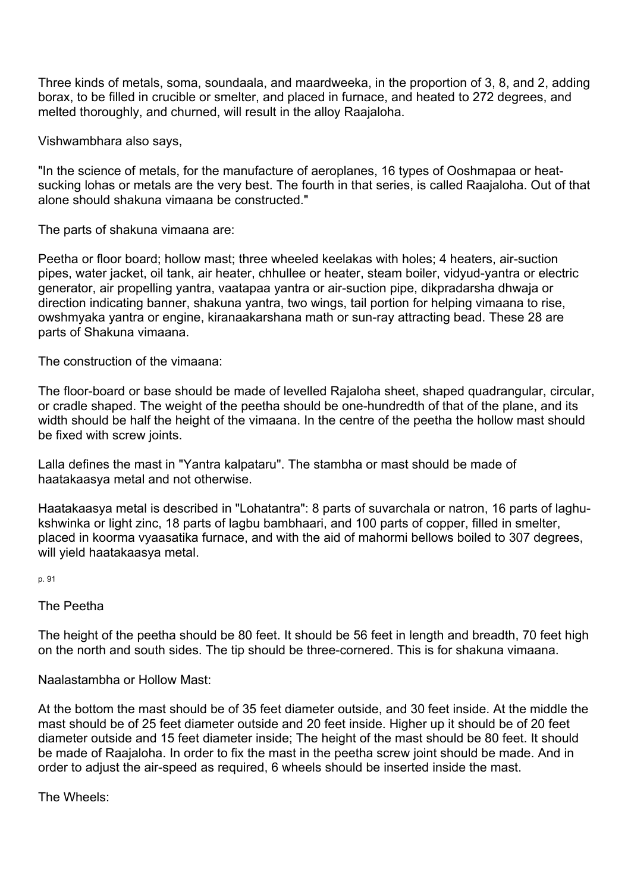Three kinds of metals, soma, soundaala, and maardweeka, in the proportion of 3, 8, and 2, adding borax, to be filled in crucible or smelter, and placed in furnace, and heated to 272 degrees, and melted thoroughly, and churned, will result in the alloy Raajaloha.

Vishwambhara also says,

"In the science of metals, for the manufacture of aeroplanes, 16 types of Ooshmapaa or heat-sucking lohas or metals are the very best. The fourth in that series, is called Raajaloha. Out of that alone should shakuna vimaana be constructed."

The parts of shakuna vimaana are:

Peetha or floor board; hollow mast; three wheeled keelakas with holes; 4 heaters, air-suction pipes, water jacket, oil tank, air heater, chhullee or heater, steam boiler, vidyud-yantra or electric generator, air propelling yantra, vaatapaa yantra or air-suction pipe, dikpradarsha dhwaja or direction indicating banner, shakuna yantra, two wings, tail portion for helping vimaana to rise, owshmyaka yantra or engine, kiranaakarshana math or sun-ray attracting bead. These 28 are parts of Shakuna vimaana.

The construction of the vimaana:

The floor-board or base should be made of levelled Rajaloha sheet, shaped quadrangular, circular, or cradle shaped. The weight of the peetha should be one-hundredth of that of the plane, and its width should be half the height of the vimaana. In the centre of the peetha the hollow mast should be fixed with screw joints.

Lalla defines the mast in "Yantra kalpataru". The stambha or mast should be made of haatakaasya metal and not otherwise.

Haatakaasya metal is described in "Lohatantra": 8 parts of suvarchala or natron, 16 parts of laghu-kshwinka or light zinc, 18 parts of lagbu bambhaari, and 100 parts of copper, filled in smelter, placed in koorma vyaasatika furnace, and with the aid of mahormi bellows boiled to 307 degrees, will yield haatakaasya metal.

p. 91

The Peetha

The height of the peetha should be 80 feet. It should be 56 feet in length and breadth, 70 feet high on the north and south sides. The tip should be three-cornered. This is for shakuna vimaana.

Naalastambha or Hollow Mast:

At the bottom the mast should be of 35 feet diameter outside, and 30 feet inside. At the middle the mast should be of 25 feet diameter outside and 20 feet inside. Higher up it should be of 20 feet diameter outside and 15 feet diameter inside; The height of the mast should be 80 feet. It should be made of Raajaloha. In order to fix the mast in the peetha screw joint should be made. And in order to adjust the air-speed as required, 6 wheels should be inserted inside the mast.

The Wheels: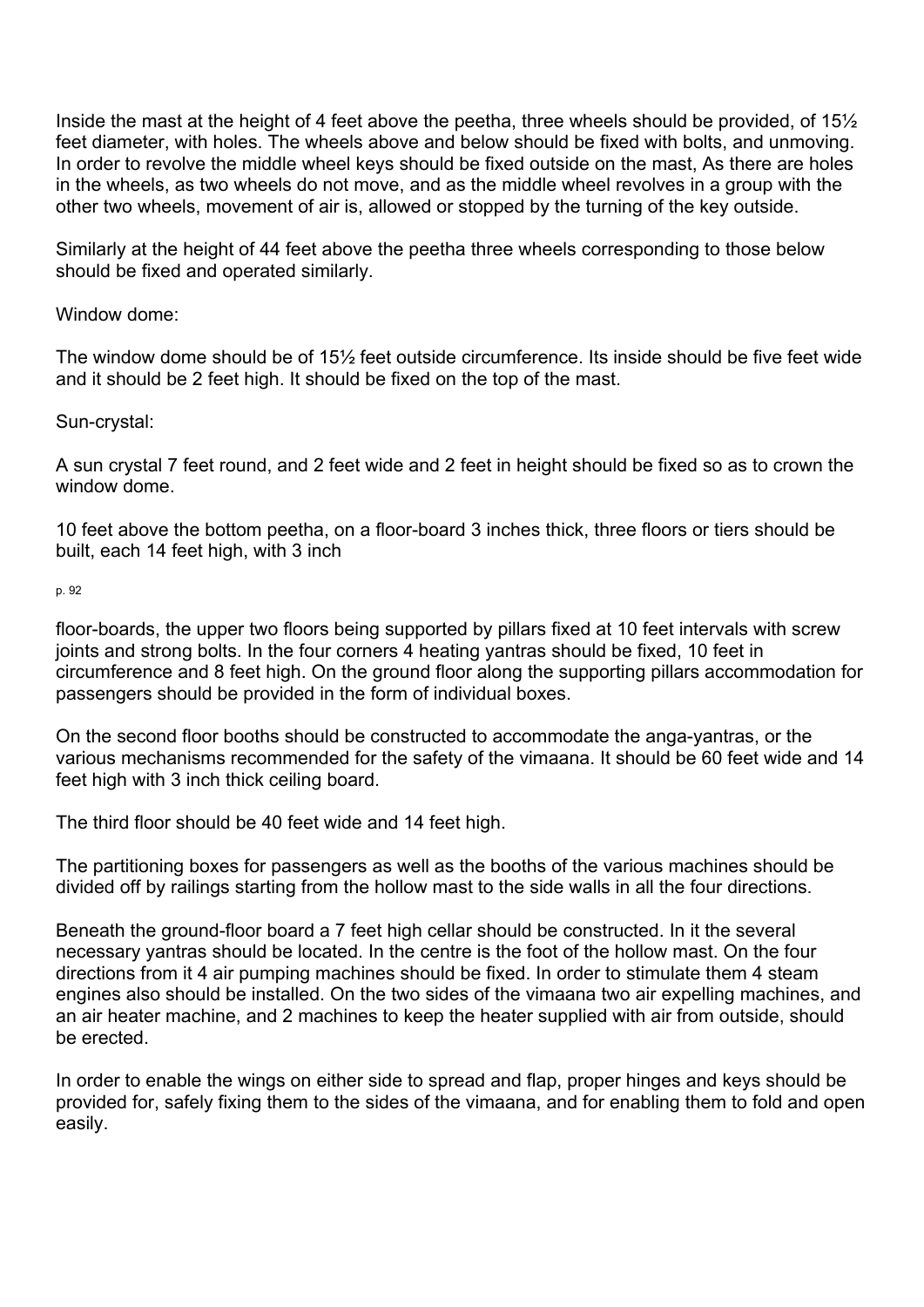Inside the mast at the height of 4 feet above the peetha, three wheels should be provided, of 15½ feet diameter, with holes. The wheels above and below should be fixed with bolts, and unmoving. In order to revolve the middle wheel keys should be fixed outside on the mast, As there are holes in the wheels, as two wheels do not move, and as the middle wheel revolves in a group with the other two wheels, movement of air is, allowed or stopped by the turning of the key outside.

Similarly at the height of 44 feet above the peetha three wheels corresponding to those below should be fixed and operated similarly.

Window dome:

The window dome should be of 15½ feet outside circumference. Its inside should be five feet wide and it should be 2 feet high. It should be fixed on the top of the mast.

Sun-crystal:

A sun crystal 7 feet round, and 2 feet wide and 2 feet in height should be fixed so as to crown the window dome.

10 feet above the bottom peetha, on a floor-board 3 inches thick, three floors or tiers should be built, each 14 feet high, with 3 inch

floor-boards, the upper two floors being supported by pillars fixed at 10 feet intervals with screw joints and strong bolts. In the four corners 4 heating yantras should be fixed, 10 feet in circumference and 8 feet high. On the ground floor along the supporting pillars accommodation for passengers should be provided in the form of individual boxes.

On the second floor booths should be constructed to accommodate the anga-yantras, or the various mechanisms recommended for the safety of the vimaana. It should be 60 feet wide and 14 feet high with 3 inch thick ceiling board.

The third floor should be 40 feet wide and 14 feet high.

The partitioning boxes for passengers as well as the booths of the various machines should be divided off by railings starting from the hollow mast to the side walls in all the four directions.

Beneath the ground-floor board a 7 feet high cellar should be constructed. In it the several necessary yantras should be located. In the centre is the foot of the hollow mast. On the four directions from it 4 air pumping machines should be fixed. In order to stimulate them 4 steam engines also should be installed. On the two sides of the vimaana two air expelling machines, and an air heater machine, and 2 machines to keep the heater supplied with air from outside, should be erected.

In order to enable the wings on either side to spread and flap, proper hinges and keys should be provided for, safely fixing them to the sides of the vimaana, and for enabling them to fold and open easily.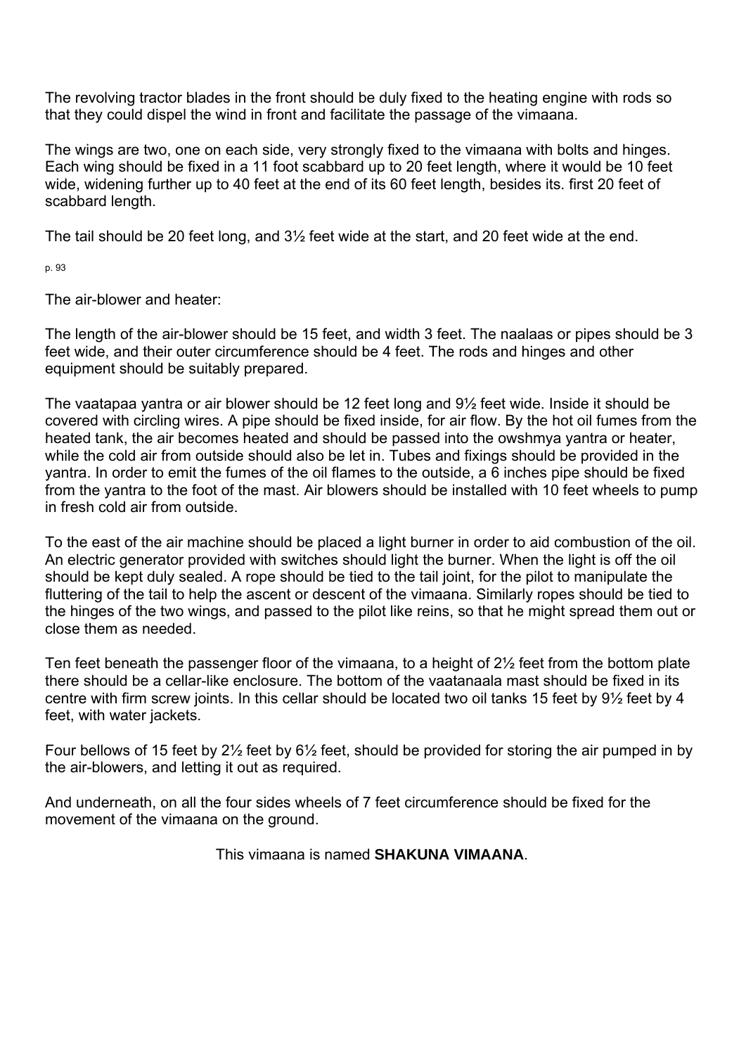The revolving tractor blades in the front should be duly fixed to the heating engine with rods so that they could dispel the wind in front and facilitate the passage of the vimaana.

The wings are two, one on each side, very strongly fixed to the vimaana with bolts and hinges. Each wing should be fixed in a 11 foot scabbard up to 20 feet length, where it would be 10 feet wide, widening further up to 40 feet at the end of its 60 feet length, besides its. first 20 feet of scabbard length.

The tail should be 20 feet long, and 3½ feet wide at the start, and 20 feet wide at the end.

The air-blower and heater:

The length of the air-blower should be 15 feet, and width 3 feet. The naalaas or pipes should be 3 feet wide, and their outer circumference should be 4 feet. The rods and hinges and other equipment should be suitably prepared.

The vaatapaa yantra or air blower should be 12 feet long and 9½ feet wide. Inside it should be covered with circling wires. A pipe should be fixed inside, for air flow. By the hot oil fumes from the heated tank, the air becomes heated and should be passed into the owshmya yantra or heater, while the cold air from outside should also be let in. Tubes and fixings should be provided in the yantra. In order to emit the fumes of the oil flames to the outside, a 6 inches pipe should be fixed from the yantra to the foot of the mast. Air blowers should be installed with 10 feet wheels to pump in fresh cold air from outside.

To the east of the air machine should be placed a light burner in order to aid combustion of the oil. An electric generator provided with switches should light the burner. When the light is off the oil should be kept duly sealed. A rope should be tied to the tail joint, for the pilot to manipulate the fluttering of the tail to help the ascent or descent of the vimaana. Similarly ropes should be tied to the hinges of the two wings, and passed to the pilot like reins, so that he might spread them out or close them as needed.

Ten feet beneath the passenger floor of the vimaana, to a height of 2½ feet from the bottom plate there should be a cellar-like enclosure. The bottom of the vaatanaala mast should be fixed in its centre with firm screw joints. In this cellar should be located two oil tanks 15 feet by 9½ feet by 4 feet, with water jackets.

Four bellows of 15 feet by 2½ feet by 6½ feet, should be provided for storing the air pumped in by the air-blowers, and letting it out as required.

And underneath, on all the four sides wheels of 7 feet circumference should be fixed for the movement of the vimaana on the ground.

This vimaana is named **SHAKUNA VIMAANA**.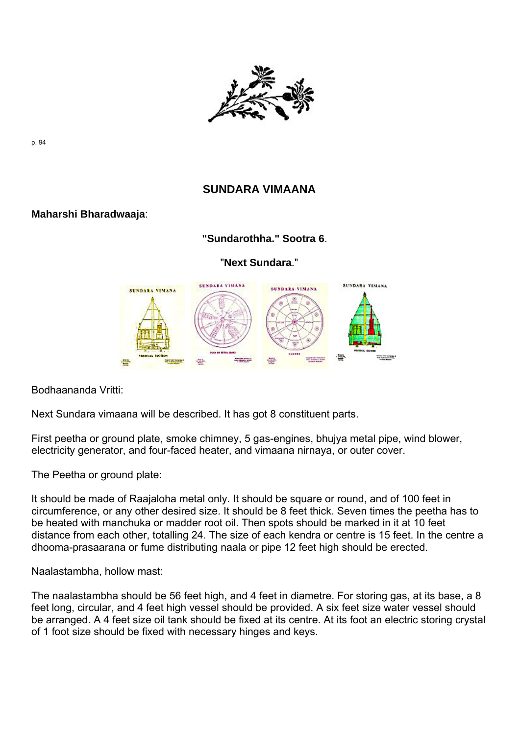## SUNDARA VIMAANA

**Maharshi Bharadwaaja**:

**"Sundarothha." Sootra 6**.

"**Next Sundara**."

Bodhaananda Vritti:

Next Sundara vimaana will be described. It has got 8 constituent parts.

First peetha or ground plate, smoke chimney, 5 gas-engines, bhujya metal pipe, wind blower, electricity generator, and four-faced heater, and vimaana nirnaya, or outer cover.

The Peetha or ground plate:

It should be made of Raajaloha metal only. It should be square or round, and of 100 feet in circumference, or any other desired size. It should be 8 feet thick. Seven times the peetha has to be heated with manchuka or madder root oil. Then spots should be marked in it at 10 feet distance from each other, totalling 24. The size of each kendra or centre is 15 feet. In the centre a dhooma-prasaarana or fume distributing naala or pipe 12 feet high should be erected.

Naalastambha, hollow mast:

The naalastambha should be 56 feet high, and 4 feet in diametre. For storing gas, at its base, a 8 feet long, circular, and 4 feet high vessel should be provided. A six feet size water vessel should be arranged. A 4 feet size oil tank should be fixed at its centre. At its foot an electric storing crystal of 1 foot size should be fixed with necessary hinges and keys.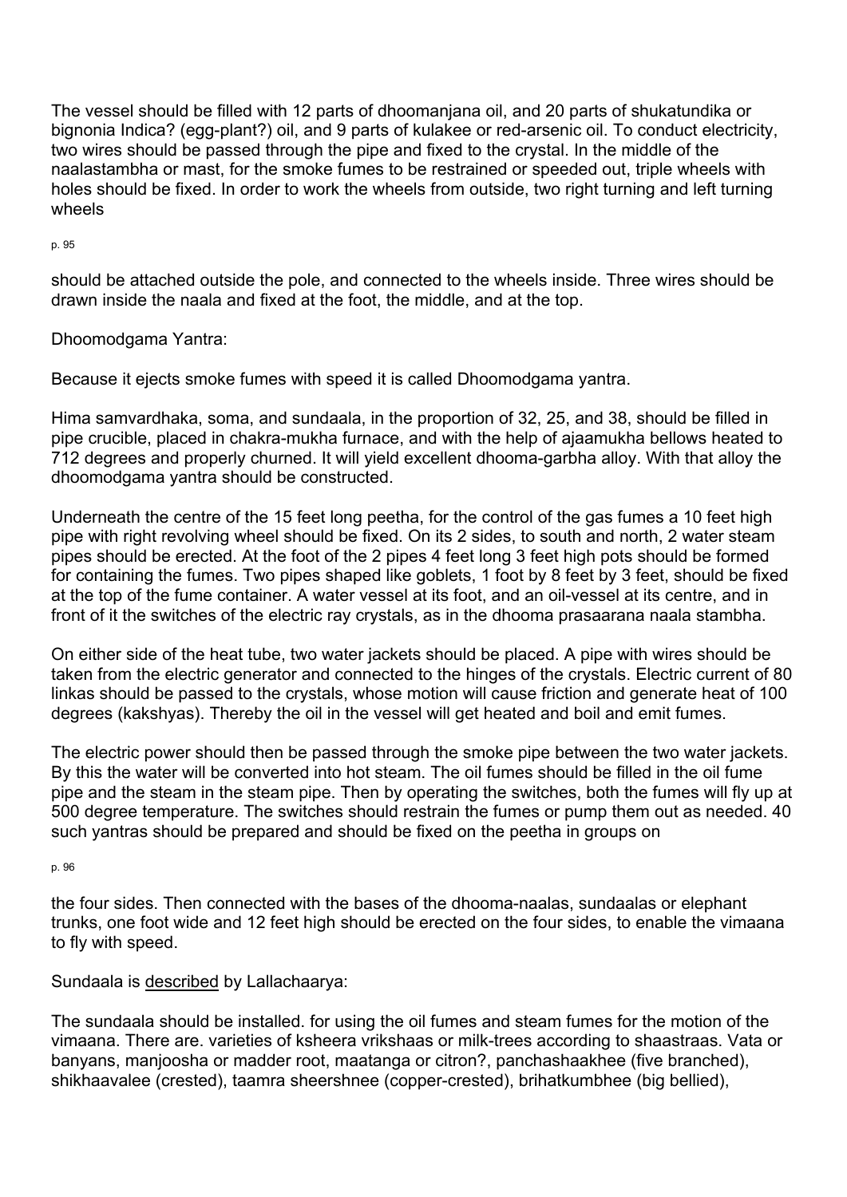The vessel should be filled with 12 parts of dhoomanjana oil, and 20 parts of shukatundika or bignonia Indica? (egg-plant?) oil, and 9 parts of kulakee or red-arsenic oil. To conduct electricity, two wires should be passed through the pipe and fixed to the crystal. In the middle of the naalastambha or mast, for the smoke fumes to be restrained or speeded out, triple wheels with holes should be fixed. In order to work the wheels from outside, two right turning and left turning wheels

should be attached outside the pole, and connected to the wheels inside. Three wires should be drawn inside the naala and fixed at the foot, the middle, and at the top.

Dhoomodgama Yantra:

Because it ejects smoke fumes with speed it is called Dhoomodgama yantra.

Hima samvardhaka, soma, and sundaala, in the proportion of 32, 25, and 38, should be filled in pipe crucible, placed in chakra-mukha furnace, and with the help of ajaamukha bellows heated to 712 degrees and properly churned. It will yield excellent dhooma-garbha alloy. With that alloy the dhoomodgama yantra should be constructed.

Underneath the centre of the 15 feet long peetha, for the control of the gas fumes a 10 feet high pipe with right revolving wheel should be fixed. On its 2 sides, to south and north, 2 water steam pipes should be erected. At the foot of the 2 pipes 4 feet long 3 feet high pots should be formed for containing the fumes. Two pipes shaped like goblets, 1 foot by 8 feet by 3 feet, should be fixed at the top of the fume container. A water vessel at its foot, and an oil-vessel at its centre, and in front of it the switches of the electric ray crystals, as in the dhooma prasaarana naala stambha.

On either side of the heat tube, two water jackets should be placed. A pipe with wires should be taken from the electric generator and connected to the hinges of the crystals. Electric current of 80 linkas should be passed to the crystals, whose motion will cause friction and generate heat of 100 degrees (kakshyas). Thereby the oil in the vessel will get heated and boil and emit fumes.

The electric power should then be passed through the smoke pipe between the two water jackets. By this the water will be converted into hot steam. The oil fumes should be filled in the oil fume pipe and the steam in the steam pipe. Then by operating the switches, both the fumes will fly up at 500 degree temperature. The switches should restrain the fumes or pump them out as needed. 40 such yantras should be prepared and should be fixed on the peetha in groups on

the four sides. Then connected with the bases of the dhooma-naalas, sundaalas or elephant trunks, one foot wide and 12 feet high should be erected on the four sides, to enable the vimaana to fly with speed.

Sundaala is described by Lallachaarya:

The sundaala should be installed. for using the oil fumes and steam fumes for the motion of the vimaana. There are. varieties of ksheera vrikshaas or milk-trees according to shaastraas. Vata or banyans, manjoosha or madder root, maatanga or citron?, panchashaakhee (five branched), shikhaavalee (crested), taamra sheershnee (copper-crested), brihatkumbhee (big bellied),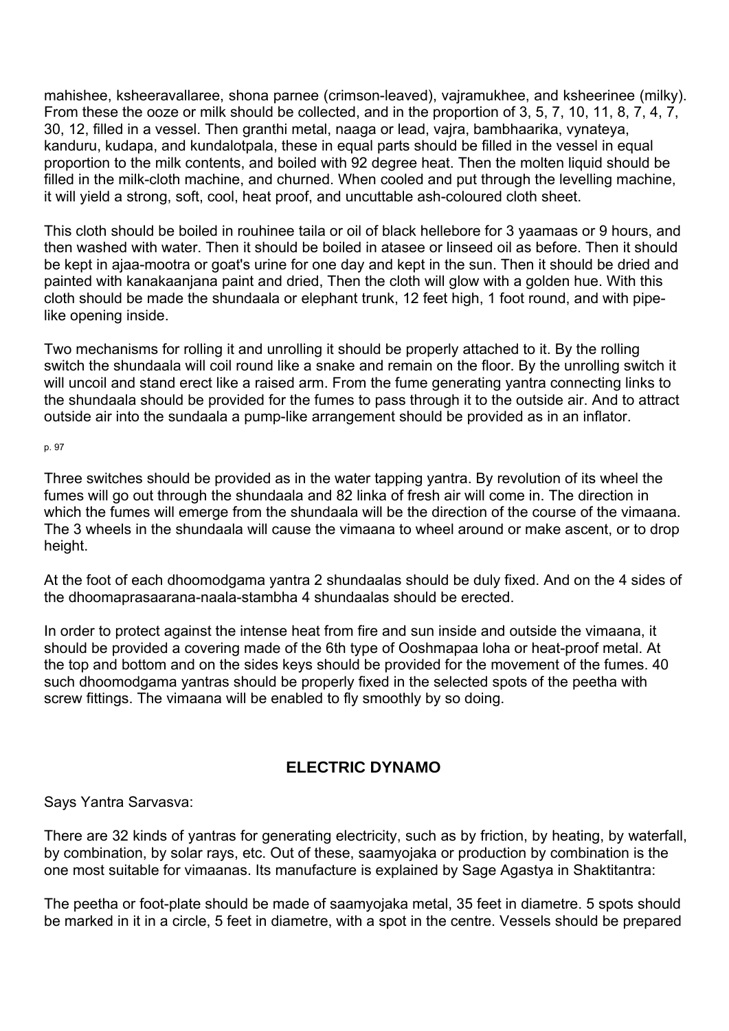mahishee, ksheeravallaree, shona parnee (crimson-leaved), vajramukhee, and ksheerinee (milky). From these the ooze or milk should be collected, and in the proportion of 3, 5, 7, 10, 11, 8, 7, 4, 7, 30, 12, filled in a vessel. Then granthi metal, naaga or lead, vajra, bambhaarika, vynateya, kanduru, kudapa, and kundalotpala, these in equal parts should be filled in the vessel in equal proportion to the milk contents, and boiled with 92 degree heat. Then the molten liquid should be filled in the milk-cloth machine, and churned. When cooled and put through the levelling machine, it will yield a strong, soft, cool, heat proof, and uncuttable ash-coloured cloth sheet.

This cloth should be boiled in rouhinee taila or oil of black hellebore for 3 yaamaas or 9 hours, and then washed with water. Then it should be boiled in atasee or linseed oil as before. Then it should be kept in ajaa-mootra or goat's urine for one day and kept in the sun. Then it should be dried and painted with kanakaanjana paint and dried, Then the cloth will glow with a golden hue. With this cloth should be made the shundaala or elephant trunk, 12 feet high, 1 foot round, and with pipe-like opening inside.

Two mechanisms for rolling it and unrolling it should be properly attached to it. By the rolling switch the shundaala will coil round like a snake and remain on the floor. By the unrolling switch it will uncoil and stand erect like a raised arm. From the fume generating yantra connecting links to the shundaala should be provided for the fumes to pass through it to the outside air. And to attract outside air into the sundaala a pump-like arrangement should be provided as in an inflator.

Three switches should be provided as in the water tapping yantra. By revolution of its wheel the fumes will go out through the shundaala and 82 linka of fresh air will come in. The direction in which the fumes will emerge from the shundaala will be the direction of the course of the vimaana. The 3 wheels in the shundaala will cause the vimaana to wheel around or make ascent, or to drop height.

At the foot of each dhoomodgama yantra 2 shundaalas should be duly fixed. And on the 4 sides of the dhoomaprasaarana-naala-stambha 4 shundaalas should be erected.

In order to protect against the intense heat from fire and sun inside and outside the vimaana, it should be provided a covering made of the 6th type of Ooshmapaa loha or heat-proof metal. At the top and bottom and on the sides keys should be provided for the movement of the fumes. 40 such dhoomodgama yantras should be properly fixed in the selected spots of the peetha with screw fittings. The vimaana will be enabled to fly smoothly by so doing.

## ELECTRIC DYNAMO

Says Yantra Sarvasva:

There are 32 kinds of yantras for generating electricity, such as by friction, by heating, by waterfall, by combination, by solar rays, etc. Out of these, saamyojaka or production by combination is the one most suitable for vimaanas. Its manufacture is explained by Sage Agastya in Shaktitantra:

The peetha or foot-plate should be made of saamyojaka metal, 35 feet in diametre. 5 spots should be marked in it in a circle, 5 feet in diametre, with a spot in the centre. Vessels should be prepared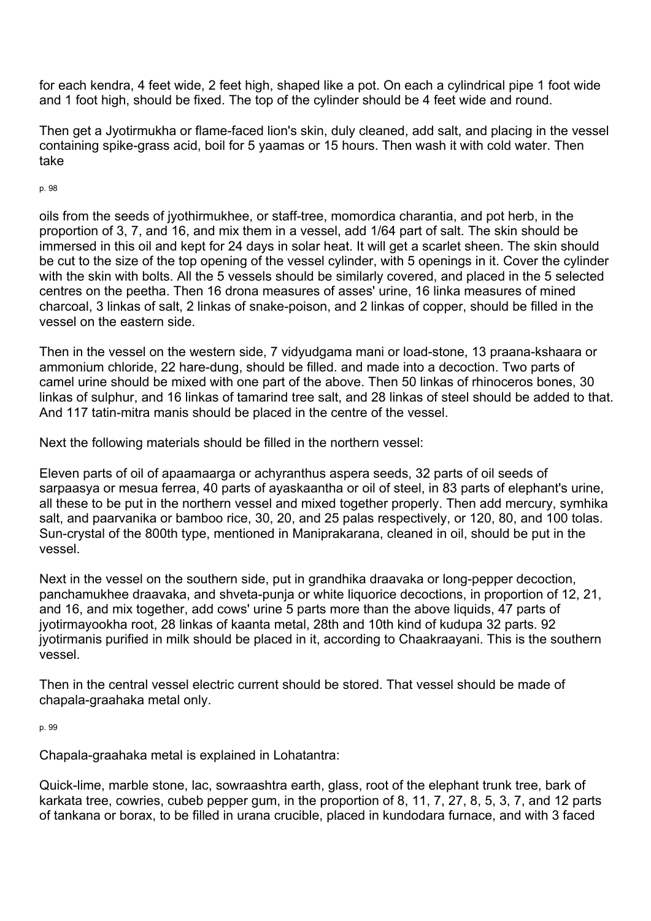for each kendra, 4 feet wide, 2 feet high, shaped like a pot. On each a cylindrical pipe 1 foot wide and 1 foot high, should be fixed. The top of the cylinder should be 4 feet wide and round.

Then get a Jyotirmukha or flame-faced lion's skin, duly cleaned, add salt, and placing in the vessel containing spike-grass acid, boil for 5 yaamas or 15 hours. Then wash it with cold water. Then take

oils from the seeds of jyothirmukhee, or staff-tree, momordica charantia, and pot herb, in the proportion of 3, 7, and 16, and mix them in a vessel, add 1/64 part of salt. The skin should be immersed in this oil and kept for 24 days in solar heat. It will get a scarlet sheen. The skin should be cut to the size of the top opening of the vessel cylinder, with 5 openings in it. Cover the cylinder with the skin with bolts. All the 5 vessels should be similarly covered, and placed in the 5 selected centres on the peetha. Then 16 drona measures of asses' urine, 16 linka measures of mined charcoal, 3 linkas of salt, 2 linkas of snake-poison, and 2 linkas of copper, should be filled in the vessel on the eastern side.

Then in the vessel on the western side, 7 vidyudgama mani or load-stone, 13 praana-kshaara or ammonium chloride, 22 hare-dung, should be filled. and made into a decoction. Two parts of camel urine should be mixed with one part of the above. Then 50 linkas of rhinoceros bones, 30 linkas of sulphur, and 16 linkas of tamarind tree salt, and 28 linkas of steel should be added to that. And 117 tatin-mitra manis should be placed in the centre of the vessel.

Next the following materials should be filled in the northern vessel:

Eleven parts of oil of apaamaarga or achyranthus aspera seeds, 32 parts of oil seeds of sarpaasya or mesua ferrea, 40 parts of ayaskaantha or oil of steel, in 83 parts of elephant's urine, all these to be put in the northern vessel and mixed together properly. Then add mercury, symhika salt, and paarvanika or bamboo rice, 30, 20, and 25 palas respectively, or 120, 80, and 100 tolas. Sun-crystal of the 800th type, mentioned in Maniprakarana, cleaned in oil, should be put in the vessel.

Next in the vessel on the southern side, put in grandhika draavaka or long-pepper decoction, panchamukhee draavaka, and shveta-punja or white liquorice decoctions, in proportion of 12, 21, and 16, and mix together, add cows' urine 5 parts more than the above liquids, 47 parts of jyotirmayookha root, 28 linkas of kaanta metal, 28th and 10th kind of kudupa 32 parts. 92 jyotirmanis purified in milk should be placed in it, according to Chaakraayani. This is the southern vessel.

Then in the central vessel electric current should be stored. That vessel should be made of chapala-graahaka metal only.

Chapala-graahaka metal is explained in Lohatantra:

Quick-lime, marble stone, lac, sowraashtra earth, glass, root of the elephant trunk tree, bark of karkata tree, cowries, cubeb pepper gum, in the proportion of 8, 11, 7, 27, 8, 5, 3, 7, and 12 parts of tankana or borax, to be filled in urana crucible, placed in kundodara furnace, and with 3 faced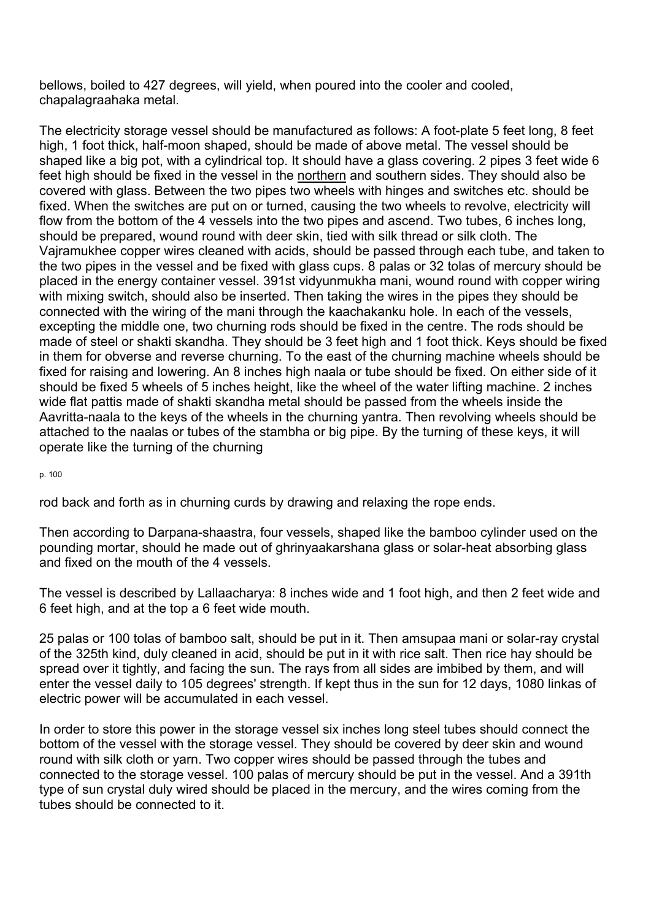bellows, boiled to 427 degrees, will yield, when poured into the cooler and cooled, chapalagraahaka metal.

The electricity storage vessel should be manufactured as follows: A foot-plate 5 feet long, 8 feet high, 1 foot thick, half-moon shaped, should be made of above metal. The vessel should be shaped like a big pot, with a cylindrical top. It should have a glass covering. 2 pipes 3 feet wide 6 feet high should be fixed in the vessel in the northern and southern sides. They should also be covered with glass. Between the two pipes two wheels with hinges and switches etc. should be fixed. When the switches are put on or turned, causing the two wheels to revolve, electricity will flow from the bottom of the 4 vessels into the two pipes and ascend. Two tubes, 6 inches long, should be prepared, wound round with deer skin, tied with silk thread or silk cloth. The Vajramukhee copper wires cleaned with acids, should be passed through each tube, and taken to the two pipes in the vessel and be fixed with glass cups. 8 palas or 32 tolas of mercury should be placed in the energy container vessel. 391st vidyunmukha mani, wound round with copper wiring with mixing switch, should also be inserted. Then taking the wires in the pipes they should be connected with the wiring of the mani through the kaachakanku hole. In each of the vessels, excepting the middle one, two churning rods should be fixed in the centre. The rods should be made of steel or shakti skandha. They should be 3 feet high and 1 foot thick. Keys should be fixed in them for obverse and reverse churning. To the east of the churning machine wheels should be fixed for raising and lowering. An 8 inches high naala or tube should be fixed. On either side of it should be fixed 5 wheels of 5 inches height, like the wheel of the water lifting machine. 2 inches wide flat pattis made of shakti skandha metal should be passed from the wheels inside the Aavritta-naala to the keys of the wheels in the churning yantra. Then revolving wheels should be attached to the naalas or tubes of the stambha or big pipe. By the turning of these keys, it will operate like the turning of the churning

rod back and forth as in churning curds by drawing and relaxing the rope ends.

Then according to Darpana-shaastra, four vessels, shaped like the bamboo cylinder used on the pounding mortar, should he made out of ghrinyaakarshana glass or solar-heat absorbing glass and fixed on the mouth of the 4 vessels.

The vessel is described by Lallaacharya: 8 inches wide and 1 foot high, and then 2 feet wide and 6 feet high, and at the top a 6 feet wide mouth.

25 palas or 100 tolas of bamboo salt, should be put in it. Then amsupaa mani or solar-ray crystal of the 325th kind, duly cleaned in acid, should be put in it with rice salt. Then rice hay should be spread over it tightly, and facing the sun. The rays from all sides are imbibed by them, and will enter the vessel daily to 105 degrees' strength. If kept thus in the sun for 12 days, 1080 linkas of electric power will be accumulated in each vessel.

In order to store this power in the storage vessel six inches long steel tubes should connect the bottom of the vessel with the storage vessel. They should be covered by deer skin and wound round with silk cloth or yarn. Two copper wires should be passed through the tubes and connected to the storage vessel. 100 palas of mercury should be put in the vessel. And a 391th type of sun crystal duly wired should be placed in the mercury, and the wires coming from the tubes should be connected to it.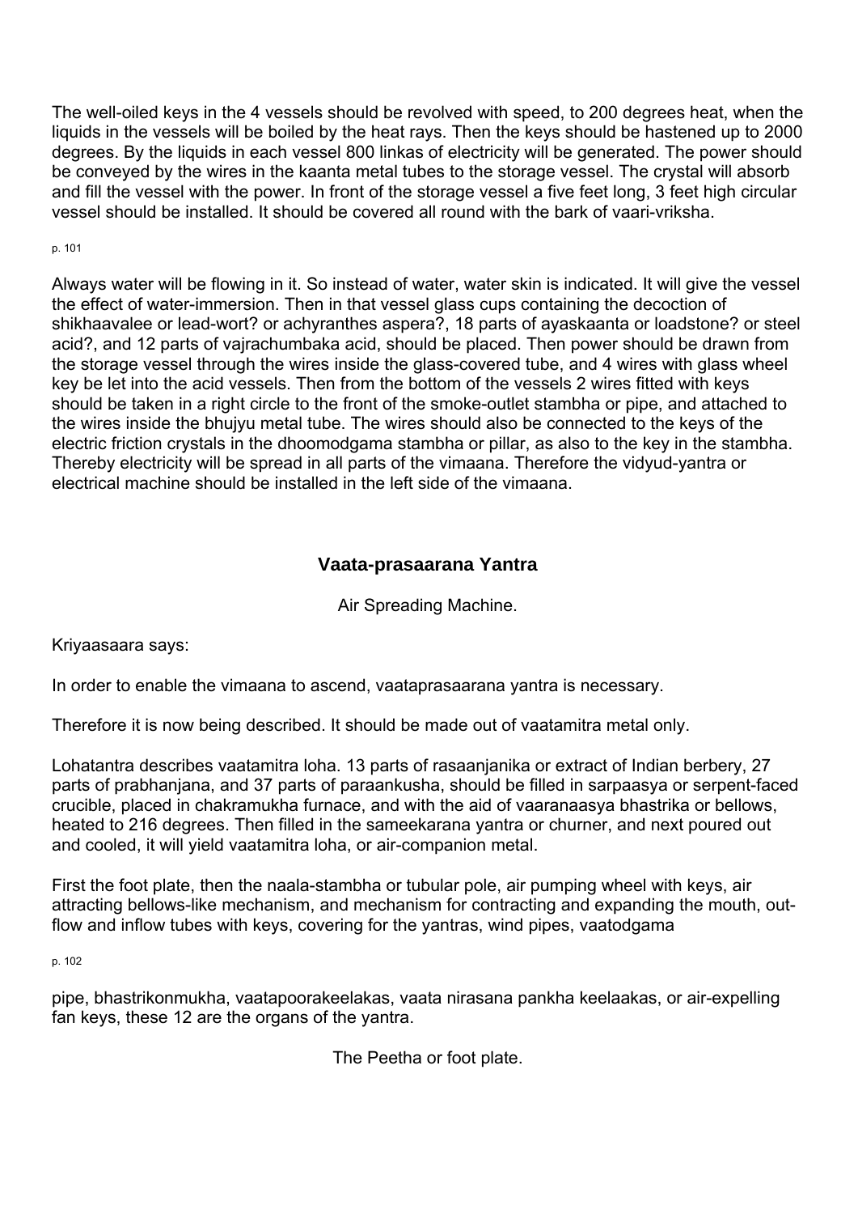The well-oiled keys in the 4 vessels should be revolved with speed, to 200 degrees heat, when the liquids in the vessels will be boiled by the heat rays. Then the keys should be hastened up to 2000 degrees. By the liquids in each vessel 800 linkas of electricity will be generated. The power should be conveyed by the wires in the kaanta metal tubes to the storage vessel. The crystal will absorb and fill the vessel with the power. In front of the storage vessel a five feet long, 3 feet high circular vessel should be installed. It should be covered all round with the bark of vaari-vriksha.

p. 101

Always water will be flowing in it. So instead of water, water skin is indicated. It will give the vessel the effect of water-immersion. Then in that vessel glass cups containing the decoction of shikhaavalee or lead-wort? or achyranthes aspera?, 18 parts of ayaskaanta or loadstone? or steel acid?, and 12 parts of vajrachumbaka acid, should be placed. Then power should be drawn from the storage vessel through the wires inside the glass-covered tube, and 4 wires with glass wheel key be let into the acid vessels. Then from the bottom of the vessels 2 wires fitted with keys should be taken in a right circle to the front of the smoke-outlet stambha or pipe, and attached to the wires inside the bhujyu metal tube. The wires should also be connected to the keys of the electric friction crystals in the dhoomodgama stambha or pillar, as also to the key in the stambha. Thereby electricity will be spread in all parts of the vimaana. Therefore the vidyud-yantra or electrical machine should be installed in the left side of the vimaana.

## Vaata-prasaarana Yantra

Air Spreading Machine.

Kriyaasaara says:

In order to enable the vimaana to ascend, vaataprasaarana yantra is necessary.

Therefore it is now being described. It should be made out of vaatamitra metal only.

Lohatantra describes vaatamitra loha. 13 parts of rasaanjanika or extract of Indian berbery, 27 parts of prabhanjana, and 37 parts of paraankusha, should be filled in sarpaasya or serpent-faced crucible, placed in chakramukha furnace, and with the aid of vaaranaasya bhastrika or bellows, heated to 216 degrees. Then filled in the sameekarana yantra or churner, and next poured out and cooled, it will yield vaatamitra loha, or air-companion metal.

First the foot plate, then the naala-stambha or tubular pole, air pumping wheel with keys, air attracting bellows-like mechanism, and mechanism for contracting and expanding the mouth, out-flow and inflow tubes with keys, covering for the yantras, wind pipes, vaatodgama

p. 102

pipe, bhastrikonmukha, vaatapoorakeelakas, vaata nirasana pankha keelaakas, or air-expelling fan keys, these 12 are the organs of the yantra.

The Peetha or foot plate.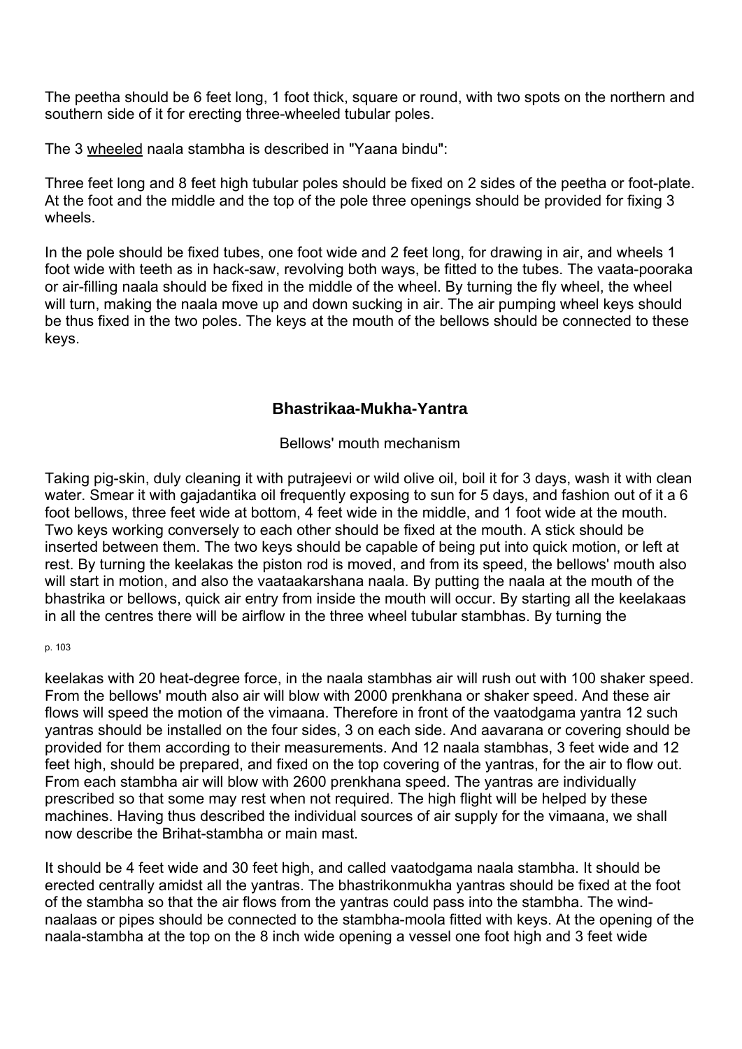The peetha should be 6 feet long, 1 foot thick, square or round, with two spots on the northern and southern side of it for erecting three-wheeled tubular poles.

The 3 wheeled naala stambha is described in "Yaana bindu":

Three feet long and 8 feet high tubular poles should be fixed on 2 sides of the peetha or foot-plate. At the foot and the middle and the top of the pole three openings should be provided for fixing 3 wheels.

In the pole should be fixed tubes, one foot wide and 2 feet long, for drawing in air, and wheels 1 foot wide with teeth as in hack-saw, revolving both ways, be fitted to the tubes. The vaata-pooraka or air-filling naala should be fixed in the middle of the wheel. By turning the fly wheel, the wheel will turn, making the naala move up and down sucking in air. The air pumping wheel keys should be thus fixed in the two poles. The keys at the mouth of the bellows should be connected to these keys.

### Bhastrikaa-Mukha-Yantra

Bellows' mouth mechanism

Taking pig-skin, duly cleaning it with putrajeevi or wild olive oil, boil it for 3 days, wash it with clean water. Smear it with gajadantika oil frequently exposing to sun for 5 days, and fashion out of it a 6 foot bellows, three feet wide at bottom, 4 feet wide in the middle, and 1 foot wide at the mouth. Two keys working conversely to each other should be fixed at the mouth. A stick should be inserted between them. The two keys should be capable of being put into quick motion, or left at rest. By turning the keelakas the piston rod is moved, and from its speed, the bellows' mouth also will start in motion, and also the vaataakarshana naala. By putting the naala at the mouth of the bhastrika or bellows, quick air entry from inside the mouth will occur. By starting all the keelakaas in all the centres there will be airflow in the three wheel tubular stambhas. By turning the keelakas with 20 heat-degree force, in the naala stambhas air will rush out with 100 shaker speed. From the bellows' mouth also air will blow with 2000 prenkhana or shaker speed. And these air flows will speed the motion of the vimaana. Therefore in front of the vaatodgama yantra 12 such yantras should be installed on the four sides, 3 on each side. And aavarana or covering should be provided for them according to their measurements. And 12 naala stambhas, 3 feet wide and 12 feet high, should be prepared, and fixed on the top covering of the yantras, for the air to flow out. From each stambha air will blow with 2600 prenkhana speed. The yantras are individually prescribed so that some may rest when not required. The high flight will be helped by these machines. Having thus described the individual sources of air supply for the vimaana, we shall now describe the Brihat-stambha or main mast.

It should be 4 feet wide and 30 feet high, and called vaatodgama naala stambha. It should be erected centrally amidst all the yantras. The bhastrikonmukha yantras should be fixed at the foot of the stambha so that the air flows from the yantras could pass into the stambha. The wind-naalaas or pipes should be connected to the stambha-moola fitted with keys. At the opening of the naala-stambha at the top on the 8 inch wide opening a vessel one foot high and 3 feet wide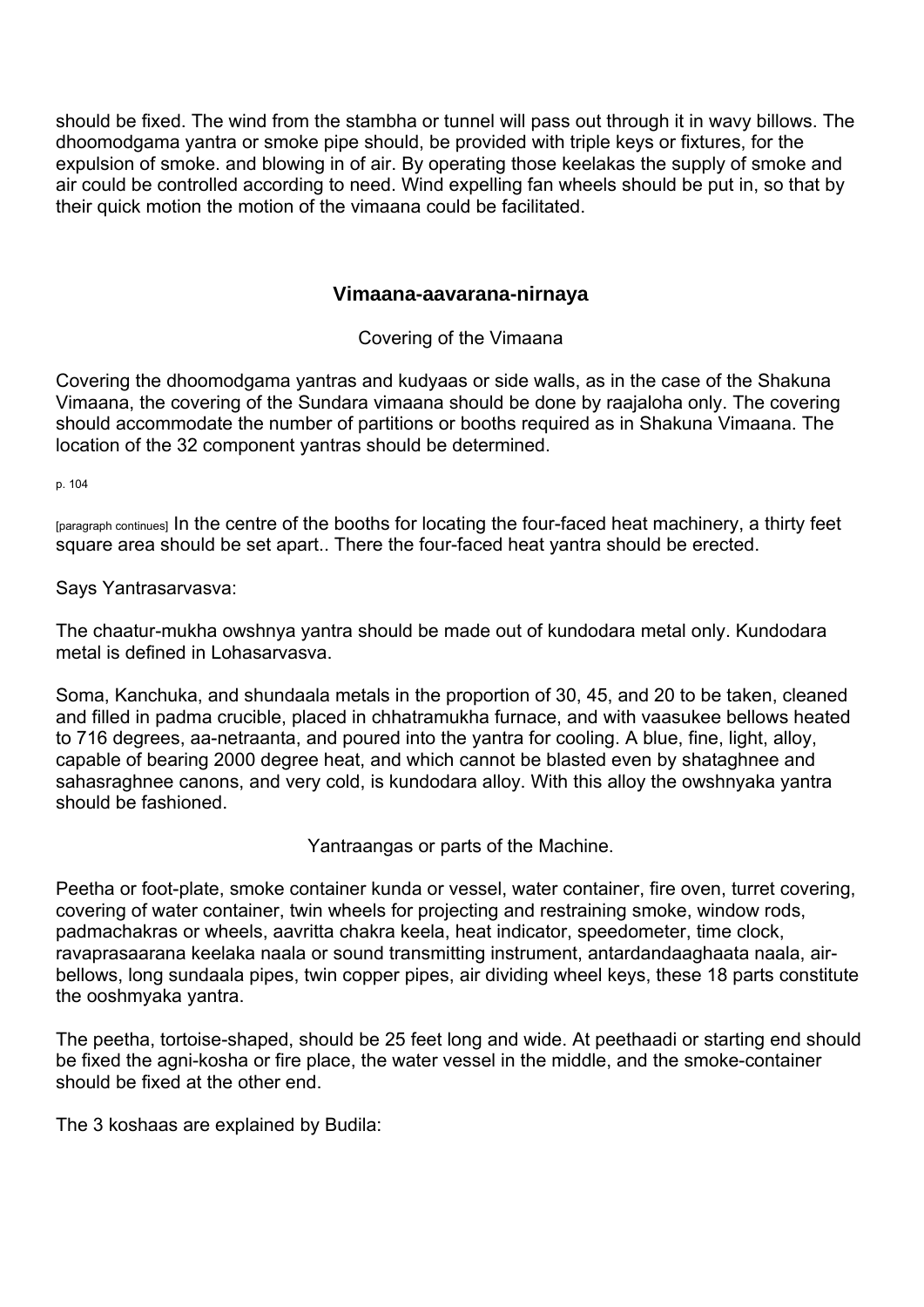should be fixed. The wind from the stambha or tunnel will pass out through it in wavy billows. The dhoomodgama yantra or smoke pipe should, be provided with triple keys or fixtures, for the expulsion of smoke. and blowing in of air. By operating those keelakas the supply of smoke and air could be controlled according to need. Wind expelling fan wheels should be put in, so that by their quick motion the motion of the vimaana could be facilitated.

### Vimaana-aavarana-nirnaya

Covering of the Vimaana

Covering the dhoomodgama yantras and kudyaas or side walls, as in the case of the Shakuna Vimaana, the covering of the Sundara vimaana should be done by raajaloha only. The covering should accommodate the number of partitions or booths required as in Shakuna Vimaana. The location of the 32 component yantras should be determined.

In the centre of the booths for locating the four-faced heat machinery, a thirty feet square area should be set apart.. There the four-faced heat yantra should be erected.

Says Yantrasarvasva:

The chaatur-mukha owshnya yantra should be made out of kundodara metal only. Kundodara metal is defined in Lohasarvasva.

Soma, Kanchuka, and shundaala metals in the proportion of 30, 45, and 20 to be taken, cleaned and filled in padma crucible, placed in chhatramukha furnace, and with vaasukee bellows heated to 716 degrees, aa-netraanta, and poured into the yantra for cooling. A blue, fine, light, alloy, capable of bearing 2000 degree heat, and which cannot be blasted even by shataghnee and sahasraghnee canons, and very cold, is kundodara alloy. With this alloy the owshnyaka yantra should be fashioned.

Yantraangas or parts of the Machine.

Peetha or foot-plate, smoke container kunda or vessel, water container, fire oven, turret covering, covering of water container, twin wheels for projecting and restraining smoke, window rods, padmachakras or wheels, aavritta chakra keela, heat indicator, speedometer, time clock, ravaprasaarana keelaka naala or sound transmitting instrument, antardandaaghaata naala, air-bellows, long sundaala pipes, twin copper pipes, air dividing wheel keys, these 18 parts constitute the ooshmyaka yantra.

The peetha, tortoise-shaped, should be 25 feet long and wide. At peethaadi or starting end should be fixed the agni-kosha or fire place, the water vessel in the middle, and the smoke-container should be fixed at the other end.

The 3 koshaas are explained by Budila: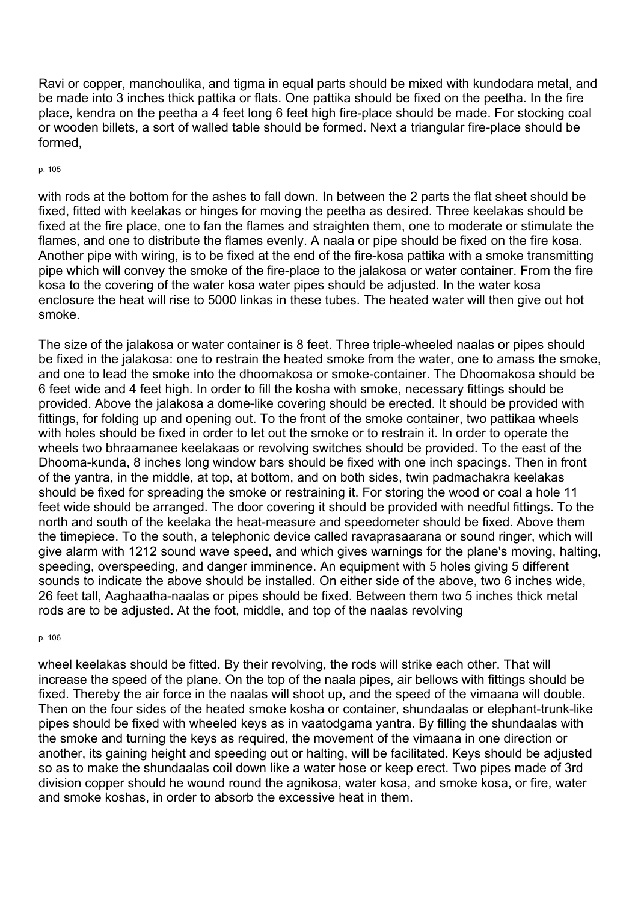Ravi or copper, manchoulika, and tigma in equal parts should be mixed with kundodara metal, and be made into 3 inches thick pattika or flats. One pattika should be fixed on the peetha. In the fire place, kendra on the peetha a 4 feet long 6 feet high fire-place should be made. For stocking coal or wooden billets, a sort of walled table should be formed. Next a triangular fire-place should be formed,

with rods at the bottom for the ashes to fall down. In between the 2 parts the flat sheet should be fixed, fitted with keelakas or hinges for moving the peetha as desired. Three keelakas should be fixed at the fire place, one to fan the flames and straighten them, one to moderate or stimulate the flames, and one to distribute the flames evenly. A naala or pipe should be fixed on the fire kosa. Another pipe with wiring, is to be fixed at the end of the fire-kosa pattika with a smoke transmitting pipe which will convey the smoke of the fire-place to the jalakosa or water container. From the fire kosa to the covering of the water kosa water pipes should be adjusted. In the water kosa enclosure the heat will rise to 5000 linkas in these tubes. The heated water will then give out hot smoke.

The size of the jalakosa or water container is 8 feet. Three triple-wheeled naalas or pipes should be fixed in the jalakosa: one to restrain the heated smoke from the water, one to amass the smoke, and one to lead the smoke into the dhoomakosa or smoke-container. The Dhoomakosa should be 6 feet wide and 4 feet high. In order to fill the kosha with smoke, necessary fittings should be provided. Above the jalakosa a dome-like covering should be erected. It should be provided with fittings, for folding up and opening out. To the front of the smoke container, two pattikaa wheels with holes should be fixed in order to let out the smoke or to restrain it. In order to operate the wheels two bhraamanee keelakaas or revolving switches should be provided. To the east of the Dhooma-kunda, 8 inches long window bars should be fixed with one inch spacings. Then in front of the yantra, in the middle, at top, at bottom, and on both sides, twin padmachakra keelakas should be fixed for spreading the smoke or restraining it. For storing the wood or coal a hole 11 feet wide should be arranged. The door covering it should be provided with needful fittings. To the north and south of the keelaka the heat-measure and speedometer should be fixed. Above them the timepiece. To the south, a telephonic device called ravaprasaarana or sound ringer, which will give alarm with 1212 sound wave speed, and which gives warnings for the plane's moving, halting, speeding, overspeeding, and danger imminence. An equipment with 5 holes giving 5 different sounds to indicate the above should be installed. On either side of the above, two 6 inches wide, 26 feet tall, Aaghaatha-naalas or pipes should be fixed. Between them two 5 inches thick metal rods are to be adjusted. At the foot, middle, and top of the naalas revolving

wheel keelakas should be fitted. By their revolving, the rods will strike each other. That will increase the speed of the plane. On the top of the naala pipes, air bellows with fittings should be fixed. Thereby the air force in the naalas will shoot up, and the speed of the vimaana will double. Then on the four sides of the heated smoke kosha or container, shundaalas or elephant-trunk-like pipes should be fixed with wheeled keys as in vaatodgama yantra. By filling the shundaalas with the smoke and turning the keys as required, the movement of the vimaana in one direction or another, its gaining height and speeding out or halting, will be facilitated. Keys should be adjusted so as to make the shundaalas coil down like a water hose or keep erect. Two pipes made of 3rd division copper should he wound round the agnikosa, water kosa, and smoke kosa, or fire, water and smoke koshas, in order to absorb the excessive heat in them.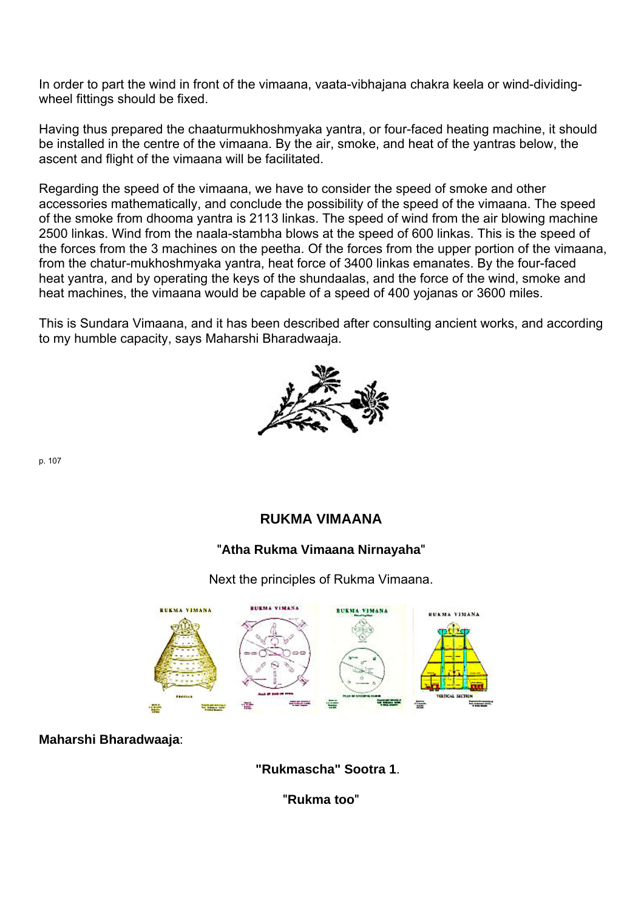In order to part the wind in front of the vimaana, vaata-vibhajana chakra keela or wind-dividing-wheel fittings should be fixed.

Having thus prepared the chaaturmukhoshmyaka yantra, or four-faced heating machine, it should be installed in the centre of the vimaana. By the air, smoke, and heat of the yantras below, the ascent and flight of the vimaana will be facilitated.

Regarding the speed of the vimaana, we have to consider the speed of smoke and other accessories mathematically, and conclude the possibility of the speed of the vimaana. The speed of the smoke from dhooma yantra is 2113 linkas. The speed of wind from the air blowing machine 2500 linkas. Wind from the naala-stambha blows at the speed of 600 linkas. This is the speed of the forces from the 3 machines on the peetha. Of the forces from the upper portion of the vimaana, from the chatur-mukhoshmyaka yantra, heat force of 3400 linkas emanates. By the four-faced heat yantra, and by operating the keys of the shundaalas, and the force of the wind, smoke and heat machines, the vimaana would be capable of a speed of 400 yojanas or 3600 miles.

This is Sundara Vimaana, and it has been described after consulting ancient works, and according to my humble capacity, says Maharshi Bharadwaaja.

## RUKMA VIMAANA

**"Atha Rukma Vimaana Nirnayaha"**

Next the principles of Rukma Vimaana.

**Maharshi Bharadwaaja**:

**"Rukmascha" Sootra 1**.

**"Rukma too"**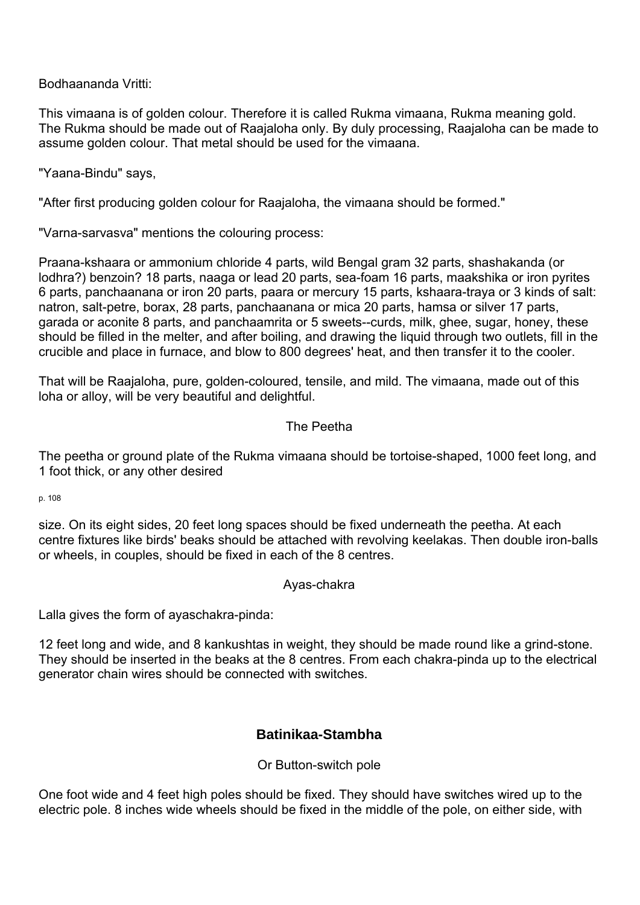Bodhaananda Vritti:

This vimaana is of golden colour. Therefore it is called Rukma vimaana, Rukma meaning gold. The Rukma should be made out of Raajaloha only. By duly processing, Raajaloha can be made to assume golden colour. That metal should be used for the vimaana.

"Yaana-Bindu" says,

"After first producing golden colour for Raajaloha, the vimaana should be formed."

"Varna-sarvasva" mentions the colouring process:

Praana-kshaara or ammonium chloride 4 parts, wild Bengal gram 32 parts, shashakanda (or lodhra?) benzoin? 18 parts, naaga or lead 20 parts, sea-foam 16 parts, maakshika or iron pyrites 6 parts, panchaanana or iron 20 parts, paara or mercury 15 parts, kshaara-traya or 3 kinds of salt: natron, salt-petre, borax, 28 parts, panchaanana or mica 20 parts, hamsa or silver 17 parts, garada or aconite 8 parts, and panchaamrita or 5 sweets--curds, milk, ghee, sugar, honey, these should be filled in the melter, and after boiling, and drawing the liquid through two outlets, fill in the crucible and place in furnace, and blow to 800 degrees' heat, and then transfer it to the cooler.

That will be Raajaloha, pure, golden-coloured, tensile, and mild. The vimaana, made out of this loha or alloy, will be very beautiful and delightful.

The Peetha

The peetha or ground plate of the Rukma vimaana should be tortoise-shaped, 1000 feet long, and 1 foot thick, or any other desired size. On its eight sides, 20 feet long spaces should be fixed underneath the peetha. At each centre fixtures like birds' beaks should be attached with revolving keelakas. Then double iron-balls or wheels, in couples, should be fixed in each of the 8 centres.

Ayas-chakra

Lalla gives the form of ayaschakra-pinda:

12 feet long and wide, and 8 kankushtas in weight, they should be made round like a grind-stone. They should be inserted in the beaks at the 8 centres. From each chakra-pinda up to the electrical generator chain wires should be connected with switches.

## Batinikaa-Stambha

Or Button-switch pole

One foot wide and 4 feet high poles should be fixed. They should have switches wired up to the electric pole. 8 inches wide wheels should be fixed in the middle of the pole, on either side, with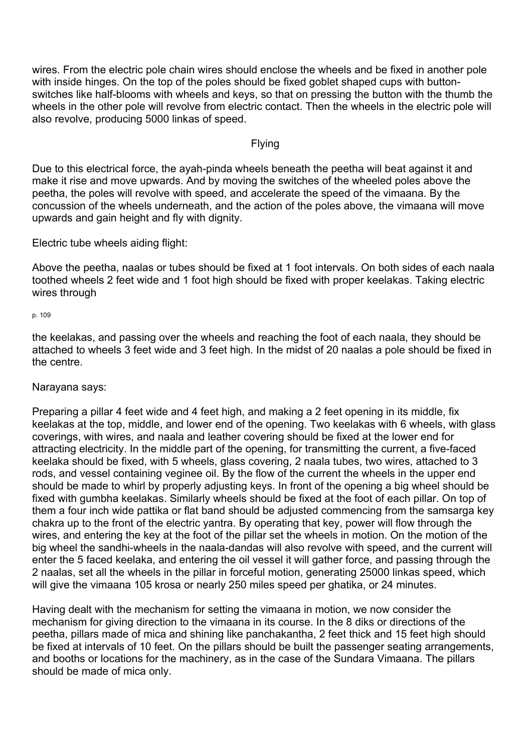wires. From the electric pole chain wires should enclose the wheels and be fixed in another pole with inside hinges. On the top of the poles should be fixed goblet shaped cups with button-switches like half-blooms with wheels and keys, so that on pressing the button with the thumb the wheels in the other pole will revolve from electric contact. Then the wheels in the electric pole will also revolve, producing 5000 linkas of speed.

## Flying

Due to this electrical force, the ayah-pinda wheels beneath the peetha will beat against it and make it rise and move upwards. And by moving the switches of the wheeled poles above the peetha, the poles will revolve with speed, and accelerate the speed of the vimaana. By the concussion of the wheels underneath, and the action of the poles above, the vimaana will move upwards and gain height and fly with dignity.

Electric tube wheels aiding flight:

Above the peetha, naalas or tubes should be fixed at 1 foot intervals. On both sides of each naala toothed wheels 2 feet wide and 1 foot high should be fixed with proper keelakas. Taking electric wires through

the keelakas, and passing over the wheels and reaching the foot of each naala, they should be attached to wheels 3 feet wide and 3 feet high. In the midst of 20 naalas a pole should be fixed in the centre.

Narayana says:

Preparing a pillar 4 feet wide and 4 feet high, and making a 2 feet opening in its middle, fix keelakas at the top, middle, and lower end of the opening. Two keelakas with 6 wheels, with glass coverings, with wires, and naala and leather covering should be fixed at the lower end for attracting electricity. In the middle part of the opening, for transmitting the current, a five-faced keelaka should be fixed, with 5 wheels, glass covering, 2 naala tubes, two wires, attached to 3 rods, and vessel containing veginee oil. By the flow of the current the wheels in the upper end should be made to whirl by properly adjusting keys. In front of the opening a big wheel should be fixed with gumbha keelakas. Similarly wheels should be fixed at the foot of each pillar. On top of them a four inch wide pattika or flat band should be adjusted commencing from the samsarga key chakra up to the front of the electric yantra. By operating that key, power will flow through the wires, and entering the key at the foot of the pillar set the wheels in motion. On the motion of the big wheel the sandhi-wheels in the naala-dandas will also revolve with speed, and the current will enter the 5 faced keelaka, and entering the oil vessel it will gather force, and passing through the 2 naalas, set all the wheels in the pillar in forceful motion, generating 25000 linkas speed, which will give the vimaana 105 krosa or nearly 250 miles speed per ghatika, or 24 minutes.

Having dealt with the mechanism for setting the vimaana in motion, we now consider the mechanism for giving direction to the vimaana in its course. In the 8 diks or directions of the peetha, pillars made of mica and shining like panchakantha, 2 feet thick and 15 feet high should be fixed at intervals of 10 feet. On the pillars should be built the passenger seating arrangements, and booths or locations for the machinery, as in the case of the Sundara Vimaana. The pillars should be made of mica only.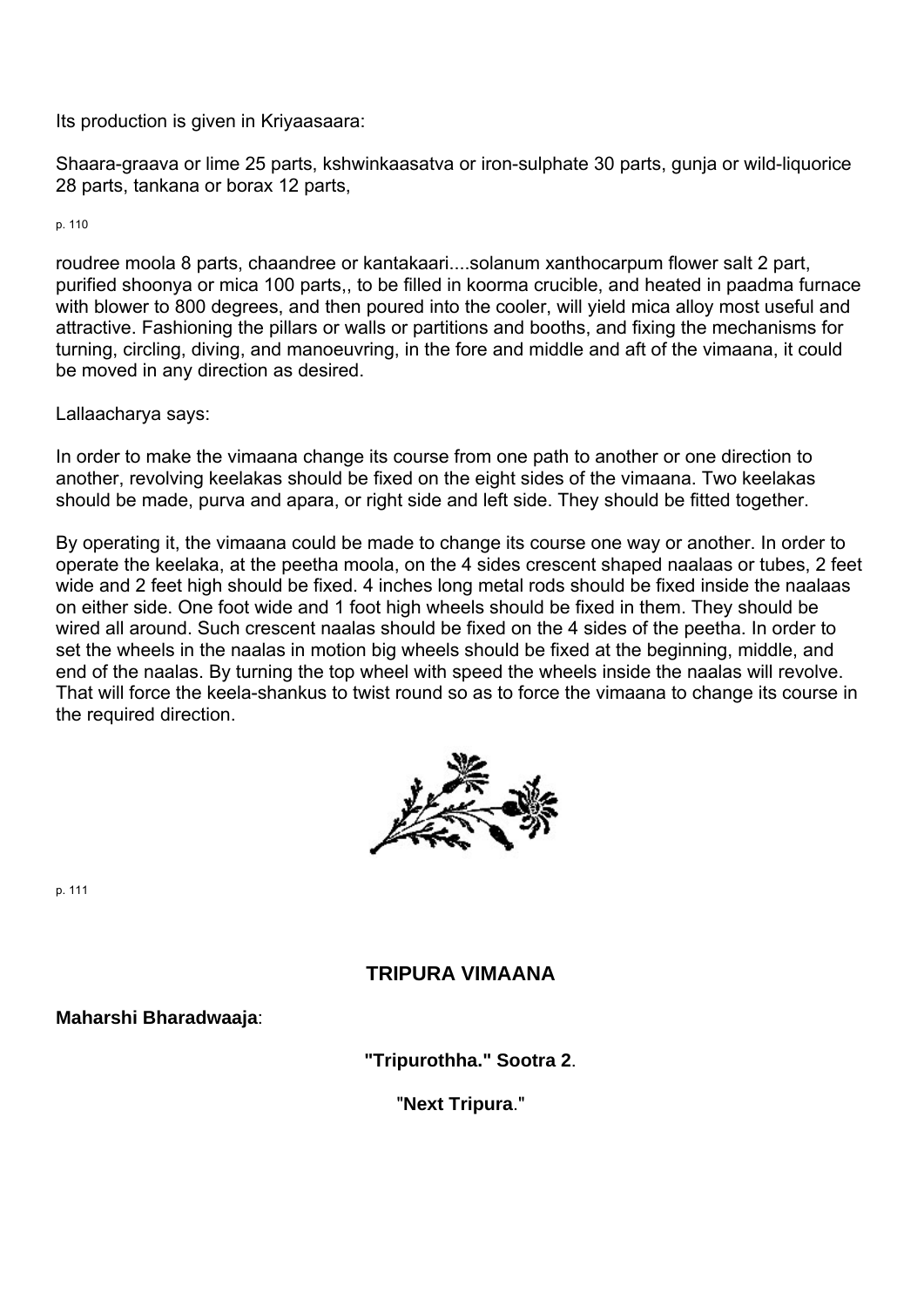Its production is given in Kriyaasaara:

Shaara-graava or lime 25 parts, kshwinkaasatva or iron-sulphate 30 parts, gunja or wild-liquorice 28 parts, tankana or borax 12 parts,

roudree moola 8 parts, chaandree or kantakaari....solanum xanthocarpum flower salt 2 part, purified shoonya or mica 100 parts,, to be filled in koorma crucible, and heated in paadma furnace with blower to 800 degrees, and then poured into the cooler, will yield mica alloy most useful and attractive. Fashioning the pillars or walls or partitions and booths, and fixing the mechanisms for turning, circling, diving, and manoeuvring, in the fore and middle and aft of the vimaana, it could be moved in any direction as desired.

Lallaacharya says:

In order to make the vimaana change its course from one path to another or one direction to another, revolving keelakas should be fixed on the eight sides of the vimaana. Two keelakas should be made, purva and apara, or right side and left side. They should be fitted together.

By operating it, the vimaana could be made to change its course one way or another. In order to operate the keelaka, at the peetha moola, on the 4 sides crescent shaped naalaas or tubes, 2 feet wide and 2 feet high should be fixed. 4 inches long metal rods should be fixed inside the naalaas on either side. One foot wide and 1 foot high wheels should be fixed in them. They should be wired all around. Such crescent naalas should be fixed on the 4 sides of the peetha. In order to set the wheels in the naalas in motion big wheels should be fixed at the beginning, middle, and end of the naalas. By turning the top wheel with speed the wheels inside the naalas will revolve. That will force the keela-shankus to twist round so as to force the vimaana to change its course in the required direction.

## TRIPURA VIMAANA

**Maharshi Bharadwaaja**:

**"Tripurothha." Sootra 2**.

"**Next Tripura**."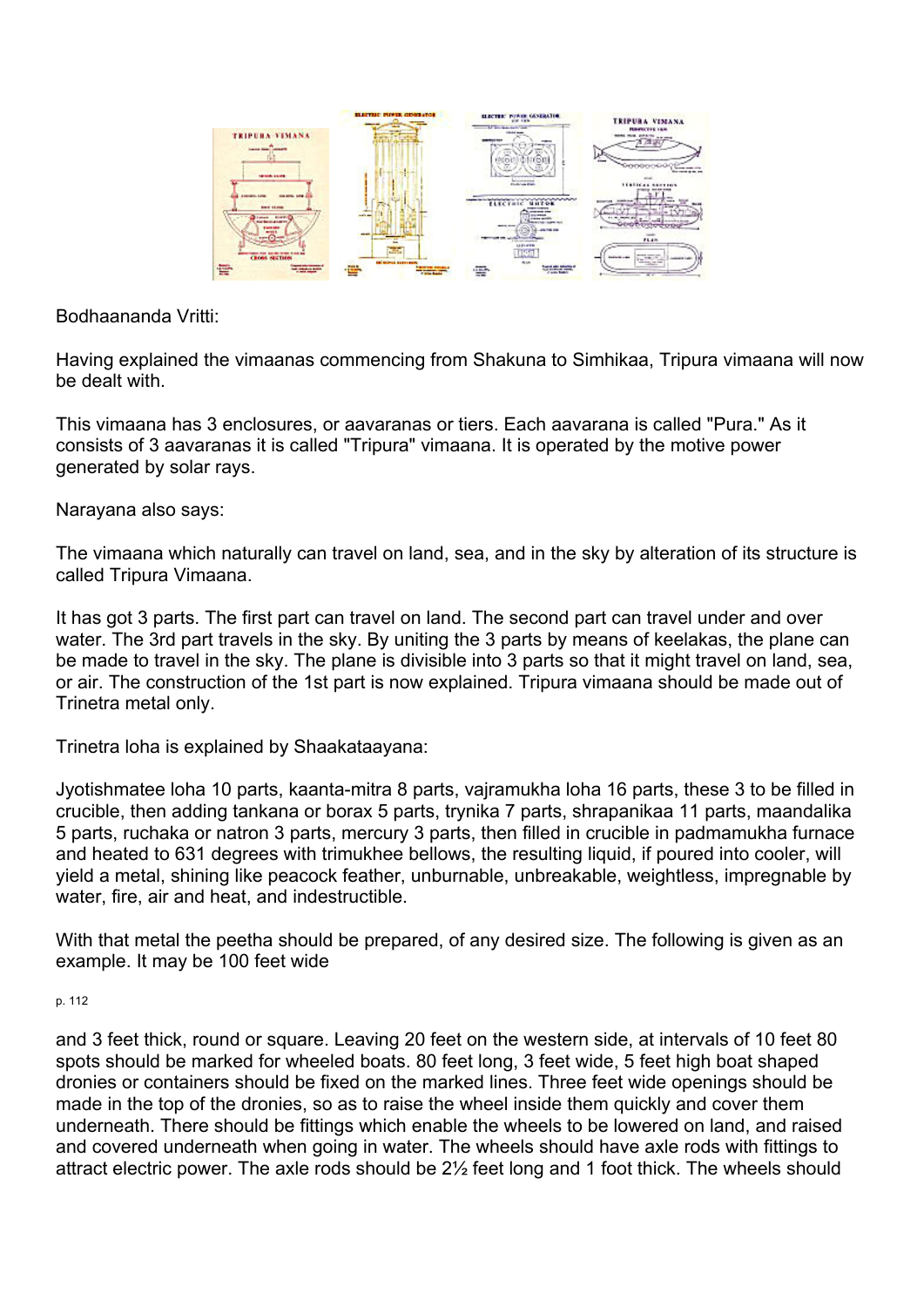Bodhaananda Vritti:

Having explained the vimaanas commencing from Shakuna to Simhikaa, Tripura vimaana will now be dealt with.

This vimaana has 3 enclosures, or aavaranas or tiers. Each aavarana is called "Pura." As it consists of 3 aavaranas it is called "Tripura" vimaana. It is operated by the motive power generated by solar rays.

Narayana also says:

The vimaana which naturally can travel on land, sea, and in the sky by alteration of its structure is called Tripura Vimaana.

It has got 3 parts. The first part can travel on land. The second part can travel under and over water. The 3rd part travels in the sky. By uniting the 3 parts by means of keelakas, the plane can be made to travel in the sky. The plane is divisible into 3 parts so that it might travel on land, sea, or air. The construction of the 1st part is now explained. Tripura vimaana should be made out of Trinetra metal only.

Trinetra loha is explained by Shaakataayana:

Jyotishmatee loha 10 parts, kaanta-mitra 8 parts, vajramukha loha 16 parts, these 3 to be filled in crucible, then adding tankana or borax 5 parts, trynika 7 parts, shrapanikaa 11 parts, maandalika 5 parts, ruchaka or natron 3 parts, mercury 3 parts, then filled in crucible in padmamukha furnace and heated to 631 degrees with trimukhee bellows, the resulting liquid, if poured into cooler, will yield a metal, shining like peacock feather, unburnable, unbreakable, weightless, impregnable by water, fire, air and heat, and indestructible.

With that metal the peetha should be prepared, of any desired size. The following is given as an example. It may be 100 feet wide

p. 112

and 3 feet thick, round or square. Leaving 20 feet on the western side, at intervals of 10 feet 80 spots should be marked for wheeled boats. 80 feet long, 3 feet wide, 5 feet high boat shaped dronies or containers should be fixed on the marked lines. Three feet wide openings should be made in the top of the dronies, so as to raise the wheel inside them quickly and cover them underneath. There should be fittings which enable the wheels to be lowered on land, and raised and covered underneath when going in water. The wheels should have axle rods with fittings to attract electric power. The axle rods should be 2½ feet long and 1 foot thick. The wheels should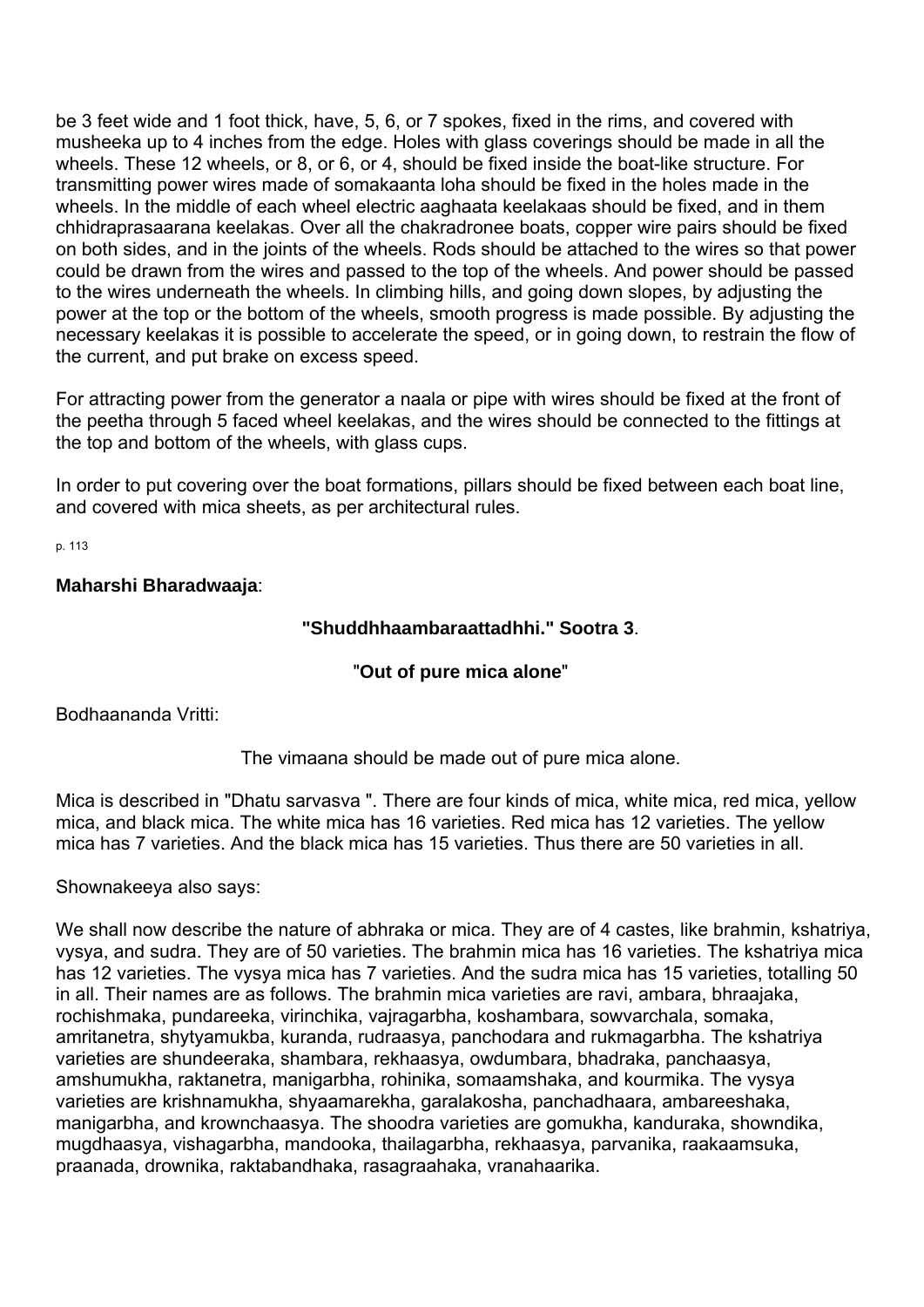be 3 feet wide and 1 foot thick, have, 5, 6, or 7 spokes, fixed in the rims, and covered with musheeka up to 4 inches from the edge. Holes with glass coverings should be made in all the wheels. These 12 wheels, or 8, or 6, or 4, should be fixed inside the boat-like structure. For transmitting power wires made of somakaanta loha should be fixed in the holes made in the wheels. In the middle of each wheel electric aaghaata keelakaas should be fixed, and in them chhidraprasaarana keelakas. Over all the chakradronee boats, copper wire pairs should be fixed on both sides, and in the joints of the wheels. Rods should be attached to the wires so that power could be drawn from the wires and passed to the top of the wheels. And power should be passed to the wires underneath the wheels. In climbing hills, and going down slopes, by adjusting the power at the top or the bottom of the wheels, smooth progress is made possible. By adjusting the necessary keelakas it is possible to accelerate the speed, or in going down, to restrain the flow of the current, and put brake on excess speed.

For attracting power from the generator a naala or pipe with wires should be fixed at the front of the peetha through 5 faced wheel keelakas, and the wires should be connected to the fittings at the top and bottom of the wheels, with glass cups.

In order to put covering over the boat formations, pillars should be fixed between each boat line, and covered with mica sheets, as per architectural rules.

p. 113

**Maharshi Bharadwaaja**:

**"Shuddhhaambaraattadhhi." Sootra 3**.

**"Out of pure mica alone"**

Bodhaananda Vritti:

The vimaana should be made out of pure mica alone.

Mica is described in "Dhatu sarvasva ". There are four kinds of mica, white mica, red mica, yellow mica, and black mica. The white mica has 16 varieties. Red mica has 12 varieties. The yellow mica has 7 varieties. And the black mica has 15 varieties. Thus there are 50 varieties in all.

Shownakeeya also says:

We shall now describe the nature of abhraka or mica. They are of 4 castes, like brahmin, kshatriya, vysya, and sudra. They are of 50 varieties. The brahmin mica has 16 varieties. The kshatriya mica has 12 varieties. The vysya mica has 7 varieties. And the sudra mica has 15 varieties, totalling 50 in all. Their names are as follows. The brahmin mica varieties are ravi, ambara, bhraajaka, rochishmaka, pundareeka, virinchika, vajragarbha, koshambara, sowvarchala, somaka, amritanetra, shytyamukba, kuranda, rudraasya, panchodara and rukmagarbha. The kshatriya varieties are shundeeraka, shambara, rekhaasya, owdumbara, bhadraka, panchaasya, amshumukha, raktanetra, manigarbha, rohinika, somaamshaka, and kourmika. The vysya varieties are krishnamukha, shyaamarekha, garalakosha, panchadhaara, ambareeshaka, manigarbha, and krownchaasya. The shoodra varieties are gomukha, kanduraka, showndika, mugdhaasya, vishagarbha, mandooka, thailagarbha, rekhaasya, parvanika, raakaamsuka, praanada, drownika, raktabandhaka, rasagraahaka, vranahaarika.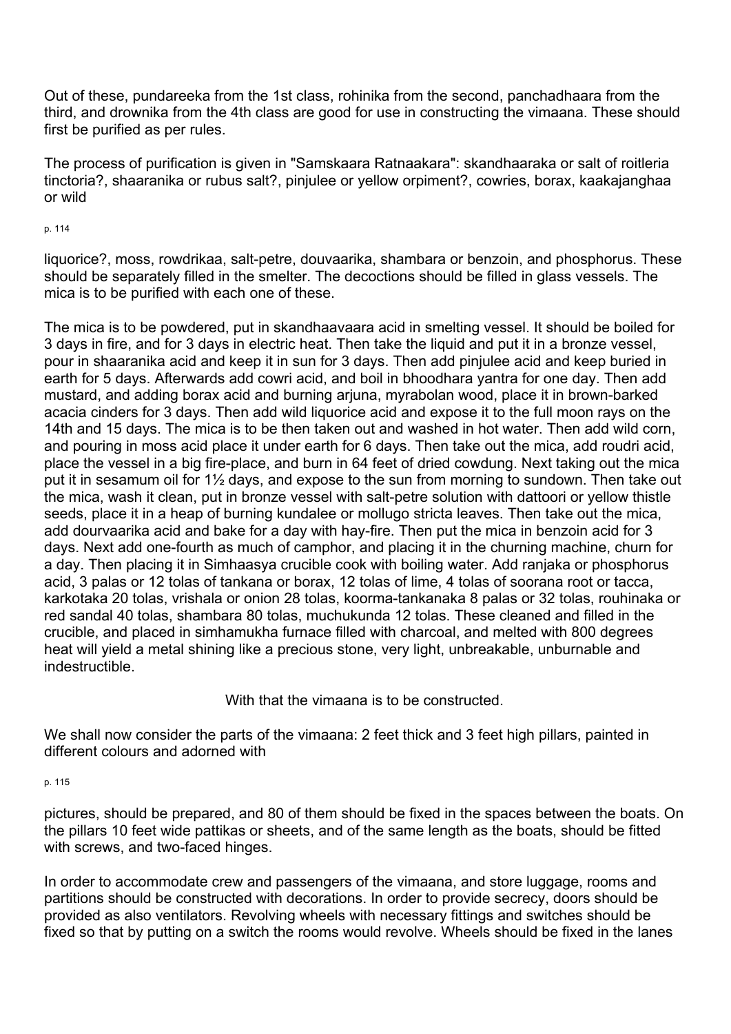Out of these, pundareeka from the 1st class, rohinika from the second, panchadhaara from the third, and drownika from the 4th class are good for use in constructing the vimaana. These should first be purified as per rules.

The process of purification is given in "Samskaara Ratnaakara": skandhaaraka or salt of roitleria tinctoria?, shaaranika or rubus salt?, pinjulee or yellow orpiment?, cowries, borax, kaakajanghaa or wild liquorice?, moss, rowdrikaa, salt-petre, douvaarika, shambara or benzoin, and phosphorus. These should be separately filled in the smelter. The decoctions should be filled in glass vessels. The mica is to be purified with each one of these.

The mica is to be powdered, put in skandhaavaara acid in smelting vessel. It should be boiled for 3 days in fire, and for 3 days in electric heat. Then take the liquid and put it in a bronze vessel, pour in shaaranika acid and keep it in sun for 3 days. Then add pinjulee acid and keep buried in earth for 5 days. Afterwards add cowri acid, and boil in bhoodhara yantra for one day. Then add mustard, and adding borax acid and burning arjuna, myrabolan wood, place it in brown-barked acacia cinders for 3 days. Then add wild liquorice acid and expose it to the full moon rays on the 14th and 15 days. The mica is to be then taken out and washed in hot water. Then add wild corn, and pouring in moss acid place it under earth for 6 days. Then take out the mica, add roudri acid, place the vessel in a big fire-place, and burn in 64 feet of dried cowdung. Next taking out the mica put it in sesamum oil for 1½ days, and expose to the sun from morning to sundown. Then take out the mica, wash it clean, put in bronze vessel with salt-petre solution with dattoori or yellow thistle seeds, place it in a heap of burning kundalee or mollugo stricta leaves. Then take out the mica, add dourvaarika acid and bake for a day with hay-fire. Then put the mica in benzoin acid for 3 days. Next add one-fourth as much of camphor, and placing it in the churning machine, churn for a day. Then placing it in Simhaasya crucible cook with boiling water. Add ranjaka or phosphorus acid, 3 palas or 12 tolas of tankana or borax, 12 tolas of lime, 4 tolas of soorana root or tacca, karkotaka 20 tolas, vrishala or onion 28 tolas, koorma-tankanaka 8 palas or 32 tolas, rouhinaka or red sandal 40 tolas, shambara 80 tolas, muchukunda 12 tolas. These cleaned and filled in the crucible, and placed in simhamukha furnace filled with charcoal, and melted with 800 degrees heat will yield a metal shining like a precious stone, very light, unbreakable, unburnable and indestructible.

With that the vimaana is to be constructed.

We shall now consider the parts of the vimaana: 2 feet thick and 3 feet high pillars, painted in different colours and adorned with pictures, should be prepared, and 80 of them should be fixed in the spaces between the boats. On the pillars 10 feet wide pattikas or sheets, and of the same length as the boats, should be fitted with screws, and two-faced hinges.

In order to accommodate crew and passengers of the vimaana, and store luggage, rooms and partitions should be constructed with decorations. In order to provide secrecy, doors should be provided as also ventilators. Revolving wheels with necessary fittings and switches should be fixed so that by putting on a switch the rooms would revolve. Wheels should be fixed in the lanes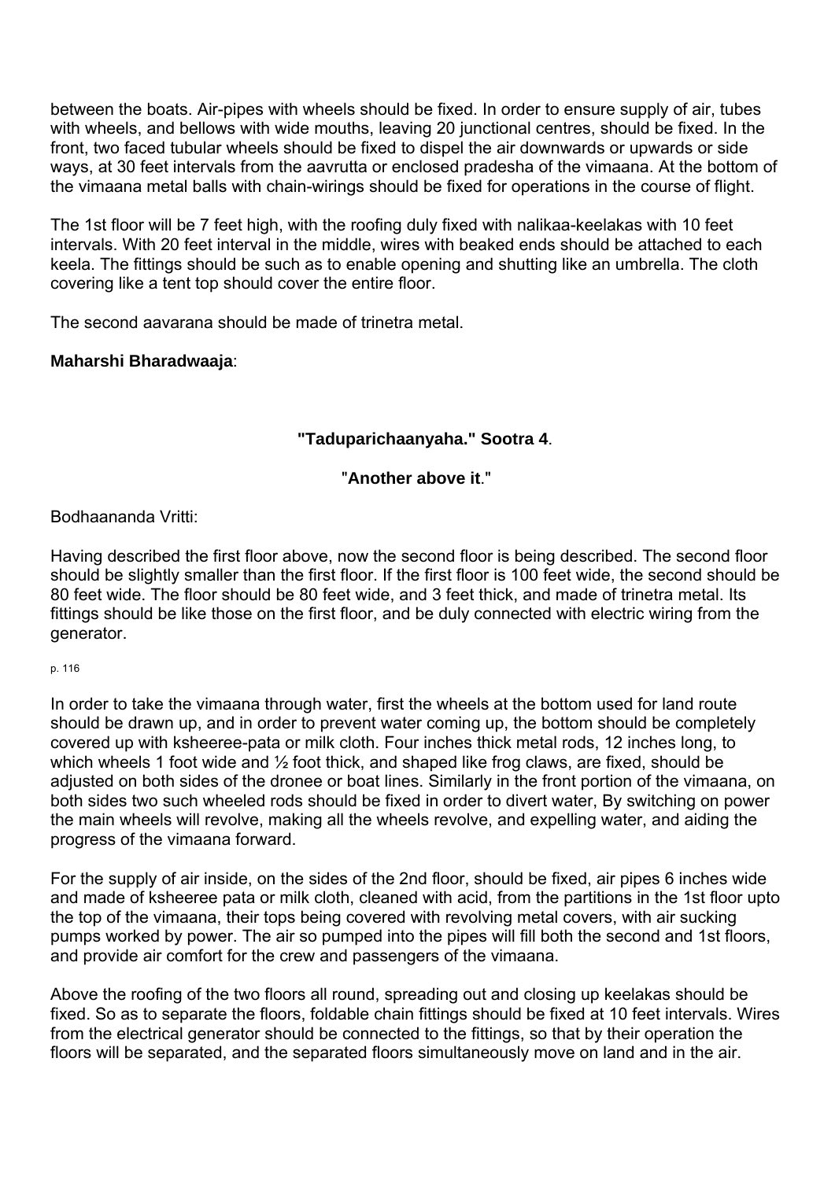between the boats. Air-pipes with wheels should be fixed. In order to ensure supply of air, tubes with wheels, and bellows with wide mouths, leaving 20 junctional centres, should be fixed. In the front, two faced tubular wheels should be fixed to dispel the air downwards or upwards or side ways, at 30 feet intervals from the aavrutta or enclosed pradesha of the vimaana. At the bottom of the vimaana metal balls with chain-wirings should be fixed for operations in the course of flight.

The 1st floor will be 7 feet high, with the roofing duly fixed with nalikaa-keelakas with 10 feet intervals. With 20 feet interval in the middle, wires with beaked ends should be attached to each keela. The fittings should be such as to enable opening and shutting like an umbrella. The cloth covering like a tent top should cover the entire floor.

The second aavarana should be made of trinetra metal.

**Maharshi Bharadwaaja**:

**"Taduparichaanyaha." Sootra 4**.

"**Another above it**."

Bodhaananda Vritti:

Having described the first floor above, now the second floor is being described. The second floor should be slightly smaller than the first floor. If the first floor is 100 feet wide, the second should be 80 feet wide. The floor should be 80 feet wide, and 3 feet thick, and made of trinetra metal. Its fittings should be like those on the first floor, and be duly connected with electric wiring from the generator.

p. 116

In order to take the vimaana through water, first the wheels at the bottom used for land route should be drawn up, and in order to prevent water coming up, the bottom should be completely covered up with ksheeree-pata or milk cloth. Four inches thick metal rods, 12 inches long, to which wheels 1 foot wide and ½ foot thick, and shaped like frog claws, are fixed, should be adjusted on both sides of the dronee or boat lines. Similarly in the front portion of the vimaana, on both sides two such wheeled rods should be fixed in order to divert water, By switching on power the main wheels will revolve, making all the wheels revolve, and expelling water, and aiding the progress of the vimaana forward.

For the supply of air inside, on the sides of the 2nd floor, should be fixed, air pipes 6 inches wide and made of ksheeree pata or milk cloth, cleaned with acid, from the partitions in the 1st floor upto the top of the vimaana, their tops being covered with revolving metal covers, with air sucking pumps worked by power. The air so pumped into the pipes will fill both the second and 1st floors, and provide air comfort for the crew and passengers of the vimaana.

Above the roofing of the two floors all round, spreading out and closing up keelakas should be fixed. So as to separate the floors, foldable chain fittings should be fixed at 10 feet intervals. Wires from the electrical generator should be connected to the fittings, so that by their operation the floors will be separated, and the separated floors simultaneously move on land and in the air.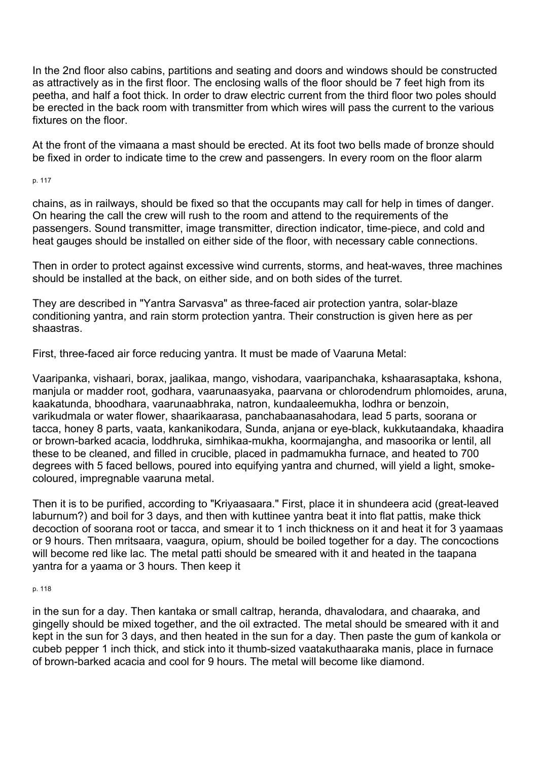In the 2nd floor also cabins, partitions and seating and doors and windows should be constructed as attractively as in the first floor. The enclosing walls of the floor should be 7 feet high from its peetha, and half a foot thick. In order to draw electric current from the third floor two poles should be erected in the back room with transmitter from which wires will pass the current to the various fixtures on the floor.

At the front of the vimaana a mast should be erected. At its foot two bells made of bronze should be fixed in order to indicate time to the crew and passengers. In every room on the floor alarm chains, as in railways, should be fixed so that the occupants may call for help in times of danger. On hearing the call the crew will rush to the room and attend to the requirements of the passengers. Sound transmitter, image transmitter, direction indicator, time-piece, and cold and heat gauges should be installed on either side of the floor, with necessary cable connections.

Then in order to protect against excessive wind currents, storms, and heat-waves, three machines should be installed at the back, on either side, and on both sides of the turret.

They are described in "Yantra Sarvasva" as three-faced air protection yantra, solar-blaze conditioning yantra, and rain storm protection yantra. Their construction is given here as per shaastras.

First, three-faced air force reducing yantra. It must be made of Vaaruna Metal:

Vaaripanka, vishaari, borax, jaalikaa, mango, vishodara, vaaripanchaka, kshaarasaptaka, kshona, manjula or madder root, godhara, vaarunaasyaka, paarvana or chlorodendrum phlomoides, aruna, kaakatunda, bhoodhara, vaarunaabhraka, natron, kundaaleemukha, lodhra or benzoin, varikudmala or water flower, shaarikaarasa, panchabaanasahodara, lead 5 parts, soorana or tacca, honey 8 parts, vaata, kankanikodara, Sunda, anjana or eye-black, kukkutaandaka, khaadira or brown-barked acacia, loddhruka, simhikaa-mukha, koormajangha, and masoorika or lentil, all these to be cleaned, and filled in crucible, placed in padmamukha furnace, and heated to 700 degrees with 5 faced bellows, poured into equifying yantra and churned, will yield a light, smoke-coloured, impregnable vaaruna metal.

Then it is to be purified, according to "Kriyaasaara." First, place it in shundeera acid (great-leaved laburnum?) and boil for 3 days, and then with kuttinee yantra beat it into flat pattis, make thick decoction of soorana root or tacca, and smear it to 1 inch thickness on it and heat it for 3 yaamaas or 9 hours. Then mritsaara, vaagura, opium, should be boiled together for a day. The concoctions will become red like lac. The metal patti should be smeared with it and heated in the taapana yantra for a yaama or 3 hours. Then keep it in the sun for a day. Then kantaka or small caltrap, heranda, dhavalodara, and chaaraka, and gingelly should be mixed together, and the oil extracted. The metal should be smeared with it and kept in the sun for 3 days, and then heated in the sun for a day. Then paste the gum of kankola or cubeb pepper 1 inch thick, and stick into it thumb-sized vaatakuthaaraka manis, place in furnace of brown-barked acacia and cool for 9 hours. The metal will become like diamond.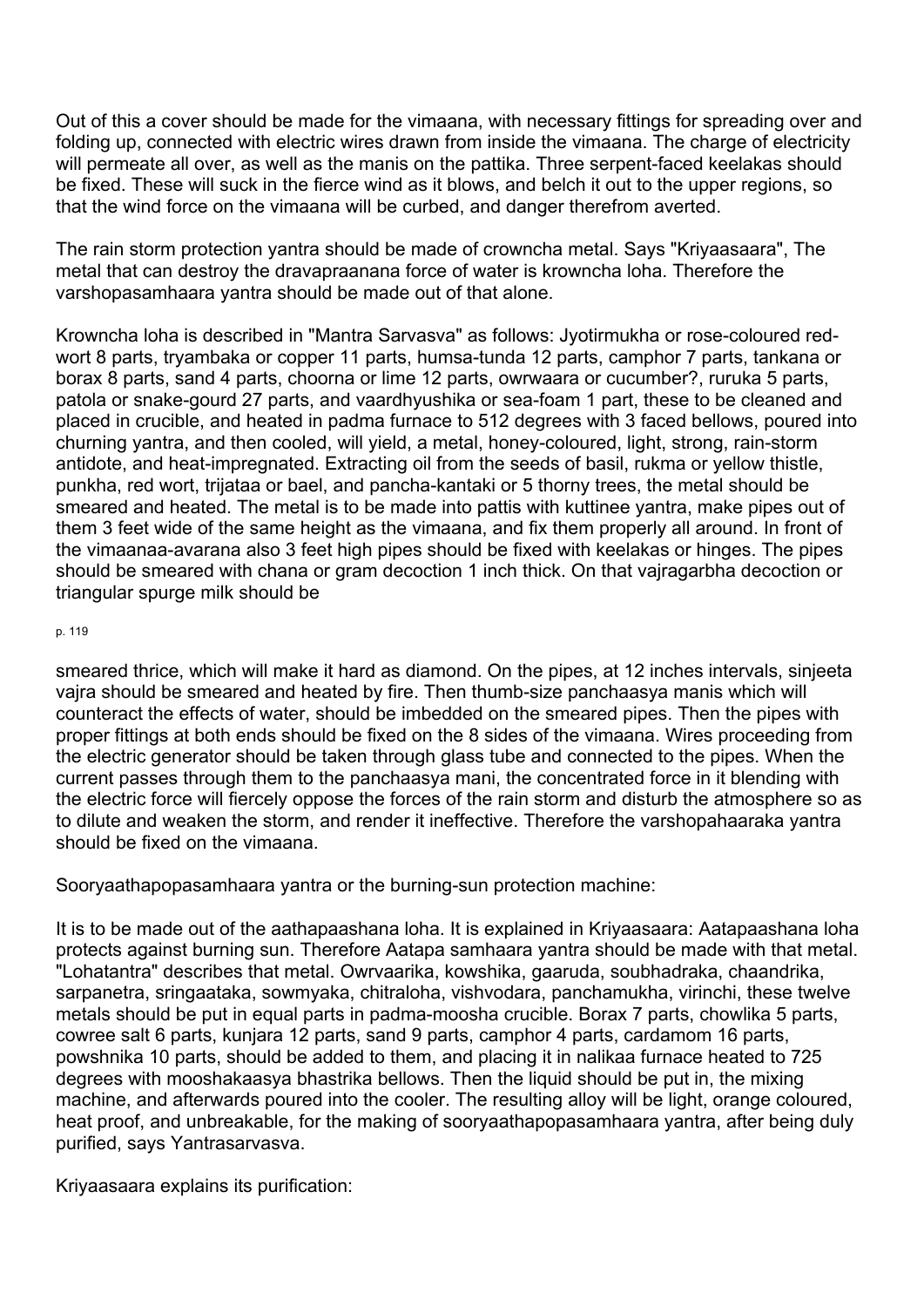Out of this a cover should be made for the vimaana, with necessary fittings for spreading over and folding up, connected with electric wires drawn from inside the vimaana. The charge of electricity will permeate all over, as well as the manis on the pattika. Three serpent-faced keelakas should be fixed. These will suck in the fierce wind as it blows, and belch it out to the upper regions, so that the wind force on the vimaana will be curbed, and danger therefrom averted.

The rain storm protection yantra should be made of crowncha metal. Says "Kriyaasaara", The metal that can destroy the dravapraanana force of water is krowncha loha. Therefore the varshopasamhaara yantra should be made out of that alone.

Krowncha loha is described in "Mantra Sarvasva" as follows: Jyotirmukha or rose-coloured red-wort 8 parts, tryambaka or copper 11 parts, humsa-tunda 12 parts, camphor 7 parts, tankana or borax 8 parts, sand 4 parts, choorna or lime 12 parts, owrwaara or cucumber?, ruruka 5 parts, patola or snake-gourd 27 parts, and vaardhyushika or sea-foam 1 part, these to be cleaned and placed in crucible, and heated in padma furnace to 512 degrees with 3 faced bellows, poured into churning yantra, and then cooled, will yield, a metal, honey-coloured, light, strong, rain-storm antidote, and heat-impregnated. Extracting oil from the seeds of basil, rukma or yellow thistle, punkha, red wort, trijataa or bael, and pancha-kantaki or 5 thorny trees, the metal should be smeared and heated. The metal is to be made into pattis with kuttinee yantra, make pipes out of them 3 feet wide of the same height as the vimaana, and fix them properly all around. In front of the vimaanaa-avarana also 3 feet high pipes should be fixed with keelakas or hinges. The pipes should be smeared with chana or gram decoction 1 inch thick. On that vajragarbha decoction or triangular spurge milk should be

smeared thrice, which will make it hard as diamond. On the pipes, at 12 inches intervals, sinjeeta vajra should be smeared and heated by fire. Then thumb-size panchaasya manis which will counteract the effects of water, should be imbedded on the smeared pipes. Then the pipes with proper fittings at both ends should be fixed on the 8 sides of the vimaana. Wires proceeding from the electric generator should be taken through glass tube and connected to the pipes. When the current passes through them to the panchaasya mani, the concentrated force in it blending with the electric force will fiercely oppose the forces of the rain storm and disturb the atmosphere so as to dilute and weaken the storm, and render it ineffective. Therefore the varshopahaaraka yantra should be fixed on the vimaana.

Sooryaathapopasamhaara yantra or the burning-sun protection machine:

It is to be made out of the aathapaashana loha. It is explained in Kriyaasaara: Aatapaashana loha protects against burning sun. Therefore Aatapa samhaara yantra should be made with that metal. "Lohatantra" describes that metal. Owrvaarika, kowshika, gaaruda, soubhadraka, chaandrika, sarpanetra, sringaataka, sowmyaka, chitraloha, vishvodara, panchamukha, virinchi, these twelve metals should be put in equal parts in padma-moosha crucible. Borax 7 parts, chowlika 5 parts, cowree salt 6 parts, kunjara 12 parts, sand 9 parts, camphor 4 parts, cardamom 16 parts, powshnika 10 parts, should be added to them, and placing it in nalikaa furnace heated to 725 degrees with mooshakaasya bhastrika bellows. Then the liquid should be put in, the mixing machine, and afterwards poured into the cooler. The resulting alloy will be light, orange coloured, heat proof, and unbreakable, for the making of sooryaathapopasamhaara yantra, after being duly purified, says Yantrasarvasva.

Kriyaasaara explains its purification: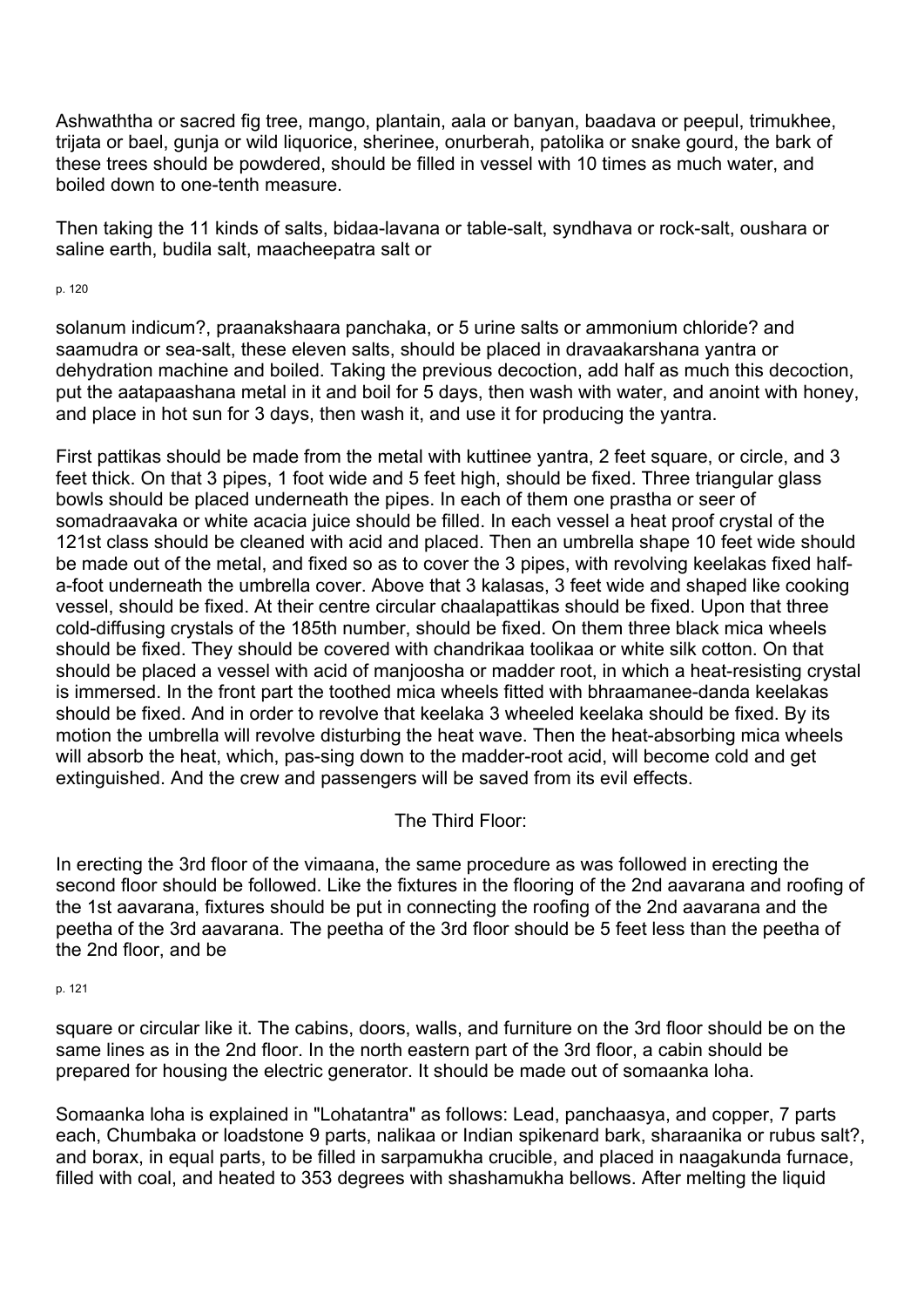Ashwaththa or sacred fig tree, mango, plantain, aala or banyan, baadava or peepul, trimukhee, trijata or bael, gunja or wild liquorice, sherinee, onurberah, patolika or snake gourd, the bark of these trees should be powdered, should be filled in vessel with 10 times as much water, and boiled down to one-tenth measure.

Then taking the 11 kinds of salts, bidaa-lavana or table-salt, syndhava or rock-salt, oushara or saline earth, budila salt, maacheepatra salt or solanum indicum?, praanakshaara panchaka, or 5 urine salts or ammonium chloride? and saamudra or sea-salt, these eleven salts, should be placed in dravaakarshana yantra or dehydration machine and boiled. Taking the previous decoction, add half as much this decoction, put the aatapaashana metal in it and boil for 5 days, then wash with water, and anoint with honey, and place in hot sun for 3 days, then wash it, and use it for producing the yantra.

First pattikas should be made from the metal with kuttinee yantra, 2 feet square, or circle, and 3 feet thick. On that 3 pipes, 1 foot wide and 5 feet high, should be fixed. Three triangular glass bowls should be placed underneath the pipes. In each of them one prastha or seer of somadraavaka or white acacia juice should be filled. In each vessel a heat proof crystal of the 121st class should be cleaned with acid and placed. Then an umbrella shape 10 feet wide should be made out of the metal, and fixed so as to cover the 3 pipes, with revolving keelakas fixed half-a-foot underneath the umbrella cover. Above that 3 kalasas, 3 feet wide and shaped like cooking vessel, should be fixed. At their centre circular chaalapattikas should be fixed. Upon that three cold-diffusing crystals of the 185th number, should be fixed. On them three black mica wheels should be fixed. They should be covered with chandrikaa toolikaa or white silk cotton. On that should be placed a vessel with acid of manjoosha or madder root, in which a heat-resisting crystal is immersed. In the front part the toothed mica wheels fitted with bhraamanee-danda keelakas should be fixed. And in order to revolve that keelaka 3 wheeled keelaka should be fixed. By its motion the umbrella will revolve disturbing the heat wave. Then the heat-absorbing mica wheels will absorb the heat, which, pas-sing down to the madder-root acid, will become cold and get extinguished. And the crew and passengers will be saved from its evil effects.

## The Third Floor:

In erecting the 3rd floor of the vimaana, the same procedure as was followed in erecting the second floor should be followed. Like the fixtures in the flooring of the 2nd aavarana and roofing of the 1st aavarana, fixtures should be put in connecting the roofing of the 2nd aavarana and the peetha of the 3rd aavarana. The peetha of the 3rd floor should be 5 feet less than the peetha of the 2nd floor, and be square or circular like it. The cabins, doors, walls, and furniture on the 3rd floor should be on the same lines as in the 2nd floor. In the north eastern part of the 3rd floor, a cabin should be prepared for housing the electric generator. It should be made out of somaanka loha.

Somaanka loha is explained in "Lohatantra" as follows: Lead, panchaasya, and copper, 7 parts each, Chumbaka or loadstone 9 parts, nalikaa or Indian spikenard bark, sharaanika or rubus salt?, and borax, in equal parts, to be filled in sarpamukha crucible, and placed in naagakunda furnace, filled with coal, and heated to 353 degrees with shashamukha bellows. After melting the liquid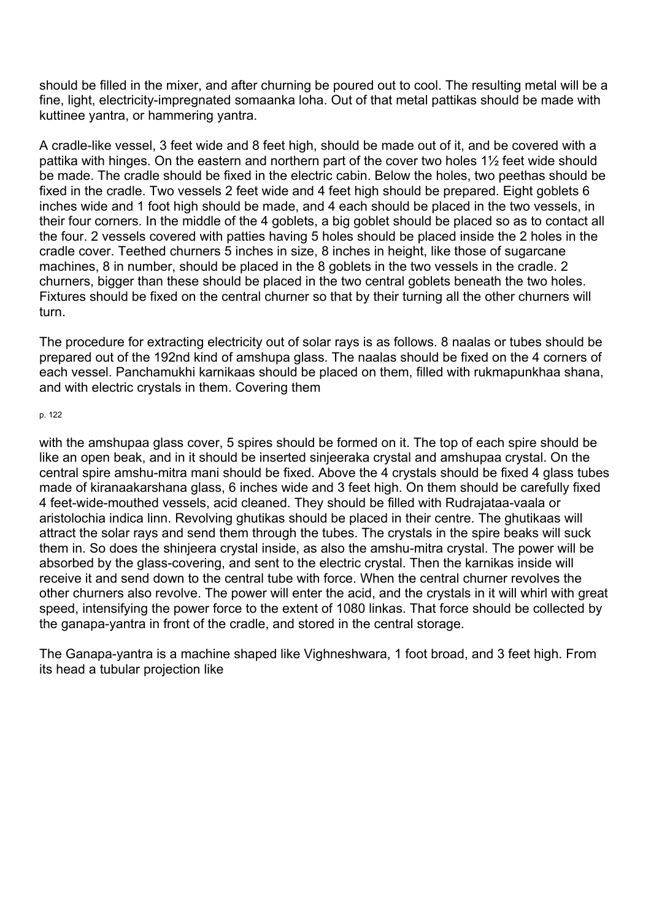should be filled in the mixer, and after churning be poured out to cool. The resulting metal will be a fine, light, electricity-impregnated somaanka loha. Out of that metal pattikas should be made with kuttinee yantra, or hammering yantra.

A cradle-like vessel, 3 feet wide and 8 feet high, should be made out of it, and be covered with a pattika with hinges. On the eastern and northern part of the cover two holes 1½ feet wide should be made. The cradle should be fixed in the electric cabin. Below the holes, two peethas should be fixed in the cradle. Two vessels 2 feet wide and 4 feet high should be prepared. Eight goblets 6 inches wide and 1 foot high should be made, and 4 each should be placed in the two vessels, in their four corners. In the middle of the 4 goblets, a big goblet should be placed so as to contact all the four. 2 vessels covered with patties having 5 holes should be placed inside the 2 holes in the cradle cover. Teethed churners 5 inches in size, 8 inches in height, like those of sugarcane machines, 8 in number, should be placed in the 8 goblets in the two vessels in the cradle. 2 churners, bigger than these should be placed in the two central goblets beneath the two holes. Fixtures should be fixed on the central churner so that by their turning all the other churners will turn.

The procedure for extracting electricity out of solar rays is as follows. 8 naalas or tubes should be prepared out of the 192nd kind of amshupa glass. The naalas should be fixed on the 4 corners of each vessel. Panchamukhi karnikaas should be placed on them, filled with rukmapunkhaa shana, and with electric crystals in them. Covering them

with the amshupaa glass cover, 5 spires should be formed on it. The top of each spire should be like an open beak, and in it should be inserted sinjeeraka crystal and amshupaa crystal. On the central spire amshu-mitra mani should be fixed. Above the 4 crystals should be fixed 4 glass tubes made of kiranaakarshana glass, 6 inches wide and 3 feet high. On them should be carefully fixed 4 feet-wide-mouthed vessels, acid cleaned. They should be filled with Rudrajataa-vaala or aristolochia indica linn. Revolving ghutikas should be placed in their centre. The ghutikaas will attract the solar rays and send them through the tubes. The crystals in the spire beaks will suck them in. So does the shinjeera crystal inside, as also the amshu-mitra crystal. The power will be absorbed by the glass-covering, and sent to the electric crystal. Then the karnikas inside will receive it and send down to the central tube with force. When the central churner revolves the other churners also revolve. The power will enter the acid, and the crystals in it will whirl with great speed, intensifying the power force to the extent of 1080 linkas. That force should be collected by the ganapa-yantra in front of the cradle, and stored in the central storage.

The Ganapa-yantra is a machine shaped like Vighneshwara, 1 foot broad, and 3 feet high. From its head a tubular projection like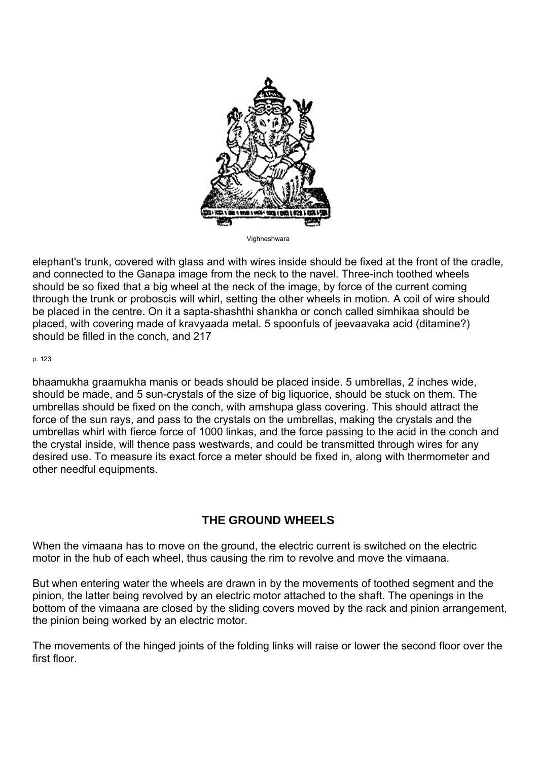Vighneshwara

elephant's trunk, covered with glass and with wires inside should be fixed at the front of the cradle, and connected to the Ganapa image from the neck to the navel. Three-inch toothed wheels should be so fixed that a big wheel at the neck of the image, by force of the current coming through the trunk or proboscis will whirl, setting the other wheels in motion. A coil of wire should be placed in the centre. On it a sapta-shashthi shankha or conch called simhikaa should be placed, with covering made of kravyaada metal. 5 spoonfuls of jeevaavaka acid (ditamine?) should be filled in the conch, and 217

bhaamukha graamukha manis or beads should be placed inside. 5 umbrellas, 2 inches wide, should be made, and 5 sun-crystals of the size of big liquorice, should be stuck on them. The umbrellas should be fixed on the conch, with amshupa glass covering. This should attract the force of the sun rays, and pass to the crystals on the umbrellas, making the crystals and the umbrellas whirl with fierce force of 1000 linkas, and the force passing to the acid in the conch and the crystal inside, will thence pass westwards, and could be transmitted through wires for any desired use. To measure its exact force a meter should be fixed in, along with thermometer and other needful equipments.

## THE GROUND WHEELS

When the vimaana has to move on the ground, the electric current is switched on the electric motor in the hub of each wheel, thus causing the rim to revolve and move the vimaana.

But when entering water the wheels are drawn in by the movements of toothed segment and the pinion, the latter being revolved by an electric motor attached to the shaft. The openings in the bottom of the vimaana are closed by the sliding covers moved by the rack and pinion arrangement, the pinion being worked by an electric motor.

The movements of the hinged joints of the folding links will raise or lower the second floor over the first floor.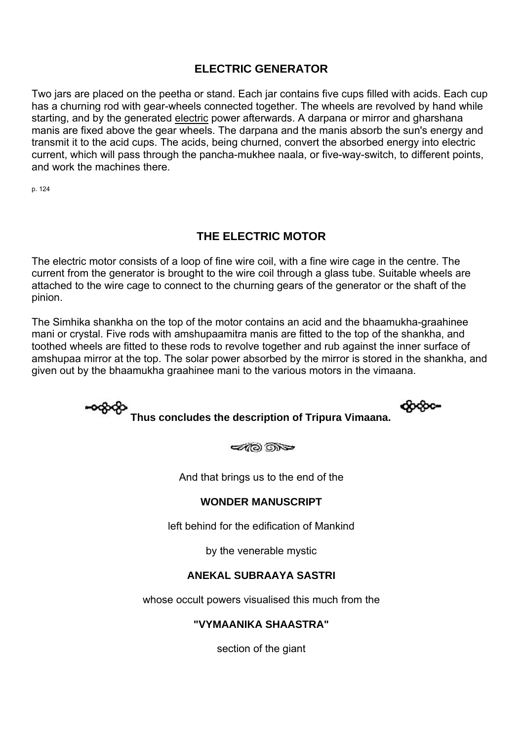## ELECTRIC GENERATOR

Two jars are placed on the peetha or stand. Each jar contains five cups filled with acids. Each cup has a churning rod with gear-wheels connected together. The wheels are revolved by hand while starting, and by the generated electric power afterwards. A darpana or mirror and gharshana manis are fixed above the gear wheels. The darpana and the manis absorb the sun's energy and transmit it to the acid cups. The acids, being churned, convert the absorbed energy into electric current, which will pass through the pancha-mukhee naala, or five-way-switch, to different points, and work the machines there.

p. 124

## THE ELECTRIC MOTOR

The electric motor consists of a loop of fine wire coil, with a fine wire cage in the centre. The current from the generator is brought to the wire coil through a glass tube. Suitable wheels are attached to the wire cage to connect to the churning gears of the generator or the shaft of the pinion.

The Simhika shankha on the top of the motor contains an acid and the bhaamukha-graahinee mani or crystal. Five rods with amshupaamitra manis are fitted to the top of the shankha, and toothed wheels are fitted to these rods to revolve together and rub against the inner surface of amshupaa mirror at the top. The solar power absorbed by the mirror is stored in the shankha, and given out by the bhaamukha graahinee mani to the various motors in the vimaana.

**Thus concludes the description of Tripura Vimaana.**

And that brings us to the end of the

**WONDER MANUSCRIPT**

left behind for the edification of Mankind

by the venerable mystic

**ANEKAL SUBRAAYA SASTRI**

whose occult powers visualised this much from the

**"VYMAANIKA SHAASTRA"**

section of the giant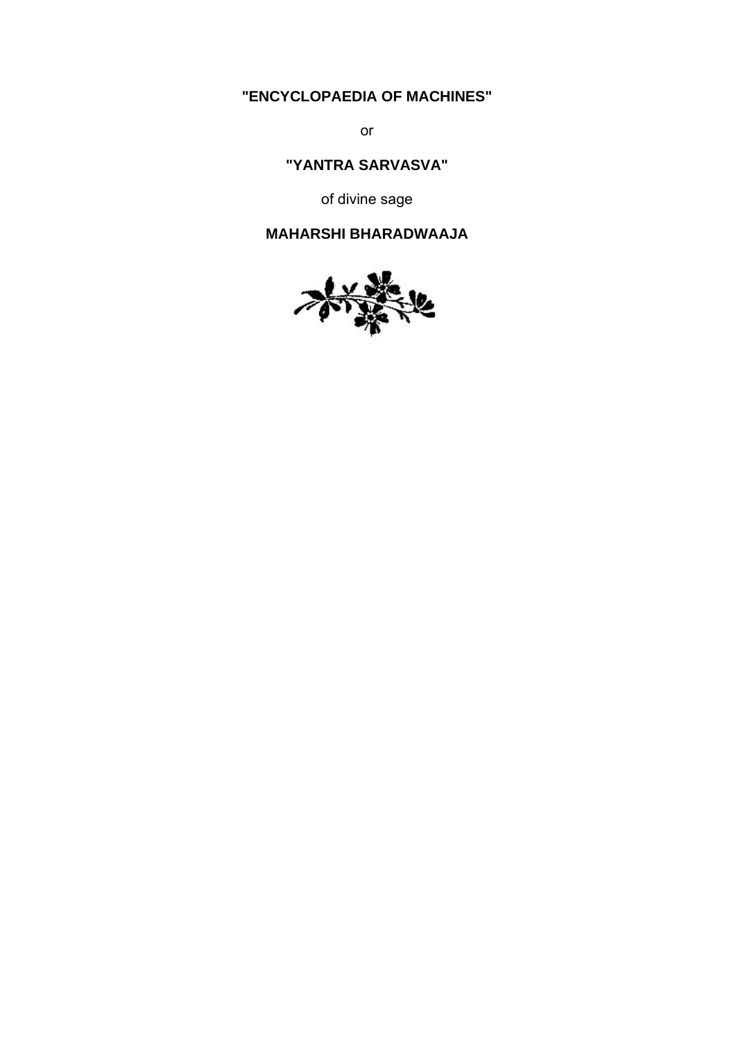**"ENCYCLOPAEDIA OF MACHINES"**

or

**"YANTRA SARVASVA"**

of divine sage

**MAHARSHI BHARADWAAJA**